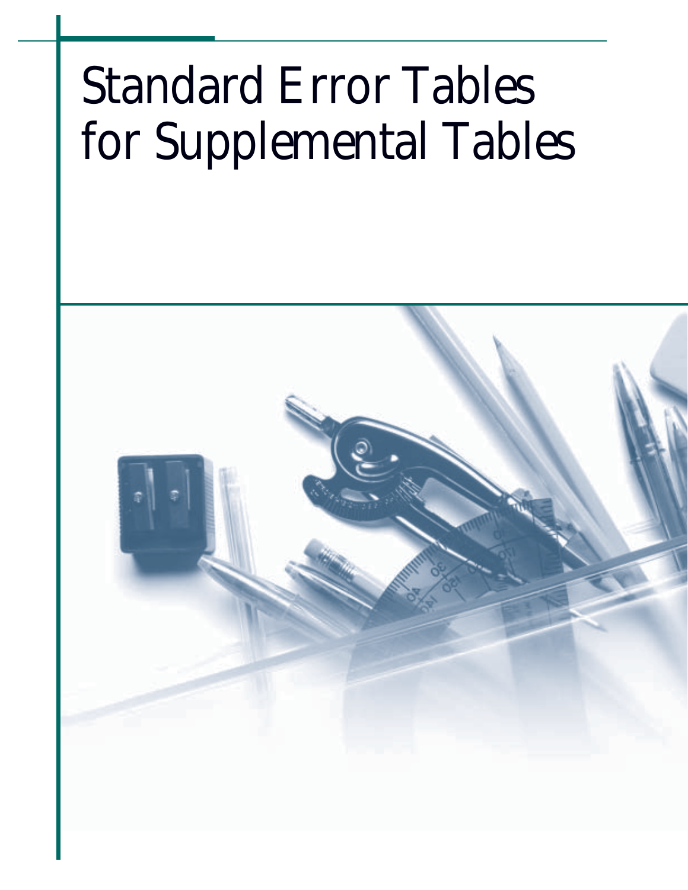# Standard Error Tables for Supplemental Tables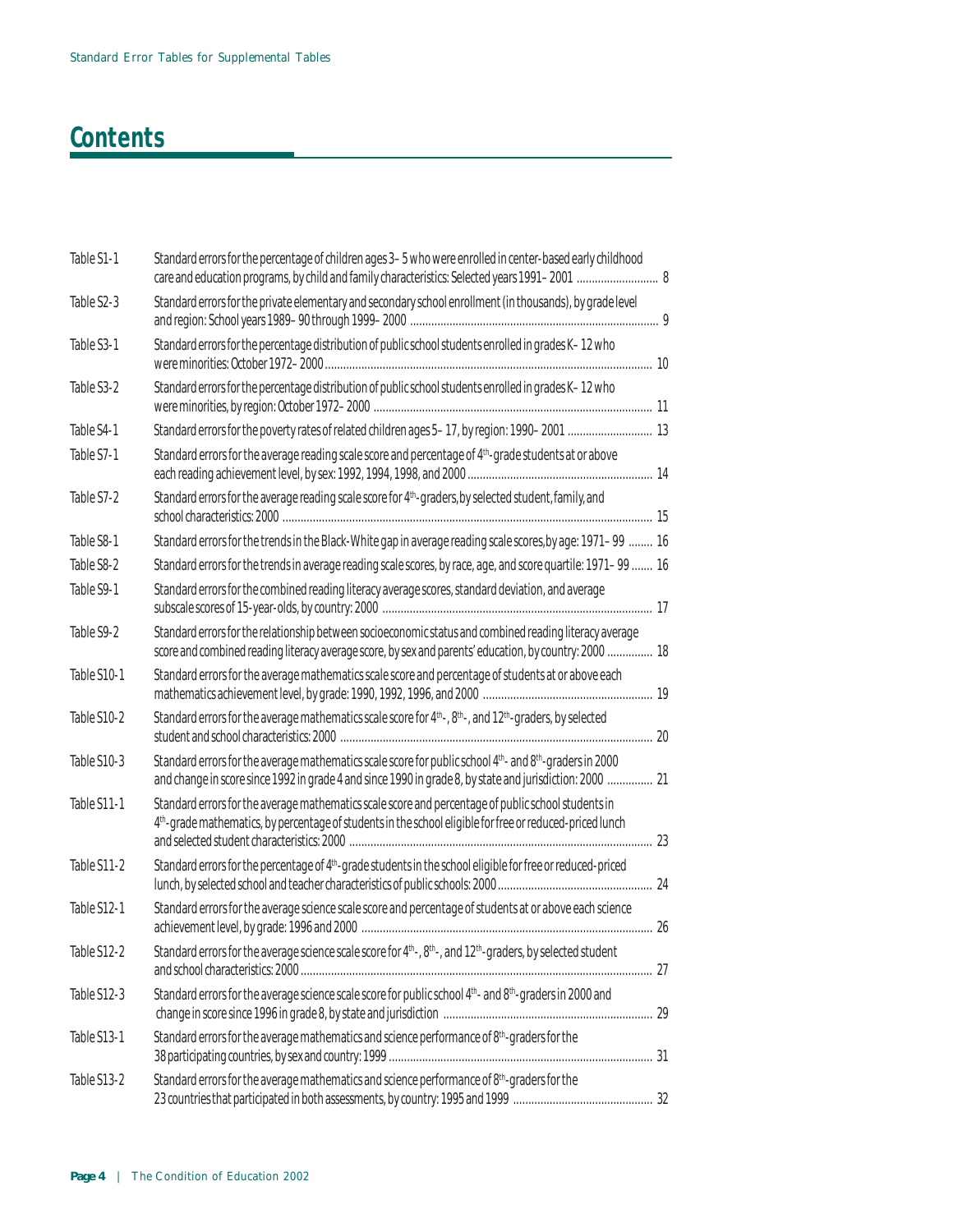# Contents

| | | |
|---|---|---|
| Table S1-1 | Standard errors for the percentage of children ages 3–5 who were enrolled in center-based early childhood care and education programs, by child and family characteristics: Selected years 1991–2001 | 8 |
| Table S2-3 | Standard errors for the private elementary and secondary school enrollment (in thousands), by grade level and region: School years 1989–90 through 1999–2000 | 9 |
| Table S3-1 | Standard errors for the percentage distribution of public school students enrolled in grades K–12 who were minorities: October 1972–2000 | 10 |
| Table S3-2 | Standard errors for the percentage distribution of public school students enrolled in grades K–12 who were minorities, by region: October 1972–2000 | 11 |
| Table S4-1 | Standard errors for the poverty rates of related children ages 5–17, by region: 1990–2001 | 13 |
| Table S7-1 | Standard errors for the average reading scale score and percentage of 4th-grade students at or above each reading achievement level, by sex: 1992, 1994, 1998, and 2000 | 14 |
| Table S7-2 | Standard errors for the average reading scale score for 4th-graders, by selected student, family, and school characteristics: 2000 | 15 |
| Table S8-1 | Standard errors for the trends in the Black-White gap in average reading scale scores, by age: 1971–99 | 16 |
| Table S8-2 | Standard errors for the trends in average reading scale scores, by race, age, and score quartile: 1971–99 | 16 |
| Table S9-1 | Standard errors for the combined reading literacy average scores, standard deviation, and average subscale scores of 15-year-olds, by country: 2000 | 17 |
| Table S9-2 | Standard errors for the relationship between socioeconomic status and combined reading literacy average score and combined reading literacy average score, by sex and parents' education, by country: 2000 | 18 |
| Table S10-1 | Standard errors for the average mathematics scale score and percentage of students at or above each mathematics achievement level, by grade: 1990, 1992, 1996, and 2000 | 19 |
| Table S10-2 | Standard errors for the average mathematics scale score for 4th-, 8th-, and 12th-graders, by selected student and school characteristics: 2000 | 20 |
| Table S10-3 | Standard errors for the average mathematics scale score for public school 4th- and 8th-graders in 2000 and change in score since 1992 in grade 4 and since 1990 in grade 8, by state and jurisdiction: 2000 | 21 |
| Table S11-1 | Standard errors for the average mathematics scale score and percentage of public school students in 4th-grade mathematics, by percentage of students in the school eligible for free or reduced-priced lunch and selected student characteristics: 2000 | 23 |
| Table S11-2 | Standard errors for the percentage of 4th-grade students in the school eligible for free or reduced-priced lunch, by selected school and teacher characteristics of public schools: 2000 | 24 |
| Table S12-1 | Standard errors for the average science scale score and percentage of students at or above each science achievement level, by grade: 1996 and 2000 | 26 |
| Table S12-2 | Standard errors for the average science scale score for 4th-, 8th-, and 12th-graders, by selected student and school characteristics: 2000 | 27 |
| Table S12-3 | Standard errors for the average science scale score for public school 4th- and 8th-graders in 2000 and change in score since 1996 in grade 8, by state and jurisdiction | 29 |
| Table S13-1 | Standard errors for the average mathematics and science performance of 8th-graders for the 38 participating countries, by sex and country: 1999 | 31 |
| Table S13-2 | Standard errors for the average mathematics and science performance of 8th-graders for the 23 countries that participated in both assessments, by country: 1995 and 1999 | 32 |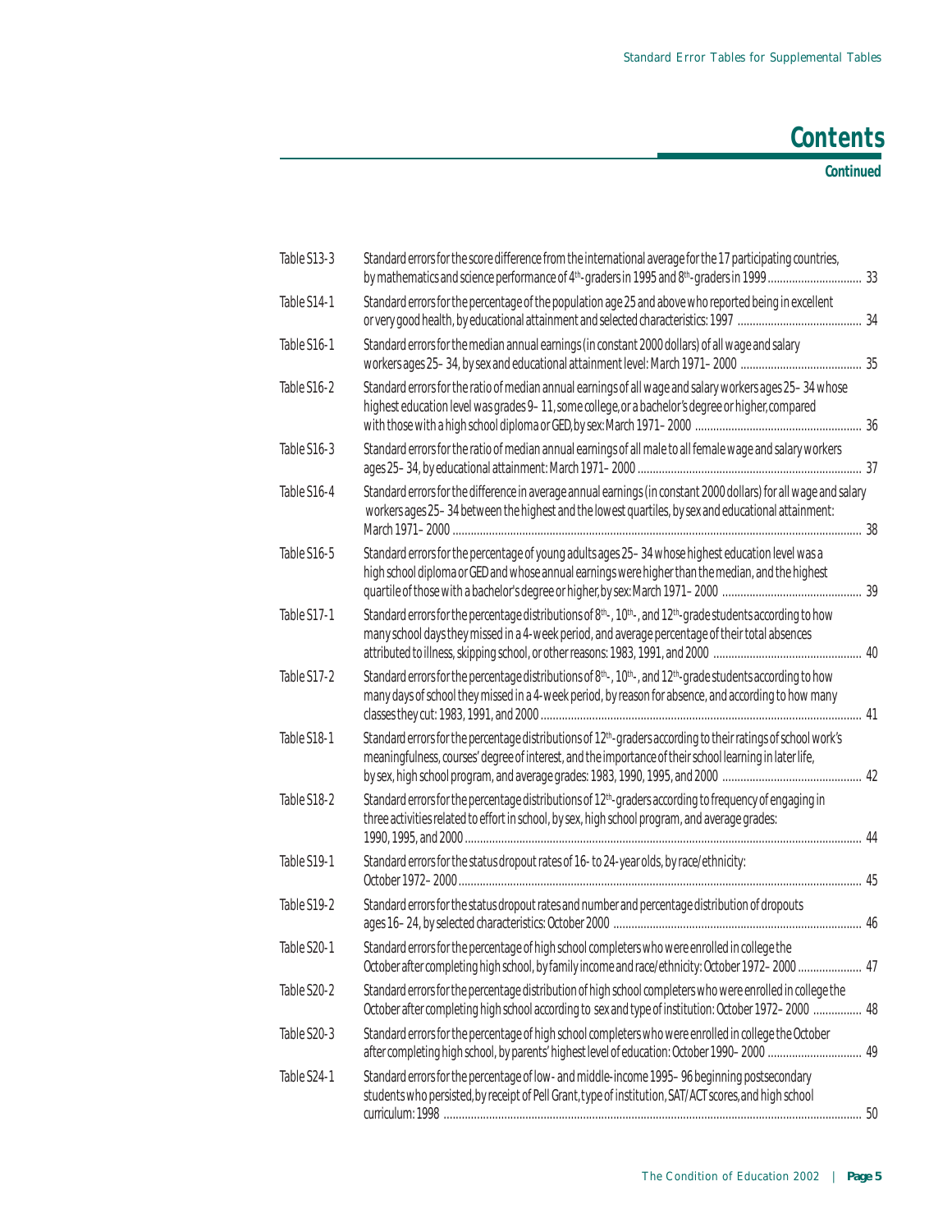# Contents

**Continued**

| | | |
|---|---|---|
| Table S13-3 | Standard errors for the score difference from the international average for the 17 participating countries, by mathematics and science performance of 4th-graders in 1995 and 8th-graders in 1999 | 33 |
| Table S14-1 | Standard errors for the percentage of the population age 25 and above who reported being in excellent or very good health, by educational attainment and selected characteristics: 1997 | 34 |
| Table S16-1 | Standard errors for the median annual earnings (in constant 2000 dollars) of all wage and salary workers ages 25–34, by sex and educational attainment level: March 1971–2000 | 35 |
| Table S16-2 | Standard errors for the ratio of median annual earnings of all wage and salary workers ages 25–34 whose highest education level was grades 9–11, some college, or a bachelor's degree or higher, compared with those with a high school diploma or GED, by sex: March 1971–2000 | 36 |
| Table S16-3 | Standard errors for the ratio of median annual earnings of all male to all female wage and salary workers ages 25–34, by educational attainment: March 1971–2000 | 37 |
| Table S16-4 | Standard errors for the difference in average annual earnings (in constant 2000 dollars) for all wage and salary workers ages 25–34 between the highest and the lowest quartiles, by sex and educational attainment: March 1971–2000 | 38 |
| Table S16-5 | Standard errors for the percentage of young adults ages 25–34 whose highest education level was a high school diploma or GED and whose annual earnings were higher than the median, and the highest quartile of those with a bachelor's degree or higher, by sex: March 1971–2000 | 39 |
| Table S17-1 | Standard errors for the percentage distributions of 8th-, 10th-, and 12th-grade students according to how many school days they missed in a 4-week period, and average percentage of their total absences attributed to illness, skipping school, or other reasons: 1983, 1991, and 2000 | 40 |
| Table S17-2 | Standard errors for the percentage distributions of 8th-, 10th-, and 12th-grade students according to how many days of school they missed in a 4-week period, by reason for absence, and according to how many classes they cut: 1983, 1991, and 2000 | 41 |
| Table S18-1 | Standard errors for the percentage distributions of 12th-graders according to their ratings of school work's meaningfulness, courses' degree of interest, and the importance of their school learning in later life, by sex, high school program, and average grades: 1983, 1990, 1995, and 2000 | 42 |
| Table S18-2 | Standard errors for the percentage distributions of 12th-graders according to frequency of engaging in three activities related to effort in school, by sex, high school program, and average grades: 1990, 1995, and 2000 | 44 |
| Table S19-1 | Standard errors for the status dropout rates of 16- to 24-year olds, by race/ethnicity: October 1972–2000 | 45 |
| Table S19-2 | Standard errors for the status dropout rates and number and percentage distribution of dropouts ages 16–24, by selected characteristics: October 2000 | 46 |
| Table S20-1 | Standard errors for the percentage of high school completers who were enrolled in college the October after completing high school, by family income and race/ethnicity: October 1972–2000 | 47 |
| Table S20-2 | Standard errors for the percentage distribution of high school completers who were enrolled in college the October after completing high school according to sex and type of institution: October 1972–2000 | 48 |
| Table S20-3 | Standard errors for the percentage of high school completers who were enrolled in college the October after completing high school, by parents' highest level of education: October 1990–2000 | 49 |
| Table S24-1 | Standard errors for the percentage of low- and middle-income 1995–96 beginning postsecondary students who persisted, by receipt of Pell Grant, type of institution, SAT/ACT scores, and high school curriculum: 1998 | 50 |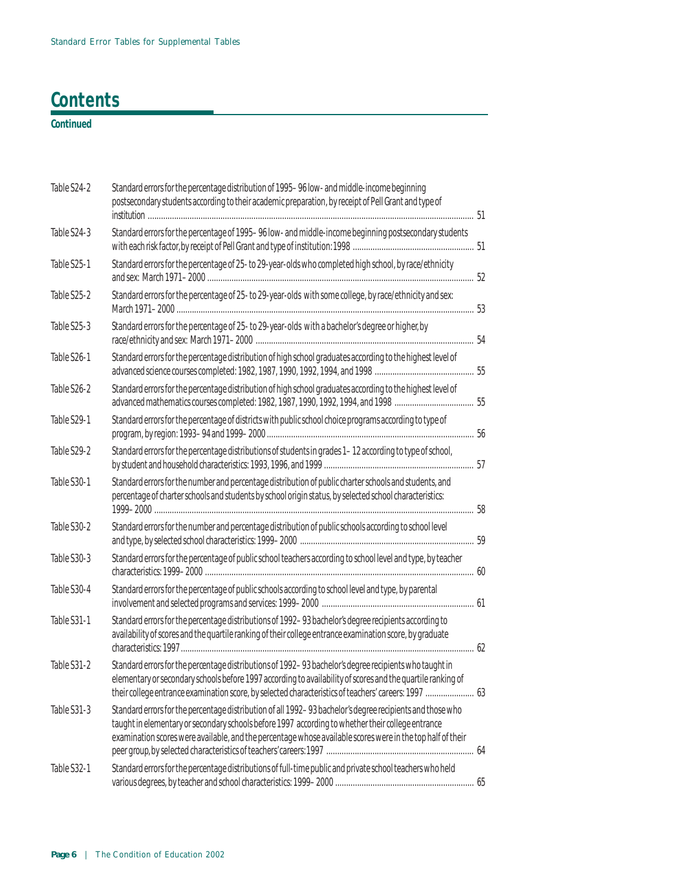# Contents

**Continued**

| | | |
|---|---|---|
| Table S24-2 | Standard errors for the percentage distribution of 1995–96 low- and middle-income beginning postsecondary students according to their academic preparation, by receipt of Pell Grant and type of institution | 51 |
| Table S24-3 | Standard errors for the percentage of 1995–96 low- and middle-income beginning postsecondary students with each risk factor, by receipt of Pell Grant and type of institution: 1998 | 51 |
| Table S25-1 | Standard errors for the percentage of 25- to 29-year-olds who completed high school, by race/ethnicity and sex: March 1971–2000 | 52 |
| Table S25-2 | Standard errors for the percentage of 25- to 29-year-olds with some college, by race/ethnicity and sex: March 1971–2000 | 53 |
| Table S25-3 | Standard errors for the percentage of 25- to 29-year-olds with a bachelor's degree or higher, by race/ethnicity and sex: March 1971–2000 | 54 |
| Table S26-1 | Standard errors for the percentage distribution of high school graduates according to the highest level of advanced science courses completed: 1982, 1987, 1990, 1992, 1994, and 1998 | 55 |
| Table S26-2 | Standard errors for the percentage distribution of high school graduates according to the highest level of advanced mathematics courses completed: 1982, 1987, 1990, 1992, 1994, and 1998 | 55 |
| Table S29-1 | Standard errors for the percentage of districts with public school choice programs according to type of program, by region: 1993–94 and 1999–2000 | 56 |
| Table S29-2 | Standard errors for the percentage distributions of students in grades 1–12 according to type of school, by student and household characteristics: 1993, 1996, and 1999 | 57 |
| Table S30-1 | Standard errors for the number and percentage distribution of public charter schools and students, and percentage of charter schools and students by school origin status, by selected school characteristics: 1999–2000 | 58 |
| Table S30-2 | Standard errors for the number and percentage distribution of public schools according to school level and type, by selected school characteristics: 1999–2000 | 59 |
| Table S30-3 | Standard errors for the percentage of public school teachers according to school level and type, by teacher characteristics: 1999–2000 | 60 |
| Table S30-4 | Standard errors for the percentage of public schools according to school level and type, by parental involvement and selected programs and services: 1999–2000 | 61 |
| Table S31-1 | Standard errors for the percentage distributions of 1992–93 bachelor's degree recipients according to availability of scores and the quartile ranking of their college entrance examination score, by graduate characteristics: 1997 | 62 |
| Table S31-2 | Standard errors for the percentage distributions of 1992–93 bachelor's degree recipients who taught in elementary or secondary schools before 1997 according to availability of scores and the quartile ranking of their college entrance examination score, by selected characteristics of teachers' careers: 1997 | 63 |
| Table S31-3 | Standard errors for the percentage distribution of all 1992–93 bachelor's degree recipients and those who taught in elementary or secondary schools before 1997 according to whether their college entrance examination scores were available, and the percentage whose available scores were in the top half of their peer group, by selected characteristics of teachers' careers: 1997 | 64 |
| Table S32-1 | Standard errors for the percentage distributions of full-time public and private school teachers who held various degrees, by teacher and school characteristics: 1999–2000 | 65 |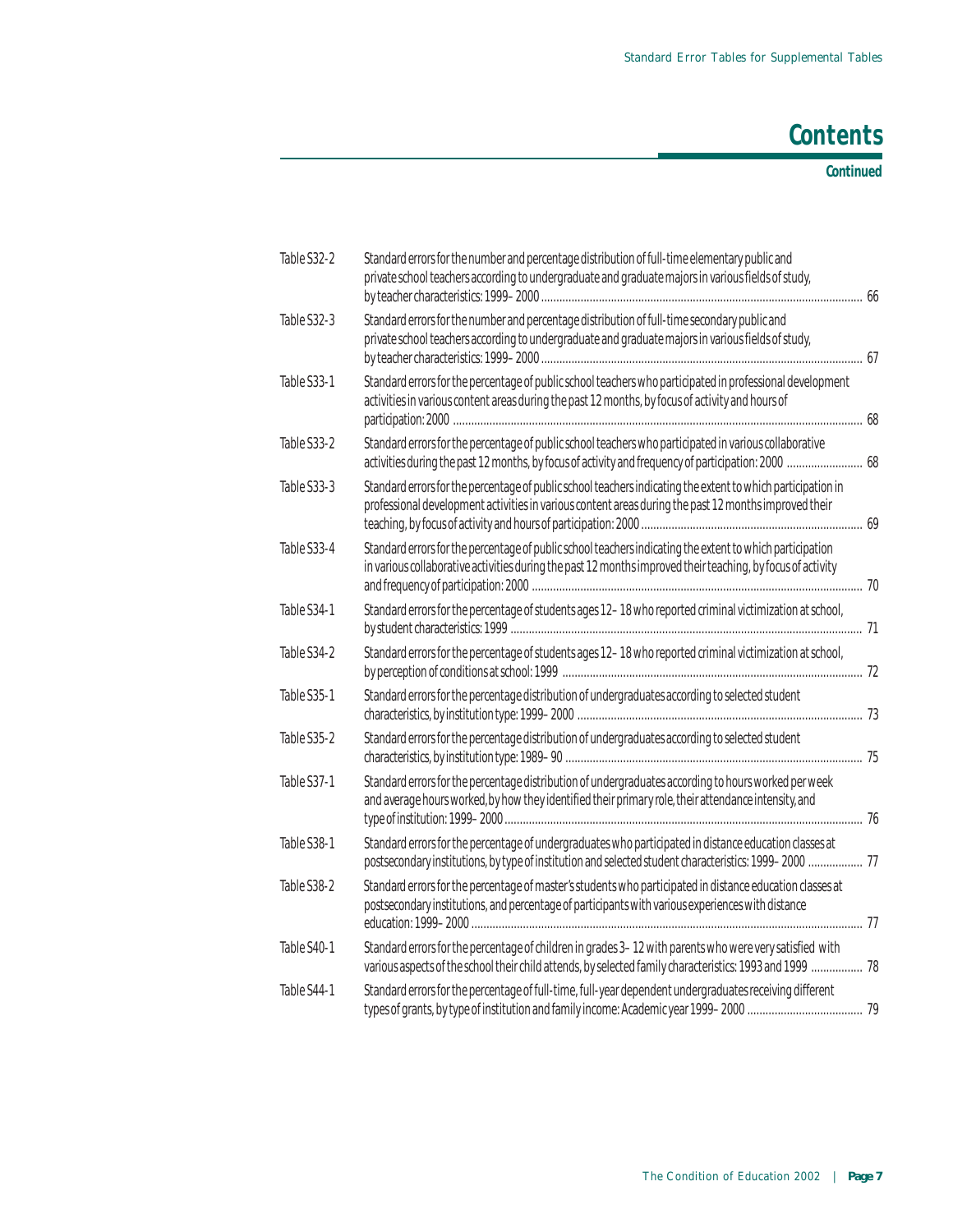# Contents

**Continued**

| | | |
|---|---|---|
| Table S32-2 | Standard errors for the number and percentage distribution of full-time elementary public and private school teachers according to undergraduate and graduate majors in various fields of study, by teacher characteristics: 1999–2000 | 66 |
| Table S32-3 | Standard errors for the number and percentage distribution of full-time secondary public and private school teachers according to undergraduate and graduate majors in various fields of study, by teacher characteristics: 1999–2000 | 67 |
| Table S33-1 | Standard errors for the percentage of public school teachers who participated in professional development activities in various content areas during the past 12 months, by focus of activity and hours of participation: 2000 | 68 |
| Table S33-2 | Standard errors for the percentage of public school teachers who participated in various collaborative activities during the past 12 months, by focus of activity and frequency of participation: 2000 | 68 |
| Table S33-3 | Standard errors for the percentage of public school teachers indicating the extent to which participation in professional development activities in various content areas during the past 12 months improved their teaching, by focus of activity and hours of participation: 2000 | 69 |
| Table S33-4 | Standard errors for the percentage of public school teachers indicating the extent to which participation in various collaborative activities during the past 12 months improved their teaching, by focus of activity and frequency of participation: 2000 | 70 |
| Table S34-1 | Standard errors for the percentage of students ages 12–18 who reported criminal victimization at school, by student characteristics: 1999 | 71 |
| Table S34-2 | Standard errors for the percentage of students ages 12–18 who reported criminal victimization at school, by perception of conditions at school: 1999 | 72 |
| Table S35-1 | Standard errors for the percentage distribution of undergraduates according to selected student characteristics, by institution type: 1999–2000 | 73 |
| Table S35-2 | Standard errors for the percentage distribution of undergraduates according to selected student characteristics, by institution type: 1989–90 | 75 |
| Table S37-1 | Standard errors for the percentage distribution of undergraduates according to hours worked per week and average hours worked, by how they identified their primary role, their attendance intensity, and type of institution: 1999–2000 | 76 |
| Table S38-1 | Standard errors for the percentage of undergraduates who participated in distance education classes at postsecondary institutions, by type of institution and selected student characteristics: 1999–2000 | 77 |
| Table S38-2 | Standard errors for the percentage of master's students who participated in distance education classes at postsecondary institutions, and percentage of participants with various experiences with distance education: 1999–2000 | 77 |
| Table S40-1 | Standard errors for the percentage of children in grades 3–12 with parents who were very satisfied with various aspects of the school their child attends, by selected family characteristics: 1993 and 1999 | 78 |
| Table S44-1 | Standard errors for the percentage of full-time, full-year dependent undergraduates receiving different types of grants, by type of institution and family income: Academic year 1999–2000 | 79 |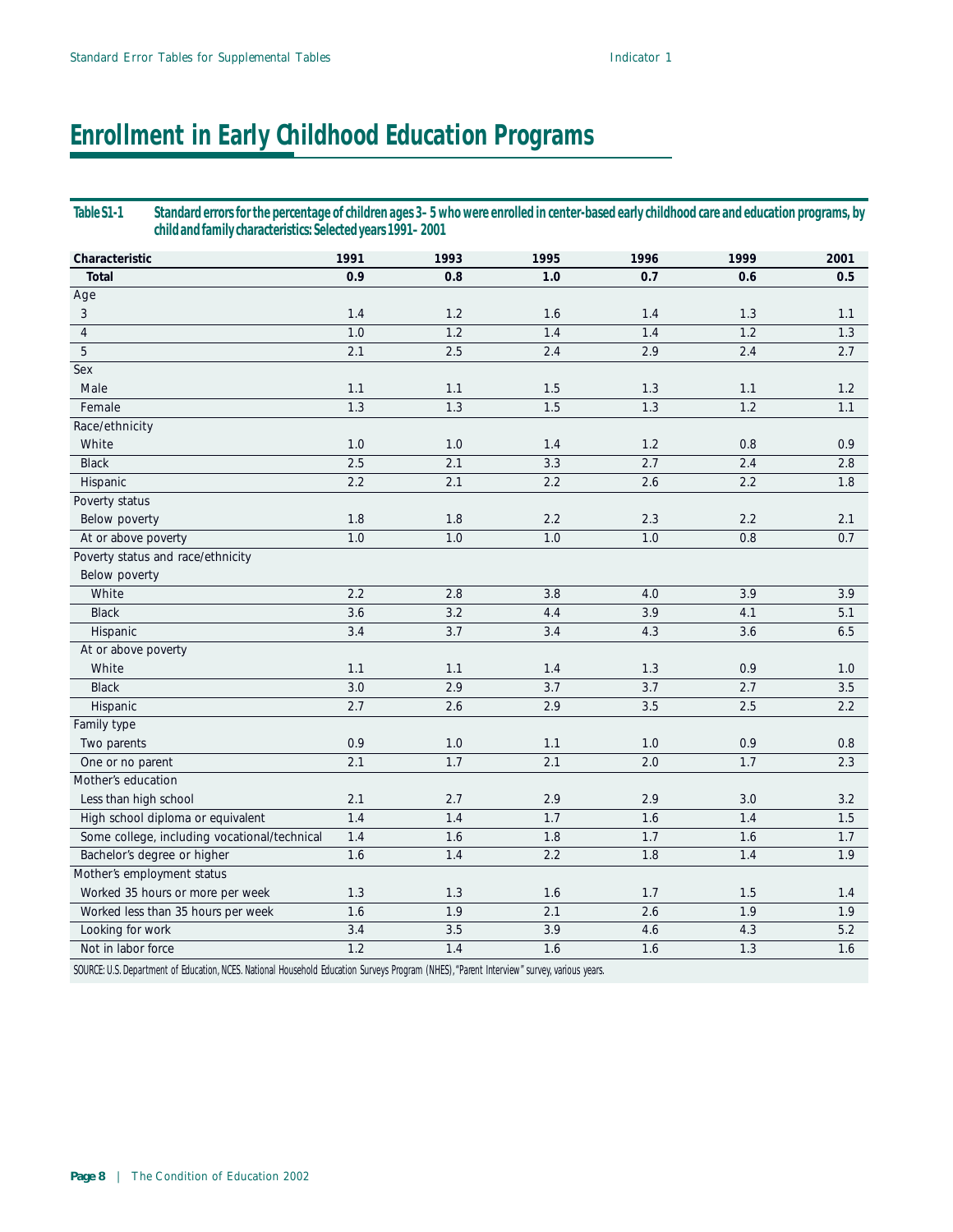# Enrollment in Early Childhood Education Programs

**Table S1-1 Standard errors for the percentage of children ages 3–5 who were enrolled in center-based early childhood care and education programs, by child and family characteristics: Selected years 1991–2001**

| Characteristic | 1991 | 1993 | 1995 | 1996 | 1999 | 2001 |
|---|---|---|---|---|---|---|
| **Total** | **0.9** | **0.8** | **1.0** | **0.7** | **0.6** | **0.5** |
| Age | | | | | | |
| 3 | 1.4 | 1.2 | 1.6 | 1.4 | 1.3 | 1.1 |
| 4 | 1.0 | 1.2 | 1.4 | 1.4 | 1.2 | 1.3 |
| 5 | 2.1 | 2.5 | 2.4 | 2.9 | 2.4 | 2.7 |
| Sex | | | | | | |
| Male | 1.1 | 1.1 | 1.5 | 1.3 | 1.1 | 1.2 |
| Female | 1.3 | 1.3 | 1.5 | 1.3 | 1.2 | 1.1 |
| Race/ethnicity | | | | | | |
| White | 1.0 | 1.0 | 1.4 | 1.2 | 0.8 | 0.9 |
| Black | 2.5 | 2.1 | 3.3 | 2.7 | 2.4 | 2.8 |
| Hispanic | 2.2 | 2.1 | 2.2 | 2.6 | 2.2 | 1.8 |
| Poverty status | | | | | | |
| Below poverty | 1.8 | 1.8 | 2.2 | 2.3 | 2.2 | 2.1 |
| At or above poverty | 1.0 | 1.0 | 1.0 | 1.0 | 0.8 | 0.7 |
| Poverty status and race/ethnicity | | | | | | |
| Below poverty | | | | | | |
| White | 2.2 | 2.8 | 3.8 | 4.0 | 3.9 | 3.9 |
| Black | 3.6 | 3.2 | 4.4 | 3.9 | 4.1 | 5.1 |
| Hispanic | 3.4 | 3.7 | 3.4 | 4.3 | 3.6 | 6.5 |
| At or above poverty | | | | | | |
| White | 1.1 | 1.1 | 1.4 | 1.3 | 0.9 | 1.0 |
| Black | 3.0 | 2.9 | 3.7 | 3.7 | 2.7 | 3.5 |
| Hispanic | 2.7 | 2.6 | 2.9 | 3.5 | 2.5 | 2.2 |
| Family type | | | | | | |
| Two parents | 0.9 | 1.0 | 1.1 | 1.0 | 0.9 | 0.8 |
| One or no parent | 2.1 | 1.7 | 2.1 | 2.0 | 1.7 | 2.3 |
| Mother's education | | | | | | |
| Less than high school | 2.1 | 2.7 | 2.9 | 2.9 | 3.0 | 3.2 |
| High school diploma or equivalent | 1.4 | 1.4 | 1.7 | 1.6 | 1.4 | 1.5 |
| Some college, including vocational/technical | 1.4 | 1.6 | 1.8 | 1.7 | 1.6 | 1.7 |
| Bachelor's degree or higher | 1.6 | 1.4 | 2.2 | 1.8 | 1.4 | 1.9 |
| Mother's employment status | | | | | | |
| Worked 35 hours or more per week | 1.3 | 1.3 | 1.6 | 1.7 | 1.5 | 1.4 |
| Worked less than 35 hours per week | 1.6 | 1.9 | 2.1 | 2.6 | 1.9 | 1.9 |
| Looking for work | 3.4 | 3.5 | 3.9 | 4.6 | 4.3 | 5.2 |
| Not in labor force | 1.2 | 1.4 | 1.6 | 1.6 | 1.3 | 1.6 |

SOURCE: U.S. Department of Education, NCES. National Household Education Surveys Program (NHES), "Parent Interview" survey, various years.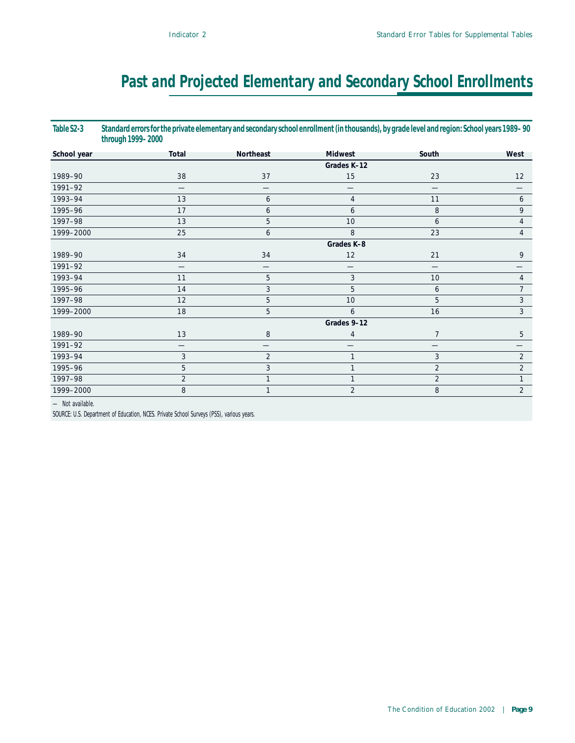# Past and Projected Elementary and Secondary School Enrollments

**Table S2-3 Standard errors for the private elementary and secondary school enrollment (in thousands), by grade level and region: School years 1989–90 through 1999–2000**

| School year | Total | Northeast | Midwest | South | West |
|---|---|---|---|---|---|
| | | | Grades K–12 | | |
| 1989–90 | 38 | 37 | 15 | 23 | 12 |
| 1991–92 | — | — | — | — | — |
| 1993–94 | 13 | 6 | 4 | 11 | 6 |
| 1995–96 | 17 | 6 | 6 | 8 | 9 |
| 1997–98 | 13 | 5 | 10 | 6 | 4 |
| 1999–2000 | 25 | 6 | 8 | 23 | 4 |
| | | | Grades K–8 | | |
| 1989–90 | 34 | 34 | 12 | 21 | 9 |
| 1991–92 | — | — | — | — | — |
| 1993–94 | 11 | 5 | 3 | 10 | 4 |
| 1995–96 | 14 | 3 | 5 | 6 | 7 |
| 1997–98 | 12 | 5 | 10 | 5 | 3 |
| 1999–2000 | 18 | 5 | 6 | 16 | 3 |
| | | | Grades 9–12 | | |
| 1989–90 | 13 | 8 | 4 | 7 | 5 |
| 1991–92 | — | — | — | — | — |
| 1993–94 | 3 | 2 | 1 | 3 | 2 |
| 1995–96 | 5 | 3 | 1 | 2 | 2 |
| 1997–98 | 2 | 1 | 1 | 2 | 1 |
| 1999–2000 | 8 | 1 | 2 | 8 | 2 |

— Not available.

SOURCE: U.S. Department of Education, NCES. Private School Surveys (PSS), various years.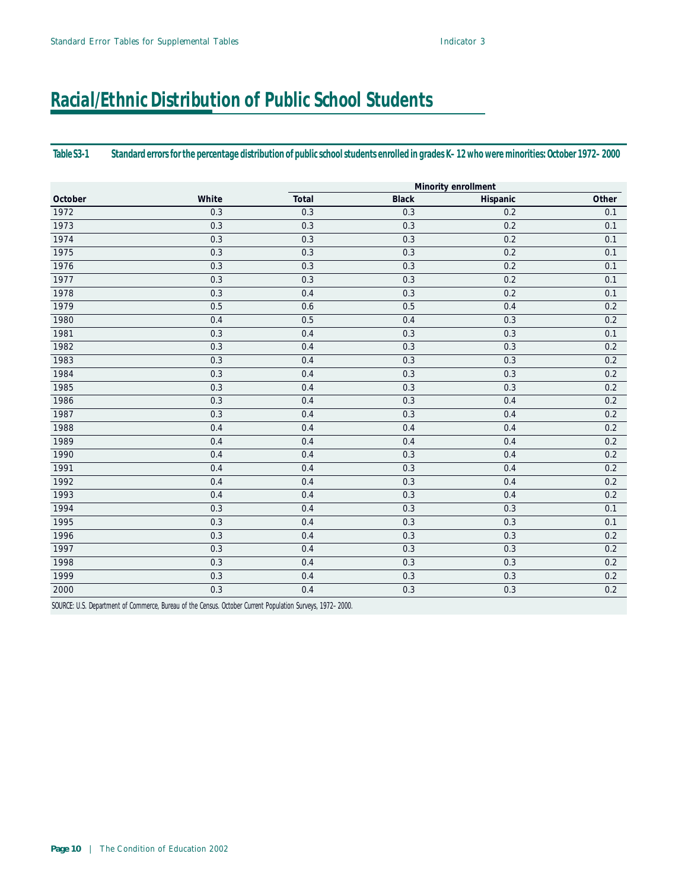# Racial/Ethnic Distribution of Public School Students

**Table S3-1 Standard errors for the percentage distribution of public school students enrolled in grades K–12 who were minorities: October 1972–2000**

| | | Minority enrollment | | | |
|---|---|---|---|---|---|
| October | White | Total | Black | Hispanic | Other |
| 1972 | 0.3 | 0.3 | 0.3 | 0.2 | 0.1 |
| 1973 | 0.3 | 0.3 | 0.3 | 0.2 | 0.1 |
| 1974 | 0.3 | 0.3 | 0.3 | 0.2 | 0.1 |
| 1975 | 0.3 | 0.3 | 0.3 | 0.2 | 0.1 |
| 1976 | 0.3 | 0.3 | 0.3 | 0.2 | 0.1 |
| 1977 | 0.3 | 0.3 | 0.3 | 0.2 | 0.1 |
| 1978 | 0.3 | 0.4 | 0.3 | 0.2 | 0.1 |
| 1979 | 0.5 | 0.6 | 0.5 | 0.4 | 0.2 |
| 1980 | 0.4 | 0.5 | 0.4 | 0.3 | 0.2 |
| 1981 | 0.3 | 0.4 | 0.3 | 0.3 | 0.1 |
| 1982 | 0.3 | 0.4 | 0.3 | 0.3 | 0.2 |
| 1983 | 0.3 | 0.4 | 0.3 | 0.3 | 0.2 |
| 1984 | 0.3 | 0.4 | 0.3 | 0.3 | 0.2 |
| 1985 | 0.3 | 0.4 | 0.3 | 0.3 | 0.2 |
| 1986 | 0.3 | 0.4 | 0.3 | 0.4 | 0.2 |
| 1987 | 0.3 | 0.4 | 0.3 | 0.4 | 0.2 |
| 1988 | 0.4 | 0.4 | 0.4 | 0.4 | 0.2 |
| 1989 | 0.4 | 0.4 | 0.4 | 0.4 | 0.2 |
| 1990 | 0.4 | 0.4 | 0.3 | 0.4 | 0.2 |
| 1991 | 0.4 | 0.4 | 0.3 | 0.4 | 0.2 |
| 1992 | 0.4 | 0.4 | 0.3 | 0.4 | 0.2 |
| 1993 | 0.4 | 0.4 | 0.3 | 0.4 | 0.2 |
| 1994 | 0.3 | 0.4 | 0.3 | 0.3 | 0.1 |
| 1995 | 0.3 | 0.4 | 0.3 | 0.3 | 0.1 |
| 1996 | 0.3 | 0.4 | 0.3 | 0.3 | 0.2 |
| 1997 | 0.3 | 0.4 | 0.3 | 0.3 | 0.2 |
| 1998 | 0.3 | 0.4 | 0.3 | 0.3 | 0.2 |
| 1999 | 0.3 | 0.4 | 0.3 | 0.3 | 0.2 |
| 2000 | 0.3 | 0.4 | 0.3 | 0.3 | 0.2 |

SOURCE: U.S. Department of Commerce, Bureau of the Census. October Current Population Surveys, 1972–2000.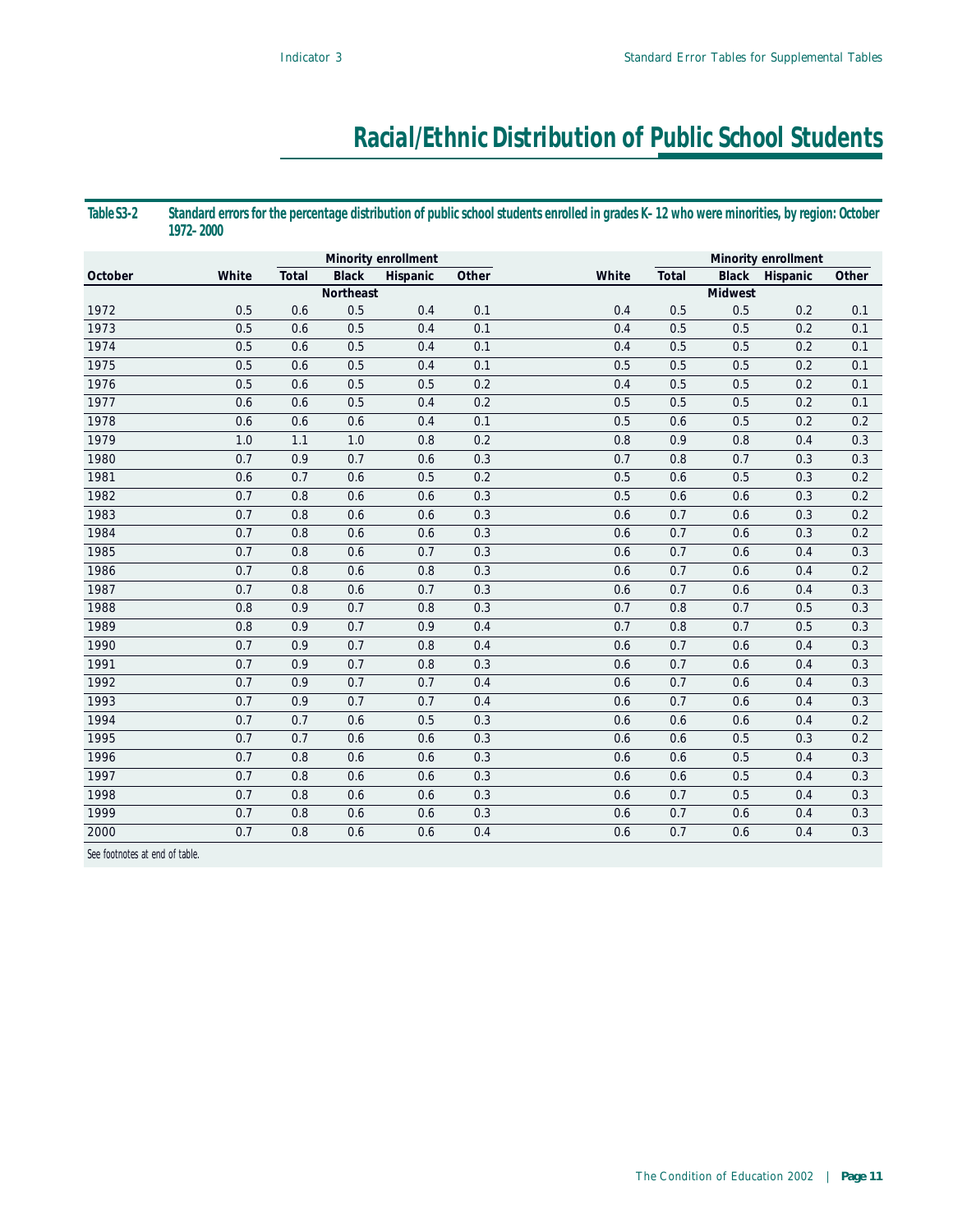# Racial/Ethnic Distribution of Public School Students

**Table S3-2 Standard errors for the percentage distribution of public school students enrolled in grades K–12 who were minorities, by region: October 1972–2000**

| | | Minority enrollment | | | | | Minority enrollment | | | |
|---|---|---|---|---|---|---|---|---|---|---|
| October | White | Total | Black | Hispanic | Other | White | Total | Black | Hispanic | Other |
| | | | Northeast | | | | | Midwest | | |
| 1972 | 0.5 | 0.6 | 0.5 | 0.4 | 0.1 | 0.4 | 0.5 | 0.5 | 0.2 | 0.1 |
| 1973 | 0.5 | 0.6 | 0.5 | 0.4 | 0.1 | 0.4 | 0.5 | 0.5 | 0.2 | 0.1 |
| 1974 | 0.5 | 0.6 | 0.5 | 0.4 | 0.1 | 0.4 | 0.5 | 0.5 | 0.2 | 0.1 |
| 1975 | 0.5 | 0.6 | 0.5 | 0.4 | 0.1 | 0.5 | 0.5 | 0.5 | 0.2 | 0.1 |
| 1976 | 0.5 | 0.6 | 0.5 | 0.5 | 0.2 | 0.4 | 0.5 | 0.5 | 0.2 | 0.1 |
| 1977 | 0.6 | 0.6 | 0.5 | 0.4 | 0.2 | 0.5 | 0.5 | 0.5 | 0.2 | 0.1 |
| 1978 | 0.6 | 0.6 | 0.6 | 0.4 | 0.1 | 0.5 | 0.6 | 0.5 | 0.2 | 0.2 |
| 1979 | 1.0 | 1.1 | 1.0 | 0.8 | 0.2 | 0.8 | 0.9 | 0.8 | 0.4 | 0.3 |
| 1980 | 0.7 | 0.9 | 0.7 | 0.6 | 0.3 | 0.7 | 0.8 | 0.7 | 0.3 | 0.3 |
| 1981 | 0.6 | 0.7 | 0.6 | 0.5 | 0.2 | 0.5 | 0.6 | 0.5 | 0.3 | 0.2 |
| 1982 | 0.7 | 0.8 | 0.6 | 0.6 | 0.3 | 0.5 | 0.6 | 0.6 | 0.3 | 0.2 |
| 1983 | 0.7 | 0.8 | 0.6 | 0.6 | 0.3 | 0.6 | 0.7 | 0.6 | 0.3 | 0.2 |
| 1984 | 0.7 | 0.8 | 0.6 | 0.6 | 0.3 | 0.6 | 0.7 | 0.6 | 0.3 | 0.2 |
| 1985 | 0.7 | 0.8 | 0.6 | 0.7 | 0.3 | 0.6 | 0.7 | 0.6 | 0.4 | 0.3 |
| 1986 | 0.7 | 0.8 | 0.6 | 0.8 | 0.3 | 0.6 | 0.7 | 0.6 | 0.4 | 0.2 |
| 1987 | 0.7 | 0.8 | 0.6 | 0.7 | 0.3 | 0.6 | 0.7 | 0.6 | 0.4 | 0.3 |
| 1988 | 0.8 | 0.9 | 0.7 | 0.8 | 0.3 | 0.7 | 0.8 | 0.7 | 0.5 | 0.3 |
| 1989 | 0.8 | 0.9 | 0.7 | 0.9 | 0.4 | 0.7 | 0.8 | 0.7 | 0.5 | 0.3 |
| 1990 | 0.7 | 0.9 | 0.7 | 0.8 | 0.4 | 0.6 | 0.7 | 0.6 | 0.4 | 0.3 |
| 1991 | 0.7 | 0.9 | 0.7 | 0.8 | 0.3 | 0.6 | 0.7 | 0.6 | 0.4 | 0.3 |
| 1992 | 0.7 | 0.9 | 0.7 | 0.7 | 0.4 | 0.6 | 0.7 | 0.6 | 0.4 | 0.3 |
| 1993 | 0.7 | 0.9 | 0.7 | 0.7 | 0.4 | 0.6 | 0.7 | 0.6 | 0.4 | 0.3 |
| 1994 | 0.7 | 0.7 | 0.6 | 0.5 | 0.3 | 0.6 | 0.6 | 0.6 | 0.4 | 0.2 |
| 1995 | 0.7 | 0.7 | 0.6 | 0.6 | 0.3 | 0.6 | 0.6 | 0.5 | 0.3 | 0.2 |
| 1996 | 0.7 | 0.8 | 0.6 | 0.6 | 0.3 | 0.6 | 0.6 | 0.5 | 0.4 | 0.3 |
| 1997 | 0.7 | 0.8 | 0.6 | 0.6 | 0.3 | 0.6 | 0.6 | 0.5 | 0.4 | 0.3 |
| 1998 | 0.7 | 0.8 | 0.6 | 0.6 | 0.3 | 0.6 | 0.7 | 0.5 | 0.4 | 0.3 |
| 1999 | 0.7 | 0.8 | 0.6 | 0.6 | 0.3 | 0.6 | 0.7 | 0.6 | 0.4 | 0.3 |
| 2000 | 0.7 | 0.8 | 0.6 | 0.6 | 0.4 | 0.6 | 0.7 | 0.6 | 0.4 | 0.3 |

See footnotes at end of table.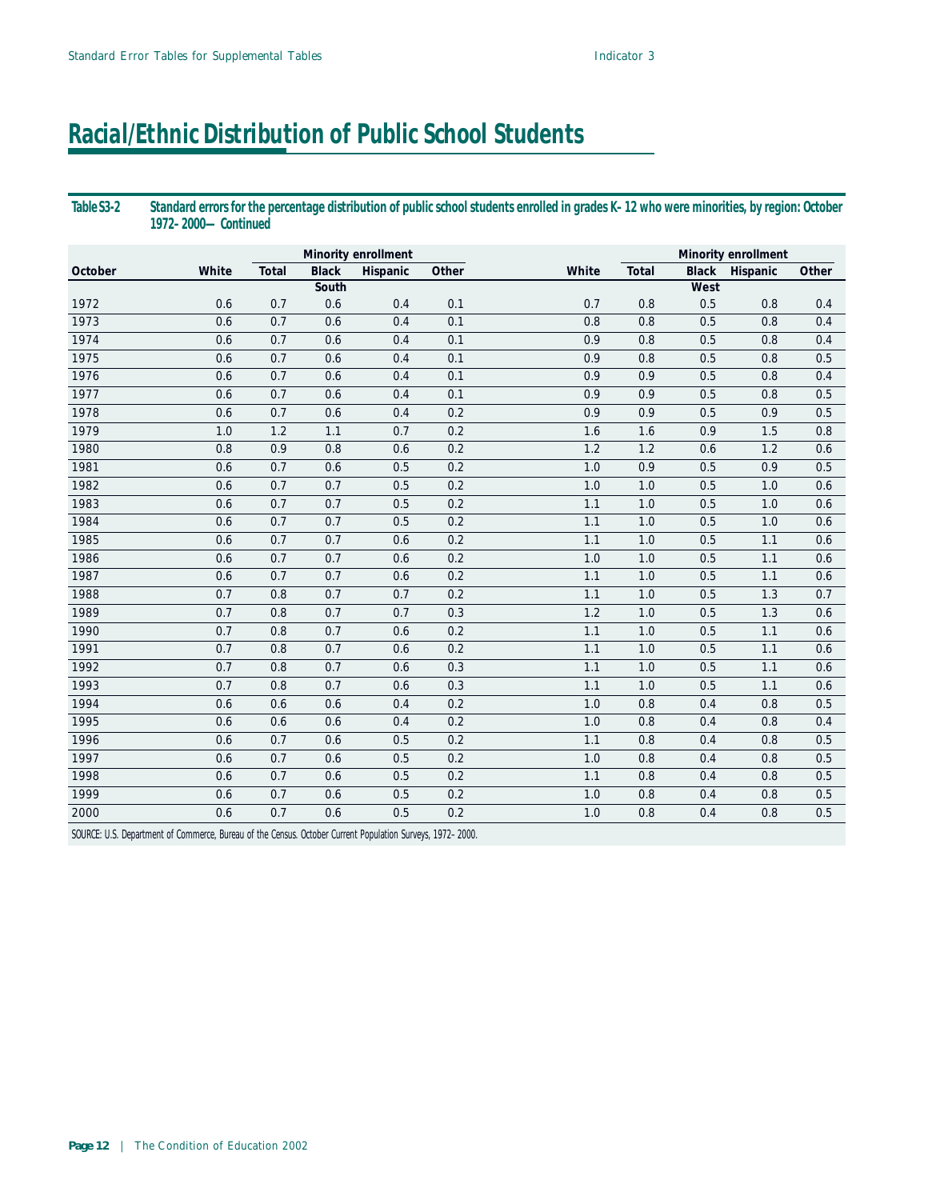# Racial/Ethnic Distribution of Public School Students

**Table S3-2 Standard errors for the percentage distribution of public school students enrolled in grades K–12 who were minorities, by region: October 1972–2000—Continued**

| | | Minority enrollment | | | | | Minority enrollment | | | |
|---|---|---|---|---|---|---|---|---|---|---|
| October | White | Total | Black | Hispanic | Other | White | Total | Black | Hispanic | Other |
| | South | | | | | West | | | | |
| 1972 | 0.6 | 0.7 | 0.6 | 0.4 | 0.1 | 0.7 | 0.8 | 0.5 | 0.8 | 0.4 |
| 1973 | 0.6 | 0.7 | 0.6 | 0.4 | 0.1 | 0.8 | 0.8 | 0.5 | 0.8 | 0.4 |
| 1974 | 0.6 | 0.7 | 0.6 | 0.4 | 0.1 | 0.9 | 0.8 | 0.5 | 0.8 | 0.4 |
| 1975 | 0.6 | 0.7 | 0.6 | 0.4 | 0.1 | 0.9 | 0.8 | 0.5 | 0.8 | 0.5 |
| 1976 | 0.6 | 0.7 | 0.6 | 0.4 | 0.1 | 0.9 | 0.9 | 0.5 | 0.8 | 0.4 |
| 1977 | 0.6 | 0.7 | 0.6 | 0.4 | 0.1 | 0.9 | 0.9 | 0.5 | 0.8 | 0.5 |
| 1978 | 0.6 | 0.7 | 0.6 | 0.4 | 0.2 | 0.9 | 0.9 | 0.5 | 0.9 | 0.5 |
| 1979 | 1.0 | 1.2 | 1.1 | 0.7 | 0.2 | 1.6 | 1.6 | 0.9 | 1.5 | 0.8 |
| 1980 | 0.8 | 0.9 | 0.8 | 0.6 | 0.2 | 1.2 | 1.2 | 0.6 | 1.2 | 0.6 |
| 1981 | 0.6 | 0.7 | 0.6 | 0.5 | 0.2 | 1.0 | 0.9 | 0.5 | 0.9 | 0.5 |
| 1982 | 0.6 | 0.7 | 0.7 | 0.5 | 0.2 | 1.0 | 1.0 | 0.5 | 1.0 | 0.6 |
| 1983 | 0.6 | 0.7 | 0.7 | 0.5 | 0.2 | 1.1 | 1.0 | 0.5 | 1.0 | 0.6 |
| 1984 | 0.6 | 0.7 | 0.7 | 0.5 | 0.2 | 1.1 | 1.0 | 0.5 | 1.0 | 0.6 |
| 1985 | 0.6 | 0.7 | 0.7 | 0.6 | 0.2 | 1.1 | 1.0 | 0.5 | 1.1 | 0.6 |
| 1986 | 0.6 | 0.7 | 0.7 | 0.6 | 0.2 | 1.0 | 1.0 | 0.5 | 1.1 | 0.6 |
| 1987 | 0.6 | 0.7 | 0.7 | 0.6 | 0.2 | 1.1 | 1.0 | 0.5 | 1.1 | 0.6 |
| 1988 | 0.7 | 0.8 | 0.7 | 0.7 | 0.2 | 1.1 | 1.0 | 0.5 | 1.3 | 0.7 |
| 1989 | 0.7 | 0.8 | 0.7 | 0.7 | 0.3 | 1.2 | 1.0 | 0.5 | 1.3 | 0.6 |
| 1990 | 0.7 | 0.8 | 0.7 | 0.6 | 0.2 | 1.1 | 1.0 | 0.5 | 1.1 | 0.6 |
| 1991 | 0.7 | 0.8 | 0.7 | 0.6 | 0.2 | 1.1 | 1.0 | 0.5 | 1.1 | 0.6 |
| 1992 | 0.7 | 0.8 | 0.7 | 0.6 | 0.3 | 1.1 | 1.0 | 0.5 | 1.1 | 0.6 |
| 1993 | 0.7 | 0.8 | 0.7 | 0.6 | 0.3 | 1.1 | 1.0 | 0.5 | 1.1 | 0.6 |
| 1994 | 0.6 | 0.6 | 0.6 | 0.4 | 0.2 | 1.0 | 0.8 | 0.4 | 0.8 | 0.5 |
| 1995 | 0.6 | 0.6 | 0.6 | 0.4 | 0.2 | 1.0 | 0.8 | 0.4 | 0.8 | 0.4 |
| 1996 | 0.6 | 0.7 | 0.6 | 0.5 | 0.2 | 1.1 | 0.8 | 0.4 | 0.8 | 0.5 |
| 1997 | 0.6 | 0.7 | 0.6 | 0.5 | 0.2 | 1.0 | 0.8 | 0.4 | 0.8 | 0.5 |
| 1998 | 0.6 | 0.7 | 0.6 | 0.5 | 0.2 | 1.1 | 0.8 | 0.4 | 0.8 | 0.5 |
| 1999 | 0.6 | 0.7 | 0.6 | 0.5 | 0.2 | 1.0 | 0.8 | 0.4 | 0.8 | 0.5 |
| 2000 | 0.6 | 0.7 | 0.6 | 0.5 | 0.2 | 1.0 | 0.8 | 0.4 | 0.8 | 0.5 |

SOURCE: U.S. Department of Commerce, Bureau of the Census. October Current Population Surveys, 1972–2000.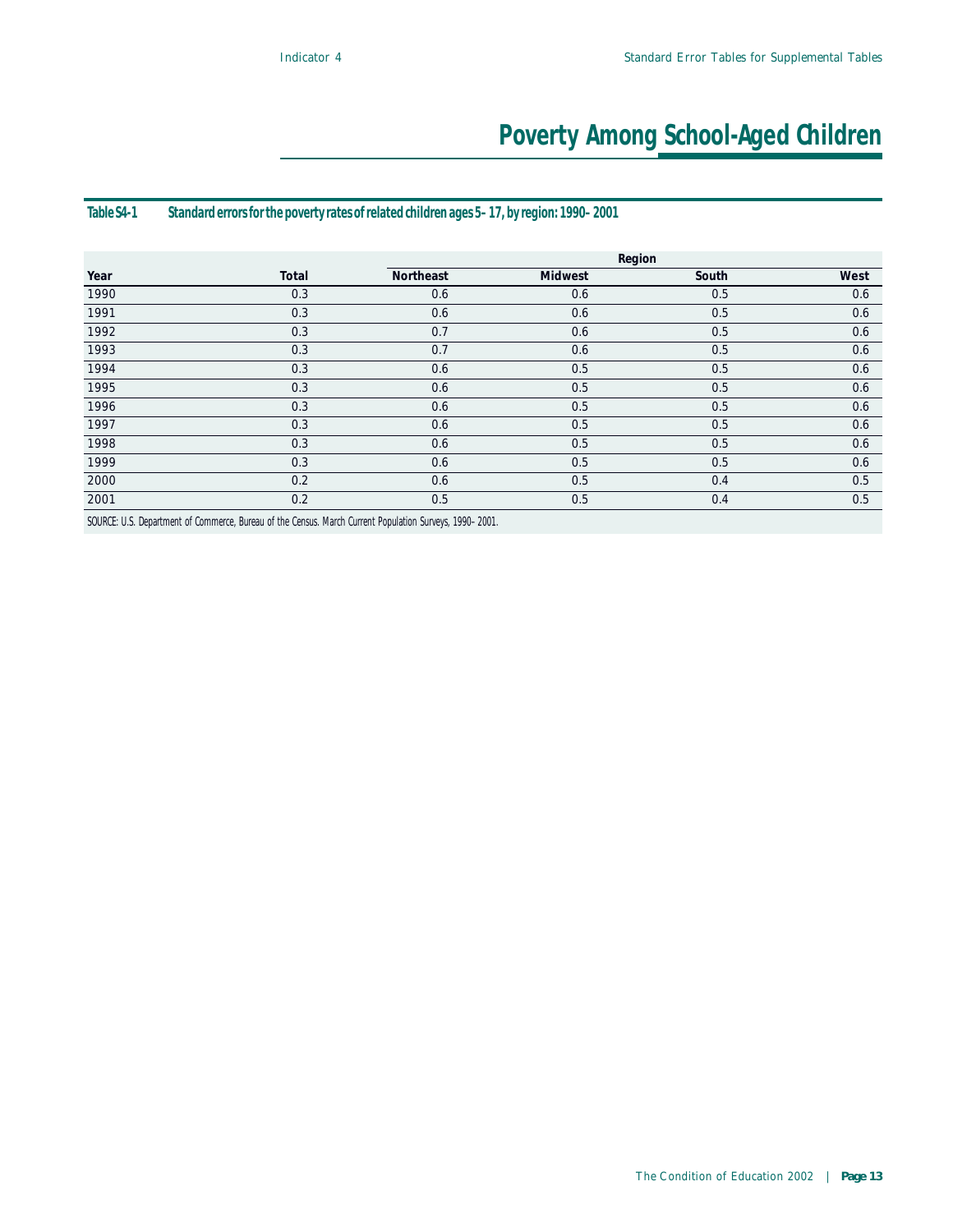# Poverty Among School-Aged Children

**Table S4-1 Standard errors for the poverty rates of related children ages 5–17, by region: 1990–2001**

| Year | Total | Region | | | |
|---|---|---|---|---|---|
| | | Northeast | Midwest | South | West |
| 1990 | 0.3 | 0.6 | 0.6 | 0.5 | 0.6 |
| 1991 | 0.3 | 0.6 | 0.6 | 0.5 | 0.6 |
| 1992 | 0.3 | 0.7 | 0.6 | 0.5 | 0.6 |
| 1993 | 0.3 | 0.7 | 0.6 | 0.5 | 0.6 |
| 1994 | 0.3 | 0.6 | 0.5 | 0.5 | 0.6 |
| 1995 | 0.3 | 0.6 | 0.5 | 0.5 | 0.6 |
| 1996 | 0.3 | 0.6 | 0.5 | 0.5 | 0.6 |
| 1997 | 0.3 | 0.6 | 0.5 | 0.5 | 0.6 |
| 1998 | 0.3 | 0.6 | 0.5 | 0.5 | 0.6 |
| 1999 | 0.3 | 0.6 | 0.5 | 0.5 | 0.6 |
| 2000 | 0.2 | 0.6 | 0.5 | 0.4 | 0.5 |
| 2001 | 0.2 | 0.5 | 0.5 | 0.4 | 0.5 |

SOURCE: U.S. Department of Commerce, Bureau of the Census. March Current Population Surveys, 1990–2001.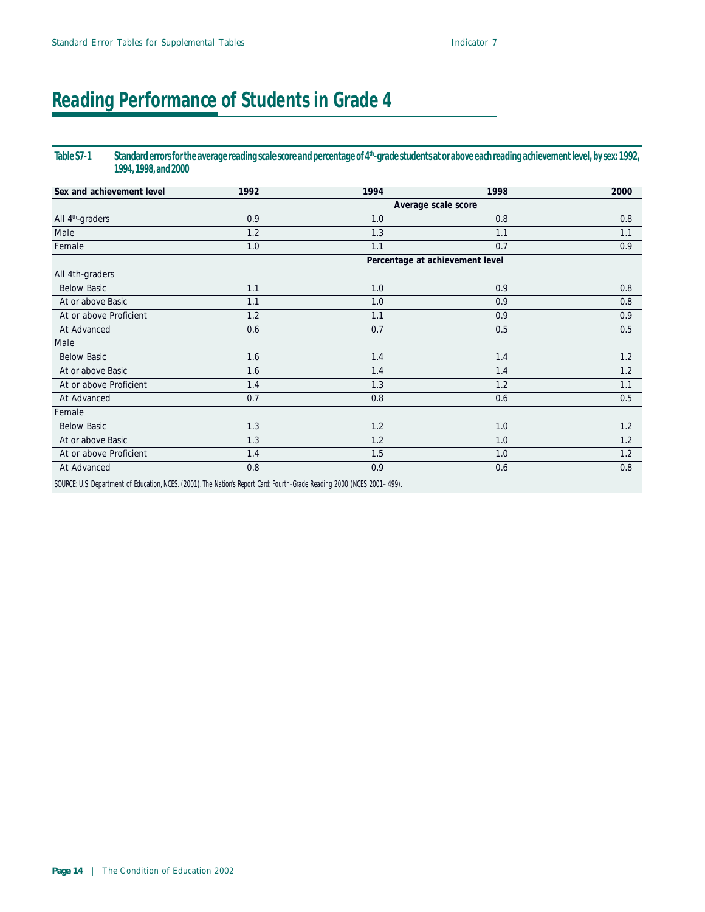# Reading Performance of Students in Grade 4

**Table S7-1 Standard errors for the average reading scale score and percentage of 4th-grade students at or above each reading achievement level, by sex: 1992, 1994, 1998, and 2000**

| Sex and achievement level | 1992 | 1994 | 1998 | 2000 |
|---|---|---|---|---|
| | | Average scale score | | |
| All 4th-graders | 0.9 | 1.0 | 0.8 | 0.8 |
| Male | 1.2 | 1.3 | 1.1 | 1.1 |
| Female | 1.0 | 1.1 | 0.7 | 0.9 |
| | | Percentage at achievement level | | |
| All 4th-graders | | | | |
| Below Basic | 1.1 | 1.0 | 0.9 | 0.8 |
| At or above Basic | 1.1 | 1.0 | 0.9 | 0.8 |
| At or above Proficient | 1.2 | 1.1 | 0.9 | 0.9 |
| At Advanced | 0.6 | 0.7 | 0.5 | 0.5 |
| Male | | | | |
| Below Basic | 1.6 | 1.4 | 1.4 | 1.2 |
| At or above Basic | 1.6 | 1.4 | 1.4 | 1.2 |
| At or above Proficient | 1.4 | 1.3 | 1.2 | 1.1 |
| At Advanced | 0.7 | 0.8 | 0.6 | 0.5 |
| Female | | | | |
| Below Basic | 1.3 | 1.2 | 1.0 | 1.2 |
| At or above Basic | 1.3 | 1.2 | 1.0 | 1.2 |
| At or above Proficient | 1.4 | 1.5 | 1.0 | 1.2 |
| At Advanced | 0.8 | 0.9 | 0.6 | 0.8 |

SOURCE: U.S. Department of Education, NCES. (2001). The Nation's Report Card: Fourth-Grade Reading 2000 (NCES 2001–499).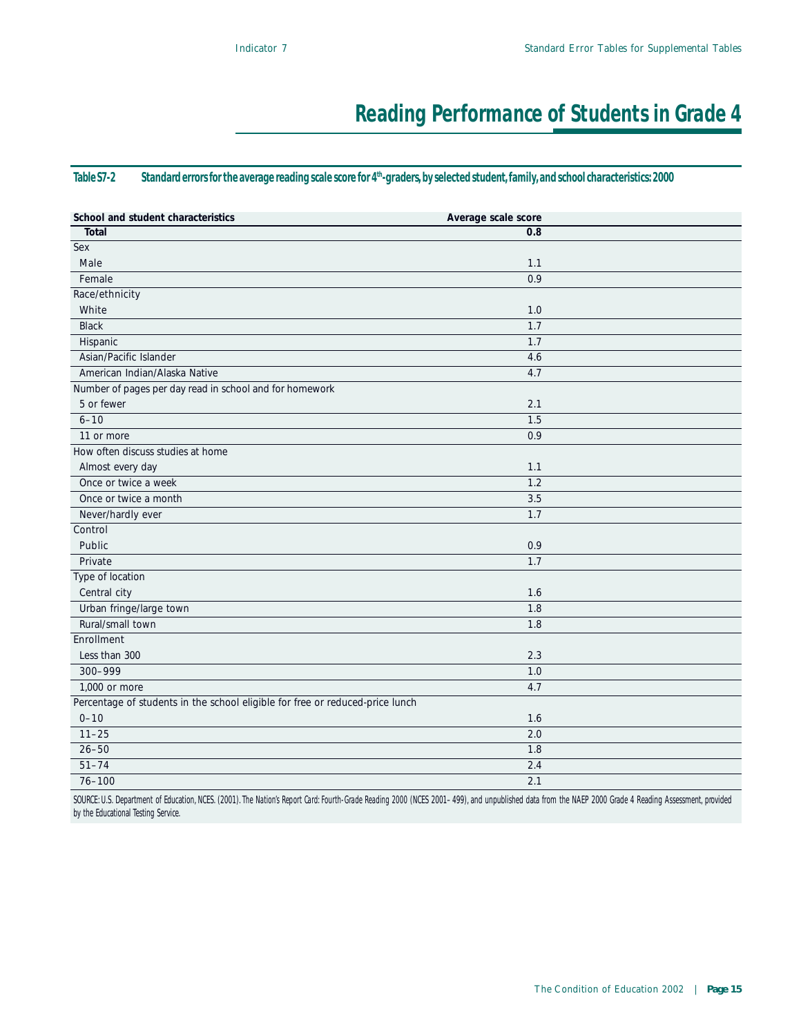# Reading Performance of Students in Grade 4

**Table S7-2 Standard errors for the average reading scale score for 4th-graders, by selected student, family, and school characteristics: 2000**

| School and student characteristics | Average scale score |
|---|---|
| **Total** | **0.8** |
| Sex | |
| Male | 1.1 |
| Female | 0.9 |
| Race/ethnicity | |
| White | 1.0 |
| Black | 1.7 |
| Hispanic | 1.7 |
| Asian/Pacific Islander | 4.6 |
| American Indian/Alaska Native | 4.7 |
| Number of pages per day read in school and for homework | |
| 5 or fewer | 2.1 |
| 6–10 | 1.5 |
| 11 or more | 0.9 |
| How often discuss studies at home | |
| Almost every day | 1.1 |
| Once or twice a week | 1.2 |
| Once or twice a month | 3.5 |
| Never/hardly ever | 1.7 |
| Control | |
| Public | 0.9 |
| Private | 1.7 |
| Type of location | |
| Central city | 1.6 |
| Urban fringe/large town | 1.8 |
| Rural/small town | 1.8 |
| Enrollment | |
| Less than 300 | 2.3 |
| 300–999 | 1.0 |
| 1,000 or more | 4.7 |
| Percentage of students in the school eligible for free or reduced-price lunch | |
| 0–10 | 1.6 |
| 11–25 | 2.0 |
| 26–50 | 1.8 |
| 51–74 | 2.4 |
| 76–100 | 2.1 |

*SOURCE: U.S. Department of Education, NCES. (2001). The Nation's Report Card: Fourth-Grade Reading 2000 (NCES 2001–499), and unpublished data from the NAEP 2000 Grade 4 Reading Assessment, provided by the Educational Testing Service.*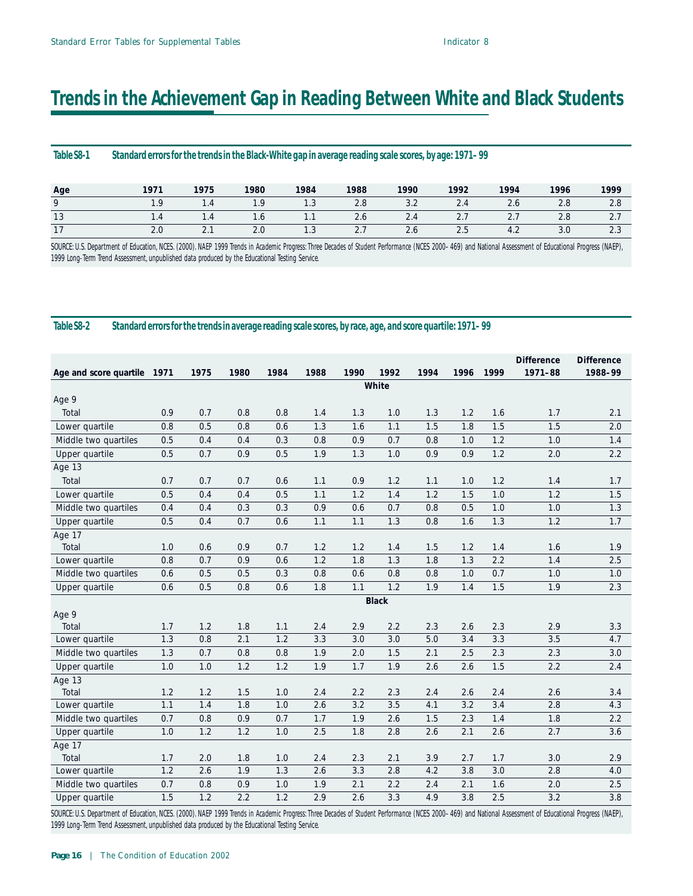# Trends in the Achievement Gap in Reading Between White and Black Students

**Table S8-1 Standard errors for the trends in the Black-White gap in average reading scale scores, by age: 1971–99**

| Age | 1971 | 1975 | 1980 | 1984 | 1988 | 1990 | 1992 | 1994 | 1996 | 1999 |
|---|---|---|---|---|---|---|---|---|---|---|
| 9 | 1.9 | 1.4 | 1.9 | 1.3 | 2.8 | 3.2 | 2.4 | 2.6 | 2.8 | 2.8 |
| 13 | 1.4 | 1.4 | 1.6 | 1.1 | 2.6 | 2.4 | 2.7 | 2.7 | 2.8 | 2.7 |
| 17 | 2.0 | 2.1 | 2.0 | 1.3 | 2.7 | 2.6 | 2.5 | 4.2 | 3.0 | 2.3 |

SOURCE: U.S. Department of Education, NCES. (2000). *NAEP 1999 Trends in Academic Progress: Three Decades of Student Performance* (NCES 2000–469) and National Assessment of Educational Progress (NAEP), 1999 Long-Term Trend Assessment, unpublished data produced by the Educational Testing Service.

**Table S8-2 Standard errors for the trends in average reading scale scores, by race, age, and score quartile: 1971–99**

| Age and score quartile | 1971 | 1975 | 1980 | 1984 | 1988 | 1990 | 1992 | 1994 | 1996 | 1999 | Difference 1971–88 | Difference 1988–99 |
|---|---|---|---|---|---|---|---|---|---|---|---|---|
| **White** | | | | | | | | | | | | |
| Age 9 | | | | | | | | | | | | |
| Total | 0.9 | 0.7 | 0.8 | 0.8 | 1.4 | 1.3 | 1.0 | 1.3 | 1.2 | 1.6 | 1.7 | 2.1 |
| Lower quartile | 0.8 | 0.5 | 0.8 | 0.6 | 1.3 | 1.6 | 1.1 | 1.5 | 1.8 | 1.5 | 1.5 | 2.0 |
| Middle two quartiles | 0.5 | 0.4 | 0.4 | 0.3 | 0.8 | 0.9 | 0.7 | 0.8 | 1.0 | 1.2 | 1.0 | 1.4 |
| Upper quartile | 0.5 | 0.7 | 0.9 | 0.5 | 1.9 | 1.3 | 1.0 | 0.9 | 0.9 | 1.2 | 2.0 | 2.2 |
| Age 13 | | | | | | | | | | | | |
| Total | 0.7 | 0.7 | 0.7 | 0.6 | 1.1 | 0.9 | 1.2 | 1.1 | 1.0 | 1.2 | 1.4 | 1.7 |
| Lower quartile | 0.5 | 0.4 | 0.4 | 0.5 | 1.1 | 1.2 | 1.4 | 1.2 | 1.5 | 1.0 | 1.2 | 1.5 |
| Middle two quartiles | 0.4 | 0.4 | 0.3 | 0.3 | 0.9 | 0.6 | 0.7 | 0.8 | 0.5 | 1.0 | 1.0 | 1.3 |
| Upper quartile | 0.5 | 0.4 | 0.7 | 0.6 | 1.1 | 1.1 | 1.3 | 0.8 | 1.6 | 1.3 | 1.2 | 1.7 |
| Age 17 | | | | | | | | | | | | |
| Total | 1.0 | 0.6 | 0.9 | 0.7 | 1.2 | 1.2 | 1.4 | 1.5 | 1.2 | 1.4 | 1.6 | 1.9 |
| Lower quartile | 0.8 | 0.7 | 0.9 | 0.6 | 1.2 | 1.8 | 1.3 | 1.8 | 1.3 | 2.2 | 1.4 | 2.5 |
| Middle two quartiles | 0.6 | 0.5 | 0.5 | 0.3 | 0.8 | 0.6 | 0.8 | 0.8 | 1.0 | 0.7 | 1.0 | 1.0 |
| Upper quartile | 0.6 | 0.5 | 0.8 | 0.6 | 1.8 | 1.1 | 1.2 | 1.9 | 1.4 | 1.5 | 1.9 | 2.3 |
| **Black** | | | | | | | | | | | | |
| Age 9 | | | | | | | | | | | | |
| Total | 1.7 | 1.2 | 1.8 | 1.1 | 2.4 | 2.9 | 2.2 | 2.3 | 2.6 | 2.3 | 2.9 | 3.3 |
| Lower quartile | 1.3 | 0.8 | 2.1 | 1.2 | 3.3 | 3.0 | 3.0 | 5.0 | 3.4 | 3.3 | 3.5 | 4.7 |
| Middle two quartiles | 1.3 | 0.7 | 0.8 | 0.8 | 1.9 | 2.0 | 1.5 | 2.1 | 2.5 | 2.3 | 2.3 | 3.0 |
| Upper quartile | 1.0 | 1.0 | 1.2 | 1.2 | 1.9 | 1.7 | 1.9 | 2.6 | 2.6 | 1.5 | 2.2 | 2.4 |
| Age 13 | | | | | | | | | | | | |
| Total | 1.2 | 1.2 | 1.5 | 1.0 | 2.4 | 2.2 | 2.3 | 2.4 | 2.6 | 2.4 | 2.6 | 3.4 |
| Lower quartile | 1.1 | 1.4 | 1.8 | 1.0 | 2.6 | 3.2 | 3.5 | 4.1 | 3.2 | 3.4 | 2.8 | 4.3 |
| Middle two quartiles | 0.7 | 0.8 | 0.9 | 0.7 | 1.7 | 1.9 | 2.6 | 1.5 | 2.3 | 1.4 | 1.8 | 2.2 |
| Upper quartile | 1.0 | 1.2 | 1.2 | 1.0 | 2.5 | 1.8 | 2.8 | 2.6 | 2.1 | 2.6 | 2.7 | 3.6 |
| Age 17 | | | | | | | | | | | | |
| Total | 1.7 | 2.0 | 1.8 | 1.0 | 2.4 | 2.3 | 2.1 | 3.9 | 2.7 | 1.7 | 3.0 | 2.9 |
| Lower quartile | 1.2 | 2.6 | 1.9 | 1.3 | 2.6 | 3.3 | 2.8 | 4.2 | 3.8 | 3.0 | 2.8 | 4.0 |
| Middle two quartiles | 0.7 | 0.8 | 0.9 | 1.0 | 1.9 | 2.1 | 2.2 | 2.4 | 2.1 | 1.6 | 2.0 | 2.5 |
| Upper quartile | 1.5 | 1.2 | 2.2 | 1.2 | 2.9 | 2.6 | 3.3 | 4.9 | 3.8 | 2.5 | 3.2 | 3.8 |

SOURCE: U.S. Department of Education, NCES. (2000). *NAEP 1999 Trends in Academic Progress: Three Decades of Student Performance* (NCES 2000–469) and National Assessment of Educational Progress (NAEP), 1999 Long-Term Trend Assessment, unpublished data produced by the Educational Testing Service.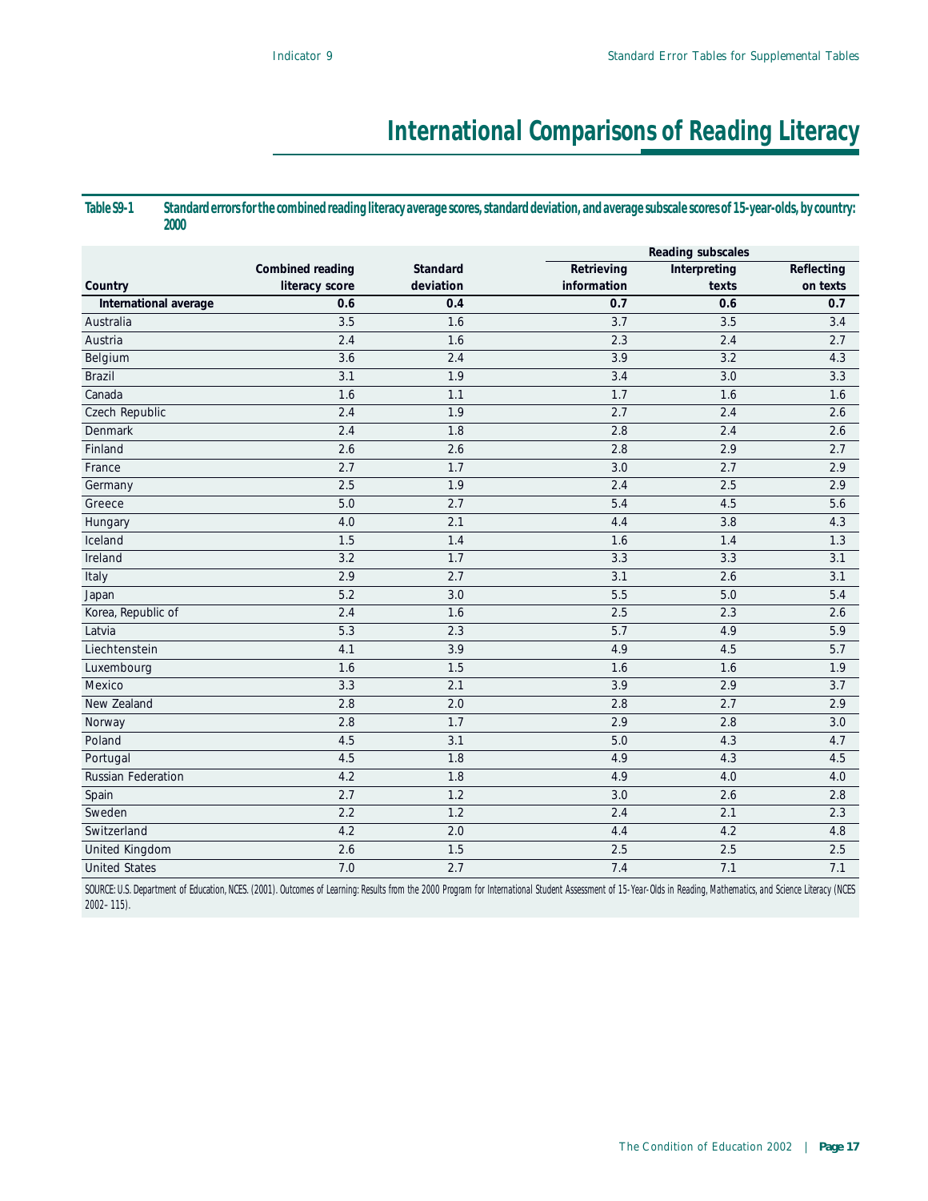# International Comparisons of Reading Literacy

**Table S9-1 Standard errors for the combined reading literacy average scores, standard deviation, and average subscale scores of 15-year-olds, by country: 2000**

| | | | Reading subscales | | |
|---|---|---|---|---|---|
| Country | Combined reading literacy score | Standard deviation | Retrieving information | Interpreting texts | Reflecting on texts |
| **International average** | **0.6** | **0.4** | **0.7** | **0.6** | **0.7** |
| Australia | 3.5 | 1.6 | 3.7 | 3.5 | 3.4 |
| Austria | 2.4 | 1.6 | 2.3 | 2.4 | 2.7 |
| Belgium | 3.6 | 2.4 | 3.9 | 3.2 | 4.3 |
| Brazil | 3.1 | 1.9 | 3.4 | 3.0 | 3.3 |
| Canada | 1.6 | 1.1 | 1.7 | 1.6 | 1.6 |
| Czech Republic | 2.4 | 1.9 | 2.7 | 2.4 | 2.6 |
| Denmark | 2.4 | 1.8 | 2.8 | 2.4 | 2.6 |
| Finland | 2.6 | 2.6 | 2.8 | 2.9 | 2.7 |
| France | 2.7 | 1.7 | 3.0 | 2.7 | 2.9 |
| Germany | 2.5 | 1.9 | 2.4 | 2.5 | 2.9 |
| Greece | 5.0 | 2.7 | 5.4 | 4.5 | 5.6 |
| Hungary | 4.0 | 2.1 | 4.4 | 3.8 | 4.3 |
| Iceland | 1.5 | 1.4 | 1.6 | 1.4 | 1.3 |
| Ireland | 3.2 | 1.7 | 3.3 | 3.3 | 3.1 |
| Italy | 2.9 | 2.7 | 3.1 | 2.6 | 3.1 |
| Japan | 5.2 | 3.0 | 5.5 | 5.0 | 5.4 |
| Korea, Republic of | 2.4 | 1.6 | 2.5 | 2.3 | 2.6 |
| Latvia | 5.3 | 2.3 | 5.7 | 4.9 | 5.9 |
| Liechtenstein | 4.1 | 3.9 | 4.9 | 4.5 | 5.7 |
| Luxembourg | 1.6 | 1.5 | 1.6 | 1.6 | 1.9 |
| Mexico | 3.3 | 2.1 | 3.9 | 2.9 | 3.7 |
| New Zealand | 2.8 | 2.0 | 2.8 | 2.7 | 2.9 |
| Norway | 2.8 | 1.7 | 2.9 | 2.8 | 3.0 |
| Poland | 4.5 | 3.1 | 5.0 | 4.3 | 4.7 |
| Portugal | 4.5 | 1.8 | 4.9 | 4.3 | 4.5 |
| Russian Federation | 4.2 | 1.8 | 4.9 | 4.0 | 4.0 |
| Spain | 2.7 | 1.2 | 3.0 | 2.6 | 2.8 |
| Sweden | 2.2 | 1.2 | 2.4 | 2.1 | 2.3 |
| Switzerland | 4.2 | 2.0 | 4.4 | 4.2 | 4.8 |
| United Kingdom | 2.6 | 1.5 | 2.5 | 2.5 | 2.5 |
| United States | 7.0 | 2.7 | 7.4 | 7.1 | 7.1 |

SOURCE: U.S. Department of Education, NCES. (2001). *Outcomes of Learning: Results from the 2000 Program for International Student Assessment of 15-Year-Olds in Reading, Mathematics, and Science Literacy* (NCES 2002–115).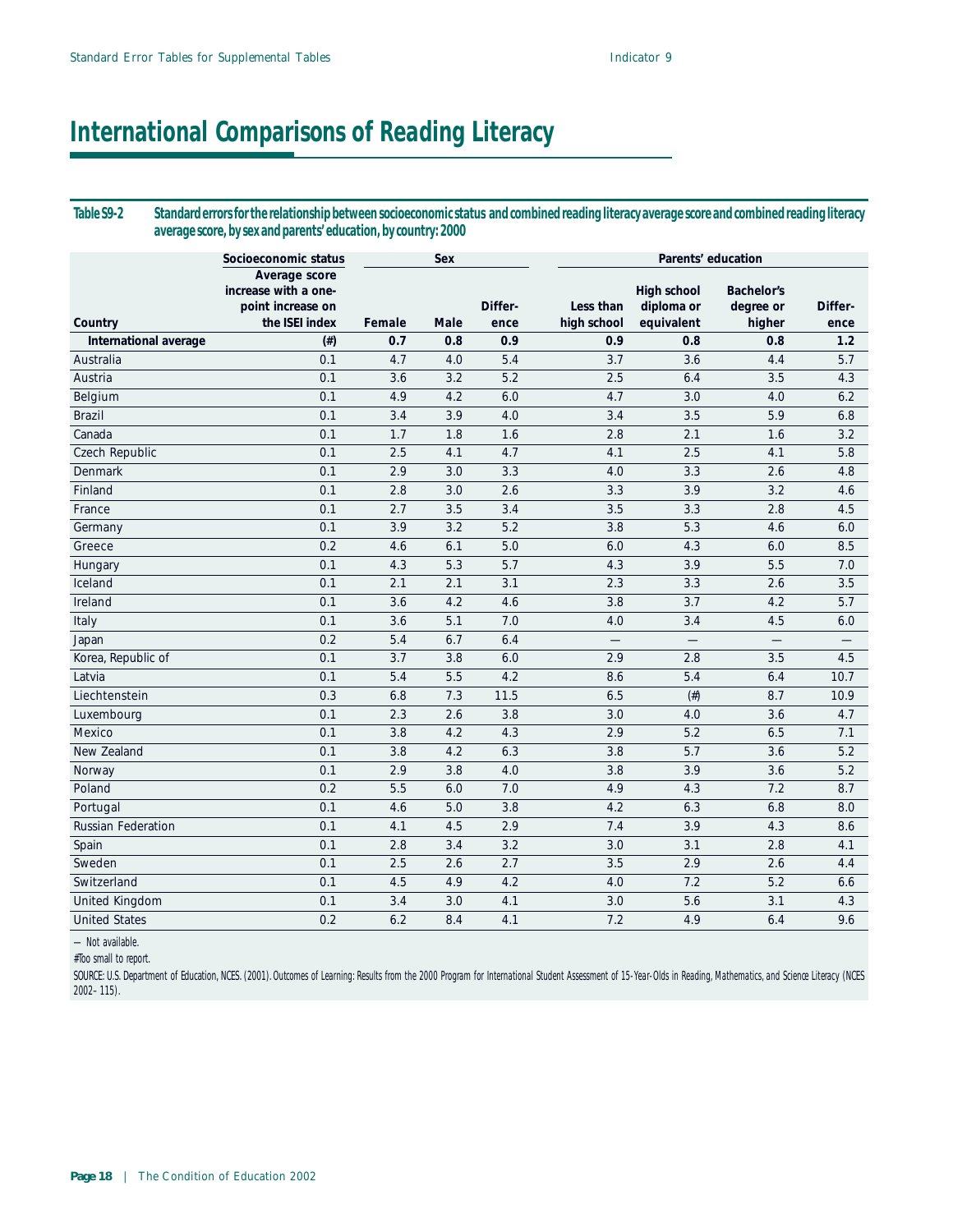# International Comparisons of Reading Literacy

**Table S9-2 Standard errors for the relationship between socioeconomic status and combined reading literacy average score and combined reading literacy average score, by sex and parents' education, by country: 2000**

| Country | Socioeconomic status | Sex | | | Parents' education | | | |
|---|---|---|---|---|---|---|---|---|
| | Average score increase with a one-point increase on the ISEI index | Female | Male | Difference | Less than high school | High school diploma or equivalent | Bachelor's degree or higher | Difference |
| **International average** | **(#)** | **0.7** | **0.8** | **0.9** | **0.9** | **0.8** | **0.8** | **1.2** |
| Australia | 0.1 | 4.7 | 4.0 | 5.4 | 3.7 | 3.6 | 4.4 | 5.7 |
| Austria | 0.1 | 3.6 | 3.2 | 5.2 | 2.5 | 6.4 | 3.5 | 4.3 |
| Belgium | 0.1 | 4.9 | 4.2 | 6.0 | 4.7 | 3.0 | 4.0 | 6.2 |
| Brazil | 0.1 | 3.4 | 3.9 | 4.0 | 3.4 | 3.5 | 5.9 | 6.8 |
| Canada | 0.1 | 1.7 | 1.8 | 1.6 | 2.8 | 2.1 | 1.6 | 3.2 |
| Czech Republic | 0.1 | 2.5 | 4.1 | 4.7 | 4.1 | 2.5 | 4.1 | 5.8 |
| Denmark | 0.1 | 2.9 | 3.0 | 3.3 | 4.0 | 3.3 | 2.6 | 4.8 |
| Finland | 0.1 | 2.8 | 3.0 | 2.6 | 3.3 | 3.9 | 3.2 | 4.6 |
| France | 0.1 | 2.7 | 3.5 | 3.4 | 3.5 | 3.3 | 2.8 | 4.5 |
| Germany | 0.1 | 3.9 | 3.2 | 5.2 | 3.8 | 5.3 | 4.6 | 6.0 |
| Greece | 0.2 | 4.6 | 6.1 | 5.0 | 6.0 | 4.3 | 6.0 | 8.5 |
| Hungary | 0.1 | 4.3 | 5.3 | 5.7 | 4.3 | 3.9 | 5.5 | 7.0 |
| Iceland | 0.1 | 2.1 | 2.1 | 3.1 | 2.3 | 3.3 | 2.6 | 3.5 |
| Ireland | 0.1 | 3.6 | 4.2 | 4.6 | 3.8 | 3.7 | 4.2 | 5.7 |
| Italy | 0.1 | 3.6 | 5.1 | 7.0 | 4.0 | 3.4 | 4.5 | 6.0 |
| Japan | 0.2 | 5.4 | 6.7 | 6.4 | — | — | — | — |
| Korea, Republic of | 0.1 | 3.7 | 3.8 | 6.0 | 2.9 | 2.8 | 3.5 | 4.5 |
| Latvia | 0.1 | 5.4 | 5.5 | 4.2 | 8.6 | 5.4 | 6.4 | 10.7 |
| Liechtenstein | 0.3 | 6.8 | 7.3 | 11.5 | 6.5 | (#) | 8.7 | 10.9 |
| Luxembourg | 0.1 | 2.3 | 2.6 | 3.8 | 3.0 | 4.0 | 3.6 | 4.7 |
| Mexico | 0.1 | 3.8 | 4.2 | 4.3 | 2.9 | 5.2 | 6.5 | 7.1 |
| New Zealand | 0.1 | 3.8 | 4.2 | 6.3 | 3.8 | 5.7 | 3.6 | 5.2 |
| Norway | 0.1 | 2.9 | 3.8 | 4.0 | 3.8 | 3.9 | 3.6 | 5.2 |
| Poland | 0.2 | 5.5 | 6.0 | 7.0 | 4.9 | 4.3 | 7.2 | 8.7 |
| Portugal | 0.1 | 4.6 | 5.0 | 3.8 | 4.2 | 6.3 | 6.8 | 8.0 |
| Russian Federation | 0.1 | 4.1 | 4.5 | 2.9 | 7.4 | 3.9 | 4.3 | 8.6 |
| Spain | 0.1 | 2.8 | 3.4 | 3.2 | 3.0 | 3.1 | 2.8 | 4.1 |
| Sweden | 0.1 | 2.5 | 2.6 | 2.7 | 3.5 | 2.9 | 2.6 | 4.4 |
| Switzerland | 0.1 | 4.5 | 4.9 | 4.2 | 4.0 | 7.2 | 5.2 | 6.6 |
| United Kingdom | 0.1 | 3.4 | 3.0 | 4.1 | 3.0 | 5.6 | 3.1 | 4.3 |
| United States | 0.2 | 6.2 | 8.4 | 4.1 | 7.2 | 4.9 | 6.4 | 9.6 |

— Not available.

#Too small to report.

SOURCE: U.S. Department of Education, NCES. (2001). Outcomes of Learning: Results from the 2000 Program for International Student Assessment of 15-Year-Olds in Reading, Mathematics, and Science Literacy (NCES 2002–115).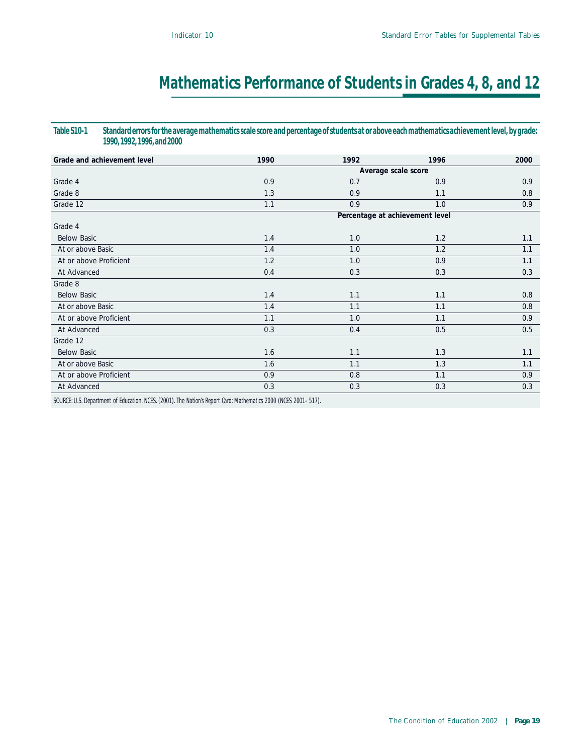# Mathematics Performance of Students in Grades 4, 8, and 12

**Table S10-1 Standard errors for the average mathematics scale score and percentage of students at or above each mathematics achievement level, by grade: 1990, 1992, 1996, and 2000**

| Grade and achievement level | 1990 | 1992 | 1996 | 2000 |
|---|---|---|---|---|
| | | Average scale score | | |
| Grade 4 | 0.9 | 0.7 | 0.9 | 0.9 |
| Grade 8 | 1.3 | 0.9 | 1.1 | 0.8 |
| Grade 12 | 1.1 | 0.9 | 1.0 | 0.9 |
| | | Percentage at achievement level | | |
| Grade 4 | | | | |
| Below Basic | 1.4 | 1.0 | 1.2 | 1.1 |
| At or above Basic | 1.4 | 1.0 | 1.2 | 1.1 |
| At or above Proficient | 1.2 | 1.0 | 0.9 | 1.1 |
| At Advanced | 0.4 | 0.3 | 0.3 | 0.3 |
| Grade 8 | | | | |
| Below Basic | 1.4 | 1.1 | 1.1 | 0.8 |
| At or above Basic | 1.4 | 1.1 | 1.1 | 0.8 |
| At or above Proficient | 1.1 | 1.0 | 1.1 | 0.9 |
| At Advanced | 0.3 | 0.4 | 0.5 | 0.5 |
| Grade 12 | | | | |
| Below Basic | 1.6 | 1.1 | 1.3 | 1.1 |
| At or above Basic | 1.6 | 1.1 | 1.3 | 1.1 |
| At or above Proficient | 0.9 | 0.8 | 1.1 | 0.9 |
| At Advanced | 0.3 | 0.3 | 0.3 | 0.3 |

SOURCE: U.S. Department of Education, NCES. (2001). *The Nation's Report Card: Mathematics 2000* (NCES 2001–517).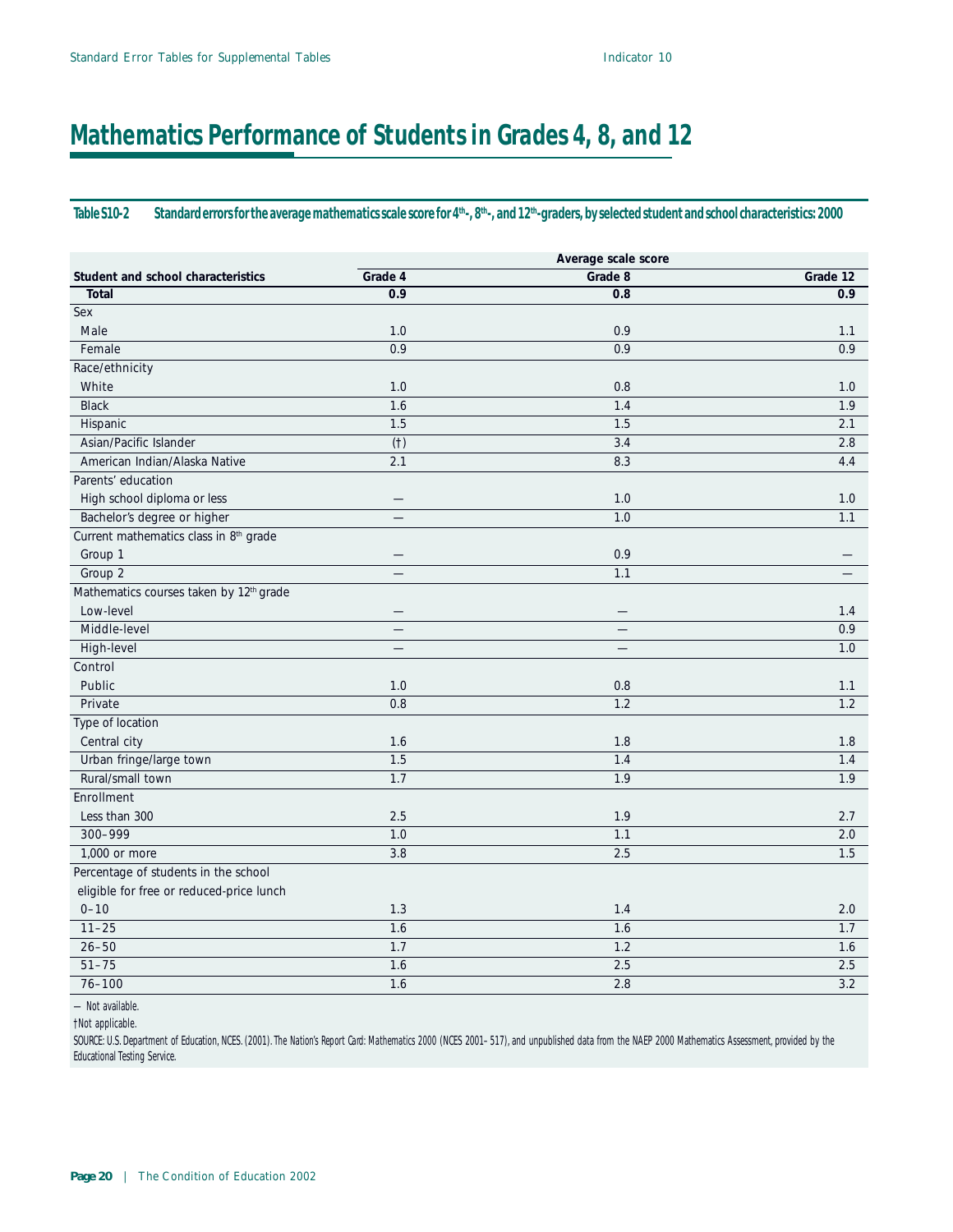# Mathematics Performance of Students in Grades 4, 8, and 12

**Table S10-2 Standard errors for the average mathematics scale score for 4th-, 8th-, and 12th-graders, by selected student and school characteristics: 2000**

| Student and school characteristics | Average scale score | | |
|---|---|---|---|
| | Grade 4 | Grade 8 | Grade 12 |
| **Total** | **0.9** | **0.8** | **0.9** |
| Sex | | | |
| Male | 1.0 | 0.9 | 1.1 |
| Female | 0.9 | 0.9 | 0.9 |
| Race/ethnicity | | | |
| White | 1.0 | 0.8 | 1.0 |
| Black | 1.6 | 1.4 | 1.9 |
| Hispanic | 1.5 | 1.5 | 2.1 |
| Asian/Pacific Islander | (†) | 3.4 | 2.8 |
| American Indian/Alaska Native | 2.1 | 8.3 | 4.4 |
| Parents' education | | | |
| High school diploma or less | — | 1.0 | 1.0 |
| Bachelor's degree or higher | — | 1.0 | 1.1 |
| Current mathematics class in 8th grade | | | |
| Group 1 | — | 0.9 | — |
| Group 2 | — | 1.1 | — |
| Mathematics courses taken by 12th grade | | | |
| Low-level | — | — | 1.4 |
| Middle-level | — | — | 0.9 |
| High-level | — | — | 1.0 |
| Control | | | |
| Public | 1.0 | 0.8 | 1.1 |
| Private | 0.8 | 1.2 | 1.2 |
| Type of location | | | |
| Central city | 1.6 | 1.8 | 1.8 |
| Urban fringe/large town | 1.5 | 1.4 | 1.4 |
| Rural/small town | 1.7 | 1.9 | 1.9 |
| Enrollment | | | |
| Less than 300 | 2.5 | 1.9 | 2.7 |
| 300–999 | 1.0 | 1.1 | 2.0 |
| 1,000 or more | 3.8 | 2.5 | 1.5 |
| Percentage of students in the school eligible for free or reduced-price lunch | | | |
| 0–10 | 1.3 | 1.4 | 2.0 |
| 11–25 | 1.6 | 1.6 | 1.7 |
| 26–50 | 1.7 | 1.2 | 1.6 |
| 51–75 | 1.6 | 2.5 | 2.5 |
| 76–100 | 1.6 | 2.8 | 3.2 |

— Not available.

†Not applicable.

SOURCE: U.S. Department of Education, NCES. (2001). The Nation's Report Card: Mathematics 2000 (NCES 2001–517), and unpublished data from the NAEP 2000 Mathematics Assessment, provided by the Educational Testing Service.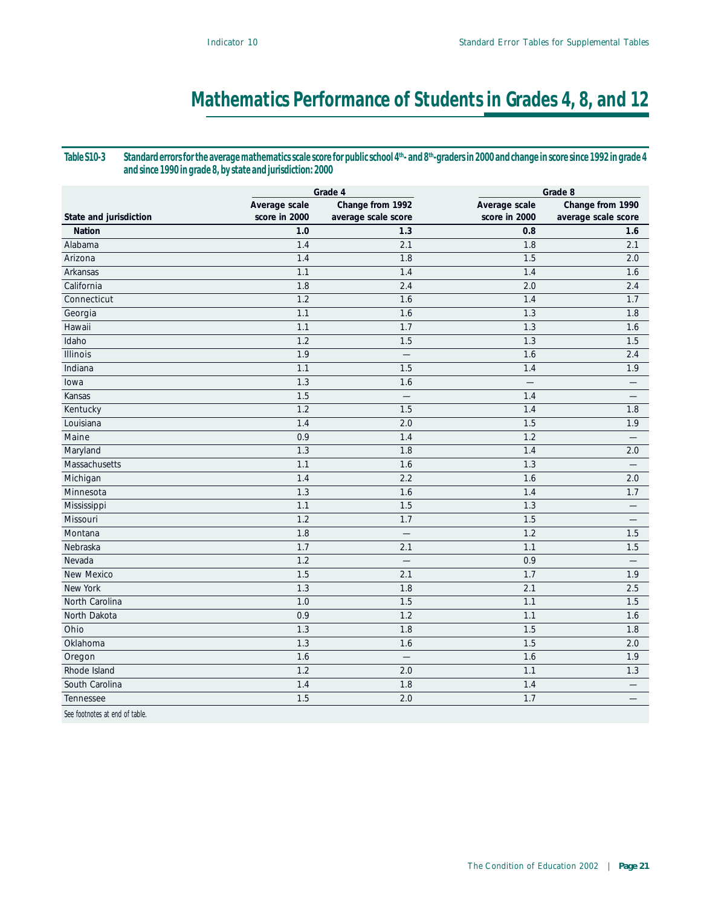# Mathematics Performance of Students in Grades 4, 8, and 12

**Table S10-3 Standard errors for the average mathematics scale score for public school 4th- and 8th-graders in 2000 and change in score since 1992 in grade 4 and since 1990 in grade 8, by state and jurisdiction: 2000**

| State and jurisdiction | Grade 4: Average scale score in 2000 | Grade 4: Change from 1992 average scale score | Grade 8: Average scale score in 2000 | Grade 8: Change from 1990 average scale score |
|---|---|---|---|---|
| **Nation** | **1.0** | **1.3** | **0.8** | **1.6** |
| Alabama | 1.4 | 2.1 | 1.8 | 2.1 |
| Arizona | 1.4 | 1.8 | 1.5 | 2.0 |
| Arkansas | 1.1 | 1.4 | 1.4 | 1.6 |
| California | 1.8 | 2.4 | 2.0 | 2.4 |
| Connecticut | 1.2 | 1.6 | 1.4 | 1.7 |
| Georgia | 1.1 | 1.6 | 1.3 | 1.8 |
| Hawaii | 1.1 | 1.7 | 1.3 | 1.6 |
| Idaho | 1.2 | 1.5 | 1.3 | 1.5 |
| Illinois | 1.9 | — | 1.6 | 2.4 |
| Indiana | 1.1 | 1.5 | 1.4 | 1.9 |
| Iowa | 1.3 | 1.6 | — | — |
| Kansas | 1.5 | — | 1.4 | — |
| Kentucky | 1.2 | 1.5 | 1.4 | 1.8 |
| Louisiana | 1.4 | 2.0 | 1.5 | 1.9 |
| Maine | 0.9 | 1.4 | 1.2 | — |
| Maryland | 1.3 | 1.8 | 1.4 | 2.0 |
| Massachusetts | 1.1 | 1.6 | 1.3 | — |
| Michigan | 1.4 | 2.2 | 1.6 | 2.0 |
| Minnesota | 1.3 | 1.6 | 1.4 | 1.7 |
| Mississippi | 1.1 | 1.5 | 1.3 | — |
| Missouri | 1.2 | 1.7 | 1.5 | — |
| Montana | 1.8 | — | 1.2 | 1.5 |
| Nebraska | 1.7 | 2.1 | 1.1 | 1.5 |
| Nevada | 1.2 | — | 0.9 | — |
| New Mexico | 1.5 | 2.1 | 1.7 | 1.9 |
| New York | 1.3 | 1.8 | 2.1 | 2.5 |
| North Carolina | 1.0 | 1.5 | 1.1 | 1.5 |
| North Dakota | 0.9 | 1.2 | 1.1 | 1.6 |
| Ohio | 1.3 | 1.8 | 1.5 | 1.8 |
| Oklahoma | 1.3 | 1.6 | 1.5 | 2.0 |
| Oregon | 1.6 | — | 1.6 | 1.9 |
| Rhode Island | 1.2 | 2.0 | 1.1 | 1.3 |
| South Carolina | 1.4 | 1.8 | 1.4 | — |
| Tennessee | 1.5 | 2.0 | 1.7 | — |

See footnotes at end of table.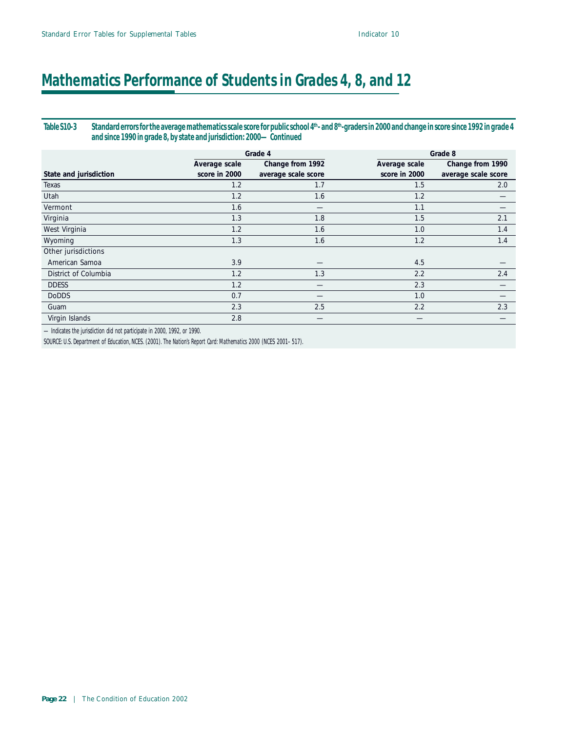# Mathematics Performance of Students in Grades 4, 8, and 12

**Table S10-3 Standard errors for the average mathematics scale score for public school 4th- and 8th-graders in 2000 and change in score since 1992 in grade 4 and since 1990 in grade 8, by state and jurisdiction: 2000—Continued**

| | Grade 4 | | Grade 8 | |
|---|---|---|---|---|
| State and jurisdiction | Average scale score in 2000 | Change from 1992 average scale score | Average scale score in 2000 | Change from 1990 average scale score |
| Texas | 1.2 | 1.7 | 1.5 | 2.0 |
| Utah | 1.2 | 1.6 | 1.2 | — |
| Vermont | 1.6 | — | 1.1 | — |
| Virginia | 1.3 | 1.8 | 1.5 | 2.1 |
| West Virginia | 1.2 | 1.6 | 1.0 | 1.4 |
| Wyoming | 1.3 | 1.6 | 1.2 | 1.4 |
| Other jurisdictions | | | | |
| American Samoa | 3.9 | — | 4.5 | — |
| District of Columbia | 1.2 | 1.3 | 2.2 | 2.4 |
| DDESS | 1.2 | — | 2.3 | — |
| DoDDS | 0.7 | — | 1.0 | — |
| Guam | 2.3 | 2.5 | 2.2 | 2.3 |
| Virgin Islands | 2.8 | — | — | — |

— Indicates the jurisdiction did not participate in 2000, 1992, or 1990.

SOURCE: U.S. Department of Education, NCES. (2001). *The Nation's Report Card: Mathematics 2000* (NCES 2001–517).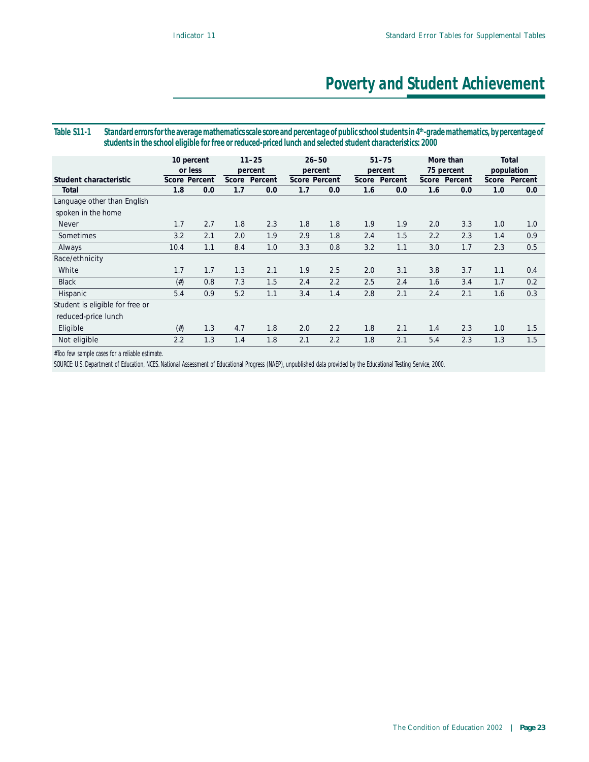# Poverty and Student Achievement

**Table S11-1 Standard errors for the average mathematics scale score and percentage of public school students in 4th-grade mathematics, by percentage of students in the school eligible for free or reduced-priced lunch and selected student characteristics: 2000**

| Student characteristic | 10 percent or less | | 11–25 percent | | 26–50 percent | | 51–75 percent | | More than 75 percent | | Total population | |
|---|---|---|---|---|---|---|---|---|---|---|---|---|
| | Score | Percent | Score | Percent | Score | Percent | Score | Percent | Score | Percent | Score | Percent |
| **Total** | **1.8** | **0.0** | **1.7** | **0.0** | **1.7** | **0.0** | **1.6** | **0.0** | **1.6** | **0.0** | **1.0** | **0.0** |
| Language other than English spoken in the home | | | | | | | | | | | | |
| Never | 1.7 | 2.7 | 1.8 | 2.3 | 1.8 | 1.8 | 1.9 | 1.9 | 2.0 | 3.3 | 1.0 | 1.0 |
| Sometimes | 3.2 | 2.1 | 2.0 | 1.9 | 2.9 | 1.8 | 2.4 | 1.5 | 2.2 | 2.3 | 1.4 | 0.9 |
| Always | 10.4 | 1.1 | 8.4 | 1.0 | 3.3 | 0.8 | 3.2 | 1.1 | 3.0 | 1.7 | 2.3 | 0.5 |
| Race/ethnicity | | | | | | | | | | | | |
| White | 1.7 | 1.7 | 1.3 | 2.1 | 1.9 | 2.5 | 2.0 | 3.1 | 3.8 | 3.7 | 1.1 | 0.4 |
| Black | (#) | 0.8 | 7.3 | 1.5 | 2.4 | 2.2 | 2.5 | 2.4 | 1.6 | 3.4 | 1.7 | 0.2 |
| Hispanic | 5.4 | 0.9 | 5.2 | 1.1 | 3.4 | 1.4 | 2.8 | 2.1 | 2.4 | 2.1 | 1.6 | 0.3 |
| Student is eligible for free or reduced-price lunch | | | | | | | | | | | | |
| Eligible | (#) | 1.3 | 4.7 | 1.8 | 2.0 | 2.2 | 1.8 | 2.1 | 1.4 | 2.3 | 1.0 | 1.5 |
| Not eligible | 2.2 | 1.3 | 1.4 | 1.8 | 2.1 | 2.2 | 1.8 | 2.1 | 5.4 | 2.3 | 1.3 | 1.5 |

#Too few sample cases for a reliable estimate.

SOURCE: U.S. Department of Education, NCES. National Assessment of Educational Progress (NAEP), unpublished data provided by the Educational Testing Service, 2000.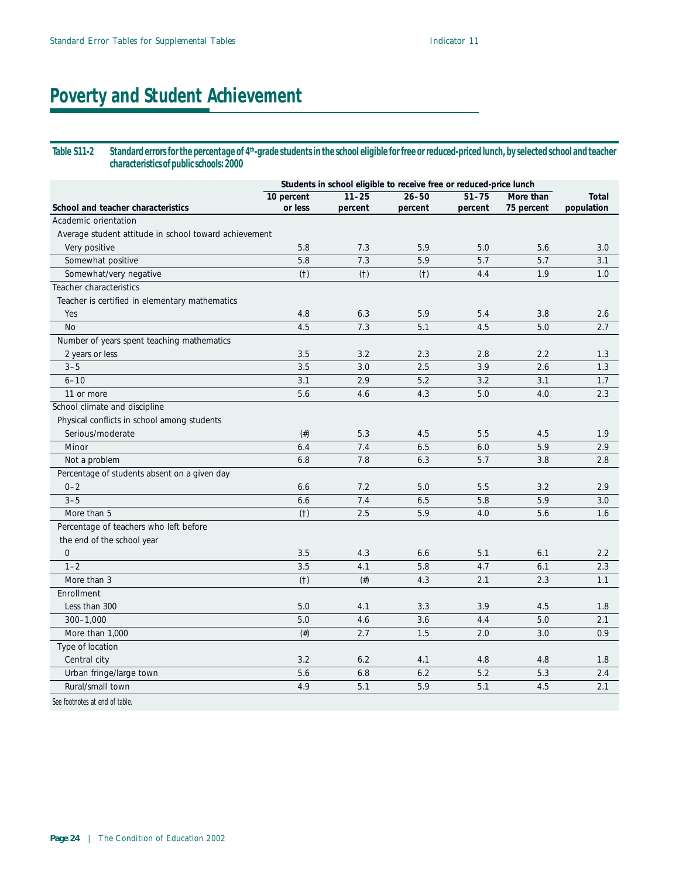# Poverty and Student Achievement

**Table S11-2 Standard errors for the percentage of 4th-grade students in the school eligible for free or reduced-priced lunch, by selected school and teacher characteristics of public schools: 2000**

| School and teacher characteristics | Students in school eligible to receive free or reduced-price lunch: 10 percent or less | 11–25 percent | 26–50 percent | 51–75 percent | More than 75 percent | Total population |
|---|---|---|---|---|---|---|
| Academic orientation | | | | | | |
| Average student attitude in school toward achievement | | | | | | |
| Very positive | 5.8 | 7.3 | 5.9 | 5.0 | 5.6 | 3.0 |
| Somewhat positive | 5.8 | 7.3 | 5.9 | 5.7 | 5.7 | 3.1 |
| Somewhat/very negative | (†) | (†) | (†) | 4.4 | 1.9 | 1.0 |
| Teacher characteristics | | | | | | |
| Teacher is certified in elementary mathematics | | | | | | |
| Yes | 4.8 | 6.3 | 5.9 | 5.4 | 3.8 | 2.6 |
| No | 4.5 | 7.3 | 5.1 | 4.5 | 5.0 | 2.7 |
| Number of years spent teaching mathematics | | | | | | |
| 2 years or less | 3.5 | 3.2 | 2.3 | 2.8 | 2.2 | 1.3 |
| 3–5 | 3.5 | 3.0 | 2.5 | 3.9 | 2.6 | 1.3 |
| 6–10 | 3.1 | 2.9 | 5.2 | 3.2 | 3.1 | 1.7 |
| 11 or more | 5.6 | 4.6 | 4.3 | 5.0 | 4.0 | 2.3 |
| School climate and discipline | | | | | | |
| Physical conflicts in school among students | | | | | | |
| Serious/moderate | (#) | 5.3 | 4.5 | 5.5 | 4.5 | 1.9 |
| Minor | 6.4 | 7.4 | 6.5 | 6.0 | 5.9 | 2.9 |
| Not a problem | 6.8 | 7.8 | 6.3 | 5.7 | 3.8 | 2.8 |
| Percentage of students absent on a given day | | | | | | |
| 0–2 | 6.6 | 7.2 | 5.0 | 5.5 | 3.2 | 2.9 |
| 3–5 | 6.6 | 7.4 | 6.5 | 5.8 | 5.9 | 3.0 |
| More than 5 | (†) | 2.5 | 5.9 | 4.0 | 5.6 | 1.6 |
| Percentage of teachers who left before the end of the school year | | | | | | |
| 0 | 3.5 | 4.3 | 6.6 | 5.1 | 6.1 | 2.2 |
| 1–2 | 3.5 | 4.1 | 5.8 | 4.7 | 6.1 | 2.3 |
| More than 3 | (†) | (#) | 4.3 | 2.1 | 2.3 | 1.1 |
| Enrollment | | | | | | |
| Less than 300 | 5.0 | 4.1 | 3.3 | 3.9 | 4.5 | 1.8 |
| 300–1,000 | 5.0 | 4.6 | 3.6 | 4.4 | 5.0 | 2.1 |
| More than 1,000 | (#) | 2.7 | 1.5 | 2.0 | 3.0 | 0.9 |
| Type of location | | | | | | |
| Central city | 3.2 | 6.2 | 4.1 | 4.8 | 4.8 | 1.8 |
| Urban fringe/large town | 5.6 | 6.8 | 6.2 | 5.2 | 5.3 | 2.4 |
| Rural/small town | 4.9 | 5.1 | 5.9 | 5.1 | 4.5 | 2.1 |

See footnotes at end of table.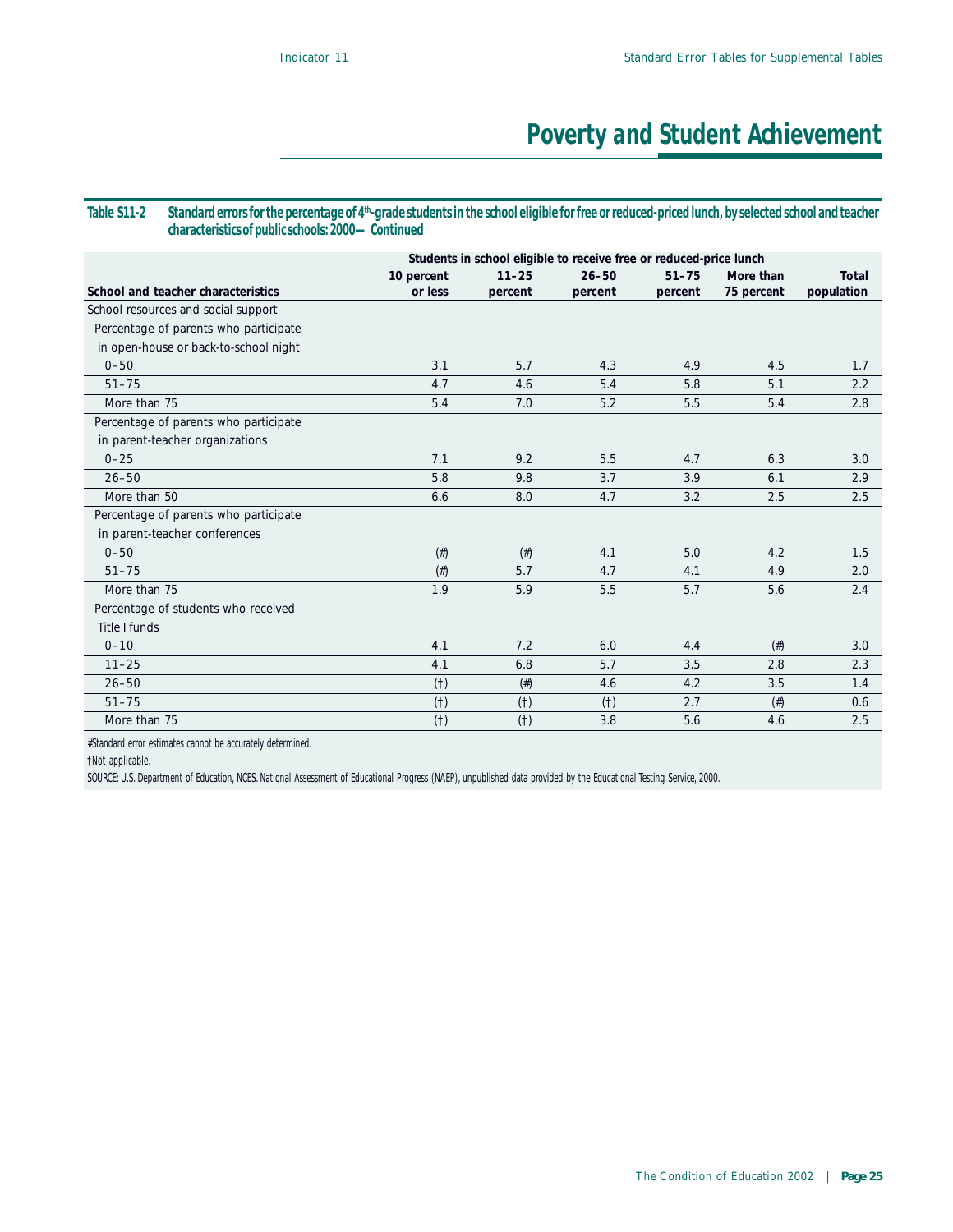## Poverty and Student Achievement

**Table S11-2 Standard errors for the percentage of 4th-grade students in the school eligible for free or reduced-priced lunch, by selected school and teacher characteristics of public schools: 2000—Continued**

| School and teacher characteristics | Students in school eligible to receive free or reduced-price lunch: 10 percent or less | 11–25 percent | 26–50 percent | 51–75 percent | More than 75 percent | Total population |
|---|---|---|---|---|---|---|
| School resources and social support | | | | | | |
| Percentage of parents who participate in open-house or back-to-school night | | | | | | |
| 0–50 | 3.1 | 5.7 | 4.3 | 4.9 | 4.5 | 1.7 |
| 51–75 | 4.7 | 4.6 | 5.4 | 5.8 | 5.1 | 2.2 |
| More than 75 | 5.4 | 7.0 | 5.2 | 5.5 | 5.4 | 2.8 |
| Percentage of parents who participate in parent-teacher organizations | | | | | | |
| 0–25 | 7.1 | 9.2 | 5.5 | 4.7 | 6.3 | 3.0 |
| 26–50 | 5.8 | 9.8 | 3.7 | 3.9 | 6.1 | 2.9 |
| More than 50 | 6.6 | 8.0 | 4.7 | 3.2 | 2.5 | 2.5 |
| Percentage of parents who participate in parent-teacher conferences | | | | | | |
| 0–50 | (#) | (#) | 4.1 | 5.0 | 4.2 | 1.5 |
| 51–75 | (#) | 5.7 | 4.7 | 4.1 | 4.9 | 2.0 |
| More than 75 | 1.9 | 5.9 | 5.5 | 5.7 | 5.6 | 2.4 |
| Percentage of students who received Title I funds | | | | | | |
| 0–10 | 4.1 | 7.2 | 6.0 | 4.4 | (#) | 3.0 |
| 11–25 | 4.1 | 6.8 | 5.7 | 3.5 | 2.8 | 2.3 |
| 26–50 | (†) | (#) | 4.6 | 4.2 | 3.5 | 1.4 |
| 51–75 | (†) | (†) | (†) | 2.7 | (#) | 0.6 |
| More than 75 | (†) | (†) | 3.8 | 5.6 | 4.6 | 2.5 |

#Standard error estimates cannot be accurately determined.

†Not applicable.

SOURCE: U.S. Department of Education, NCES. National Assessment of Educational Progress (NAEP), unpublished data provided by the Educational Testing Service, 2000.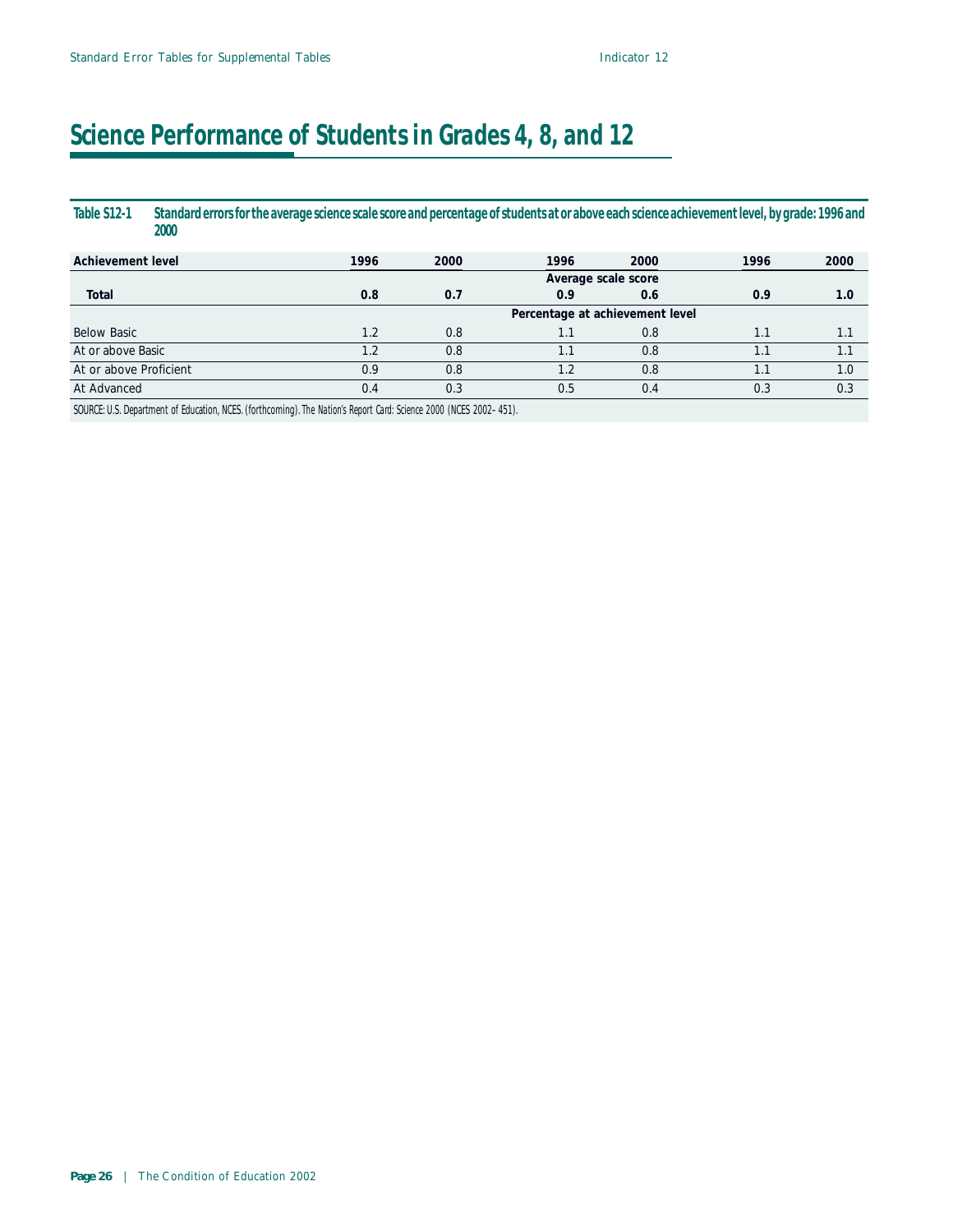# Science Performance of Students in Grades 4, 8, and 12

**Table S12-1 Standard errors for the average science scale score and percentage of students at or above each science achievement level, by grade: 1996 and 2000**

| Achievement level | 1996 | 2000 | 1996 | 2000 | 1996 | 2000 |
|---|---|---|---|---|---|---|
| | | | Average scale score | | | |
| **Total** | **0.8** | **0.7** | **0.9** | **0.6** | **0.9** | **1.0** |
| | | | Percentage at achievement level | | | |
| Below Basic | 1.2 | 0.8 | 1.1 | 0.8 | 1.1 | 1.1 |
| At or above Basic | 1.2 | 0.8 | 1.1 | 0.8 | 1.1 | 1.1 |
| At or above Proficient | 0.9 | 0.8 | 1.2 | 0.8 | 1.1 | 1.0 |
| At Advanced | 0.4 | 0.3 | 0.5 | 0.4 | 0.3 | 0.3 |

SOURCE: U.S. Department of Education, NCES. (forthcoming). *The Nation's Report Card: Science 2000* (NCES 2002–451).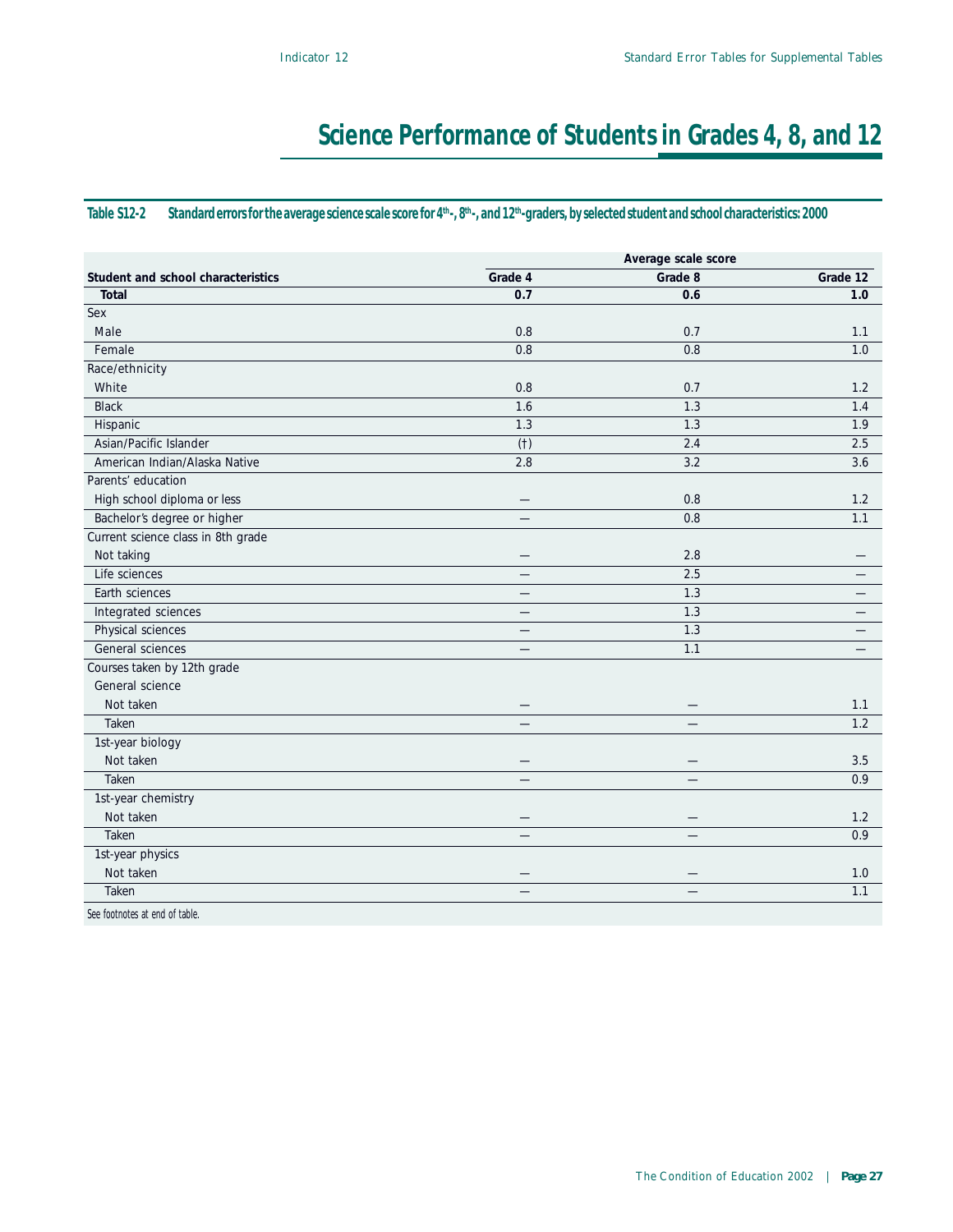# Science Performance of Students in Grades 4, 8, and 12

**Table S12-2 Standard errors for the average science scale score for 4th-, 8th-, and 12th-graders, by selected student and school characteristics: 2000**

| Student and school characteristics | Average scale score | | |
|---|---|---|---|
| | Grade 4 | Grade 8 | Grade 12 |
| **Total** | **0.7** | **0.6** | **1.0** |
| Sex | | | |
| Male | 0.8 | 0.7 | 1.1 |
| Female | 0.8 | 0.8 | 1.0 |
| Race/ethnicity | | | |
| White | 0.8 | 0.7 | 1.2 |
| Black | 1.6 | 1.3 | 1.4 |
| Hispanic | 1.3 | 1.3 | 1.9 |
| Asian/Pacific Islander | (†) | 2.4 | 2.5 |
| American Indian/Alaska Native | 2.8 | 3.2 | 3.6 |
| Parents' education | | | |
| High school diploma or less | — | 0.8 | 1.2 |
| Bachelor's degree or higher | — | 0.8 | 1.1 |
| Current science class in 8th grade | | | |
| Not taking | — | 2.8 | — |
| Life sciences | — | 2.5 | — |
| Earth sciences | — | 1.3 | — |
| Integrated sciences | — | 1.3 | — |
| Physical sciences | — | 1.3 | — |
| General sciences | — | 1.1 | — |
| Courses taken by 12th grade | | | |
| General science | | | |
| Not taken | — | — | 1.1 |
| Taken | — | — | 1.2 |
| 1st-year biology | | | |
| Not taken | — | — | 3.5 |
| Taken | — | — | 0.9 |
| 1st-year chemistry | | | |
| Not taken | — | — | 1.2 |
| Taken | — | — | 0.9 |
| 1st-year physics | | | |
| Not taken | — | — | 1.0 |
| Taken | — | — | 1.1 |

See footnotes at end of table.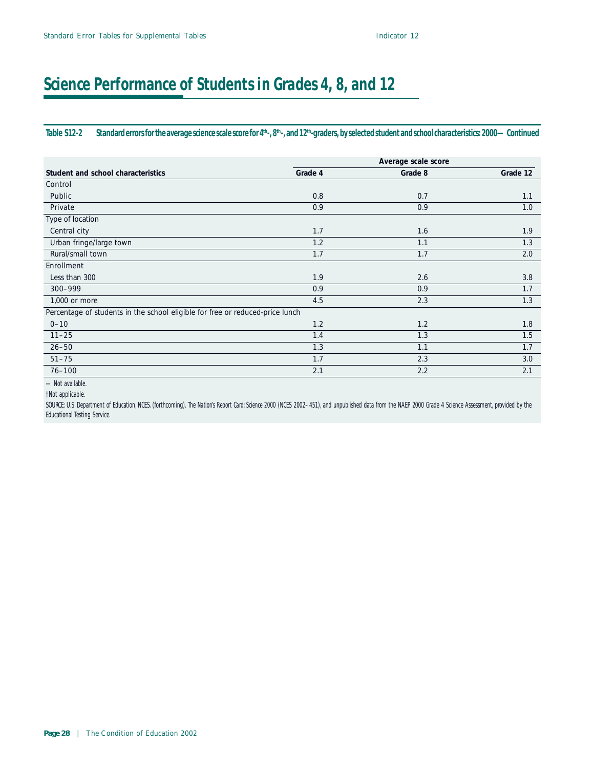# Science Performance of Students in Grades 4, 8, and 12

**Table S12-2 Standard errors for the average science scale score for 4th-, 8th-, and 12th-graders, by selected student and school characteristics: 2000—Continued**

| Student and school characteristics | Average scale score | | |
|---|---|---|---|
| | Grade 4 | Grade 8 | Grade 12 |
| Control | | | |
| Public | 0.8 | 0.7 | 1.1 |
| Private | 0.9 | 0.9 | 1.0 |
| Type of location | | | |
| Central city | 1.7 | 1.6 | 1.9 |
| Urban fringe/large town | 1.2 | 1.1 | 1.3 |
| Rural/small town | 1.7 | 1.7 | 2.0 |
| Enrollment | | | |
| Less than 300 | 1.9 | 2.6 | 3.8 |
| 300–999 | 0.9 | 0.9 | 1.7 |
| 1,000 or more | 4.5 | 2.3 | 1.3 |
| Percentage of students in the school eligible for free or reduced-price lunch | | | |
| 0–10 | 1.2 | 1.2 | 1.8 |
| 11–25 | 1.4 | 1.3 | 1.5 |
| 26–50 | 1.3 | 1.1 | 1.7 |
| 51–75 | 1.7 | 2.3 | 3.0 |
| 76–100 | 2.1 | 2.2 | 2.1 |

— Not available.

†Not applicable.

SOURCE: U.S. Department of Education, NCES. (forthcoming). The Nation's Report Card: Science 2000 (NCES 2002–451), and unpublished data from the NAEP 2000 Grade 4 Science Assessment, provided by the Educational Testing Service.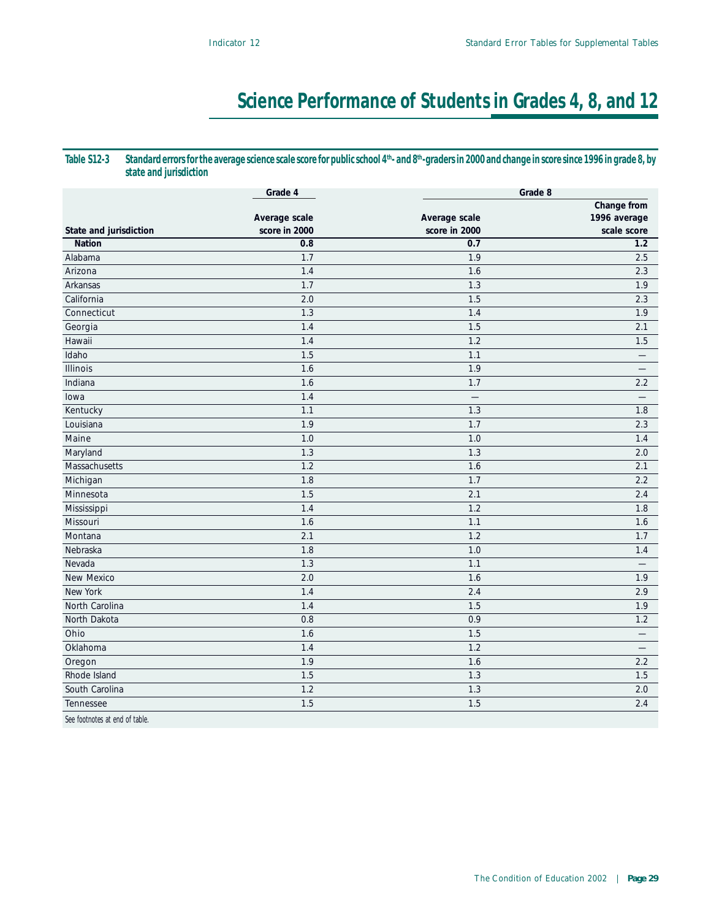# Science Performance of Students in Grades 4, 8, and 12

**Table S12-3 Standard errors for the average science scale score for public school 4th- and 8th-graders in 2000 and change in score since 1996 in grade 8, by state and jurisdiction**

| | Grade 4 | Grade 8 | |
|---|---|---|---|
| State and jurisdiction | Average scale score in 2000 | Average scale score in 2000 | Change from 1996 average scale score |
| **Nation** | **0.8** | **0.7** | **1.2** |
| Alabama | 1.7 | 1.9 | 2.5 |
| Arizona | 1.4 | 1.6 | 2.3 |
| Arkansas | 1.7 | 1.3 | 1.9 |
| California | 2.0 | 1.5 | 2.3 |
| Connecticut | 1.3 | 1.4 | 1.9 |
| Georgia | 1.4 | 1.5 | 2.1 |
| Hawaii | 1.4 | 1.2 | 1.5 |
| Idaho | 1.5 | 1.1 | — |
| Illinois | 1.6 | 1.9 | — |
| Indiana | 1.6 | 1.7 | 2.2 |
| Iowa | 1.4 | — | — |
| Kentucky | 1.1 | 1.3 | 1.8 |
| Louisiana | 1.9 | 1.7 | 2.3 |
| Maine | 1.0 | 1.0 | 1.4 |
| Maryland | 1.3 | 1.3 | 2.0 |
| Massachusetts | 1.2 | 1.6 | 2.1 |
| Michigan | 1.8 | 1.7 | 2.2 |
| Minnesota | 1.5 | 2.1 | 2.4 |
| Mississippi | 1.4 | 1.2 | 1.8 |
| Missouri | 1.6 | 1.1 | 1.6 |
| Montana | 2.1 | 1.2 | 1.7 |
| Nebraska | 1.8 | 1.0 | 1.4 |
| Nevada | 1.3 | 1.1 | — |
| New Mexico | 2.0 | 1.6 | 1.9 |
| New York | 1.4 | 2.4 | 2.9 |
| North Carolina | 1.4 | 1.5 | 1.9 |
| North Dakota | 0.8 | 0.9 | 1.2 |
| Ohio | 1.6 | 1.5 | — |
| Oklahoma | 1.4 | 1.2 | — |
| Oregon | 1.9 | 1.6 | 2.2 |
| Rhode Island | 1.5 | 1.3 | 1.5 |
| South Carolina | 1.2 | 1.3 | 2.0 |
| Tennessee | 1.5 | 1.5 | 2.4 |

*See footnotes at end of table.*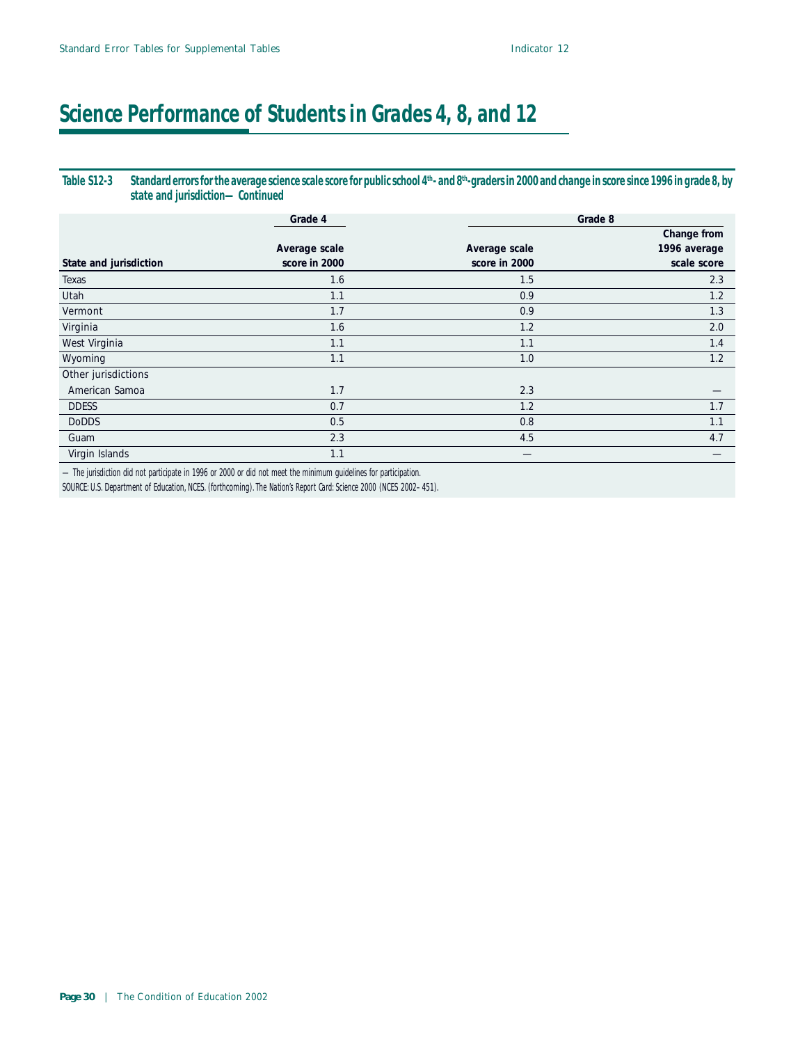# Science Performance of Students in Grades 4, 8, and 12

**Table S12-3 Standard errors for the average science scale score for public school 4th- and 8th-graders in 2000 and change in score since 1996 in grade 8, by state and jurisdiction—Continued**

| State and jurisdiction | Grade 4 | Grade 8 | |
|---|---|---|---|
| | Average scale score in 2000 | Average scale score in 2000 | Change from 1996 average scale score |
| Texas | 1.6 | 1.5 | 2.3 |
| Utah | 1.1 | 0.9 | 1.2 |
| Vermont | 1.7 | 0.9 | 1.3 |
| Virginia | 1.6 | 1.2 | 2.0 |
| West Virginia | 1.1 | 1.1 | 1.4 |
| Wyoming | 1.1 | 1.0 | 1.2 |
| Other jurisdictions | | | |
| American Samoa | 1.7 | 2.3 | — |
| DDESS | 0.7 | 1.2 | 1.7 |
| DoDDS | 0.5 | 0.8 | 1.1 |
| Guam | 2.3 | 4.5 | 4.7 |
| Virgin Islands | 1.1 | — | — |

— The jurisdiction did not participate in 1996 or 2000 or did not meet the minimum guidelines for participation.

SOURCE: U.S. Department of Education, NCES. (forthcoming). The Nation's Report Card: Science 2000 (NCES 2002–451).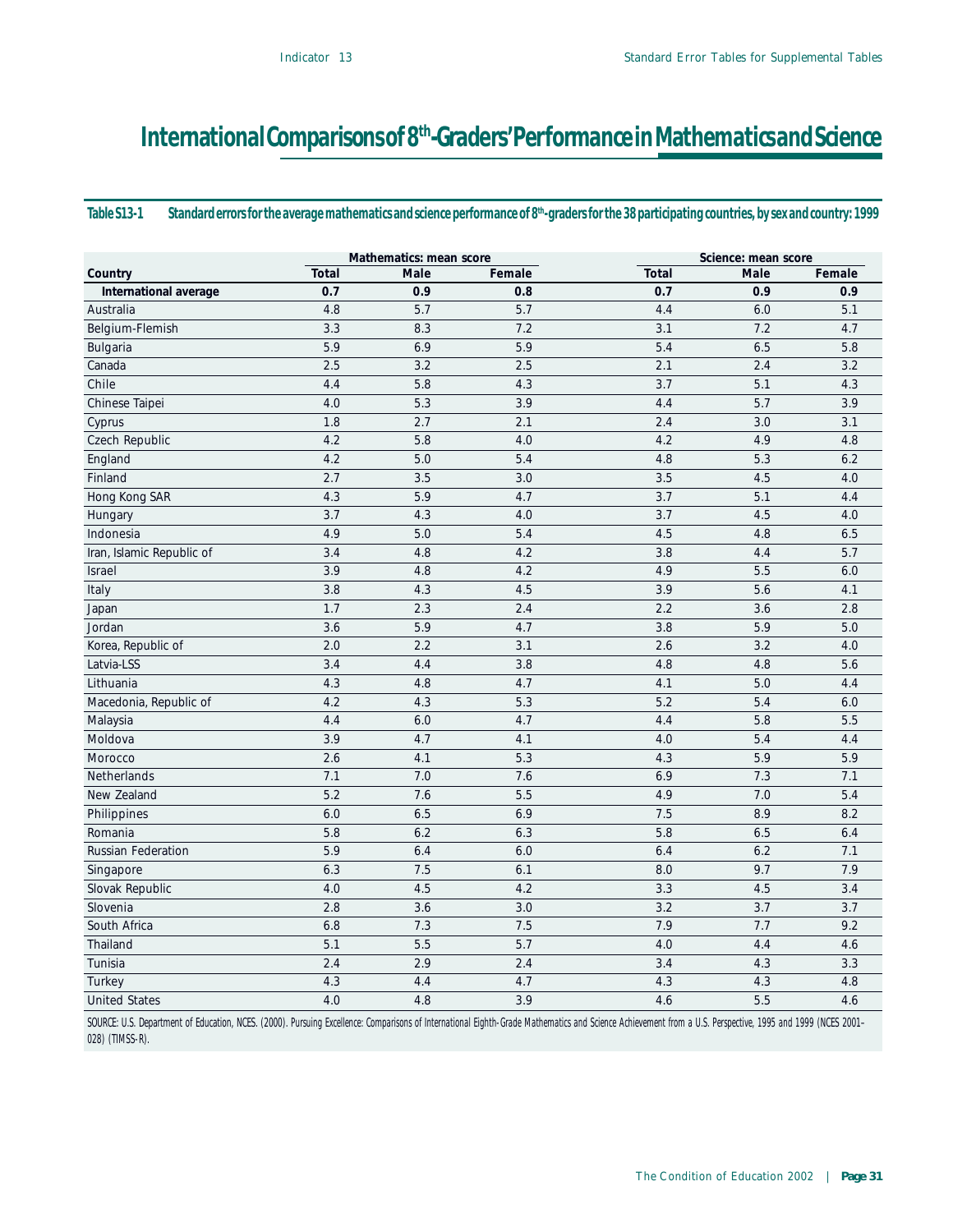# International Comparisons of 8th-Graders' Performance in Mathematics and Science

**Table S13-1 Standard errors for the average mathematics and science performance of 8th-graders for the 38 participating countries, by sex and country: 1999**

| | Mathematics: mean score | | | Science: mean score | | |
|---|---|---|---|---|---|---|
| Country | Total | Male | Female | Total | Male | Female |
| **International average** | **0.7** | **0.9** | **0.8** | **0.7** | **0.9** | **0.9** |
| Australia | 4.8 | 5.7 | 5.7 | 4.4 | 6.0 | 5.1 |
| Belgium-Flemish | 3.3 | 8.3 | 7.2 | 3.1 | 7.2 | 4.7 |
| Bulgaria | 5.9 | 6.9 | 5.9 | 5.4 | 6.5 | 5.8 |
| Canada | 2.5 | 3.2 | 2.5 | 2.1 | 2.4 | 3.2 |
| Chile | 4.4 | 5.8 | 4.3 | 3.7 | 5.1 | 4.3 |
| Chinese Taipei | 4.0 | 5.3 | 3.9 | 4.4 | 5.7 | 3.9 |
| Cyprus | 1.8 | 2.7 | 2.1 | 2.4 | 3.0 | 3.1 |
| Czech Republic | 4.2 | 5.8 | 4.0 | 4.2 | 4.9 | 4.8 |
| England | 4.2 | 5.0 | 5.4 | 4.8 | 5.3 | 6.2 |
| Finland | 2.7 | 3.5 | 3.0 | 3.5 | 4.5 | 4.0 |
| Hong Kong SAR | 4.3 | 5.9 | 4.7 | 3.7 | 5.1 | 4.4 |
| Hungary | 3.7 | 4.3 | 4.0 | 3.7 | 4.5 | 4.0 |
| Indonesia | 4.9 | 5.0 | 5.4 | 4.5 | 4.8 | 6.5 |
| Iran, Islamic Republic of | 3.4 | 4.8 | 4.2 | 3.8 | 4.4 | 5.7 |
| Israel | 3.9 | 4.8 | 4.2 | 4.9 | 5.5 | 6.0 |
| Italy | 3.8 | 4.3 | 4.5 | 3.9 | 5.6 | 4.1 |
| Japan | 1.7 | 2.3 | 2.4 | 2.2 | 3.6 | 2.8 |
| Jordan | 3.6 | 5.9 | 4.7 | 3.8 | 5.9 | 5.0 |
| Korea, Republic of | 2.0 | 2.2 | 3.1 | 2.6 | 3.2 | 4.0 |
| Latvia-LSS | 3.4 | 4.4 | 3.8 | 4.8 | 4.8 | 5.6 |
| Lithuania | 4.3 | 4.8 | 4.7 | 4.1 | 5.0 | 4.4 |
| Macedonia, Republic of | 4.2 | 4.3 | 5.3 | 5.2 | 5.4 | 6.0 |
| Malaysia | 4.4 | 6.0 | 4.7 | 4.4 | 5.8 | 5.5 |
| Moldova | 3.9 | 4.7 | 4.1 | 4.0 | 5.4 | 4.4 |
| Morocco | 2.6 | 4.1 | 5.3 | 4.3 | 5.9 | 5.9 |
| Netherlands | 7.1 | 7.0 | 7.6 | 6.9 | 7.3 | 7.1 |
| New Zealand | 5.2 | 7.6 | 5.5 | 4.9 | 7.0 | 5.4 |
| Philippines | 6.0 | 6.5 | 6.9 | 7.5 | 8.9 | 8.2 |
| Romania | 5.8 | 6.2 | 6.3 | 5.8 | 6.5 | 6.4 |
| Russian Federation | 5.9 | 6.4 | 6.0 | 6.4 | 6.2 | 7.1 |
| Singapore | 6.3 | 7.5 | 6.1 | 8.0 | 9.7 | 7.9 |
| Slovak Republic | 4.0 | 4.5 | 4.2 | 3.3 | 4.5 | 3.4 |
| Slovenia | 2.8 | 3.6 | 3.0 | 3.2 | 3.7 | 3.7 |
| South Africa | 6.8 | 7.3 | 7.5 | 7.9 | 7.7 | 9.2 |
| Thailand | 5.1 | 5.5 | 5.7 | 4.0 | 4.4 | 4.6 |
| Tunisia | 2.4 | 2.9 | 2.4 | 3.4 | 4.3 | 3.3 |
| Turkey | 4.3 | 4.4 | 4.7 | 4.3 | 4.3 | 4.8 |
| United States | 4.0 | 4.8 | 3.9 | 4.6 | 5.5 | 4.6 |

SOURCE: U.S. Department of Education, NCES. (2000). Pursuing Excellence: Comparisons of International Eighth-Grade Mathematics and Science Achievement from a U.S. Perspective, 1995 and 1999 (NCES 2001–028) (TIMSS-R).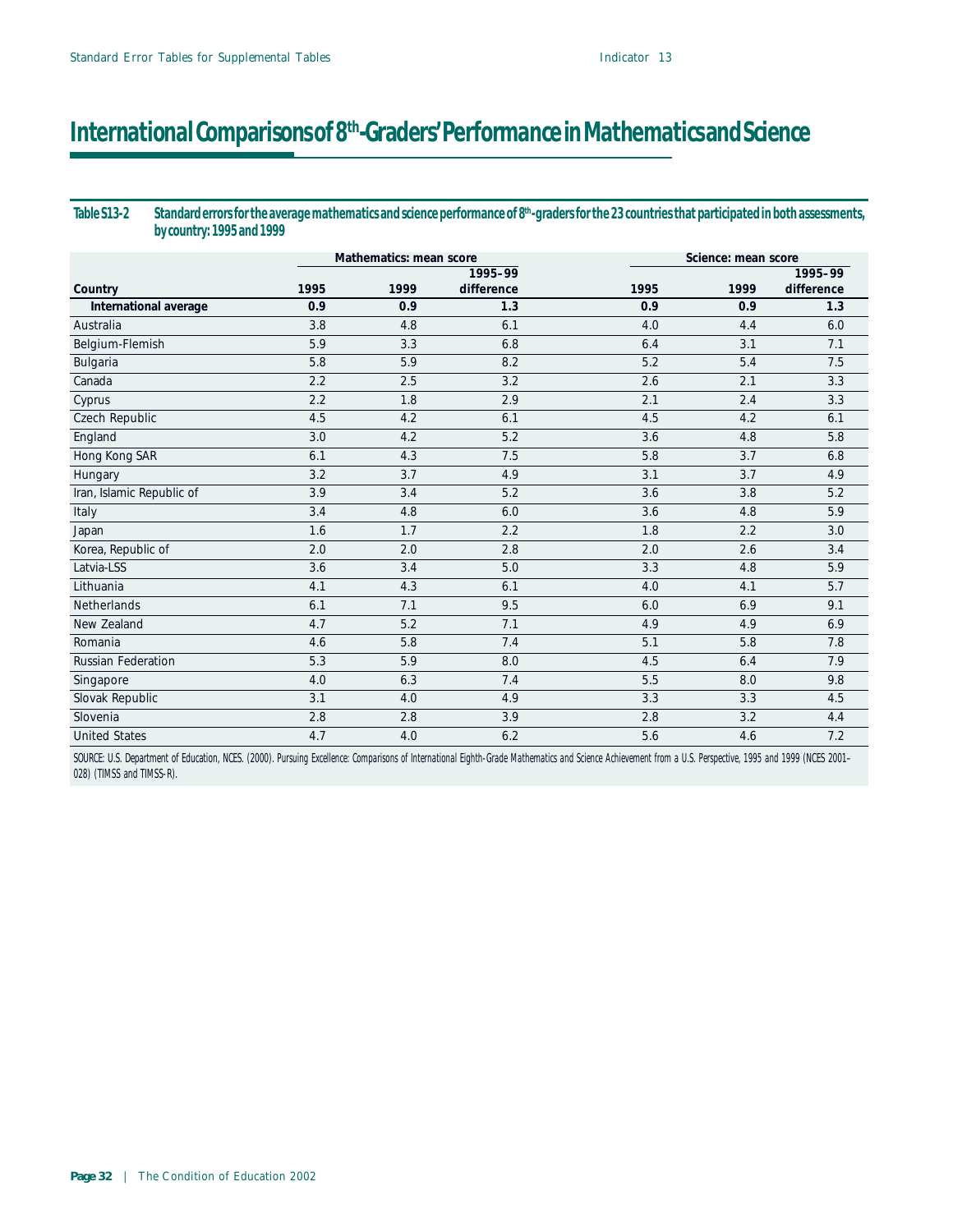# International Comparisons of 8th-Graders' Performance in Mathematics and Science

**Table S13-2 Standard errors for the average mathematics and science performance of 8th-graders for the 23 countries that participated in both assessments, by country: 1995 and 1999**

| | Mathematics: mean score | | | Science: mean score | | |
|---|---|---|---|---|---|---|
| Country | 1995 | 1999 | 1995–99 difference | 1995 | 1999 | 1995–99 difference |
| **International average** | **0.9** | **0.9** | **1.3** | **0.9** | **0.9** | **1.3** |
| Australia | 3.8 | 4.8 | 6.1 | 4.0 | 4.4 | 6.0 |
| Belgium-Flemish | 5.9 | 3.3 | 6.8 | 6.4 | 3.1 | 7.1 |
| Bulgaria | 5.8 | 5.9 | 8.2 | 5.2 | 5.4 | 7.5 |
| Canada | 2.2 | 2.5 | 3.2 | 2.6 | 2.1 | 3.3 |
| Cyprus | 2.2 | 1.8 | 2.9 | 2.1 | 2.4 | 3.3 |
| Czech Republic | 4.5 | 4.2 | 6.1 | 4.5 | 4.2 | 6.1 |
| England | 3.0 | 4.2 | 5.2 | 3.6 | 4.8 | 5.8 |
| Hong Kong SAR | 6.1 | 4.3 | 7.5 | 5.8 | 3.7 | 6.8 |
| Hungary | 3.2 | 3.7 | 4.9 | 3.1 | 3.7 | 4.9 |
| Iran, Islamic Republic of | 3.9 | 3.4 | 5.2 | 3.6 | 3.8 | 5.2 |
| Italy | 3.4 | 4.8 | 6.0 | 3.6 | 4.8 | 5.9 |
| Japan | 1.6 | 1.7 | 2.2 | 1.8 | 2.2 | 3.0 |
| Korea, Republic of | 2.0 | 2.0 | 2.8 | 2.0 | 2.6 | 3.4 |
| Latvia-LSS | 3.6 | 3.4 | 5.0 | 3.3 | 4.8 | 5.9 |
| Lithuania | 4.1 | 4.3 | 6.1 | 4.0 | 4.1 | 5.7 |
| Netherlands | 6.1 | 7.1 | 9.5 | 6.0 | 6.9 | 9.1 |
| New Zealand | 4.7 | 5.2 | 7.1 | 4.9 | 4.9 | 6.9 |
| Romania | 4.6 | 5.8 | 7.4 | 5.1 | 5.8 | 7.8 |
| Russian Federation | 5.3 | 5.9 | 8.0 | 4.5 | 6.4 | 7.9 |
| Singapore | 4.0 | 6.3 | 7.4 | 5.5 | 8.0 | 9.8 |
| Slovak Republic | 3.1 | 4.0 | 4.9 | 3.3 | 3.3 | 4.5 |
| Slovenia | 2.8 | 2.8 | 3.9 | 2.8 | 3.2 | 4.4 |
| United States | 4.7 | 4.0 | 6.2 | 5.6 | 4.6 | 7.2 |

SOURCE: U.S. Department of Education, NCES. (2000). Pursuing Excellence: Comparisons of International Eighth-Grade Mathematics and Science Achievement from a U.S. Perspective, 1995 and 1999 (NCES 2001–028) (TIMSS and TIMSS-R).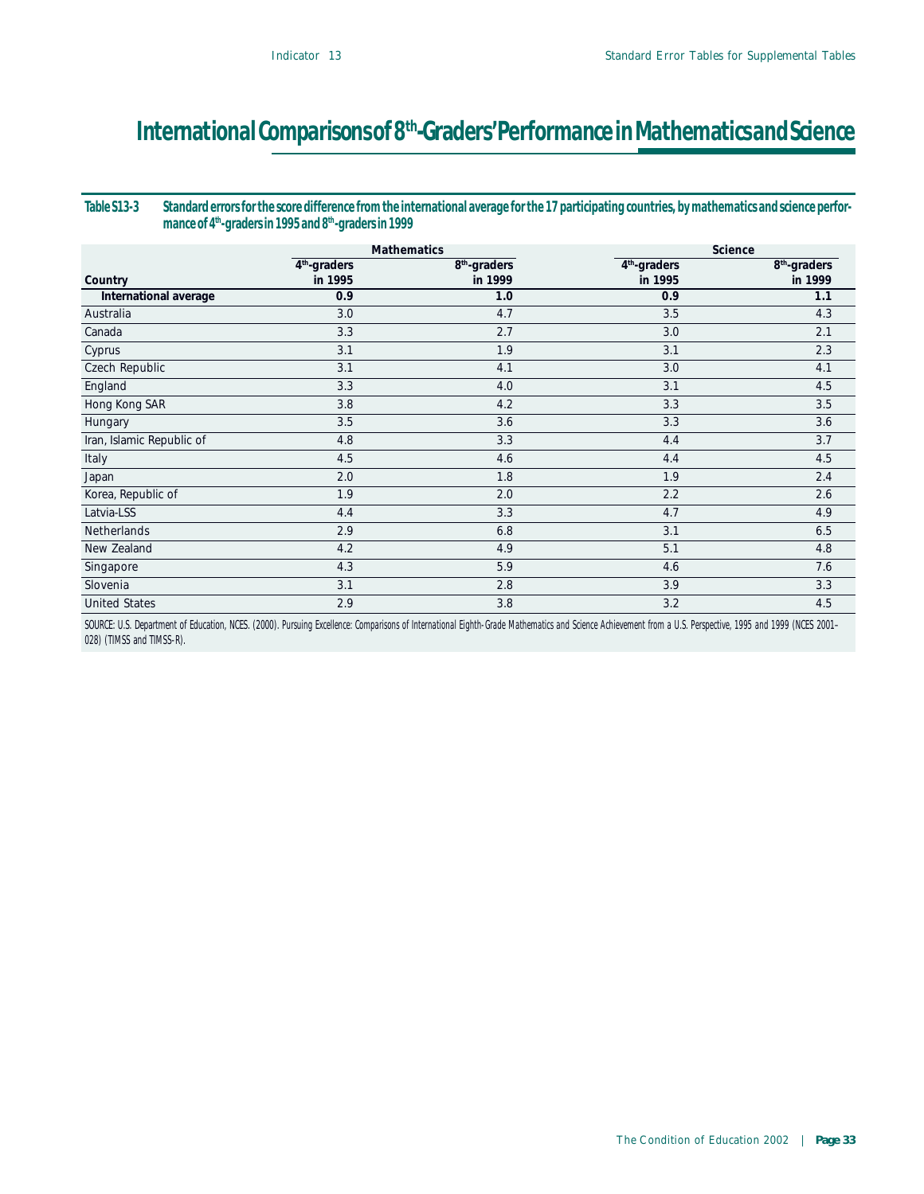# International Comparisons of 8th-Graders' Performance in Mathematics and Science

**Table S13-3 Standard errors for the score difference from the international average for the 17 participating countries, by mathematics and science performance of 4th-graders in 1995 and 8th-graders in 1999**

| Country | Mathematics | | Science | |
|---|---|---|---|---|
| | 4th-graders in 1995 | 8th-graders in 1999 | 4th-graders in 1995 | 8th-graders in 1999 |
| **International average** | **0.9** | **1.0** | **0.9** | **1.1** |
| Australia | 3.0 | 4.7 | 3.5 | 4.3 |
| Canada | 3.3 | 2.7 | 3.0 | 2.1 |
| Cyprus | 3.1 | 1.9 | 3.1 | 2.3 |
| Czech Republic | 3.1 | 4.1 | 3.0 | 4.1 |
| England | 3.3 | 4.0 | 3.1 | 4.5 |
| Hong Kong SAR | 3.8 | 4.2 | 3.3 | 3.5 |
| Hungary | 3.5 | 3.6 | 3.3 | 3.6 |
| Iran, Islamic Republic of | 4.8 | 3.3 | 4.4 | 3.7 |
| Italy | 4.5 | 4.6 | 4.4 | 4.5 |
| Japan | 2.0 | 1.8 | 1.9 | 2.4 |
| Korea, Republic of | 1.9 | 2.0 | 2.2 | 2.6 |
| Latvia-LSS | 4.4 | 3.3 | 4.7 | 4.9 |
| Netherlands | 2.9 | 6.8 | 3.1 | 6.5 |
| New Zealand | 4.2 | 4.9 | 5.1 | 4.8 |
| Singapore | 4.3 | 5.9 | 4.6 | 7.6 |
| Slovenia | 3.1 | 2.8 | 3.9 | 3.3 |
| United States | 2.9 | 3.8 | 3.2 | 4.5 |

SOURCE: U.S. Department of Education, NCES. (2000). *Pursuing Excellence: Comparisons of International Eighth-Grade Mathematics and Science Achievement from a U.S. Perspective, 1995 and 1999* (NCES 2001–028) (TIMSS and TIMSS-R).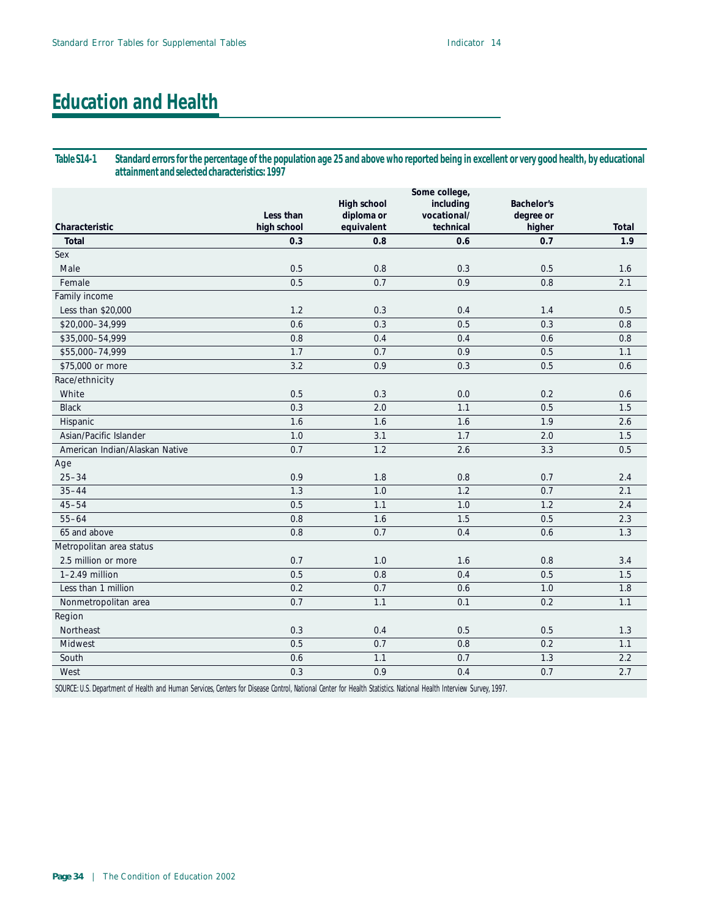# Education and Health

**Table S14-1 Standard errors for the percentage of the population age 25 and above who reported being in excellent or very good health, by educational attainment and selected characteristics: 1997**

| Characteristic | Less than high school | High school diploma or equivalent | Some college, including vocational/ technical | Bachelor's degree or higher | Total |
|---|---|---|---|---|---|
| **Total** | **0.3** | **0.8** | **0.6** | **0.7** | **1.9** |
| Sex | | | | | |
| Male | 0.5 | 0.8 | 0.3 | 0.5 | 1.6 |
| Female | 0.5 | 0.7 | 0.9 | 0.8 | 2.1 |
| Family income | | | | | |
| Less than $20,000 | 1.2 | 0.3 | 0.4 | 1.4 | 0.5 |
| $20,000–34,999 | 0.6 | 0.3 | 0.5 | 0.3 | 0.8 |
| $35,000–54,999 | 0.8 | 0.4 | 0.4 | 0.6 | 0.8 |
| $55,000–74,999 | 1.7 | 0.7 | 0.9 | 0.5 | 1.1 |
| $75,000 or more | 3.2 | 0.9 | 0.3 | 0.5 | 0.6 |
| Race/ethnicity | | | | | |
| White | 0.5 | 0.3 | 0.0 | 0.2 | 0.6 |
| Black | 0.3 | 2.0 | 1.1 | 0.5 | 1.5 |
| Hispanic | 1.6 | 1.6 | 1.6 | 1.9 | 2.6 |
| Asian/Pacific Islander | 1.0 | 3.1 | 1.7 | 2.0 | 1.5 |
| American Indian/Alaskan Native | 0.7 | 1.2 | 2.6 | 3.3 | 0.5 |
| Age | | | | | |
| 25–34 | 0.9 | 1.8 | 0.8 | 0.7 | 2.4 |
| 35–44 | 1.3 | 1.0 | 1.2 | 0.7 | 2.1 |
| 45–54 | 0.5 | 1.1 | 1.0 | 1.2 | 2.4 |
| 55–64 | 0.8 | 1.6 | 1.5 | 0.5 | 2.3 |
| 65 and above | 0.8 | 0.7 | 0.4 | 0.6 | 1.3 |
| Metropolitan area status | | | | | |
| 2.5 million or more | 0.7 | 1.0 | 1.6 | 0.8 | 3.4 |
| 1–2.49 million | 0.5 | 0.8 | 0.4 | 0.5 | 1.5 |
| Less than 1 million | 0.2 | 0.7 | 0.6 | 1.0 | 1.8 |
| Nonmetropolitan area | 0.7 | 1.1 | 0.1 | 0.2 | 1.1 |
| Region | | | | | |
| Northeast | 0.3 | 0.4 | 0.5 | 0.5 | 1.3 |
| Midwest | 0.5 | 0.7 | 0.8 | 0.2 | 1.1 |
| South | 0.6 | 1.1 | 0.7 | 1.3 | 2.2 |
| West | 0.3 | 0.9 | 0.4 | 0.7 | 2.7 |

SOURCE: U.S. Department of Health and Human Services, Centers for Disease Control, National Center for Health Statistics. National Health Interview Survey, 1997.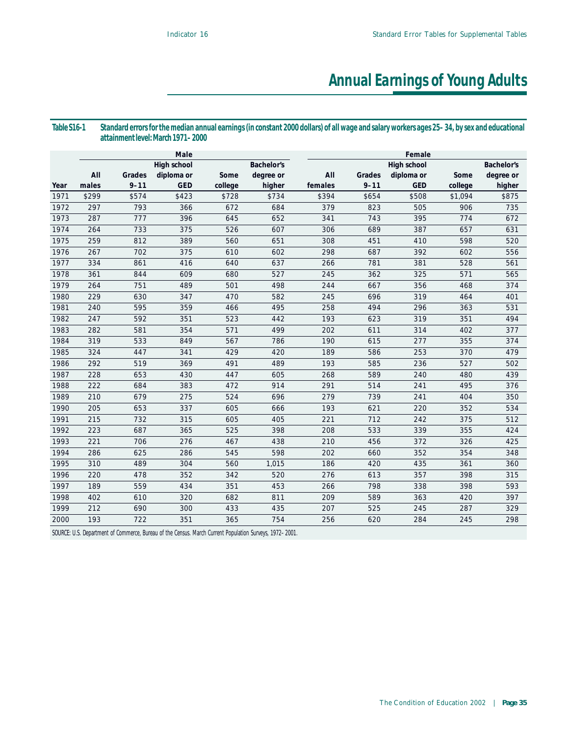# Annual Earnings of Young Adults

**Table S16-1 Standard errors for the median annual earnings (in constant 2000 dollars) of all wage and salary workers ages 25–34, by sex and educational attainment level: March 1971–2000**

| | Male | | | | | Female | | | | |
|---|---|---|---|---|---|---|---|---|---|---|
| Year | All males | Grades 9–11 | High school diploma or GED | Some college | Bachelor's degree or higher | All females | Grades 9–11 | High school diploma or GED | Some college | Bachelor's degree or higher |
| 1971 | $299 | $574 | $423 | $728 | $734 | $394 | $654 | $508 | $1,094 | $875 |
| 1972 | 297 | 793 | 366 | 672 | 684 | 379 | 823 | 505 | 906 | 735 |
| 1973 | 287 | 777 | 396 | 645 | 652 | 341 | 743 | 395 | 774 | 672 |
| 1974 | 264 | 733 | 375 | 526 | 607 | 306 | 689 | 387 | 657 | 631 |
| 1975 | 259 | 812 | 389 | 560 | 651 | 308 | 451 | 410 | 598 | 520 |
| 1976 | 267 | 702 | 375 | 610 | 602 | 298 | 687 | 392 | 602 | 556 |
| 1977 | 334 | 861 | 416 | 640 | 637 | 266 | 781 | 381 | 528 | 561 |
| 1978 | 361 | 844 | 609 | 680 | 527 | 245 | 362 | 325 | 571 | 565 |
| 1979 | 264 | 751 | 489 | 501 | 498 | 244 | 667 | 356 | 468 | 374 |
| 1980 | 229 | 630 | 347 | 470 | 582 | 245 | 696 | 319 | 464 | 401 |
| 1981 | 240 | 595 | 359 | 466 | 495 | 258 | 494 | 296 | 363 | 531 |
| 1982 | 247 | 592 | 351 | 523 | 442 | 193 | 623 | 319 | 351 | 494 |
| 1983 | 282 | 581 | 354 | 571 | 499 | 202 | 611 | 314 | 402 | 377 |
| 1984 | 319 | 533 | 849 | 567 | 786 | 190 | 615 | 277 | 355 | 374 |
| 1985 | 324 | 447 | 341 | 429 | 420 | 189 | 586 | 253 | 370 | 479 |
| 1986 | 292 | 519 | 369 | 491 | 489 | 193 | 585 | 236 | 527 | 502 |
| 1987 | 228 | 653 | 430 | 447 | 605 | 268 | 589 | 240 | 480 | 439 |
| 1988 | 222 | 684 | 383 | 472 | 914 | 291 | 514 | 241 | 495 | 376 |
| 1989 | 210 | 679 | 275 | 524 | 696 | 279 | 739 | 241 | 404 | 350 |
| 1990 | 205 | 653 | 337 | 605 | 666 | 193 | 621 | 220 | 352 | 534 |
| 1991 | 215 | 732 | 315 | 605 | 405 | 221 | 712 | 242 | 375 | 512 |
| 1992 | 223 | 687 | 365 | 525 | 398 | 208 | 533 | 339 | 355 | 424 |
| 1993 | 221 | 706 | 276 | 467 | 438 | 210 | 456 | 372 | 326 | 425 |
| 1994 | 286 | 625 | 286 | 545 | 598 | 202 | 660 | 352 | 354 | 348 |
| 1995 | 310 | 489 | 304 | 560 | 1,015 | 186 | 420 | 435 | 361 | 360 |
| 1996 | 220 | 478 | 352 | 342 | 520 | 276 | 613 | 357 | 398 | 315 |
| 1997 | 189 | 559 | 434 | 351 | 453 | 266 | 798 | 338 | 398 | 593 |
| 1998 | 402 | 610 | 320 | 682 | 811 | 209 | 589 | 363 | 420 | 397 |
| 1999 | 212 | 690 | 300 | 433 | 435 | 207 | 525 | 245 | 287 | 329 |
| 2000 | 193 | 722 | 351 | 365 | 754 | 256 | 620 | 284 | 245 | 298 |

SOURCE: U.S. Department of Commerce, Bureau of the Census. March Current Population Surveys, 1972–2001.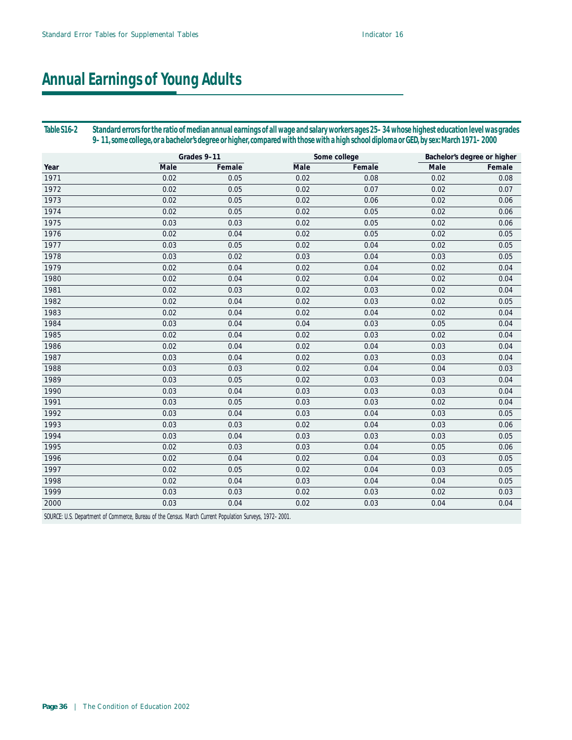# Annual Earnings of Young Adults

**Table S16-2 Standard errors for the ratio of median annual earnings of all wage and salary workers ages 25–34 whose highest education level was grades 9–11, some college, or a bachelor's degree or higher, compared with those with a high school diploma or GED, by sex: March 1971–2000**

| | Grades 9–11 | | Some college | | Bachelor's degree or higher | |
|---|---|---|---|---|---|---|
| Year | Male | Female | Male | Female | Male | Female |
| 1971 | 0.02 | 0.05 | 0.02 | 0.08 | 0.02 | 0.08 |
| 1972 | 0.02 | 0.05 | 0.02 | 0.07 | 0.02 | 0.07 |
| 1973 | 0.02 | 0.05 | 0.02 | 0.06 | 0.02 | 0.06 |
| 1974 | 0.02 | 0.05 | 0.02 | 0.05 | 0.02 | 0.06 |
| 1975 | 0.03 | 0.03 | 0.02 | 0.05 | 0.02 | 0.06 |
| 1976 | 0.02 | 0.04 | 0.02 | 0.05 | 0.02 | 0.05 |
| 1977 | 0.03 | 0.05 | 0.02 | 0.04 | 0.02 | 0.05 |
| 1978 | 0.03 | 0.02 | 0.03 | 0.04 | 0.03 | 0.05 |
| 1979 | 0.02 | 0.04 | 0.02 | 0.04 | 0.02 | 0.04 |
| 1980 | 0.02 | 0.04 | 0.02 | 0.04 | 0.02 | 0.04 |
| 1981 | 0.02 | 0.03 | 0.02 | 0.03 | 0.02 | 0.04 |
| 1982 | 0.02 | 0.04 | 0.02 | 0.03 | 0.02 | 0.05 |
| 1983 | 0.02 | 0.04 | 0.02 | 0.04 | 0.02 | 0.04 |
| 1984 | 0.03 | 0.04 | 0.04 | 0.03 | 0.05 | 0.04 |
| 1985 | 0.02 | 0.04 | 0.02 | 0.03 | 0.02 | 0.04 |
| 1986 | 0.02 | 0.04 | 0.02 | 0.04 | 0.03 | 0.04 |
| 1987 | 0.03 | 0.04 | 0.02 | 0.03 | 0.03 | 0.04 |
| 1988 | 0.03 | 0.03 | 0.02 | 0.04 | 0.04 | 0.03 |
| 1989 | 0.03 | 0.05 | 0.02 | 0.03 | 0.03 | 0.04 |
| 1990 | 0.03 | 0.04 | 0.03 | 0.03 | 0.03 | 0.04 |
| 1991 | 0.03 | 0.05 | 0.03 | 0.03 | 0.02 | 0.04 |
| 1992 | 0.03 | 0.04 | 0.03 | 0.04 | 0.03 | 0.05 |
| 1993 | 0.03 | 0.03 | 0.02 | 0.04 | 0.03 | 0.06 |
| 1994 | 0.03 | 0.04 | 0.03 | 0.03 | 0.03 | 0.05 |
| 1995 | 0.02 | 0.03 | 0.03 | 0.04 | 0.05 | 0.06 |
| 1996 | 0.02 | 0.04 | 0.02 | 0.04 | 0.03 | 0.05 |
| 1997 | 0.02 | 0.05 | 0.02 | 0.04 | 0.03 | 0.05 |
| 1998 | 0.02 | 0.04 | 0.03 | 0.04 | 0.04 | 0.05 |
| 1999 | 0.03 | 0.03 | 0.02 | 0.03 | 0.02 | 0.03 |
| 2000 | 0.03 | 0.04 | 0.02 | 0.03 | 0.04 | 0.04 |

SOURCE: U.S. Department of Commerce, Bureau of the Census. March Current Population Surveys, 1972–2001.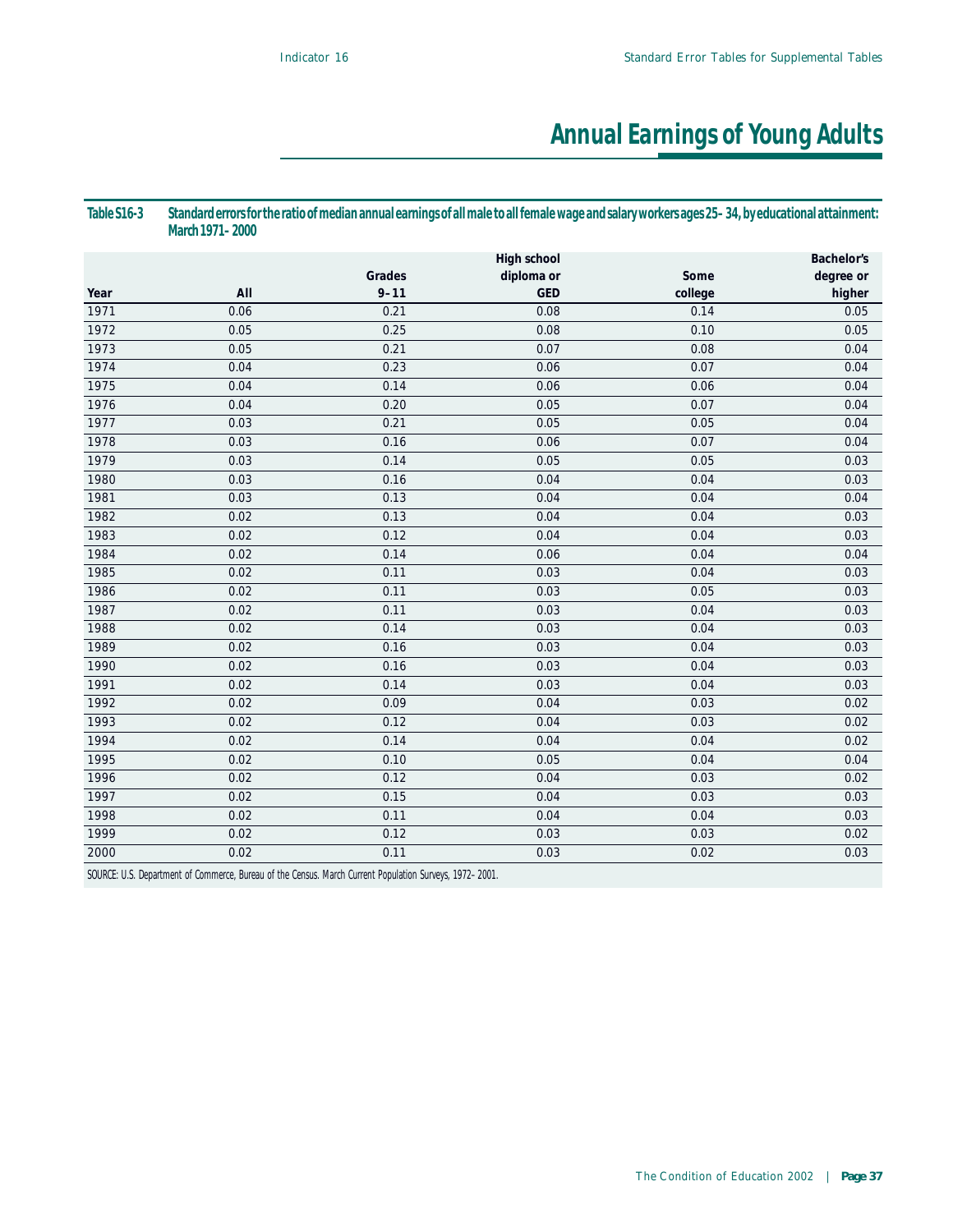# Annual Earnings of Young Adults

**Table S16-3 Standard errors for the ratio of median annual earnings of all male to all female wage and salary workers ages 25–34, by educational attainment: March 1971–2000**

| Year | All | Grades 9–11 | High school diploma or GED | Some college | Bachelor's degree or higher |
|---|---|---|---|---|---|
| 1971 | 0.06 | 0.21 | 0.08 | 0.14 | 0.05 |
| 1972 | 0.05 | 0.25 | 0.08 | 0.10 | 0.05 |
| 1973 | 0.05 | 0.21 | 0.07 | 0.08 | 0.04 |
| 1974 | 0.04 | 0.23 | 0.06 | 0.07 | 0.04 |
| 1975 | 0.04 | 0.14 | 0.06 | 0.06 | 0.04 |
| 1976 | 0.04 | 0.20 | 0.05 | 0.07 | 0.04 |
| 1977 | 0.03 | 0.21 | 0.05 | 0.05 | 0.04 |
| 1978 | 0.03 | 0.16 | 0.06 | 0.07 | 0.04 |
| 1979 | 0.03 | 0.14 | 0.05 | 0.05 | 0.03 |
| 1980 | 0.03 | 0.16 | 0.04 | 0.04 | 0.03 |
| 1981 | 0.03 | 0.13 | 0.04 | 0.04 | 0.04 |
| 1982 | 0.02 | 0.13 | 0.04 | 0.04 | 0.03 |
| 1983 | 0.02 | 0.12 | 0.04 | 0.04 | 0.03 |
| 1984 | 0.02 | 0.14 | 0.06 | 0.04 | 0.04 |
| 1985 | 0.02 | 0.11 | 0.03 | 0.04 | 0.03 |
| 1986 | 0.02 | 0.11 | 0.03 | 0.05 | 0.03 |
| 1987 | 0.02 | 0.11 | 0.03 | 0.04 | 0.03 |
| 1988 | 0.02 | 0.14 | 0.03 | 0.04 | 0.03 |
| 1989 | 0.02 | 0.16 | 0.03 | 0.04 | 0.03 |
| 1990 | 0.02 | 0.16 | 0.03 | 0.04 | 0.03 |
| 1991 | 0.02 | 0.14 | 0.03 | 0.04 | 0.03 |
| 1992 | 0.02 | 0.09 | 0.04 | 0.03 | 0.02 |
| 1993 | 0.02 | 0.12 | 0.04 | 0.03 | 0.02 |
| 1994 | 0.02 | 0.14 | 0.04 | 0.04 | 0.02 |
| 1995 | 0.02 | 0.10 | 0.05 | 0.04 | 0.04 |
| 1996 | 0.02 | 0.12 | 0.04 | 0.03 | 0.02 |
| 1997 | 0.02 | 0.15 | 0.04 | 0.03 | 0.03 |
| 1998 | 0.02 | 0.11 | 0.04 | 0.04 | 0.03 |
| 1999 | 0.02 | 0.12 | 0.03 | 0.03 | 0.02 |
| 2000 | 0.02 | 0.11 | 0.03 | 0.02 | 0.03 |

SOURCE: U.S. Department of Commerce, Bureau of the Census. March Current Population Surveys, 1972–2001.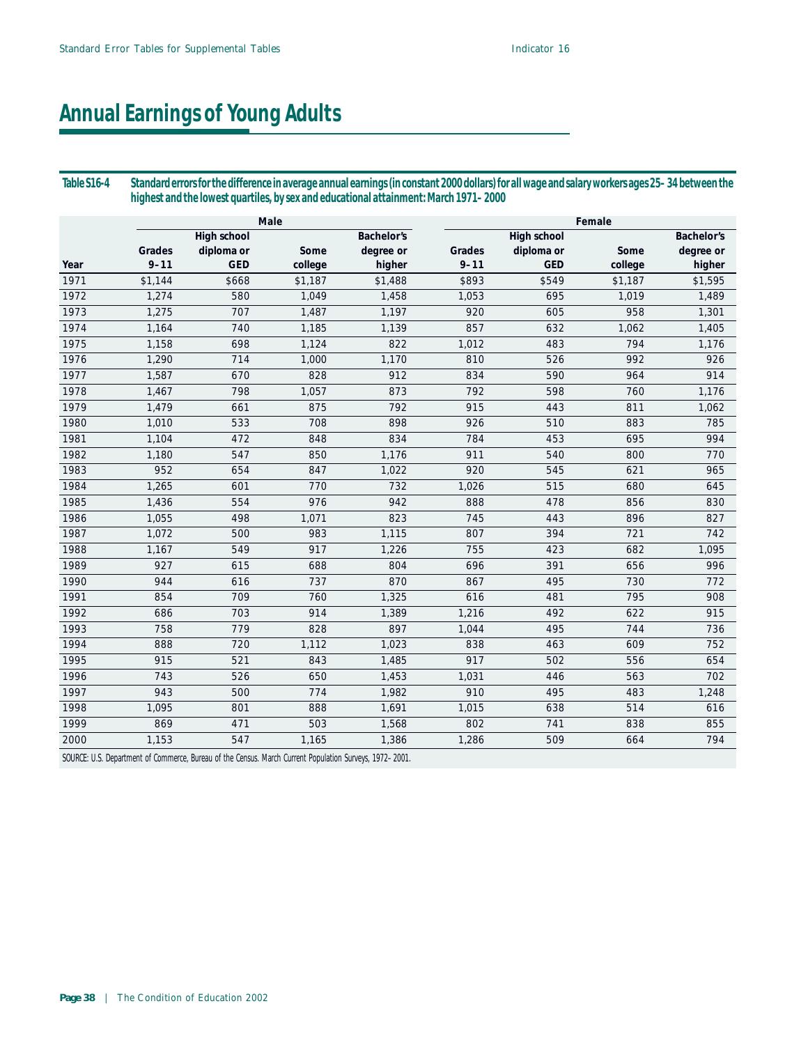# Annual Earnings of Young Adults

**Table S16-4 Standard errors for the difference in average annual earnings (in constant 2000 dollars) for all wage and salary workers ages 25–34 between the highest and the lowest quartiles, by sex and educational attainment: March 1971–2000**

| | Male | | | | Female | | | |
|---|---|---|---|---|---|---|---|---|
| Year | Grades 9–11 | High school diploma or GED | Some college | Bachelor's degree or higher | Grades 9–11 | High school diploma or GED | Some college | Bachelor's degree or higher |
| 1971 | $1,144 | $668 | $1,187 | $1,488 | $893 | $549 | $1,187 | $1,595 |
| 1972 | 1,274 | 580 | 1,049 | 1,458 | 1,053 | 695 | 1,019 | 1,489 |
| 1973 | 1,275 | 707 | 1,487 | 1,197 | 920 | 605 | 958 | 1,301 |
| 1974 | 1,164 | 740 | 1,185 | 1,139 | 857 | 632 | 1,062 | 1,405 |
| 1975 | 1,158 | 698 | 1,124 | 822 | 1,012 | 483 | 794 | 1,176 |
| 1976 | 1,290 | 714 | 1,000 | 1,170 | 810 | 526 | 992 | 926 |
| 1977 | 1,587 | 670 | 828 | 912 | 834 | 590 | 964 | 914 |
| 1978 | 1,467 | 798 | 1,057 | 873 | 792 | 598 | 760 | 1,176 |
| 1979 | 1,479 | 661 | 875 | 792 | 915 | 443 | 811 | 1,062 |
| 1980 | 1,010 | 533 | 708 | 898 | 926 | 510 | 883 | 785 |
| 1981 | 1,104 | 472 | 848 | 834 | 784 | 453 | 695 | 994 |
| 1982 | 1,180 | 547 | 850 | 1,176 | 911 | 540 | 800 | 770 |
| 1983 | 952 | 654 | 847 | 1,022 | 920 | 545 | 621 | 965 |
| 1984 | 1,265 | 601 | 770 | 732 | 1,026 | 515 | 680 | 645 |
| 1985 | 1,436 | 554 | 976 | 942 | 888 | 478 | 856 | 830 |
| 1986 | 1,055 | 498 | 1,071 | 823 | 745 | 443 | 896 | 827 |
| 1987 | 1,072 | 500 | 983 | 1,115 | 807 | 394 | 721 | 742 |
| 1988 | 1,167 | 549 | 917 | 1,226 | 755 | 423 | 682 | 1,095 |
| 1989 | 927 | 615 | 688 | 804 | 696 | 391 | 656 | 996 |
| 1990 | 944 | 616 | 737 | 870 | 867 | 495 | 730 | 772 |
| 1991 | 854 | 709 | 760 | 1,325 | 616 | 481 | 795 | 908 |
| 1992 | 686 | 703 | 914 | 1,389 | 1,216 | 492 | 622 | 915 |
| 1993 | 758 | 779 | 828 | 897 | 1,044 | 495 | 744 | 736 |
| 1994 | 888 | 720 | 1,112 | 1,023 | 838 | 463 | 609 | 752 |
| 1995 | 915 | 521 | 843 | 1,485 | 917 | 502 | 556 | 654 |
| 1996 | 743 | 526 | 650 | 1,453 | 1,031 | 446 | 563 | 702 |
| 1997 | 943 | 500 | 774 | 1,982 | 910 | 495 | 483 | 1,248 |
| 1998 | 1,095 | 801 | 888 | 1,691 | 1,015 | 638 | 514 | 616 |
| 1999 | 869 | 471 | 503 | 1,568 | 802 | 741 | 838 | 855 |
| 2000 | 1,153 | 547 | 1,165 | 1,386 | 1,286 | 509 | 664 | 794 |

SOURCE: U.S. Department of Commerce, Bureau of the Census. March Current Population Surveys, 1972–2001.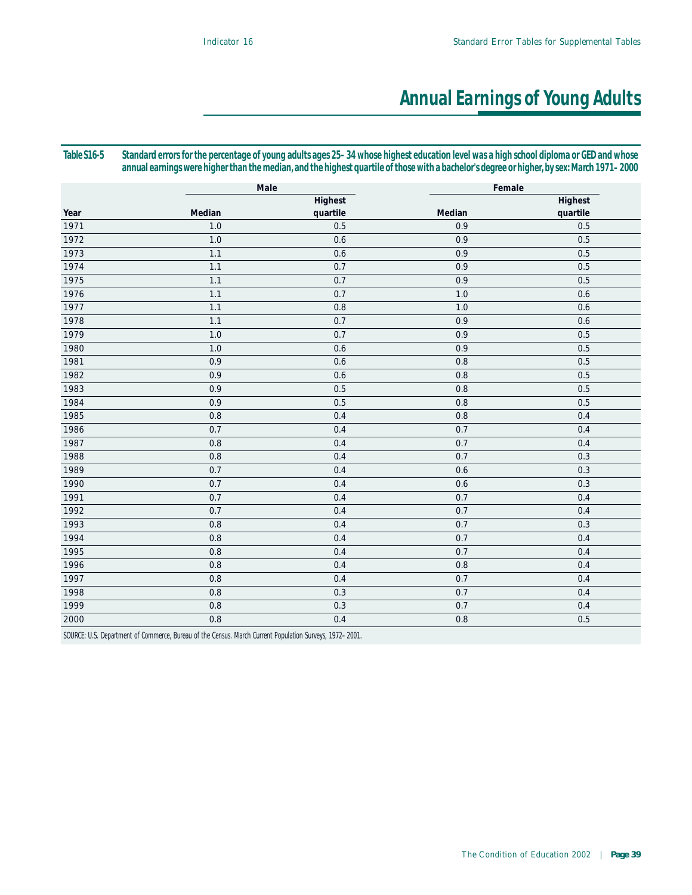# Annual Earnings of Young Adults

**Table S16-5 Standard errors for the percentage of young adults ages 25–34 whose highest education level was a high school diploma or GED and whose annual earnings were higher than the median, and the highest quartile of those with a bachelor's degree or higher, by sex: March 1971–2000**

| Year | Male | | Female | |
|---|---|---|---|---|
| | Median | Highest quartile | Median | Highest quartile |
| 1971 | 1.0 | 0.5 | 0.9 | 0.5 |
| 1972 | 1.0 | 0.6 | 0.9 | 0.5 |
| 1973 | 1.1 | 0.6 | 0.9 | 0.5 |
| 1974 | 1.1 | 0.7 | 0.9 | 0.5 |
| 1975 | 1.1 | 0.7 | 0.9 | 0.5 |
| 1976 | 1.1 | 0.7 | 1.0 | 0.6 |
| 1977 | 1.1 | 0.8 | 1.0 | 0.6 |
| 1978 | 1.1 | 0.7 | 0.9 | 0.6 |
| 1979 | 1.0 | 0.7 | 0.9 | 0.5 |
| 1980 | 1.0 | 0.6 | 0.9 | 0.5 |
| 1981 | 0.9 | 0.6 | 0.8 | 0.5 |
| 1982 | 0.9 | 0.6 | 0.8 | 0.5 |
| 1983 | 0.9 | 0.5 | 0.8 | 0.5 |
| 1984 | 0.9 | 0.5 | 0.8 | 0.5 |
| 1985 | 0.8 | 0.4 | 0.8 | 0.4 |
| 1986 | 0.7 | 0.4 | 0.7 | 0.4 |
| 1987 | 0.8 | 0.4 | 0.7 | 0.4 |
| 1988 | 0.8 | 0.4 | 0.7 | 0.3 |
| 1989 | 0.7 | 0.4 | 0.6 | 0.3 |
| 1990 | 0.7 | 0.4 | 0.6 | 0.3 |
| 1991 | 0.7 | 0.4 | 0.7 | 0.4 |
| 1992 | 0.7 | 0.4 | 0.7 | 0.4 |
| 1993 | 0.8 | 0.4 | 0.7 | 0.3 |
| 1994 | 0.8 | 0.4 | 0.7 | 0.4 |
| 1995 | 0.8 | 0.4 | 0.7 | 0.4 |
| 1996 | 0.8 | 0.4 | 0.8 | 0.4 |
| 1997 | 0.8 | 0.4 | 0.7 | 0.4 |
| 1998 | 0.8 | 0.3 | 0.7 | 0.4 |
| 1999 | 0.8 | 0.3 | 0.7 | 0.4 |
| 2000 | 0.8 | 0.4 | 0.8 | 0.5 |

SOURCE: U.S. Department of Commerce, Bureau of the Census. March Current Population Surveys, 1972–2001.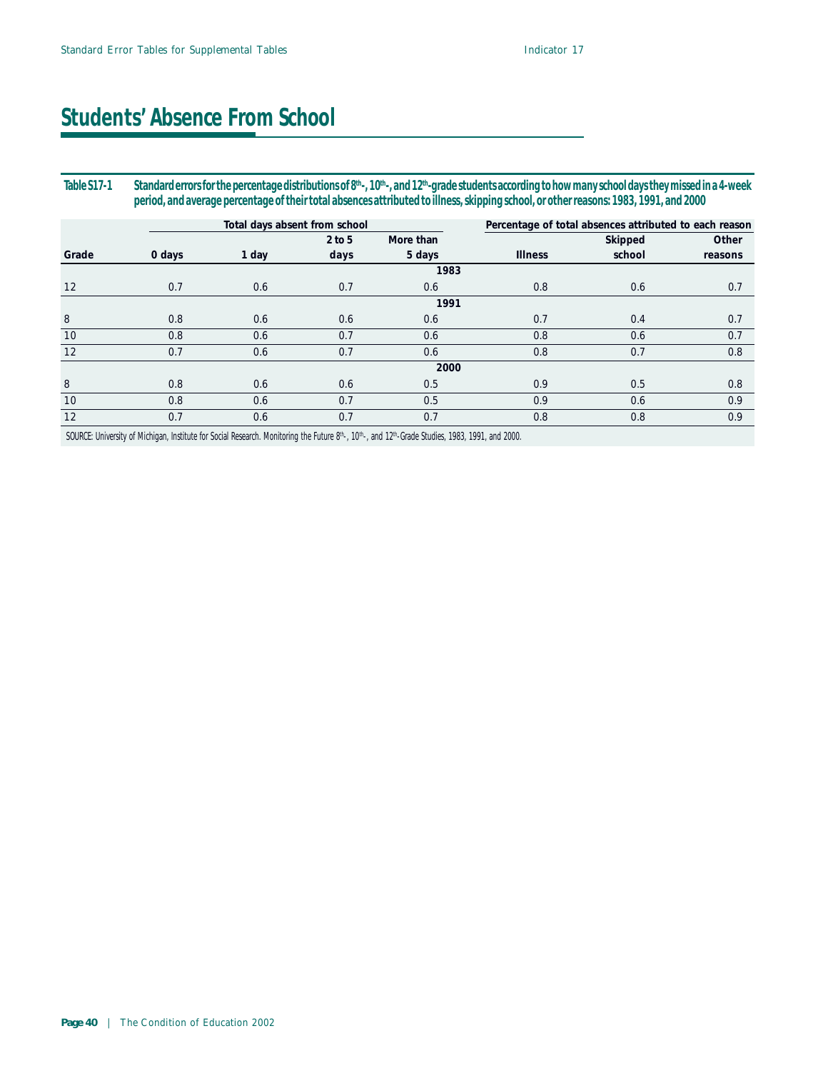# Students' Absence From School

**Table S17-1 Standard errors for the percentage distributions of 8th-, 10th-, and 12th-grade students according to how many school days they missed in a 4-week period, and average percentage of their total absences attributed to illness, skipping school, or other reasons: 1983, 1991, and 2000**

| | Total days absent from school | | | | Percentage of total absences attributed to each reason | | |
|---|---|---|---|---|---|---|---|
| Grade | 0 days | 1 day | 2 to 5 days | More than 5 days | Illness | Skipped school | Other reasons |
| | | | | 1983 | | | |
| 12 | 0.7 | 0.6 | 0.7 | 0.6 | 0.8 | 0.6 | 0.7 |
| | | | | 1991 | | | |
| 8 | 0.8 | 0.6 | 0.6 | 0.6 | 0.7 | 0.4 | 0.7 |
| 10 | 0.8 | 0.6 | 0.7 | 0.6 | 0.8 | 0.6 | 0.7 |
| 12 | 0.7 | 0.6 | 0.7 | 0.6 | 0.8 | 0.7 | 0.8 |
| | | | | 2000 | | | |
| 8 | 0.8 | 0.6 | 0.6 | 0.5 | 0.9 | 0.5 | 0.8 |
| 10 | 0.8 | 0.6 | 0.7 | 0.5 | 0.9 | 0.6 | 0.9 |
| 12 | 0.7 | 0.6 | 0.7 | 0.7 | 0.8 | 0.8 | 0.9 |

SOURCE: University of Michigan, Institute for Social Research. Monitoring the Future 8th-, 10th-, and 12th-Grade Studies, 1983, 1991, and 2000.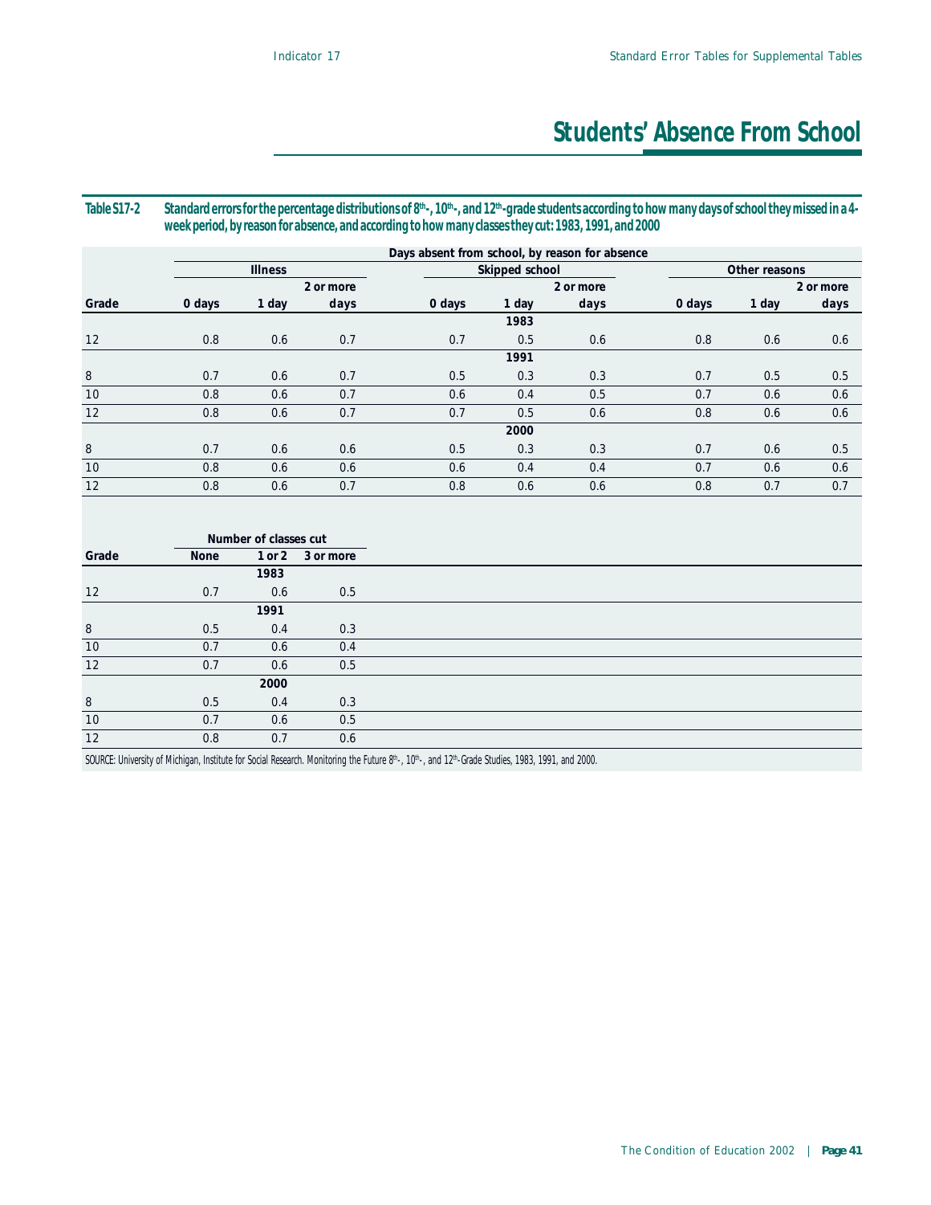# Students' Absence From School

**Table S17-2 Standard errors for the percentage distributions of 8th-, 10th-, and 12th-grade students according to how many days of school they missed in a 4-week period, by reason for absence, and according to how many classes they cut: 1983, 1991, and 2000**

| | Days absent from school, by reason for absence | | | | | | | | |
|---|---|---|---|---|---|---|---|---|---|
| | Illness | | | Skipped school | | | Other reasons | | |
| Grade | 0 days | 1 day | 2 or more days | 0 days | 1 day | 2 or more days | 0 days | 1 day | 2 or more days |
| | | | | | 1983 | | | | |
| 12 | 0.8 | 0.6 | 0.7 | 0.7 | 0.5 | 0.6 | 0.8 | 0.6 | 0.6 |
| | | | | | 1991 | | | | |
| 8 | 0.7 | 0.6 | 0.7 | 0.5 | 0.3 | 0.3 | 0.7 | 0.5 | 0.5 |
| 10 | 0.8 | 0.6 | 0.7 | 0.6 | 0.4 | 0.5 | 0.7 | 0.6 | 0.6 |
| 12 | 0.8 | 0.6 | 0.7 | 0.7 | 0.5 | 0.6 | 0.8 | 0.6 | 0.6 |
| | | | | | 2000 | | | | |
| 8 | 0.7 | 0.6 | 0.6 | 0.5 | 0.3 | 0.3 | 0.7 | 0.6 | 0.5 |
| 10 | 0.8 | 0.6 | 0.6 | 0.6 | 0.4 | 0.4 | 0.7 | 0.6 | 0.6 |
| 12 | 0.8 | 0.6 | 0.7 | 0.8 | 0.6 | 0.6 | 0.8 | 0.7 | 0.7 |

| | Number of classes cut | | |
|---|---|---|---|
| Grade | None | 1 or 2 | 3 or more |
| | | 1983 | |
| 12 | 0.7 | 0.6 | 0.5 |
| | | 1991 | |
| 8 | 0.5 | 0.4 | 0.3 |
| 10 | 0.7 | 0.6 | 0.4 |
| 12 | 0.7 | 0.6 | 0.5 |
| | | 2000 | |
| 8 | 0.5 | 0.4 | 0.3 |
| 10 | 0.7 | 0.6 | 0.5 |
| 12 | 0.8 | 0.7 | 0.6 |

SOURCE: University of Michigan, Institute for Social Research. Monitoring the Future 8th-, 10th-, and 12th-Grade Studies, 1983, 1991, and 2000.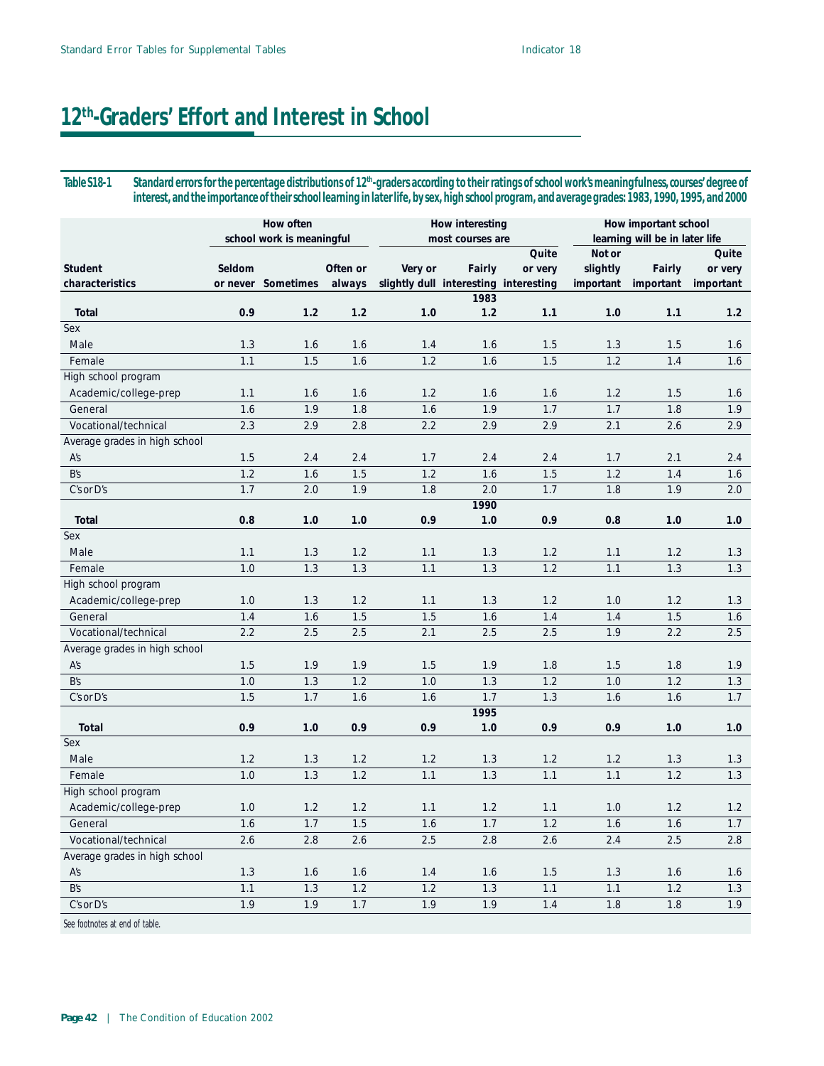# 12th-Graders' Effort and Interest in School

**Table S18-1 Standard errors for the percentage distributions of 12th-graders according to their ratings of school work's meaningfulness, courses' degree of interest, and the importance of their school learning in later life, by sex, high school program, and average grades: 1983, 1990, 1995, and 2000**

| Student characteristics | How often school work is meaningful | | | How interesting most courses are | | | How important school learning will be in later life | | |
|---|---|---|---|---|---|---|---|---|---|
| | Seldom or never | Sometimes | Often or always | Very or slightly dull | Fairly interesting | Quite or very interesting | Not or slightly important | Fairly important | Quite or very important |
| | | | | | 1983 | | | | |
| **Total** | **0.9** | **1.2** | **1.2** | **1.0** | **1.2** | **1.1** | **1.0** | **1.1** | **1.2** |
| Sex | | | | | | | | | |
| Male | 1.3 | 1.6 | 1.6 | 1.4 | 1.6 | 1.5 | 1.3 | 1.5 | 1.6 |
| Female | 1.1 | 1.5 | 1.6 | 1.2 | 1.6 | 1.5 | 1.2 | 1.4 | 1.6 |
| High school program | | | | | | | | | |
| Academic/college-prep | 1.1 | 1.6 | 1.6 | 1.2 | 1.6 | 1.6 | 1.2 | 1.5 | 1.6 |
| General | 1.6 | 1.9 | 1.8 | 1.6 | 1.9 | 1.7 | 1.7 | 1.8 | 1.9 |
| Vocational/technical | 2.3 | 2.9 | 2.8 | 2.2 | 2.9 | 2.9 | 2.1 | 2.6 | 2.9 |
| Average grades in high school | | | | | | | | | |
| A's | 1.5 | 2.4 | 2.4 | 1.7 | 2.4 | 2.4 | 1.7 | 2.1 | 2.4 |
| B's | 1.2 | 1.6 | 1.5 | 1.2 | 1.6 | 1.5 | 1.2 | 1.4 | 1.6 |
| C's or D's | 1.7 | 2.0 | 1.9 | 1.8 | 2.0 | 1.7 | 1.8 | 1.9 | 2.0 |
| | | | | | 1990 | | | | |
| **Total** | **0.8** | **1.0** | **1.0** | **0.9** | **1.0** | **0.9** | **0.8** | **1.0** | **1.0** |
| Sex | | | | | | | | | |
| Male | 1.1 | 1.3 | 1.2 | 1.1 | 1.3 | 1.2 | 1.1 | 1.2 | 1.3 |
| Female | 1.0 | 1.3 | 1.3 | 1.1 | 1.3 | 1.2 | 1.1 | 1.3 | 1.3 |
| High school program | | | | | | | | | |
| Academic/college-prep | 1.0 | 1.3 | 1.2 | 1.1 | 1.3 | 1.2 | 1.0 | 1.2 | 1.3 |
| General | 1.4 | 1.6 | 1.5 | 1.5 | 1.6 | 1.4 | 1.4 | 1.5 | 1.6 |
| Vocational/technical | 2.2 | 2.5 | 2.5 | 2.1 | 2.5 | 2.5 | 1.9 | 2.2 | 2.5 |
| Average grades in high school | | | | | | | | | |
| A's | 1.5 | 1.9 | 1.9 | 1.5 | 1.9 | 1.8 | 1.5 | 1.8 | 1.9 |
| B's | 1.0 | 1.3 | 1.2 | 1.0 | 1.3 | 1.2 | 1.0 | 1.2 | 1.3 |
| C's or D's | 1.5 | 1.7 | 1.6 | 1.6 | 1.7 | 1.3 | 1.6 | 1.6 | 1.7 |
| | | | | | 1995 | | | | |
| **Total** | **0.9** | **1.0** | **0.9** | **0.9** | **1.0** | **0.9** | **0.9** | **1.0** | **1.0** |
| Sex | | | | | | | | | |
| Male | 1.2 | 1.3 | 1.2 | 1.2 | 1.3 | 1.2 | 1.2 | 1.3 | 1.3 |
| Female | 1.0 | 1.3 | 1.2 | 1.1 | 1.3 | 1.1 | 1.1 | 1.2 | 1.3 |
| High school program | | | | | | | | | |
| Academic/college-prep | 1.0 | 1.2 | 1.2 | 1.1 | 1.2 | 1.1 | 1.0 | 1.2 | 1.2 |
| General | 1.6 | 1.7 | 1.5 | 1.6 | 1.7 | 1.2 | 1.6 | 1.6 | 1.7 |
| Vocational/technical | 2.6 | 2.8 | 2.6 | 2.5 | 2.8 | 2.6 | 2.4 | 2.5 | 2.8 |
| Average grades in high school | | | | | | | | | |
| A's | 1.3 | 1.6 | 1.6 | 1.4 | 1.6 | 1.5 | 1.3 | 1.6 | 1.6 |
| B's | 1.1 | 1.3 | 1.2 | 1.2 | 1.3 | 1.1 | 1.1 | 1.2 | 1.3 |
| C's or D's | 1.9 | 1.9 | 1.7 | 1.9 | 1.9 | 1.4 | 1.8 | 1.8 | 1.9 |

See footnotes at end of table.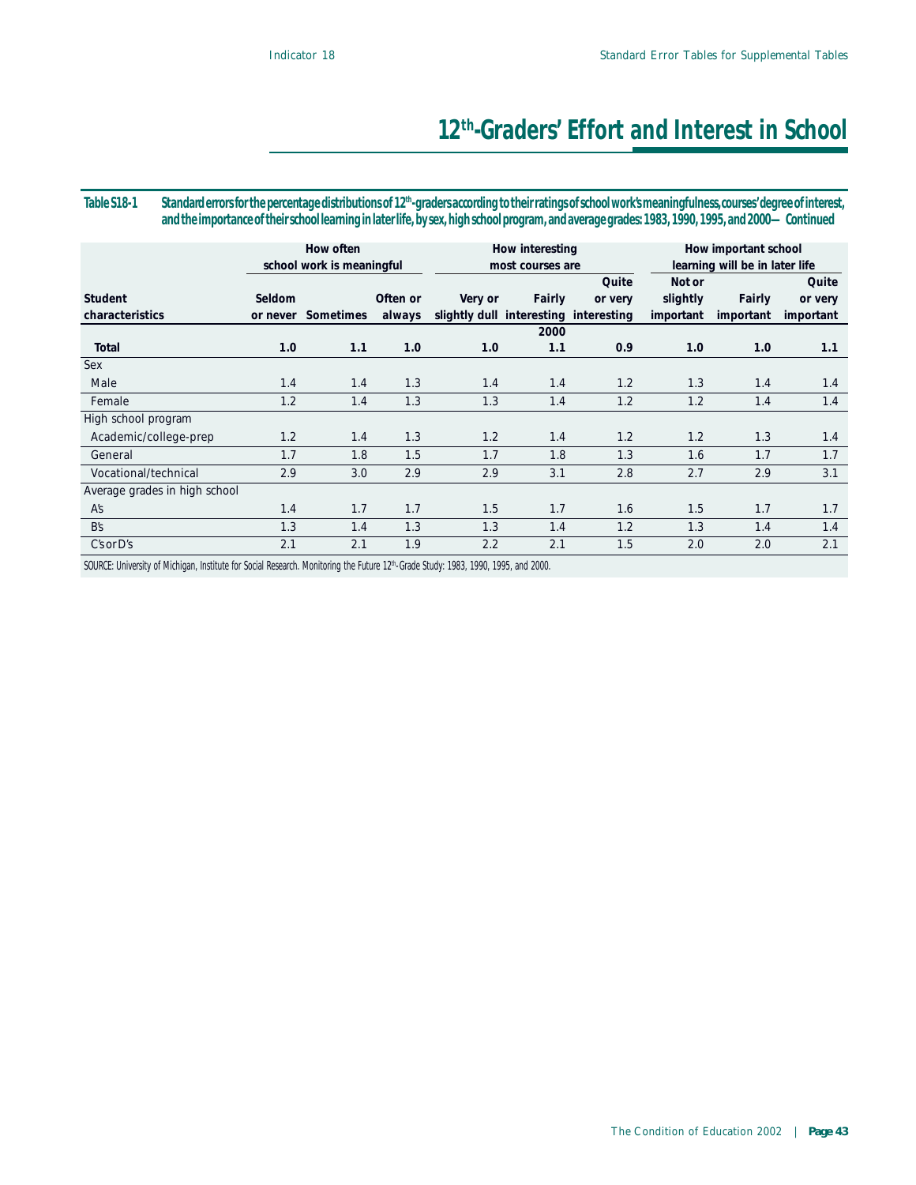# 12th-Graders' Effort and Interest in School

**Table S18-1 Standard errors for the percentage distributions of 12th-graders according to their ratings of school work's meaningfulness, courses' degree of interest, and the importance of their school learning in later life, by sex, high school program, and average grades: 1983, 1990, 1995, and 2000—Continued**

| Student characteristics | How often school work is meaningful | | | How interesting most courses are | | | How important school learning will be in later life | | |
|---|---|---|---|---|---|---|---|---|---|
| | Seldom or never | Sometimes | Often or always | Very or slightly dull | Fairly interesting | Quite or very interesting | Not or slightly important | Fairly important | Quite or very important |
| | | | | | 2000 | | | | |
| **Total** | **1.0** | **1.1** | **1.0** | **1.0** | **1.1** | **0.9** | **1.0** | **1.0** | **1.1** |
| Sex | | | | | | | | | |
| Male | 1.4 | 1.4 | 1.3 | 1.4 | 1.4 | 1.2 | 1.3 | 1.4 | 1.4 |
| Female | 1.2 | 1.4 | 1.3 | 1.3 | 1.4 | 1.2 | 1.2 | 1.4 | 1.4 |
| High school program | | | | | | | | | |
| Academic/college-prep | 1.2 | 1.4 | 1.3 | 1.2 | 1.4 | 1.2 | 1.2 | 1.3 | 1.4 |
| General | 1.7 | 1.8 | 1.5 | 1.7 | 1.8 | 1.3 | 1.6 | 1.7 | 1.7 |
| Vocational/technical | 2.9 | 3.0 | 2.9 | 2.9 | 3.1 | 2.8 | 2.7 | 2.9 | 3.1 |
| Average grades in high school | | | | | | | | | |
| A's | 1.4 | 1.7 | 1.7 | 1.5 | 1.7 | 1.6 | 1.5 | 1.7 | 1.7 |
| B's | 1.3 | 1.4 | 1.3 | 1.3 | 1.4 | 1.2 | 1.3 | 1.4 | 1.4 |
| C's or D's | 2.1 | 2.1 | 1.9 | 2.2 | 2.1 | 1.5 | 2.0 | 2.0 | 2.1 |

SOURCE: University of Michigan, Institute for Social Research. Monitoring the Future 12th-Grade Study: 1983, 1990, 1995, and 2000.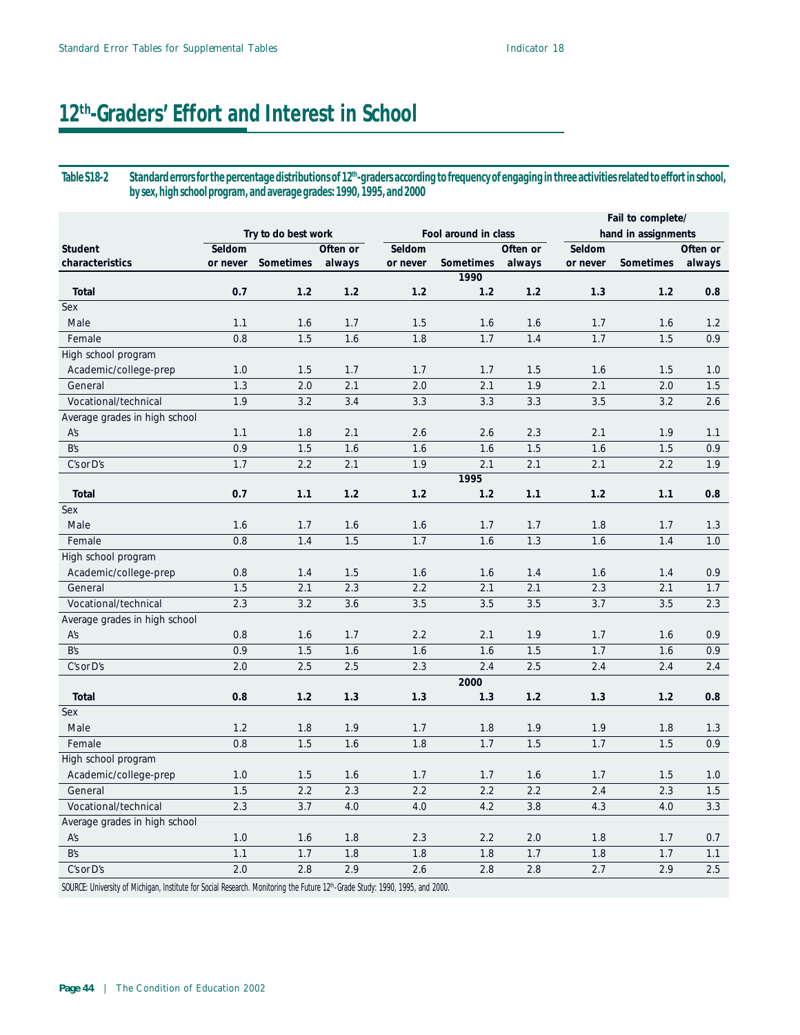# 12th-Graders' Effort and Interest in School

**Table S18-2 Standard errors for the percentage distributions of 12th-graders according to frequency of engaging in three activities related to effort in school, by sex, high school program, and average grades: 1990, 1995, and 2000**

| Student characteristics | Try to do best work | | | Fool around in class | | | Fail to complete/ hand in assignments | | |
|---|---|---|---|---|---|---|---|---|---|
| | Seldom or never | Sometimes | Often or always | Seldom or never | Sometimes | Often or always | Seldom or never | Sometimes | Often or always |
| | | | | | **1990** | | | | |
| **Total** | **0.7** | **1.2** | **1.2** | **1.2** | **1.2** | **1.2** | **1.3** | **1.2** | **0.8** |
| Sex | | | | | | | | | |
| Male | 1.1 | 1.6 | 1.7 | 1.5 | 1.6 | 1.6 | 1.7 | 1.6 | 1.2 |
| Female | 0.8 | 1.5 | 1.6 | 1.8 | 1.7 | 1.4 | 1.7 | 1.5 | 0.9 |
| High school program | | | | | | | | | |
| Academic/college-prep | 1.0 | 1.5 | 1.7 | 1.7 | 1.7 | 1.5 | 1.6 | 1.5 | 1.0 |
| General | 1.3 | 2.0 | 2.1 | 2.0 | 2.1 | 1.9 | 2.1 | 2.0 | 1.5 |
| Vocational/technical | 1.9 | 3.2 | 3.4 | 3.3 | 3.3 | 3.3 | 3.5 | 3.2 | 2.6 |
| Average grades in high school | | | | | | | | | |
| A's | 1.1 | 1.8 | 2.1 | 2.6 | 2.6 | 2.3 | 2.1 | 1.9 | 1.1 |
| B's | 0.9 | 1.5 | 1.6 | 1.6 | 1.6 | 1.5 | 1.6 | 1.5 | 0.9 |
| C's or D's | 1.7 | 2.2 | 2.1 | 1.9 | 2.1 | 2.1 | 2.1 | 2.2 | 1.9 |
| | | | | | **1995** | | | | |
| **Total** | **0.7** | **1.1** | **1.2** | **1.2** | **1.2** | **1.1** | **1.2** | **1.1** | **0.8** |
| Sex | | | | | | | | | |
| Male | 1.6 | 1.7 | 1.6 | 1.6 | 1.7 | 1.7 | 1.8 | 1.7 | 1.3 |
| Female | 0.8 | 1.4 | 1.5 | 1.7 | 1.6 | 1.3 | 1.6 | 1.4 | 1.0 |
| High school program | | | | | | | | | |
| Academic/college-prep | 0.8 | 1.4 | 1.5 | 1.6 | 1.6 | 1.4 | 1.6 | 1.4 | 0.9 |
| General | 1.5 | 2.1 | 2.3 | 2.2 | 2.1 | 2.1 | 2.3 | 2.1 | 1.7 |
| Vocational/technical | 2.3 | 3.2 | 3.6 | 3.5 | 3.5 | 3.5 | 3.7 | 3.5 | 2.3 |
| Average grades in high school | | | | | | | | | |
| A's | 0.8 | 1.6 | 1.7 | 2.2 | 2.1 | 1.9 | 1.7 | 1.6 | 0.9 |
| B's | 0.9 | 1.5 | 1.6 | 1.6 | 1.6 | 1.5 | 1.7 | 1.6 | 0.9 |
| C's or D's | 2.0 | 2.5 | 2.5 | 2.3 | 2.4 | 2.5 | 2.4 | 2.4 | 2.4 |
| | | | | | **2000** | | | | |
| **Total** | **0.8** | **1.2** | **1.3** | **1.3** | **1.3** | **1.2** | **1.3** | **1.2** | **0.8** |
| Sex | | | | | | | | | |
| Male | 1.2 | 1.8 | 1.9 | 1.7 | 1.8 | 1.9 | 1.9 | 1.8 | 1.3 |
| Female | 0.8 | 1.5 | 1.6 | 1.8 | 1.7 | 1.5 | 1.7 | 1.5 | 0.9 |
| High school program | | | | | | | | | |
| Academic/college-prep | 1.0 | 1.5 | 1.6 | 1.7 | 1.7 | 1.6 | 1.7 | 1.5 | 1.0 |
| General | 1.5 | 2.2 | 2.3 | 2.2 | 2.2 | 2.2 | 2.4 | 2.3 | 1.5 |
| Vocational/technical | 2.3 | 3.7 | 4.0 | 4.0 | 4.2 | 3.8 | 4.3 | 4.0 | 3.3 |
| Average grades in high school | | | | | | | | | |
| A's | 1.0 | 1.6 | 1.8 | 2.3 | 2.2 | 2.0 | 1.8 | 1.7 | 0.7 |
| B's | 1.1 | 1.7 | 1.8 | 1.8 | 1.8 | 1.7 | 1.8 | 1.7 | 1.1 |
| C's or D's | 2.0 | 2.8 | 2.9 | 2.6 | 2.8 | 2.8 | 2.7 | 2.9 | 2.5 |

SOURCE: University of Michigan, Institute for Social Research. Monitoring the Future 12th-Grade Study: 1990, 1995, and 2000.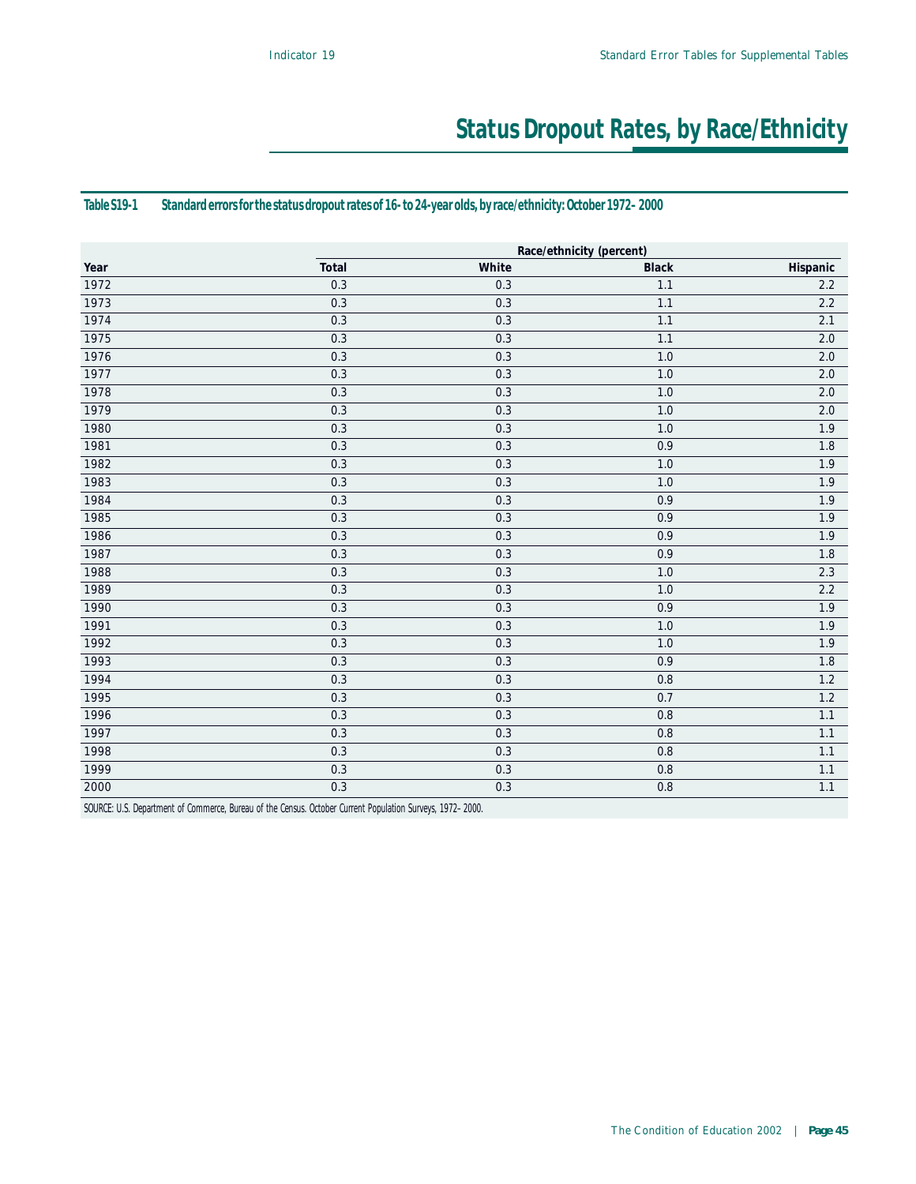# Status Dropout Rates, by Race/Ethnicity

**Table S19-1 Standard errors for the status dropout rates of 16- to 24-year olds, by race/ethnicity: October 1972–2000**

| Year | Race/ethnicity (percent) | | | |
|---|---|---|---|---|
| | Total | White | Black | Hispanic |
| 1972 | 0.3 | 0.3 | 1.1 | 2.2 |
| 1973 | 0.3 | 0.3 | 1.1 | 2.2 |
| 1974 | 0.3 | 0.3 | 1.1 | 2.1 |
| 1975 | 0.3 | 0.3 | 1.1 | 2.0 |
| 1976 | 0.3 | 0.3 | 1.0 | 2.0 |
| 1977 | 0.3 | 0.3 | 1.0 | 2.0 |
| 1978 | 0.3 | 0.3 | 1.0 | 2.0 |
| 1979 | 0.3 | 0.3 | 1.0 | 2.0 |
| 1980 | 0.3 | 0.3 | 1.0 | 1.9 |
| 1981 | 0.3 | 0.3 | 0.9 | 1.8 |
| 1982 | 0.3 | 0.3 | 1.0 | 1.9 |
| 1983 | 0.3 | 0.3 | 1.0 | 1.9 |
| 1984 | 0.3 | 0.3 | 0.9 | 1.9 |
| 1985 | 0.3 | 0.3 | 0.9 | 1.9 |
| 1986 | 0.3 | 0.3 | 0.9 | 1.9 |
| 1987 | 0.3 | 0.3 | 0.9 | 1.8 |
| 1988 | 0.3 | 0.3 | 1.0 | 2.3 |
| 1989 | 0.3 | 0.3 | 1.0 | 2.2 |
| 1990 | 0.3 | 0.3 | 0.9 | 1.9 |
| 1991 | 0.3 | 0.3 | 1.0 | 1.9 |
| 1992 | 0.3 | 0.3 | 1.0 | 1.9 |
| 1993 | 0.3 | 0.3 | 0.9 | 1.8 |
| 1994 | 0.3 | 0.3 | 0.8 | 1.2 |
| 1995 | 0.3 | 0.3 | 0.7 | 1.2 |
| 1996 | 0.3 | 0.3 | 0.8 | 1.1 |
| 1997 | 0.3 | 0.3 | 0.8 | 1.1 |
| 1998 | 0.3 | 0.3 | 0.8 | 1.1 |
| 1999 | 0.3 | 0.3 | 0.8 | 1.1 |
| 2000 | 0.3 | 0.3 | 0.8 | 1.1 |

SOURCE: U.S. Department of Commerce, Bureau of the Census. October Current Population Surveys, 1972–2000.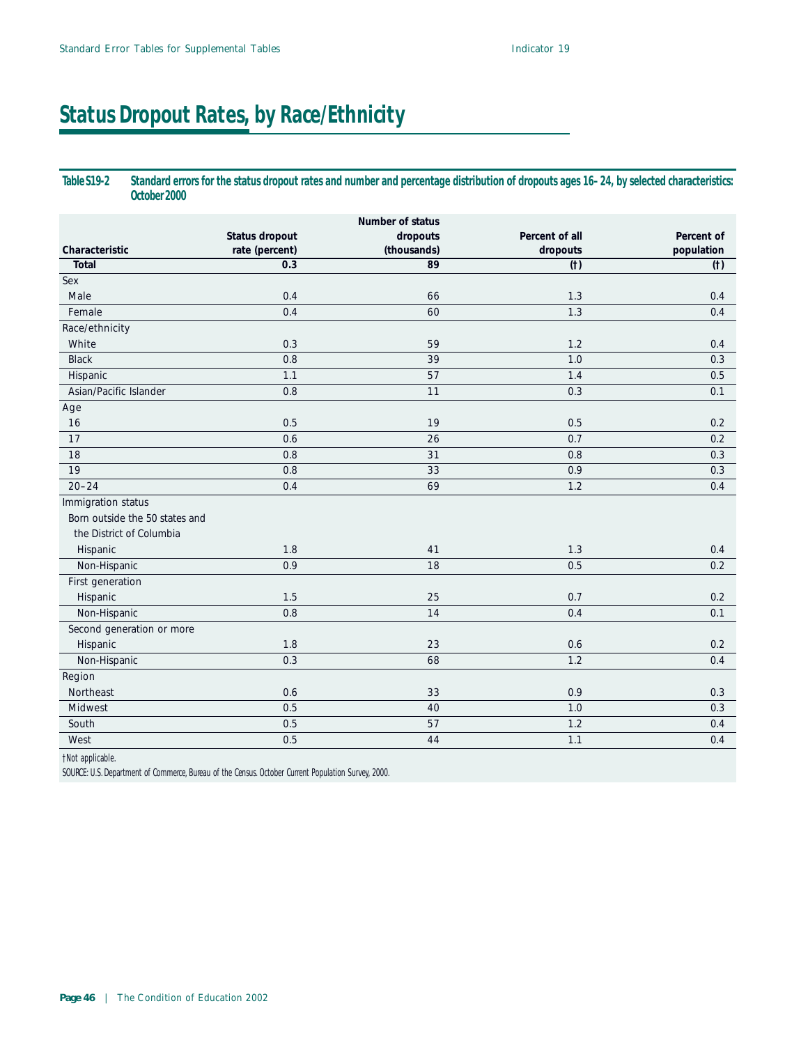# Status Dropout Rates, by Race/Ethnicity

**Table S19-2 Standard errors for the status dropout rates and number and percentage distribution of dropouts ages 16–24, by selected characteristics: October 2000**

| Characteristic | Status dropout rate (percent) | Number of status dropouts (thousands) | Percent of all dropouts | Percent of population |
|---|---|---|---|---|
| Total | 0.3 | 89 | (†) | (†) |
| Sex | | | | |
| Male | 0.4 | 66 | 1.3 | 0.4 |
| Female | 0.4 | 60 | 1.3 | 0.4 |
| Race/ethnicity | | | | |
| White | 0.3 | 59 | 1.2 | 0.4 |
| Black | 0.8 | 39 | 1.0 | 0.3 |
| Hispanic | 1.1 | 57 | 1.4 | 0.5 |
| Asian/Pacific Islander | 0.8 | 11 | 0.3 | 0.1 |
| Age | | | | |
| 16 | 0.5 | 19 | 0.5 | 0.2 |
| 17 | 0.6 | 26 | 0.7 | 0.2 |
| 18 | 0.8 | 31 | 0.8 | 0.3 |
| 19 | 0.8 | 33 | 0.9 | 0.3 |
| 20–24 | 0.4 | 69 | 1.2 | 0.4 |
| Immigration status | | | | |
| Born outside the 50 states and the District of Columbia | | | | |
| Hispanic | 1.8 | 41 | 1.3 | 0.4 |
| Non-Hispanic | 0.9 | 18 | 0.5 | 0.2 |
| First generation | | | | |
| Hispanic | 1.5 | 25 | 0.7 | 0.2 |
| Non-Hispanic | 0.8 | 14 | 0.4 | 0.1 |
| Second generation or more | | | | |
| Hispanic | 1.8 | 23 | 0.6 | 0.2 |
| Non-Hispanic | 0.3 | 68 | 1.2 | 0.4 |
| Region | | | | |
| Northeast | 0.6 | 33 | 0.9 | 0.3 |
| Midwest | 0.5 | 40 | 1.0 | 0.3 |
| South | 0.5 | 57 | 1.2 | 0.4 |
| West | 0.5 | 44 | 1.1 | 0.4 |

†Not applicable.

SOURCE: U.S. Department of Commerce, Bureau of the Census. October Current Population Survey, 2000.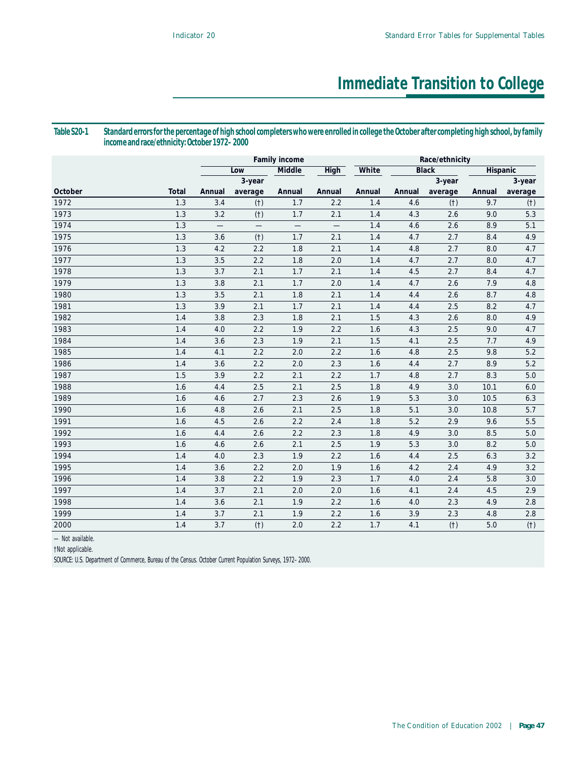# Immediate Transition to College

**Table S20-1 Standard errors for the percentage of high school completers who were enrolled in college the October after completing high school, by family income and race/ethnicity: October 1972–2000**

| October | Total | Family income | | | | Race/ethnicity | | | | |
|---|---|---|---|---|---|---|---|---|---|---|
| | | Low | | Middle | High | White | Black | | Hispanic | |
| | | Annual | 3-year average | Annual | Annual | Annual | Annual | 3-year average | Annual | 3-year average |
| 1972 | 1.3 | 3.4 | (†) | 1.7 | 2.2 | 1.4 | 4.6 | (†) | 9.7 | (†) |
| 1973 | 1.3 | 3.2 | (†) | 1.7 | 2.1 | 1.4 | 4.3 | 2.6 | 9.0 | 5.3 |
| 1974 | 1.3 | — | — | — | — | 1.4 | 4.6 | 2.6 | 8.9 | 5.1 |
| 1975 | 1.3 | 3.6 | (†) | 1.7 | 2.1 | 1.4 | 4.7 | 2.7 | 8.4 | 4.9 |
| 1976 | 1.3 | 4.2 | 2.2 | 1.8 | 2.1 | 1.4 | 4.8 | 2.7 | 8.0 | 4.7 |
| 1977 | 1.3 | 3.5 | 2.2 | 1.8 | 2.0 | 1.4 | 4.7 | 2.7 | 8.0 | 4.7 |
| 1978 | 1.3 | 3.7 | 2.1 | 1.7 | 2.1 | 1.4 | 4.5 | 2.7 | 8.4 | 4.7 |
| 1979 | 1.3 | 3.8 | 2.1 | 1.7 | 2.0 | 1.4 | 4.7 | 2.6 | 7.9 | 4.8 |
| 1980 | 1.3 | 3.5 | 2.1 | 1.8 | 2.1 | 1.4 | 4.4 | 2.6 | 8.7 | 4.8 |
| 1981 | 1.3 | 3.9 | 2.1 | 1.7 | 2.1 | 1.4 | 4.4 | 2.5 | 8.2 | 4.7 |
| 1982 | 1.4 | 3.8 | 2.3 | 1.8 | 2.1 | 1.5 | 4.3 | 2.6 | 8.0 | 4.9 |
| 1983 | 1.4 | 4.0 | 2.2 | 1.9 | 2.2 | 1.6 | 4.3 | 2.5 | 9.0 | 4.7 |
| 1984 | 1.4 | 3.6 | 2.3 | 1.9 | 2.1 | 1.5 | 4.1 | 2.5 | 7.7 | 4.9 |
| 1985 | 1.4 | 4.1 | 2.2 | 2.0 | 2.2 | 1.6 | 4.8 | 2.5 | 9.8 | 5.2 |
| 1986 | 1.4 | 3.6 | 2.2 | 2.0 | 2.3 | 1.6 | 4.4 | 2.7 | 8.9 | 5.2 |
| 1987 | 1.5 | 3.9 | 2.2 | 2.1 | 2.2 | 1.7 | 4.8 | 2.7 | 8.3 | 5.0 |
| 1988 | 1.6 | 4.4 | 2.5 | 2.1 | 2.5 | 1.8 | 4.9 | 3.0 | 10.1 | 6.0 |
| 1989 | 1.6 | 4.6 | 2.7 | 2.3 | 2.6 | 1.9 | 5.3 | 3.0 | 10.5 | 6.3 |
| 1990 | 1.6 | 4.8 | 2.6 | 2.1 | 2.5 | 1.8 | 5.1 | 3.0 | 10.8 | 5.7 |
| 1991 | 1.6 | 4.5 | 2.6 | 2.2 | 2.4 | 1.8 | 5.2 | 2.9 | 9.6 | 5.5 |
| 1992 | 1.6 | 4.4 | 2.6 | 2.2 | 2.3 | 1.8 | 4.9 | 3.0 | 8.5 | 5.0 |
| 1993 | 1.6 | 4.6 | 2.6 | 2.1 | 2.5 | 1.9 | 5.3 | 3.0 | 8.2 | 5.0 |
| 1994 | 1.4 | 4.0 | 2.3 | 1.9 | 2.2 | 1.6 | 4.4 | 2.5 | 6.3 | 3.2 |
| 1995 | 1.4 | 3.6 | 2.2 | 2.0 | 1.9 | 1.6 | 4.2 | 2.4 | 4.9 | 3.2 |
| 1996 | 1.4 | 3.8 | 2.2 | 1.9 | 2.3 | 1.7 | 4.0 | 2.4 | 5.8 | 3.0 |
| 1997 | 1.4 | 3.7 | 2.1 | 2.0 | 2.0 | 1.6 | 4.1 | 2.4 | 4.5 | 2.9 |
| 1998 | 1.4 | 3.6 | 2.1 | 1.9 | 2.2 | 1.6 | 4.0 | 2.3 | 4.9 | 2.8 |
| 1999 | 1.4 | 3.7 | 2.1 | 1.9 | 2.2 | 1.6 | 3.9 | 2.3 | 4.8 | 2.8 |
| 2000 | 1.4 | 3.7 | (†) | 2.0 | 2.2 | 1.7 | 4.1 | (†) | 5.0 | (†) |

— Not available.

†Not applicable.

SOURCE: U.S. Department of Commerce, Bureau of the Census. October Current Population Surveys, 1972–2000.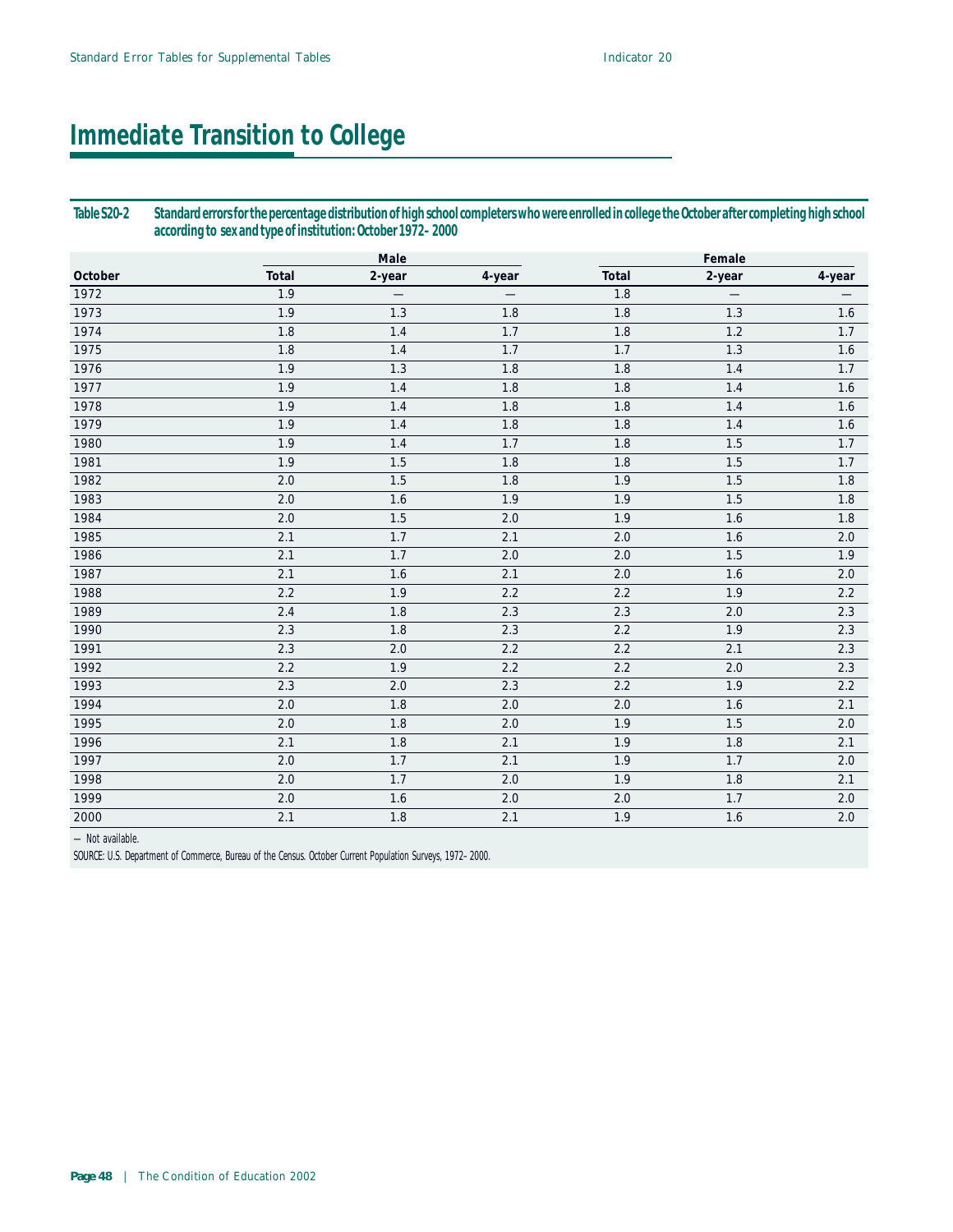# Immediate Transition to College

**Table S20-2 Standard errors for the percentage distribution of high school completers who were enrolled in college the October after completing high school according to sex and type of institution: October 1972–2000**

| | Male | | | Female | | |
|---|---|---|---|---|---|---|
| October | Total | 2-year | 4-year | Total | 2-year | 4-year |
| 1972 | 1.9 | — | — | 1.8 | — | — |
| 1973 | 1.9 | 1.3 | 1.8 | 1.8 | 1.3 | 1.6 |
| 1974 | 1.8 | 1.4 | 1.7 | 1.8 | 1.2 | 1.7 |
| 1975 | 1.8 | 1.4 | 1.7 | 1.7 | 1.3 | 1.6 |
| 1976 | 1.9 | 1.3 | 1.8 | 1.8 | 1.4 | 1.7 |
| 1977 | 1.9 | 1.4 | 1.8 | 1.8 | 1.4 | 1.6 |
| 1978 | 1.9 | 1.4 | 1.8 | 1.8 | 1.4 | 1.6 |
| 1979 | 1.9 | 1.4 | 1.8 | 1.8 | 1.4 | 1.6 |
| 1980 | 1.9 | 1.4 | 1.7 | 1.8 | 1.5 | 1.7 |
| 1981 | 1.9 | 1.5 | 1.8 | 1.8 | 1.5 | 1.7 |
| 1982 | 2.0 | 1.5 | 1.8 | 1.9 | 1.5 | 1.8 |
| 1983 | 2.0 | 1.6 | 1.9 | 1.9 | 1.5 | 1.8 |
| 1984 | 2.0 | 1.5 | 2.0 | 1.9 | 1.6 | 1.8 |
| 1985 | 2.1 | 1.7 | 2.1 | 2.0 | 1.6 | 2.0 |
| 1986 | 2.1 | 1.7 | 2.0 | 2.0 | 1.5 | 1.9 |
| 1987 | 2.1 | 1.6 | 2.1 | 2.0 | 1.6 | 2.0 |
| 1988 | 2.2 | 1.9 | 2.2 | 2.2 | 1.9 | 2.2 |
| 1989 | 2.4 | 1.8 | 2.3 | 2.3 | 2.0 | 2.3 |
| 1990 | 2.3 | 1.8 | 2.3 | 2.2 | 1.9 | 2.3 |
| 1991 | 2.3 | 2.0 | 2.2 | 2.2 | 2.1 | 2.3 |
| 1992 | 2.2 | 1.9 | 2.2 | 2.2 | 2.0 | 2.3 |
| 1993 | 2.3 | 2.0 | 2.3 | 2.2 | 1.9 | 2.2 |
| 1994 | 2.0 | 1.8 | 2.0 | 2.0 | 1.6 | 2.1 |
| 1995 | 2.0 | 1.8 | 2.0 | 1.9 | 1.5 | 2.0 |
| 1996 | 2.1 | 1.8 | 2.1 | 1.9 | 1.8 | 2.1 |
| 1997 | 2.0 | 1.7 | 2.1 | 1.9 | 1.7 | 2.0 |
| 1998 | 2.0 | 1.7 | 2.0 | 1.9 | 1.8 | 2.1 |
| 1999 | 2.0 | 1.6 | 2.0 | 2.0 | 1.7 | 2.0 |
| 2000 | 2.1 | 1.8 | 2.1 | 1.9 | 1.6 | 2.0 |

— Not available.

SOURCE: U.S. Department of Commerce, Bureau of the Census. October Current Population Surveys, 1972–2000.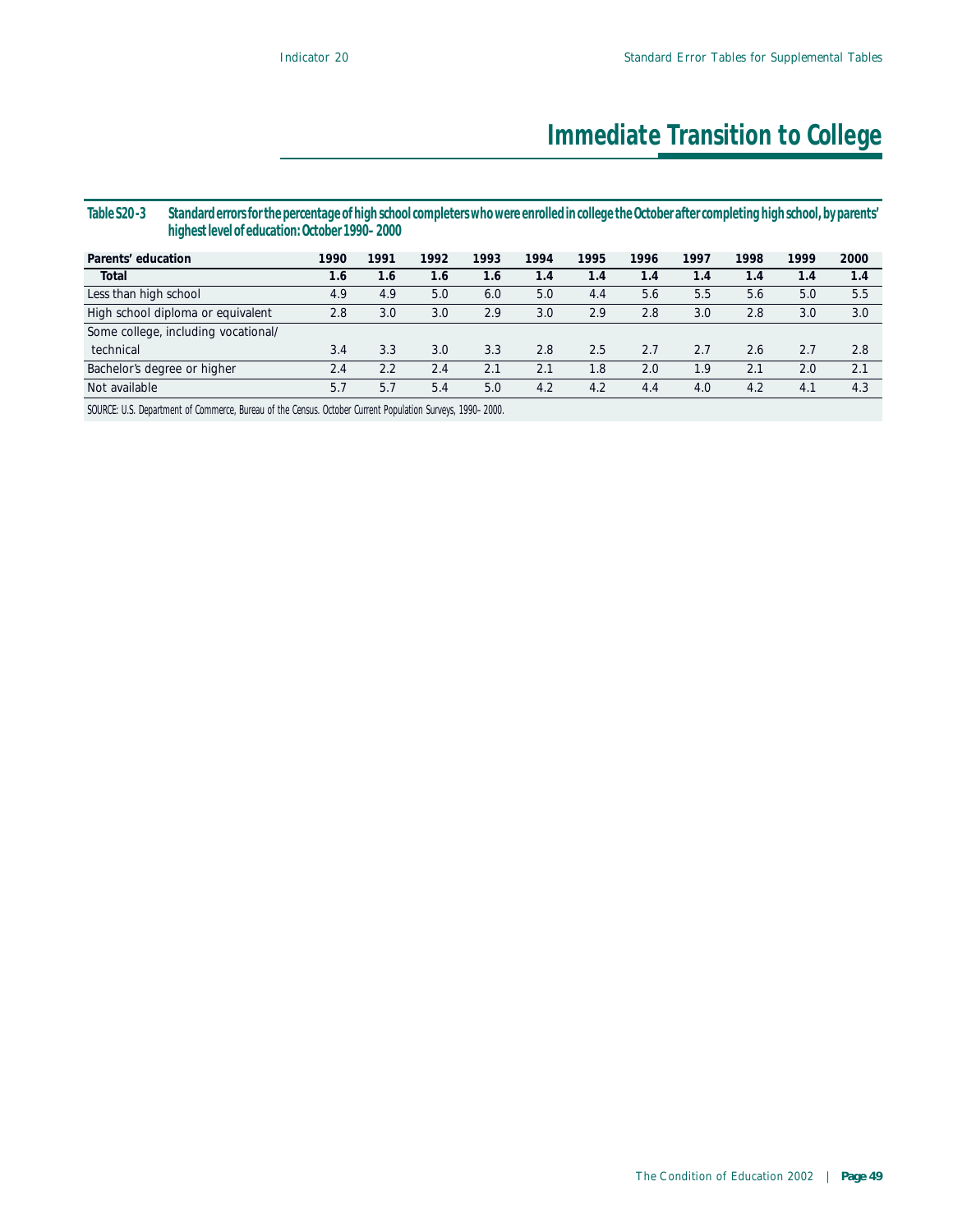# Immediate Transition to College

**Table S20-3 Standard errors for the percentage of high school completers who were enrolled in college the October after completing high school, by parents' highest level of education: October 1990–2000**

| Parents' education | 1990 | 1991 | 1992 | 1993 | 1994 | 1995 | 1996 | 1997 | 1998 | 1999 | 2000 |
|---|---|---|---|---|---|---|---|---|---|---|---|
| **Total** | **1.6** | **1.6** | **1.6** | **1.6** | **1.4** | **1.4** | **1.4** | **1.4** | **1.4** | **1.4** | **1.4** |
| Less than high school | 4.9 | 4.9 | 5.0 | 6.0 | 5.0 | 4.4 | 5.6 | 5.5 | 5.6 | 5.0 | 5.5 |
| High school diploma or equivalent | 2.8 | 3.0 | 3.0 | 2.9 | 3.0 | 2.9 | 2.8 | 3.0 | 2.8 | 3.0 | 3.0 |
| Some college, including vocational/ technical | 3.4 | 3.3 | 3.0 | 3.3 | 2.8 | 2.5 | 2.7 | 2.7 | 2.6 | 2.7 | 2.8 |
| Bachelor's degree or higher | 2.4 | 2.2 | 2.4 | 2.1 | 2.1 | 1.8 | 2.0 | 1.9 | 2.1 | 2.0 | 2.1 |
| Not available | 5.7 | 5.7 | 5.4 | 5.0 | 4.2 | 4.2 | 4.4 | 4.0 | 4.2 | 4.1 | 4.3 |

SOURCE: U.S. Department of Commerce, Bureau of the Census. October Current Population Surveys, 1990–2000.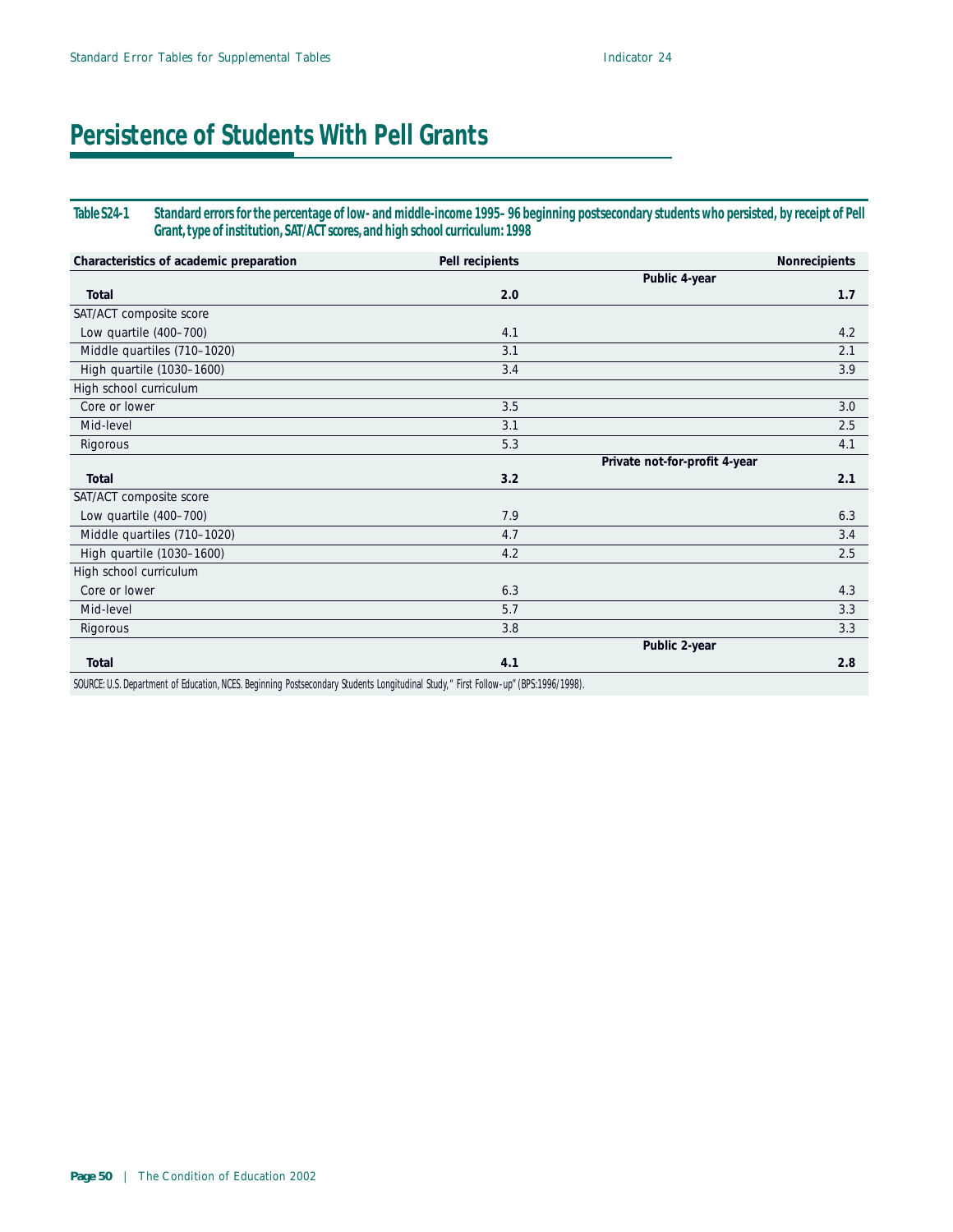# Persistence of Students With Pell Grants

**Table S24-1 Standard errors for the percentage of low- and middle-income 1995–96 beginning postsecondary students who persisted, by receipt of Pell Grant, type of institution, SAT/ACT scores, and high school curriculum: 1998**

| Characteristics of academic preparation | Pell recipients | Nonrecipients |
|---|---|---|
| | **Public 4-year** | |
| **Total** | **2.0** | **1.7** |
| SAT/ACT composite score | | |
| Low quartile (400–700) | 4.1 | 4.2 |
| Middle quartiles (710–1020) | 3.1 | 2.1 |
| High quartile (1030–1600) | 3.4 | 3.9 |
| High school curriculum | | |
| Core or lower | 3.5 | 3.0 |
| Mid-level | 3.1 | 2.5 |
| Rigorous | 5.3 | 4.1 |
| | **Private not-for-profit 4-year** | |
| **Total** | **3.2** | **2.1** |
| SAT/ACT composite score | | |
| Low quartile (400–700) | 7.9 | 6.3 |
| Middle quartiles (710–1020) | 4.7 | 3.4 |
| High quartile (1030–1600) | 4.2 | 2.5 |
| High school curriculum | | |
| Core or lower | 6.3 | 4.3 |
| Mid-level | 5.7 | 3.3 |
| Rigorous | 3.8 | 3.3 |
| | **Public 2-year** | |
| **Total** | **4.1** | **2.8** |

SOURCE: U.S. Department of Education, NCES. Beginning Postsecondary Students Longitudinal Study, "First Follow-up" (BPS:1996/1998).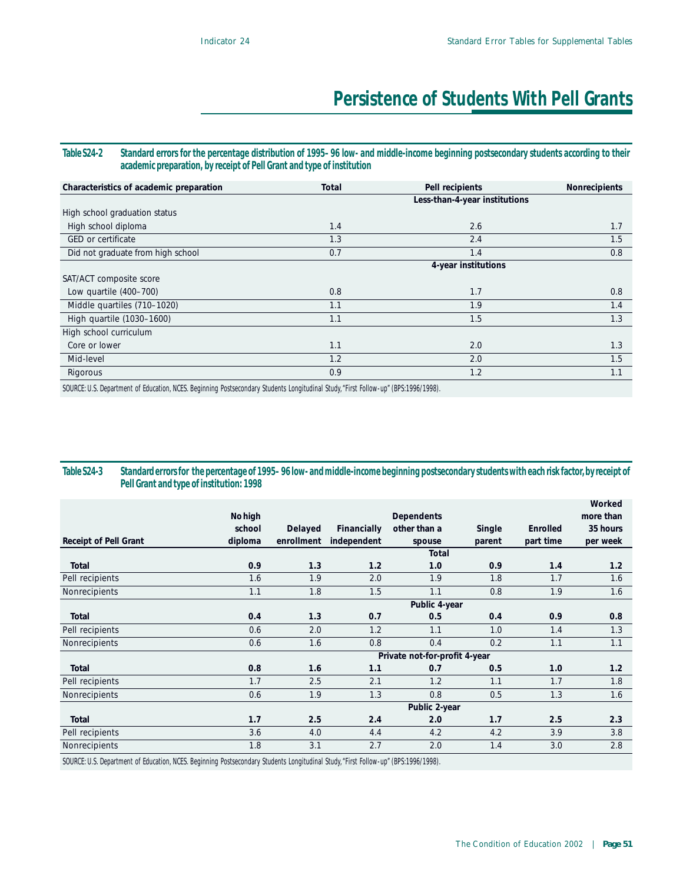# Persistence of Students With Pell Grants

**Table S24-2 Standard errors for the percentage distribution of 1995–96 low- and middle-income beginning postsecondary students according to their academic preparation, by receipt of Pell Grant and type of institution**

| Characteristics of academic preparation | Total | Pell recipients | Nonrecipients |
|---|---|---|---|
| | | Less-than-4-year institutions | |
| High school graduation status | | | |
| High school diploma | 1.4 | 2.6 | 1.7 |
| GED or certificate | 1.3 | 2.4 | 1.5 |
| Did not graduate from high school | 0.7 | 1.4 | 0.8 |
| | | 4-year institutions | |
| SAT/ACT composite score | | | |
| Low quartile (400–700) | 0.8 | 1.7 | 0.8 |
| Middle quartiles (710–1020) | 1.1 | 1.9 | 1.4 |
| High quartile (1030–1600) | 1.1 | 1.5 | 1.3 |
| High school curriculum | | | |
| Core or lower | 1.1 | 2.0 | 1.3 |
| Mid-level | 1.2 | 2.0 | 1.5 |
| Rigorous | 0.9 | 1.2 | 1.1 |

SOURCE: U.S. Department of Education, NCES. Beginning Postsecondary Students Longitudinal Study, "First Follow-up" (BPS:1996/1998).

**Table S24-3 Standard errors for the percentage of 1995–96 low- and middle-income beginning postsecondary students with each risk factor, by receipt of Pell Grant and type of institution: 1998**

| Receipt of Pell Grant | No high school diploma | Delayed enrollment | Financially independent | Dependents other than a spouse | Single parent | Enrolled part time | Worked more than 35 hours per week |
|---|---|---|---|---|---|---|---|
| | | | | Total | | | |
| **Total** | **0.9** | **1.3** | **1.2** | **1.0** | **0.9** | **1.4** | **1.2** |
| Pell recipients | 1.6 | 1.9 | 2.0 | 1.9 | 1.8 | 1.7 | 1.6 |
| Nonrecipients | 1.1 | 1.8 | 1.5 | 1.1 | 0.8 | 1.9 | 1.6 |
| | | | | Public 4-year | | | |
| **Total** | **0.4** | **1.3** | **0.7** | **0.5** | **0.4** | **0.9** | **0.8** |
| Pell recipients | 0.6 | 2.0 | 1.2 | 1.1 | 1.0 | 1.4 | 1.3 |
| Nonrecipients | 0.6 | 1.6 | 0.8 | 0.4 | 0.2 | 1.1 | 1.1 |
| | | | | Private not-for-profit 4-year | | | |
| **Total** | **0.8** | **1.6** | **1.1** | **0.7** | **0.5** | **1.0** | **1.2** |
| Pell recipients | 1.7 | 2.5 | 2.1 | 1.2 | 1.1 | 1.7 | 1.8 |
| Nonrecipients | 0.6 | 1.9 | 1.3 | 0.8 | 0.5 | 1.3 | 1.6 |
| | | | | Public 2-year | | | |
| **Total** | **1.7** | **2.5** | **2.4** | **2.0** | **1.7** | **2.5** | **2.3** |
| Pell recipients | 3.6 | 4.0 | 4.4 | 4.2 | 4.2 | 3.9 | 3.8 |
| Nonrecipients | 1.8 | 3.1 | 2.7 | 2.0 | 1.4 | 3.0 | 2.8 |

SOURCE: U.S. Department of Education, NCES. Beginning Postsecondary Students Longitudinal Study, "First Follow-up" (BPS:1996/1998).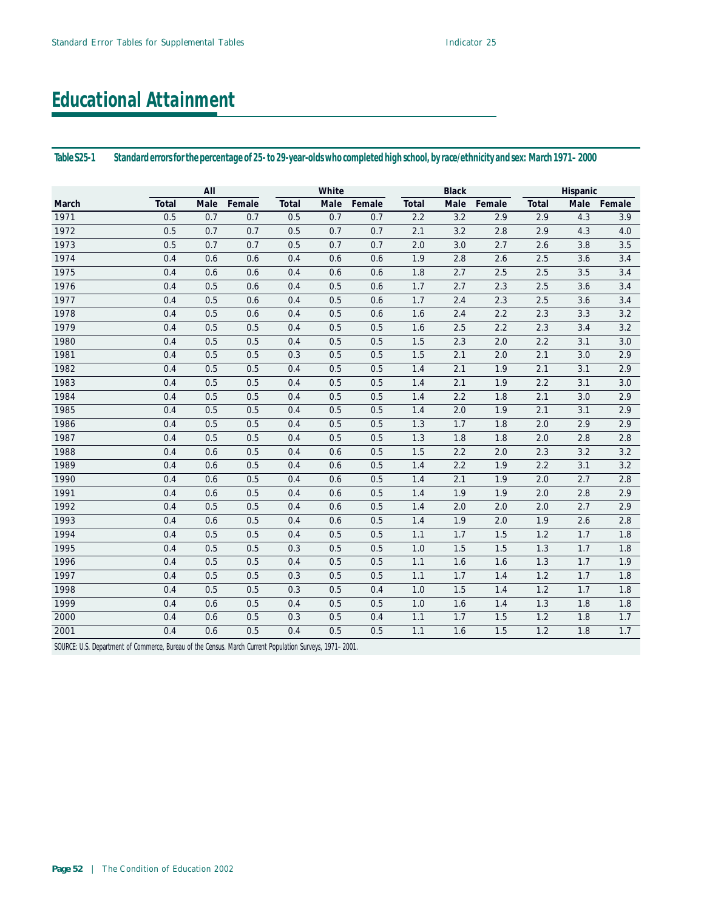# Educational Attainment

**Table S25-1 Standard errors for the percentage of 25- to 29-year-olds who completed high school, by race/ethnicity and sex: March 1971–2000**

| | All | | | White | | | Black | | | Hispanic | | |
|---|---|---|---|---|---|---|---|---|---|---|---|---|
| March | Total | Male | Female | Total | Male | Female | Total | Male | Female | Total | Male | Female |
| 1971 | 0.5 | 0.7 | 0.7 | 0.5 | 0.7 | 0.7 | 2.2 | 3.2 | 2.9 | 2.9 | 4.3 | 3.9 |
| 1972 | 0.5 | 0.7 | 0.7 | 0.5 | 0.7 | 0.7 | 2.1 | 3.2 | 2.8 | 2.9 | 4.3 | 4.0 |
| 1973 | 0.5 | 0.7 | 0.7 | 0.5 | 0.7 | 0.7 | 2.0 | 3.0 | 2.7 | 2.6 | 3.8 | 3.5 |
| 1974 | 0.4 | 0.6 | 0.6 | 0.4 | 0.6 | 0.6 | 1.9 | 2.8 | 2.6 | 2.5 | 3.6 | 3.4 |
| 1975 | 0.4 | 0.6 | 0.6 | 0.4 | 0.6 | 0.6 | 1.8 | 2.7 | 2.5 | 2.5 | 3.5 | 3.4 |
| 1976 | 0.4 | 0.5 | 0.6 | 0.4 | 0.5 | 0.6 | 1.7 | 2.7 | 2.3 | 2.5 | 3.6 | 3.4 |
| 1977 | 0.4 | 0.5 | 0.6 | 0.4 | 0.5 | 0.6 | 1.7 | 2.4 | 2.3 | 2.5 | 3.6 | 3.4 |
| 1978 | 0.4 | 0.5 | 0.6 | 0.4 | 0.5 | 0.6 | 1.6 | 2.4 | 2.2 | 2.3 | 3.3 | 3.2 |
| 1979 | 0.4 | 0.5 | 0.5 | 0.4 | 0.5 | 0.5 | 1.6 | 2.5 | 2.2 | 2.3 | 3.4 | 3.2 |
| 1980 | 0.4 | 0.5 | 0.5 | 0.4 | 0.5 | 0.5 | 1.5 | 2.3 | 2.0 | 2.2 | 3.1 | 3.0 |
| 1981 | 0.4 | 0.5 | 0.5 | 0.3 | 0.5 | 0.5 | 1.5 | 2.1 | 2.0 | 2.1 | 3.0 | 2.9 |
| 1982 | 0.4 | 0.5 | 0.5 | 0.4 | 0.5 | 0.5 | 1.4 | 2.1 | 1.9 | 2.1 | 3.1 | 2.9 |
| 1983 | 0.4 | 0.5 | 0.5 | 0.4 | 0.5 | 0.5 | 1.4 | 2.1 | 1.9 | 2.2 | 3.1 | 3.0 |
| 1984 | 0.4 | 0.5 | 0.5 | 0.4 | 0.5 | 0.5 | 1.4 | 2.2 | 1.8 | 2.1 | 3.0 | 2.9 |
| 1985 | 0.4 | 0.5 | 0.5 | 0.4 | 0.5 | 0.5 | 1.4 | 2.0 | 1.9 | 2.1 | 3.1 | 2.9 |
| 1986 | 0.4 | 0.5 | 0.5 | 0.4 | 0.5 | 0.5 | 1.3 | 1.7 | 1.8 | 2.0 | 2.9 | 2.9 |
| 1987 | 0.4 | 0.5 | 0.5 | 0.4 | 0.5 | 0.5 | 1.3 | 1.8 | 1.8 | 2.0 | 2.8 | 2.8 |
| 1988 | 0.4 | 0.6 | 0.5 | 0.4 | 0.6 | 0.5 | 1.5 | 2.2 | 2.0 | 2.3 | 3.2 | 3.2 |
| 1989 | 0.4 | 0.6 | 0.5 | 0.4 | 0.6 | 0.5 | 1.4 | 2.2 | 1.9 | 2.2 | 3.1 | 3.2 |
| 1990 | 0.4 | 0.6 | 0.5 | 0.4 | 0.6 | 0.5 | 1.4 | 2.1 | 1.9 | 2.0 | 2.7 | 2.8 |
| 1991 | 0.4 | 0.6 | 0.5 | 0.4 | 0.6 | 0.5 | 1.4 | 1.9 | 1.9 | 2.0 | 2.8 | 2.9 |
| 1992 | 0.4 | 0.5 | 0.5 | 0.4 | 0.6 | 0.5 | 1.4 | 2.0 | 2.0 | 2.0 | 2.7 | 2.9 |
| 1993 | 0.4 | 0.6 | 0.5 | 0.4 | 0.6 | 0.5 | 1.4 | 1.9 | 2.0 | 1.9 | 2.6 | 2.8 |
| 1994 | 0.4 | 0.5 | 0.5 | 0.4 | 0.5 | 0.5 | 1.1 | 1.7 | 1.5 | 1.2 | 1.7 | 1.8 |
| 1995 | 0.4 | 0.5 | 0.5 | 0.3 | 0.5 | 0.5 | 1.0 | 1.5 | 1.5 | 1.3 | 1.7 | 1.8 |
| 1996 | 0.4 | 0.5 | 0.5 | 0.4 | 0.5 | 0.5 | 1.1 | 1.6 | 1.6 | 1.3 | 1.7 | 1.9 |
| 1997 | 0.4 | 0.5 | 0.5 | 0.3 | 0.5 | 0.5 | 1.1 | 1.7 | 1.4 | 1.2 | 1.7 | 1.8 |
| 1998 | 0.4 | 0.5 | 0.5 | 0.3 | 0.5 | 0.4 | 1.0 | 1.5 | 1.4 | 1.2 | 1.7 | 1.8 |
| 1999 | 0.4 | 0.6 | 0.5 | 0.4 | 0.5 | 0.5 | 1.0 | 1.6 | 1.4 | 1.3 | 1.8 | 1.8 |
| 2000 | 0.4 | 0.6 | 0.5 | 0.3 | 0.5 | 0.4 | 1.1 | 1.7 | 1.5 | 1.2 | 1.8 | 1.7 |
| 2001 | 0.4 | 0.6 | 0.5 | 0.4 | 0.5 | 0.5 | 1.1 | 1.6 | 1.5 | 1.2 | 1.8 | 1.7 |

SOURCE: U.S. Department of Commerce, Bureau of the Census. March Current Population Surveys, 1971–2001.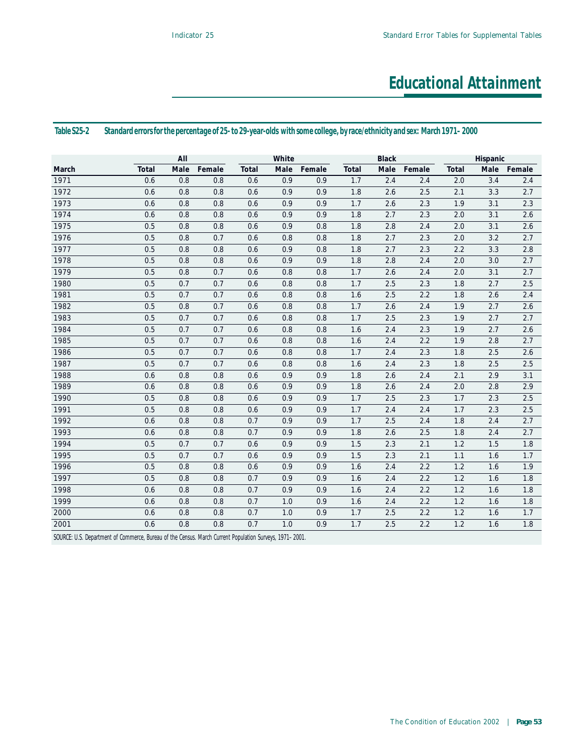# Educational Attainment

**Table S25-2 Standard errors for the percentage of 25- to 29-year-olds with some college, by race/ethnicity and sex: March 1971–2000**

| | All | | | White | | | Black | | | Hispanic | | |
|---|---|---|---|---|---|---|---|---|---|---|---|---|
| March | Total | Male | Female | Total | Male | Female | Total | Male | Female | Total | Male | Female |
| 1971 | 0.6 | 0.8 | 0.8 | 0.6 | 0.9 | 0.9 | 1.7 | 2.4 | 2.4 | 2.0 | 3.4 | 2.4 |
| 1972 | 0.6 | 0.8 | 0.8 | 0.6 | 0.9 | 0.9 | 1.8 | 2.6 | 2.5 | 2.1 | 3.3 | 2.7 |
| 1973 | 0.6 | 0.8 | 0.8 | 0.6 | 0.9 | 0.9 | 1.7 | 2.6 | 2.3 | 1.9 | 3.1 | 2.3 |
| 1974 | 0.6 | 0.8 | 0.8 | 0.6 | 0.9 | 0.9 | 1.8 | 2.7 | 2.3 | 2.0 | 3.1 | 2.6 |
| 1975 | 0.5 | 0.8 | 0.8 | 0.6 | 0.9 | 0.8 | 1.8 | 2.8 | 2.4 | 2.0 | 3.1 | 2.6 |
| 1976 | 0.5 | 0.8 | 0.7 | 0.6 | 0.8 | 0.8 | 1.8 | 2.7 | 2.3 | 2.0 | 3.2 | 2.7 |
| 1977 | 0.5 | 0.8 | 0.8 | 0.6 | 0.9 | 0.8 | 1.8 | 2.7 | 2.3 | 2.2 | 3.3 | 2.8 |
| 1978 | 0.5 | 0.8 | 0.8 | 0.6 | 0.9 | 0.9 | 1.8 | 2.8 | 2.4 | 2.0 | 3.0 | 2.7 |
| 1979 | 0.5 | 0.8 | 0.7 | 0.6 | 0.8 | 0.8 | 1.7 | 2.6 | 2.4 | 2.0 | 3.1 | 2.7 |
| 1980 | 0.5 | 0.7 | 0.7 | 0.6 | 0.8 | 0.8 | 1.7 | 2.5 | 2.3 | 1.8 | 2.7 | 2.5 |
| 1981 | 0.5 | 0.7 | 0.7 | 0.6 | 0.8 | 0.8 | 1.6 | 2.5 | 2.2 | 1.8 | 2.6 | 2.4 |
| 1982 | 0.5 | 0.8 | 0.7 | 0.6 | 0.8 | 0.8 | 1.7 | 2.6 | 2.4 | 1.9 | 2.7 | 2.6 |
| 1983 | 0.5 | 0.7 | 0.7 | 0.6 | 0.8 | 0.8 | 1.7 | 2.5 | 2.3 | 1.9 | 2.7 | 2.7 |
| 1984 | 0.5 | 0.7 | 0.7 | 0.6 | 0.8 | 0.8 | 1.6 | 2.4 | 2.3 | 1.9 | 2.7 | 2.6 |
| 1985 | 0.5 | 0.7 | 0.7 | 0.6 | 0.8 | 0.8 | 1.6 | 2.4 | 2.2 | 1.9 | 2.8 | 2.7 |
| 1986 | 0.5 | 0.7 | 0.7 | 0.6 | 0.8 | 0.8 | 1.7 | 2.4 | 2.3 | 1.8 | 2.5 | 2.6 |
| 1987 | 0.5 | 0.7 | 0.7 | 0.6 | 0.8 | 0.8 | 1.6 | 2.4 | 2.3 | 1.8 | 2.5 | 2.5 |
| 1988 | 0.6 | 0.8 | 0.8 | 0.6 | 0.9 | 0.9 | 1.8 | 2.6 | 2.4 | 2.1 | 2.9 | 3.1 |
| 1989 | 0.6 | 0.8 | 0.8 | 0.6 | 0.9 | 0.9 | 1.8 | 2.6 | 2.4 | 2.0 | 2.8 | 2.9 |
| 1990 | 0.5 | 0.8 | 0.8 | 0.6 | 0.9 | 0.9 | 1.7 | 2.5 | 2.3 | 1.7 | 2.3 | 2.5 |
| 1991 | 0.5 | 0.8 | 0.8 | 0.6 | 0.9 | 0.9 | 1.7 | 2.4 | 2.4 | 1.7 | 2.3 | 2.5 |
| 1992 | 0.6 | 0.8 | 0.8 | 0.7 | 0.9 | 0.9 | 1.7 | 2.5 | 2.4 | 1.8 | 2.4 | 2.7 |
| 1993 | 0.6 | 0.8 | 0.8 | 0.7 | 0.9 | 0.9 | 1.8 | 2.6 | 2.5 | 1.8 | 2.4 | 2.7 |
| 1994 | 0.5 | 0.7 | 0.7 | 0.6 | 0.9 | 0.9 | 1.5 | 2.3 | 2.1 | 1.2 | 1.5 | 1.8 |
| 1995 | 0.5 | 0.7 | 0.7 | 0.6 | 0.9 | 0.9 | 1.5 | 2.3 | 2.1 | 1.1 | 1.6 | 1.7 |
| 1996 | 0.5 | 0.8 | 0.8 | 0.6 | 0.9 | 0.9 | 1.6 | 2.4 | 2.2 | 1.2 | 1.6 | 1.9 |
| 1997 | 0.5 | 0.8 | 0.8 | 0.7 | 0.9 | 0.9 | 1.6 | 2.4 | 2.2 | 1.2 | 1.6 | 1.8 |
| 1998 | 0.6 | 0.8 | 0.8 | 0.7 | 0.9 | 0.9 | 1.6 | 2.4 | 2.2 | 1.2 | 1.6 | 1.8 |
| 1999 | 0.6 | 0.8 | 0.8 | 0.7 | 1.0 | 0.9 | 1.6 | 2.4 | 2.2 | 1.2 | 1.6 | 1.8 |
| 2000 | 0.6 | 0.8 | 0.8 | 0.7 | 1.0 | 0.9 | 1.7 | 2.5 | 2.2 | 1.2 | 1.6 | 1.7 |
| 2001 | 0.6 | 0.8 | 0.8 | 0.7 | 1.0 | 0.9 | 1.7 | 2.5 | 2.2 | 1.2 | 1.6 | 1.8 |

SOURCE: U.S. Department of Commerce, Bureau of the Census. March Current Population Surveys, 1971–2001.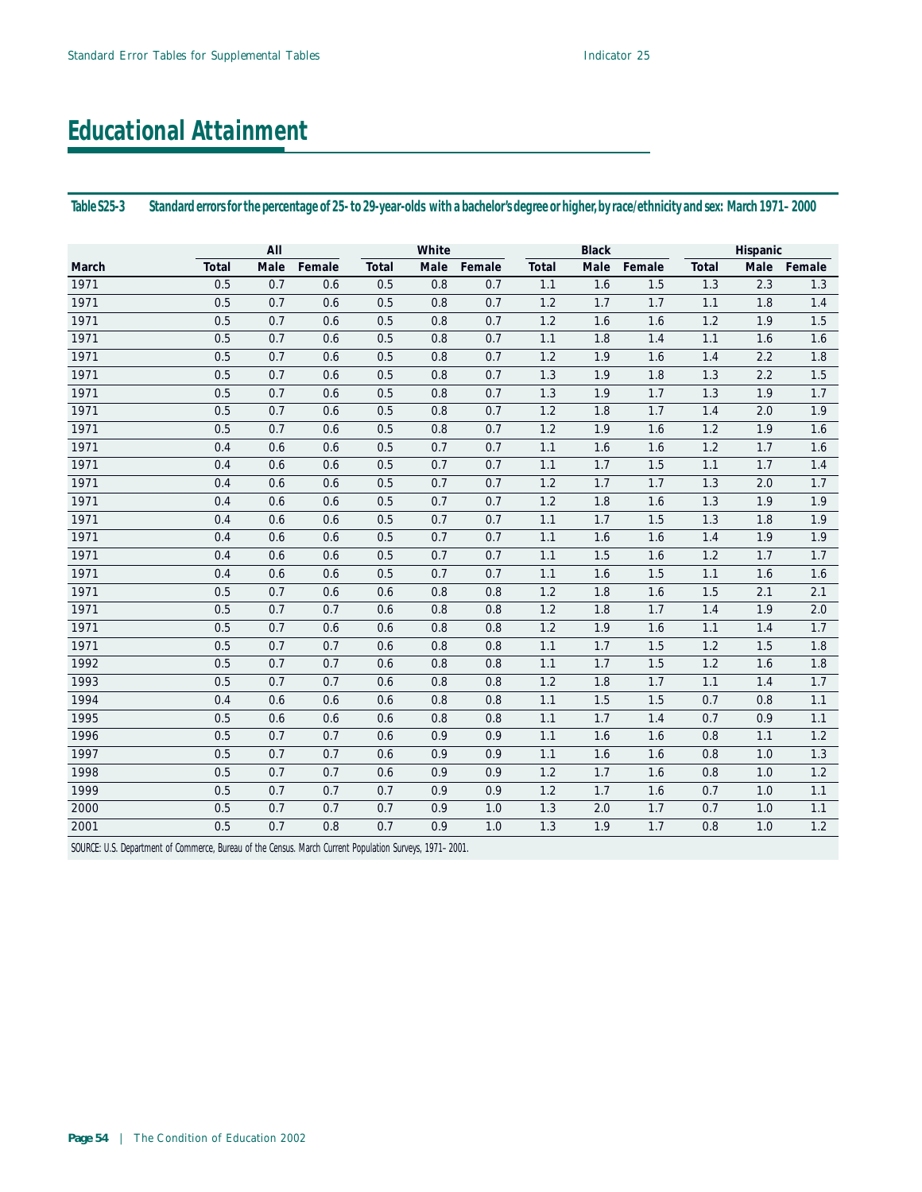# Educational Attainment

**Table S25-3 Standard errors for the percentage of 25- to 29-year-olds with a bachelor's degree or higher, by race/ethnicity and sex: March 1971–2000**

| | All | | | White | | | Black | | | Hispanic | | |
|---|---|---|---|---|---|---|---|---|---|---|---|---|
| March | Total | Male | Female | Total | Male | Female | Total | Male | Female | Total | Male | Female |
| 1971 | 0.5 | 0.7 | 0.6 | 0.5 | 0.8 | 0.7 | 1.1 | 1.6 | 1.5 | 1.3 | 2.3 | 1.3 |
| 1971 | 0.5 | 0.7 | 0.6 | 0.5 | 0.8 | 0.7 | 1.2 | 1.7 | 1.7 | 1.1 | 1.8 | 1.4 |
| 1971 | 0.5 | 0.7 | 0.6 | 0.5 | 0.8 | 0.7 | 1.2 | 1.6 | 1.6 | 1.2 | 1.9 | 1.5 |
| 1971 | 0.5 | 0.7 | 0.6 | 0.5 | 0.8 | 0.7 | 1.1 | 1.8 | 1.4 | 1.1 | 1.6 | 1.6 |
| 1971 | 0.5 | 0.7 | 0.6 | 0.5 | 0.8 | 0.7 | 1.2 | 1.9 | 1.6 | 1.4 | 2.2 | 1.8 |
| 1971 | 0.5 | 0.7 | 0.6 | 0.5 | 0.8 | 0.7 | 1.3 | 1.9 | 1.8 | 1.3 | 2.2 | 1.5 |
| 1971 | 0.5 | 0.7 | 0.6 | 0.5 | 0.8 | 0.7 | 1.3 | 1.9 | 1.7 | 1.3 | 1.9 | 1.7 |
| 1971 | 0.5 | 0.7 | 0.6 | 0.5 | 0.8 | 0.7 | 1.2 | 1.8 | 1.7 | 1.4 | 2.0 | 1.9 |
| 1971 | 0.5 | 0.7 | 0.6 | 0.5 | 0.8 | 0.7 | 1.2 | 1.9 | 1.6 | 1.2 | 1.9 | 1.6 |
| 1971 | 0.4 | 0.6 | 0.6 | 0.5 | 0.7 | 0.7 | 1.1 | 1.6 | 1.6 | 1.2 | 1.7 | 1.6 |
| 1971 | 0.4 | 0.6 | 0.6 | 0.5 | 0.7 | 0.7 | 1.1 | 1.7 | 1.5 | 1.1 | 1.7 | 1.4 |
| 1971 | 0.4 | 0.6 | 0.6 | 0.5 | 0.7 | 0.7 | 1.2 | 1.7 | 1.7 | 1.3 | 2.0 | 1.7 |
| 1971 | 0.4 | 0.6 | 0.6 | 0.5 | 0.7 | 0.7 | 1.2 | 1.8 | 1.6 | 1.3 | 1.9 | 1.9 |
| 1971 | 0.4 | 0.6 | 0.6 | 0.5 | 0.7 | 0.7 | 1.1 | 1.7 | 1.5 | 1.3 | 1.8 | 1.9 |
| 1971 | 0.4 | 0.6 | 0.6 | 0.5 | 0.7 | 0.7 | 1.1 | 1.6 | 1.6 | 1.4 | 1.9 | 1.9 |
| 1971 | 0.4 | 0.6 | 0.6 | 0.5 | 0.7 | 0.7 | 1.1 | 1.5 | 1.6 | 1.2 | 1.7 | 1.7 |
| 1971 | 0.4 | 0.6 | 0.6 | 0.5 | 0.7 | 0.7 | 1.1 | 1.6 | 1.5 | 1.1 | 1.6 | 1.6 |
| 1971 | 0.5 | 0.7 | 0.6 | 0.6 | 0.8 | 0.8 | 1.2 | 1.8 | 1.6 | 1.5 | 2.1 | 2.1 |
| 1971 | 0.5 | 0.7 | 0.7 | 0.6 | 0.8 | 0.8 | 1.2 | 1.8 | 1.7 | 1.4 | 1.9 | 2.0 |
| 1971 | 0.5 | 0.7 | 0.6 | 0.6 | 0.8 | 0.8 | 1.2 | 1.9 | 1.6 | 1.1 | 1.4 | 1.7 |
| 1971 | 0.5 | 0.7 | 0.7 | 0.6 | 0.8 | 0.8 | 1.1 | 1.7 | 1.5 | 1.2 | 1.5 | 1.8 |
| 1992 | 0.5 | 0.7 | 0.7 | 0.6 | 0.8 | 0.8 | 1.1 | 1.7 | 1.5 | 1.2 | 1.6 | 1.8 |
| 1993 | 0.5 | 0.7 | 0.7 | 0.6 | 0.8 | 0.8 | 1.2 | 1.8 | 1.7 | 1.1 | 1.4 | 1.7 |
| 1994 | 0.4 | 0.6 | 0.6 | 0.6 | 0.8 | 0.8 | 1.1 | 1.5 | 1.5 | 0.7 | 0.8 | 1.1 |
| 1995 | 0.5 | 0.6 | 0.6 | 0.6 | 0.8 | 0.8 | 1.1 | 1.7 | 1.4 | 0.7 | 0.9 | 1.1 |
| 1996 | 0.5 | 0.7 | 0.7 | 0.6 | 0.9 | 0.9 | 1.1 | 1.6 | 1.6 | 0.8 | 1.1 | 1.2 |
| 1997 | 0.5 | 0.7 | 0.7 | 0.6 | 0.9 | 0.9 | 1.1 | 1.6 | 1.6 | 0.8 | 1.0 | 1.3 |
| 1998 | 0.5 | 0.7 | 0.7 | 0.6 | 0.9 | 0.9 | 1.2 | 1.7 | 1.6 | 0.8 | 1.0 | 1.2 |
| 1999 | 0.5 | 0.7 | 0.7 | 0.7 | 0.9 | 0.9 | 1.2 | 1.7 | 1.6 | 0.7 | 1.0 | 1.1 |
| 2000 | 0.5 | 0.7 | 0.7 | 0.7 | 0.9 | 1.0 | 1.3 | 2.0 | 1.7 | 0.7 | 1.0 | 1.1 |
| 2001 | 0.5 | 0.7 | 0.8 | 0.7 | 0.9 | 1.0 | 1.3 | 1.9 | 1.7 | 0.8 | 1.0 | 1.2 |

SOURCE: U.S. Department of Commerce, Bureau of the Census. March Current Population Surveys, 1971–2001.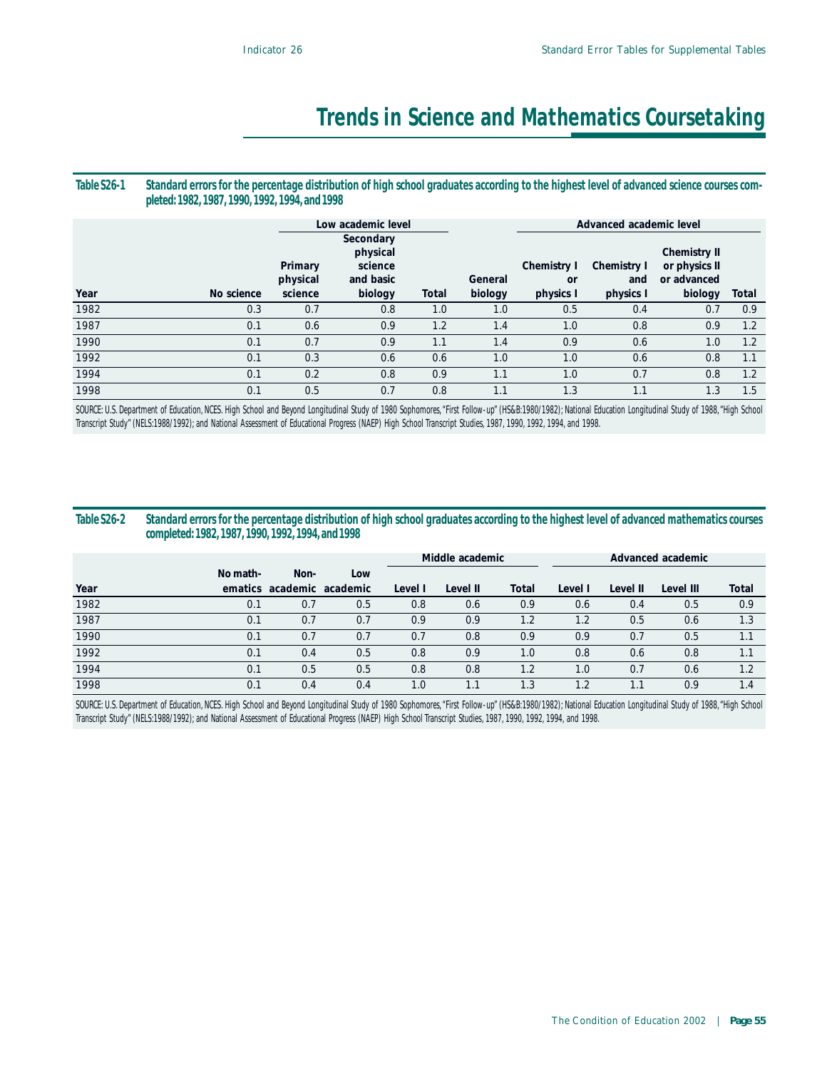# Trends in Science and Mathematics Coursetaking

**Table S26-1 Standard errors for the percentage distribution of high school graduates according to the highest level of advanced science courses completed: 1982, 1987, 1990, 1992, 1994, and 1998**

| | | Low academic level | | | | Advanced academic level | | | |
|---|---|---|---|---|---|---|---|---|---|
| Year | No science | Primary physical science | Secondary physical science and basic biology | Total | General biology | Chemistry I or physics I | Chemistry I and physics I | Chemistry II or physics II or advanced biology | Total |
| 1982 | 0.3 | 0.7 | 0.8 | 1.0 | 1.0 | 0.5 | 0.4 | 0.7 | 0.9 |
| 1987 | 0.1 | 0.6 | 0.9 | 1.2 | 1.4 | 1.0 | 0.8 | 0.9 | 1.2 |
| 1990 | 0.1 | 0.7 | 0.9 | 1.1 | 1.4 | 0.9 | 0.6 | 1.0 | 1.2 |
| 1992 | 0.1 | 0.3 | 0.6 | 0.6 | 1.0 | 1.0 | 0.6 | 0.8 | 1.1 |
| 1994 | 0.1 | 0.2 | 0.8 | 0.9 | 1.1 | 1.0 | 0.7 | 0.8 | 1.2 |
| 1998 | 0.1 | 0.5 | 0.7 | 0.8 | 1.1 | 1.3 | 1.1 | 1.3 | 1.5 |

SOURCE: U.S. Department of Education, NCES. High School and Beyond Longitudinal Study of 1980 Sophomores, "First Follow-up" (HS&B:1980/1982); National Education Longitudinal Study of 1988, "High School Transcript Study" (NELS:1988/1992); and National Assessment of Educational Progress (NAEP) High School Transcript Studies, 1987, 1990, 1992, 1994, and 1998.

**Table S26-2 Standard errors for the percentage distribution of high school graduates according to the highest level of advanced mathematics courses completed: 1982, 1987, 1990, 1992, 1994, and 1998**

| | | | | Middle academic | | | Advanced academic | | | |
|---|---|---|---|---|---|---|---|---|---|---|
| Year | No mathematics | Non-academic | Low academic | Level I | Level II | Total | Level I | Level II | Level III | Total |
| 1982 | 0.1 | 0.7 | 0.5 | 0.8 | 0.6 | 0.9 | 0.6 | 0.4 | 0.5 | 0.9 |
| 1987 | 0.1 | 0.7 | 0.7 | 0.9 | 0.9 | 1.2 | 1.2 | 0.5 | 0.6 | 1.3 |
| 1990 | 0.1 | 0.7 | 0.7 | 0.7 | 0.8 | 0.9 | 0.9 | 0.7 | 0.5 | 1.1 |
| 1992 | 0.1 | 0.4 | 0.5 | 0.8 | 0.9 | 1.0 | 0.8 | 0.6 | 0.8 | 1.1 |
| 1994 | 0.1 | 0.5 | 0.5 | 0.8 | 0.8 | 1.2 | 1.0 | 0.7 | 0.6 | 1.2 |
| 1998 | 0.1 | 0.4 | 0.4 | 1.0 | 1.1 | 1.3 | 1.2 | 1.1 | 0.9 | 1.4 |

SOURCE: U.S. Department of Education, NCES. High School and Beyond Longitudinal Study of 1980 Sophomores, "First Follow-up" (HS&B:1980/1982); National Education Longitudinal Study of 1988, "High School Transcript Study" (NELS:1988/1992); and National Assessment of Educational Progress (NAEP) High School Transcript Studies, 1987, 1990, 1992, 1994, and 1998.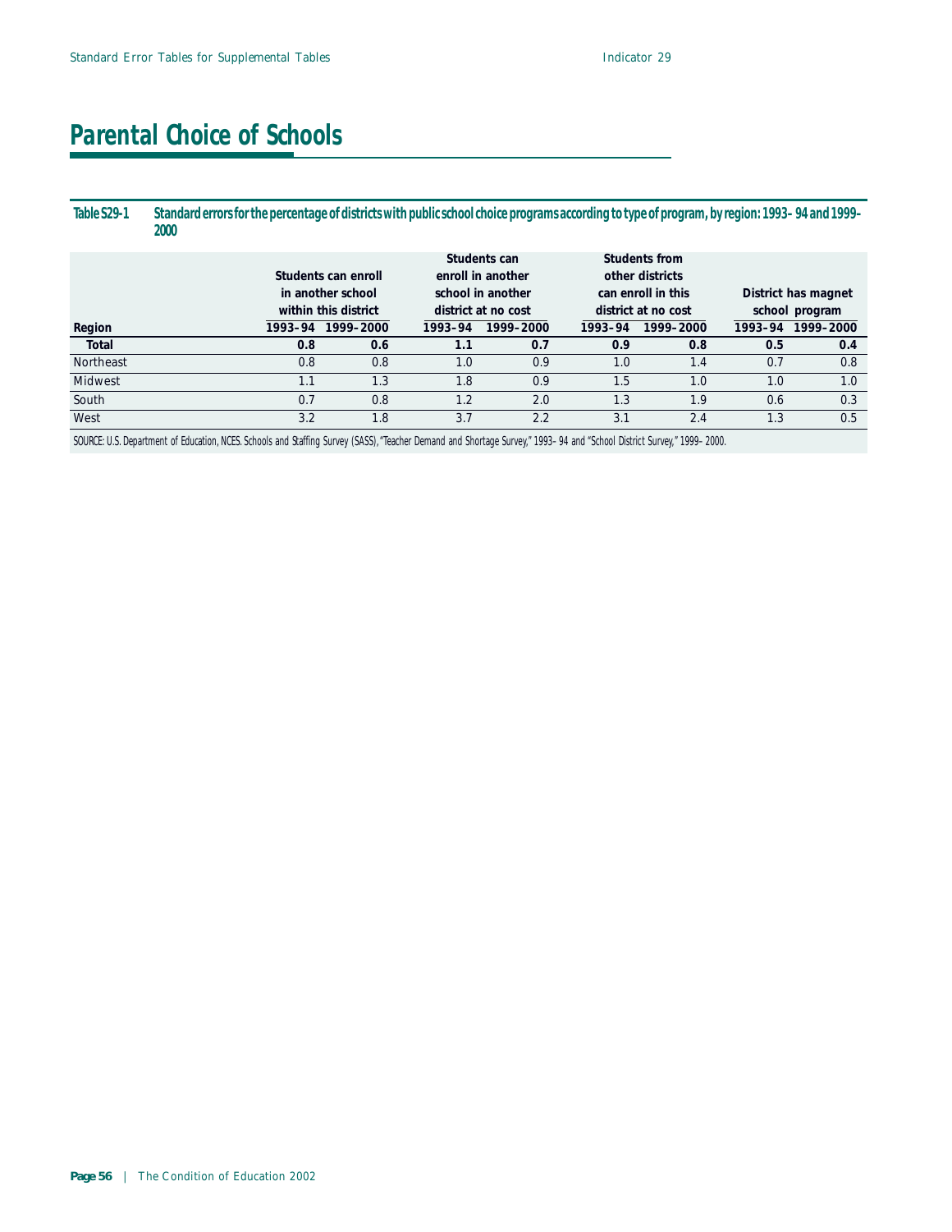# Parental Choice of Schools

**Table S29-1 Standard errors for the percentage of districts with public school choice programs according to type of program, by region: 1993–94 and 1999–2000**

| Region | Students can enroll in another school within this district | | Students can enroll in another school in another district at no cost | | Students from other districts can enroll in this district at no cost | | District has magnet school program | |
|---|---|---|---|---|---|---|---|---|
| | 1993–94 | 1999–2000 | 1993–94 | 1999–2000 | 1993–94 | 1999–2000 | 1993–94 | 1999–2000 |
| **Total** | **0.8** | **0.6** | **1.1** | **0.7** | **0.9** | **0.8** | **0.5** | **0.4** |
| Northeast | 0.8 | 0.8 | 1.0 | 0.9 | 1.0 | 1.4 | 0.7 | 0.8 |
| Midwest | 1.1 | 1.3 | 1.8 | 0.9 | 1.5 | 1.0 | 1.0 | 1.0 |
| South | 0.7 | 0.8 | 1.2 | 2.0 | 1.3 | 1.9 | 0.6 | 0.3 |
| West | 3.2 | 1.8 | 3.7 | 2.2 | 3.1 | 2.4 | 1.3 | 0.5 |

SOURCE: U.S. Department of Education, NCES. Schools and Staffing Survey (SASS), "Teacher Demand and Shortage Survey," 1993–94 and "School District Survey," 1999–2000.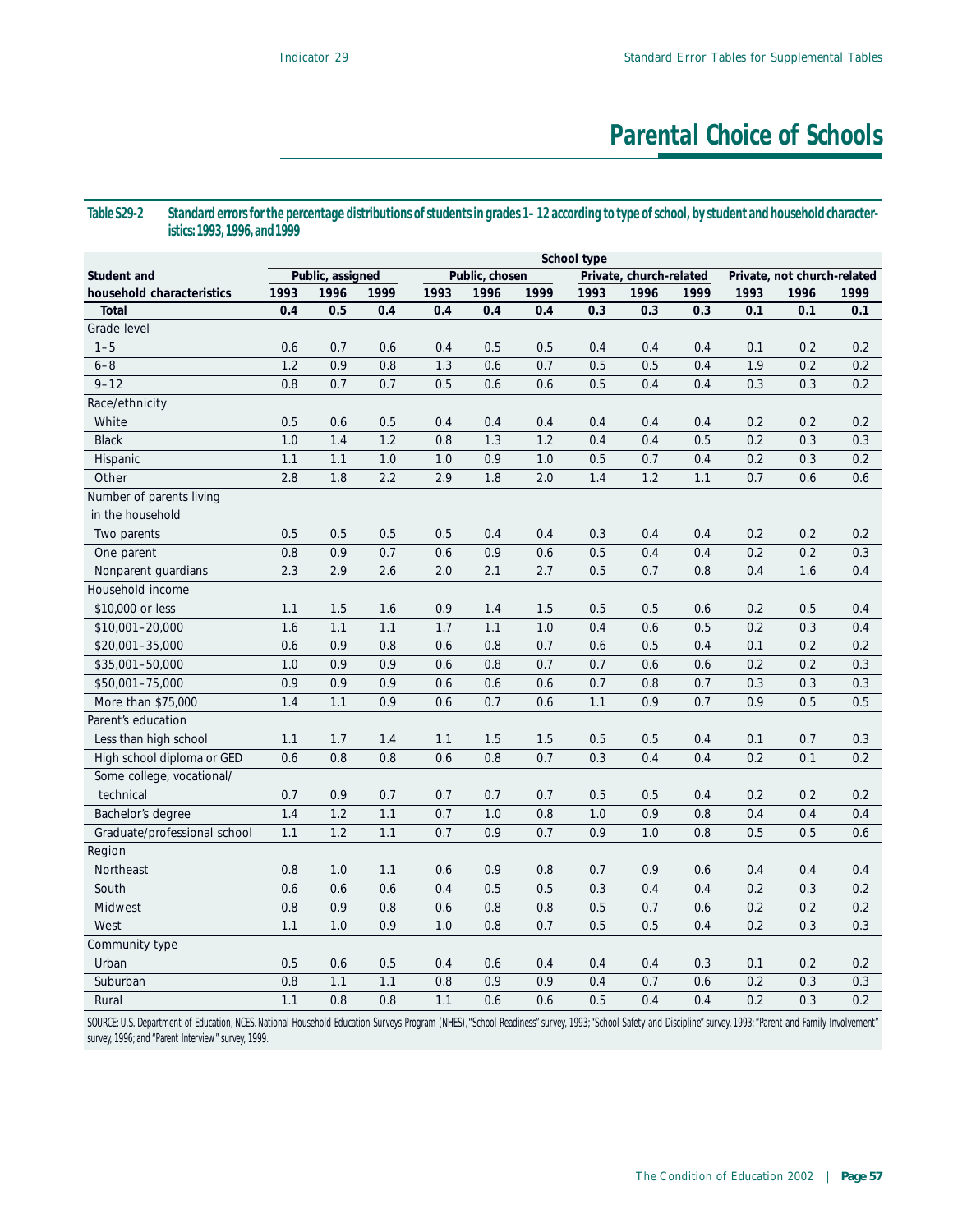# Parental Choice of Schools

**Table S29-2 Standard errors for the percentage distributions of students in grades 1–12 according to type of school, by student and household characteristics: 1993, 1996, and 1999**

| Student and household characteristics | Public, assigned | | | Public, chosen | | | Private, church-related | | | Private, not church-related | | |
|---|---|---|---|---|---|---|---|---|---|---|---|---|
| | 1993 | 1996 | 1999 | 1993 | 1996 | 1999 | 1993 | 1996 | 1999 | 1993 | 1996 | 1999 |
| **Total** | **0.4** | **0.5** | **0.4** | **0.4** | **0.4** | **0.4** | **0.3** | **0.3** | **0.3** | **0.1** | **0.1** | **0.1** |
| Grade level | | | | | | | | | | | | |
| 1–5 | 0.6 | 0.7 | 0.6 | 0.4 | 0.5 | 0.5 | 0.4 | 0.4 | 0.4 | 0.1 | 0.2 | 0.2 |
| 6–8 | 1.2 | 0.9 | 0.8 | 1.3 | 0.6 | 0.7 | 0.5 | 0.5 | 0.4 | 1.9 | 0.2 | 0.2 |
| 9–12 | 0.8 | 0.7 | 0.7 | 0.5 | 0.6 | 0.6 | 0.5 | 0.4 | 0.4 | 0.3 | 0.3 | 0.2 |
| Race/ethnicity | | | | | | | | | | | | |
| White | 0.5 | 0.6 | 0.5 | 0.4 | 0.4 | 0.4 | 0.4 | 0.4 | 0.4 | 0.2 | 0.2 | 0.2 |
| Black | 1.0 | 1.4 | 1.2 | 0.8 | 1.3 | 1.2 | 0.4 | 0.4 | 0.5 | 0.2 | 0.3 | 0.3 |
| Hispanic | 1.1 | 1.1 | 1.0 | 1.0 | 0.9 | 1.0 | 0.5 | 0.7 | 0.4 | 0.2 | 0.3 | 0.2 |
| Other | 2.8 | 1.8 | 2.2 | 2.9 | 1.8 | 2.0 | 1.4 | 1.2 | 1.1 | 0.7 | 0.6 | 0.6 |
| Number of parents living in the household | | | | | | | | | | | | |
| Two parents | 0.5 | 0.5 | 0.5 | 0.5 | 0.4 | 0.4 | 0.3 | 0.4 | 0.4 | 0.2 | 0.2 | 0.2 |
| One parent | 0.8 | 0.9 | 0.7 | 0.6 | 0.9 | 0.6 | 0.5 | 0.4 | 0.4 | 0.2 | 0.2 | 0.3 |
| Nonparent guardians | 2.3 | 2.9 | 2.6 | 2.0 | 2.1 | 2.7 | 0.5 | 0.7 | 0.8 | 0.4 | 1.6 | 0.4 |
| Household income | | | | | | | | | | | | |
| $10,000 or less | 1.1 | 1.5 | 1.6 | 0.9 | 1.4 | 1.5 | 0.5 | 0.5 | 0.6 | 0.2 | 0.5 | 0.4 |
| $10,001–20,000 | 1.6 | 1.1 | 1.1 | 1.7 | 1.1 | 1.0 | 0.4 | 0.6 | 0.5 | 0.2 | 0.3 | 0.4 |
| $20,001–35,000 | 0.6 | 0.9 | 0.8 | 0.6 | 0.8 | 0.7 | 0.6 | 0.5 | 0.4 | 0.1 | 0.2 | 0.2 |
| $35,001–50,000 | 1.0 | 0.9 | 0.9 | 0.6 | 0.8 | 0.7 | 0.7 | 0.6 | 0.6 | 0.2 | 0.2 | 0.3 |
| $50,001–75,000 | 0.9 | 0.9 | 0.9 | 0.6 | 0.6 | 0.6 | 0.7 | 0.8 | 0.7 | 0.3 | 0.3 | 0.3 |
| More than $75,000 | 1.4 | 1.1 | 0.9 | 0.6 | 0.7 | 0.6 | 1.1 | 0.9 | 0.7 | 0.9 | 0.5 | 0.5 |
| Parent's education | | | | | | | | | | | | |
| Less than high school | 1.1 | 1.7 | 1.4 | 1.1 | 1.5 | 1.5 | 0.5 | 0.5 | 0.4 | 0.1 | 0.7 | 0.3 |
| High school diploma or GED | 0.6 | 0.8 | 0.8 | 0.6 | 0.8 | 0.7 | 0.3 | 0.4 | 0.4 | 0.2 | 0.1 | 0.2 |
| Some college, vocational/technical | 0.7 | 0.9 | 0.7 | 0.7 | 0.7 | 0.7 | 0.5 | 0.5 | 0.4 | 0.2 | 0.2 | 0.2 |
| Bachelor's degree | 1.4 | 1.2 | 1.1 | 0.7 | 1.0 | 0.8 | 1.0 | 0.9 | 0.8 | 0.4 | 0.4 | 0.4 |
| Graduate/professional school | 1.1 | 1.2 | 1.1 | 0.7 | 0.9 | 0.7 | 0.9 | 1.0 | 0.8 | 0.5 | 0.5 | 0.6 |
| Region | | | | | | | | | | | | |
| Northeast | 0.8 | 1.0 | 1.1 | 0.6 | 0.9 | 0.8 | 0.7 | 0.9 | 0.6 | 0.4 | 0.4 | 0.4 |
| South | 0.6 | 0.6 | 0.6 | 0.4 | 0.5 | 0.5 | 0.3 | 0.4 | 0.4 | 0.2 | 0.3 | 0.2 |
| Midwest | 0.8 | 0.9 | 0.8 | 0.6 | 0.8 | 0.8 | 0.5 | 0.7 | 0.6 | 0.2 | 0.2 | 0.2 |
| West | 1.1 | 1.0 | 0.9 | 1.0 | 0.8 | 0.7 | 0.5 | 0.5 | 0.4 | 0.2 | 0.3 | 0.3 |
| Community type | | | | | | | | | | | | |
| Urban | 0.5 | 0.6 | 0.5 | 0.4 | 0.6 | 0.4 | 0.4 | 0.4 | 0.3 | 0.1 | 0.2 | 0.2 |
| Suburban | 0.8 | 1.1 | 1.1 | 0.8 | 0.9 | 0.9 | 0.4 | 0.7 | 0.6 | 0.2 | 0.3 | 0.3 |
| Rural | 1.1 | 0.8 | 0.8 | 1.1 | 0.6 | 0.6 | 0.5 | 0.4 | 0.4 | 0.2 | 0.3 | 0.2 |

SOURCE: U.S. Department of Education, NCES. National Household Education Surveys Program (NHES), "School Readiness" survey, 1993; "School Safety and Discipline" survey, 1993; "Parent and Family Involvement" survey, 1996; and "Parent Interview" survey, 1999.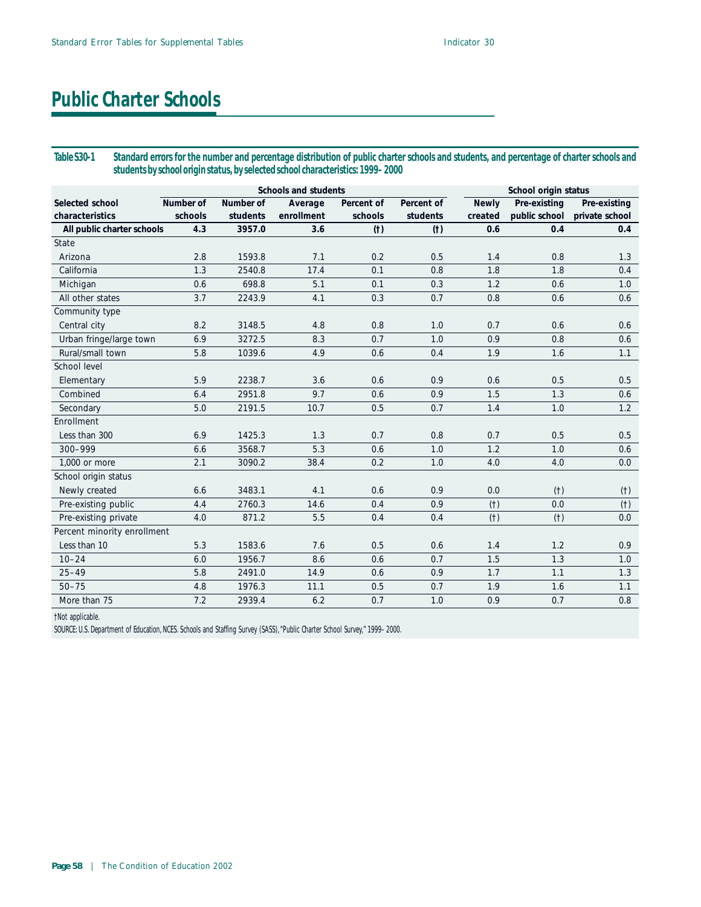# Public Charter Schools

**Table S30-1 Standard errors for the number and percentage distribution of public charter schools and students, and percentage of charter schools and students by school origin status, by selected school characteristics: 1999–2000**

| Selected school characteristics | Schools and students | | | | | School origin status | | |
|---|---|---|---|---|---|---|---|---|
| | Number of schools | Number of students | Average enrollment | Percent of schools | Percent of students | Newly created | Pre-existing public school | Pre-existing private school |
| **All public charter schools** | **4.3** | **3957.0** | **3.6** | **(†)** | **(†)** | **0.6** | **0.4** | **0.4** |
| State | | | | | | | | |
| Arizona | 2.8 | 1593.8 | 7.1 | 0.2 | 0.5 | 1.4 | 0.8 | 1.3 |
| California | 1.3 | 2540.8 | 17.4 | 0.1 | 0.8 | 1.8 | 1.8 | 0.4 |
| Michigan | 0.6 | 698.8 | 5.1 | 0.1 | 0.3 | 1.2 | 0.6 | 1.0 |
| All other states | 3.7 | 2243.9 | 4.1 | 0.3 | 0.7 | 0.8 | 0.6 | 0.6 |
| Community type | | | | | | | | |
| Central city | 8.2 | 3148.5 | 4.8 | 0.8 | 1.0 | 0.7 | 0.6 | 0.6 |
| Urban fringe/large town | 6.9 | 3272.5 | 8.3 | 0.7 | 1.0 | 0.9 | 0.8 | 0.6 |
| Rural/small town | 5.8 | 1039.6 | 4.9 | 0.6 | 0.4 | 1.9 | 1.6 | 1.1 |
| School level | | | | | | | | |
| Elementary | 5.9 | 2238.7 | 3.6 | 0.6 | 0.9 | 0.6 | 0.5 | 0.5 |
| Combined | 6.4 | 2951.8 | 9.7 | 0.6 | 0.9 | 1.5 | 1.3 | 0.6 |
| Secondary | 5.0 | 2191.5 | 10.7 | 0.5 | 0.7 | 1.4 | 1.0 | 1.2 |
| Enrollment | | | | | | | | |
| Less than 300 | 6.9 | 1425.3 | 1.3 | 0.7 | 0.8 | 0.7 | 0.5 | 0.5 |
| 300–999 | 6.6 | 3568.7 | 5.3 | 0.6 | 1.0 | 1.2 | 1.0 | 0.6 |
| 1,000 or more | 2.1 | 3090.2 | 38.4 | 0.2 | 1.0 | 4.0 | 4.0 | 0.0 |
| School origin status | | | | | | | | |
| Newly created | 6.6 | 3483.1 | 4.1 | 0.6 | 0.9 | 0.0 | (†) | (†) |
| Pre-existing public | 4.4 | 2760.3 | 14.6 | 0.4 | 0.9 | (†) | 0.0 | (†) |
| Pre-existing private | 4.0 | 871.2 | 5.5 | 0.4 | 0.4 | (†) | (†) | 0.0 |
| Percent minority enrollment | | | | | | | | |
| Less than 10 | 5.3 | 1583.6 | 7.6 | 0.5 | 0.6 | 1.4 | 1.2 | 0.9 |
| 10–24 | 6.0 | 1956.7 | 8.6 | 0.6 | 0.7 | 1.5 | 1.3 | 1.0 |
| 25–49 | 5.8 | 2491.0 | 14.9 | 0.6 | 0.9 | 1.7 | 1.1 | 1.3 |
| 50–75 | 4.8 | 1976.3 | 11.1 | 0.5 | 0.7 | 1.9 | 1.6 | 1.1 |
| More than 75 | 7.2 | 2939.4 | 6.2 | 0.7 | 1.0 | 0.9 | 0.7 | 0.8 |

†Not applicable.

SOURCE: U.S. Department of Education, NCES. Schools and Staffing Survey (SASS), "Public Charter School Survey," 1999–2000.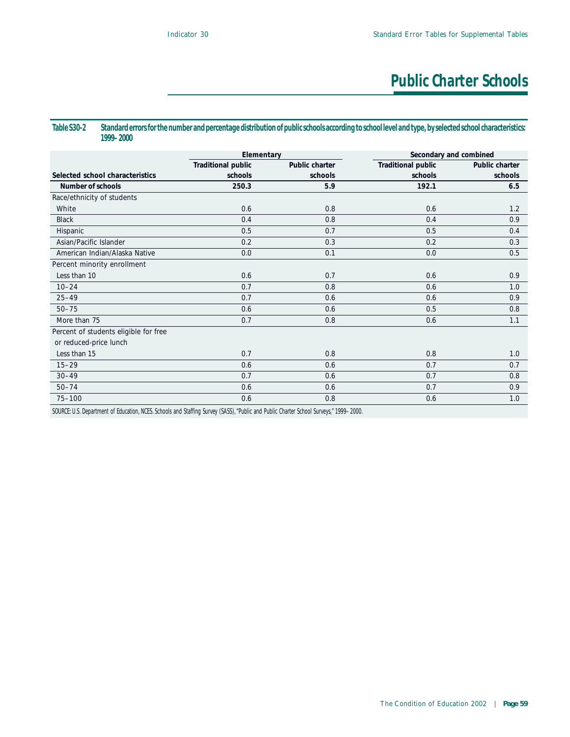# Public Charter Schools

**Table S30-2 Standard errors for the number and percentage distribution of public schools according to school level and type, by selected school characteristics: 1999–2000**

| Selected school characteristics | Elementary | | Secondary and combined | |
|---|---|---|---|---|
| | Traditional public schools | Public charter schools | Traditional public schools | Public charter schools |
| **Number of schools** | **250.3** | **5.9** | **192.1** | **6.5** |
| Race/ethnicity of students | | | | |
| White | 0.6 | 0.8 | 0.6 | 1.2 |
| Black | 0.4 | 0.8 | 0.4 | 0.9 |
| Hispanic | 0.5 | 0.7 | 0.5 | 0.4 |
| Asian/Pacific Islander | 0.2 | 0.3 | 0.2 | 0.3 |
| American Indian/Alaska Native | 0.0 | 0.1 | 0.0 | 0.5 |
| Percent minority enrollment | | | | |
| Less than 10 | 0.6 | 0.7 | 0.6 | 0.9 |
| 10–24 | 0.7 | 0.8 | 0.6 | 1.0 |
| 25–49 | 0.7 | 0.6 | 0.6 | 0.9 |
| 50–75 | 0.6 | 0.6 | 0.5 | 0.8 |
| More than 75 | 0.7 | 0.8 | 0.6 | 1.1 |
| Percent of students eligible for free or reduced-price lunch | | | | |
| Less than 15 | 0.7 | 0.8 | 0.8 | 1.0 |
| 15–29 | 0.6 | 0.6 | 0.7 | 0.7 |
| 30–49 | 0.7 | 0.6 | 0.7 | 0.8 |
| 50–74 | 0.6 | 0.6 | 0.7 | 0.9 |
| 75–100 | 0.6 | 0.8 | 0.6 | 1.0 |

SOURCE: U.S. Department of Education, NCES. Schools and Staffing Survey (SASS), "Public and Public Charter School Surveys," 1999–2000.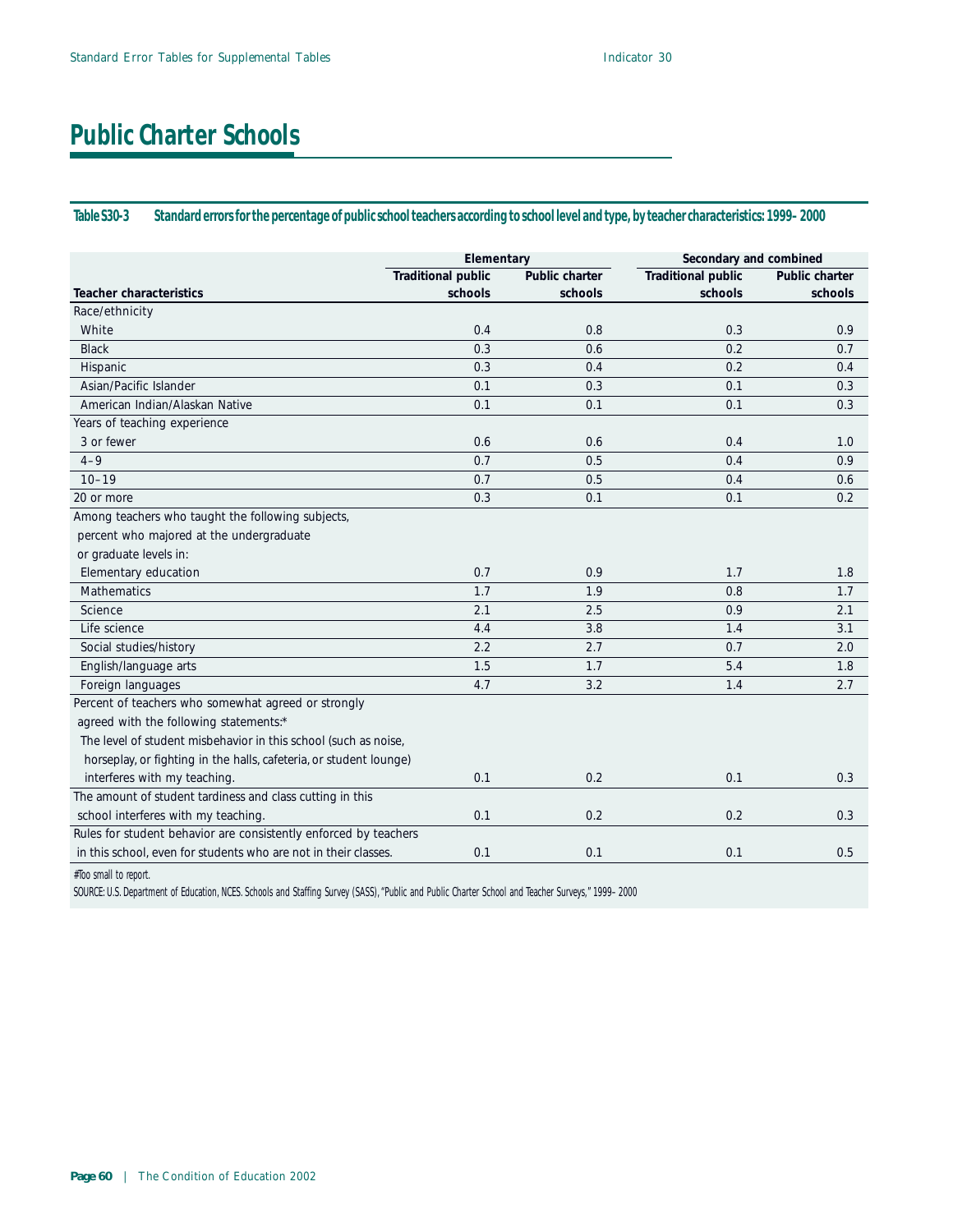# Public Charter Schools

**Table S30-3 Standard errors for the percentage of public school teachers according to school level and type, by teacher characteristics: 1999–2000**

| Teacher characteristics | Elementary | | Secondary and combined | |
|---|---|---|---|---|
| | Traditional public schools | Public charter schools | Traditional public schools | Public charter schools |
| Race/ethnicity | | | | |
| White | 0.4 | 0.8 | 0.3 | 0.9 |
| Black | 0.3 | 0.6 | 0.2 | 0.7 |
| Hispanic | 0.3 | 0.4 | 0.2 | 0.4 |
| Asian/Pacific Islander | 0.1 | 0.3 | 0.1 | 0.3 |
| American Indian/Alaskan Native | 0.1 | 0.1 | 0.1 | 0.3 |
| Years of teaching experience | | | | |
| 3 or fewer | 0.6 | 0.6 | 0.4 | 1.0 |
| 4–9 | 0.7 | 0.5 | 0.4 | 0.9 |
| 10–19 | 0.7 | 0.5 | 0.4 | 0.6 |
| 20 or more | 0.3 | 0.1 | 0.1 | 0.2 |
| Among teachers who taught the following subjects, percent who majored at the undergraduate or graduate levels in: | | | | |
| Elementary education | 0.7 | 0.9 | 1.7 | 1.8 |
| Mathematics | 1.7 | 1.9 | 0.8 | 1.7 |
| Science | 2.1 | 2.5 | 0.9 | 2.1 |
| Life science | 4.4 | 3.8 | 1.4 | 3.1 |
| Social studies/history | 2.2 | 2.7 | 0.7 | 2.0 |
| English/language arts | 1.5 | 1.7 | 5.4 | 1.8 |
| Foreign languages | 4.7 | 3.2 | 1.4 | 2.7 |
| Percent of teachers who somewhat agreed or strongly agreed with the following statements:* | | | | |
| The level of student misbehavior in this school (such as noise, horseplay, or fighting in the halls, cafeteria, or student lounge) interferes with my teaching. | 0.1 | 0.2 | 0.1 | 0.3 |
| The amount of student tardiness and class cutting in this school interferes with my teaching. | 0.1 | 0.2 | 0.2 | 0.3 |
| Rules for student behavior are consistently enforced by teachers in this school, even for students who are not in their classes. | 0.1 | 0.1 | 0.1 | 0.5 |

#Too small to report.

SOURCE: U.S. Department of Education, NCES. Schools and Staffing Survey (SASS), "Public and Public Charter School and Teacher Surveys," 1999–2000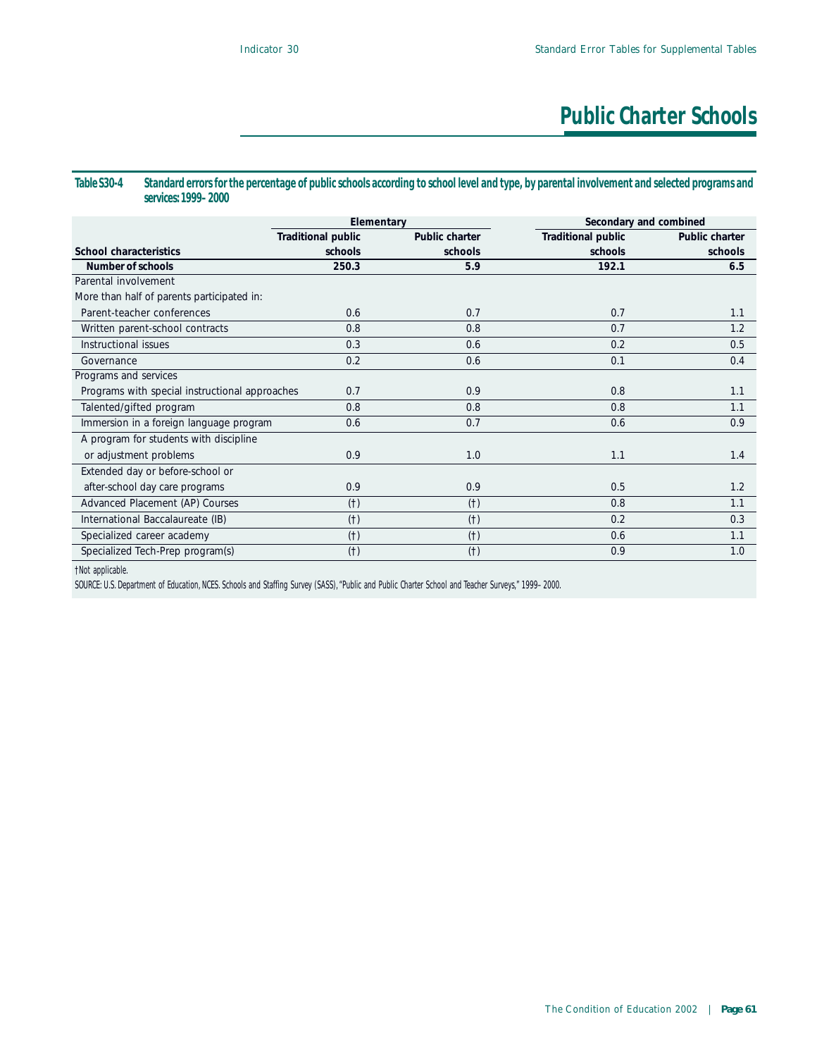# Public Charter Schools

**Table S30-4 Standard errors for the percentage of public schools according to school level and type, by parental involvement and selected programs and services: 1999–2000**

| School characteristics | Elementary | | Secondary and combined | |
|---|---|---|---|---|
| | Traditional public schools | Public charter schools | Traditional public schools | Public charter schools |
| **Number of schools** | **250.3** | **5.9** | **192.1** | **6.5** |
| Parental involvement | | | | |
| More than half of parents participated in: | | | | |
| Parent-teacher conferences | 0.6 | 0.7 | 0.7 | 1.1 |
| Written parent-school contracts | 0.8 | 0.8 | 0.7 | 1.2 |
| Instructional issues | 0.3 | 0.6 | 0.2 | 0.5 |
| Governance | 0.2 | 0.6 | 0.1 | 0.4 |
| Programs and services | | | | |
| Programs with special instructional approaches | 0.7 | 0.9 | 0.8 | 1.1 |
| Talented/gifted program | 0.8 | 0.8 | 0.8 | 1.1 |
| Immersion in a foreign language program | 0.6 | 0.7 | 0.6 | 0.9 |
| A program for students with discipline or adjustment problems | 0.9 | 1.0 | 1.1 | 1.4 |
| Extended day or before-school or after-school day care programs | 0.9 | 0.9 | 0.5 | 1.2 |
| Advanced Placement (AP) Courses | (†) | (†) | 0.8 | 1.1 |
| International Baccalaureate (IB) | (†) | (†) | 0.2 | 0.3 |
| Specialized career academy | (†) | (†) | 0.6 | 1.1 |
| Specialized Tech-Prep program(s) | (†) | (†) | 0.9 | 1.0 |

†Not applicable.

SOURCE: U.S. Department of Education, NCES. Schools and Staffing Survey (SASS), "Public and Public Charter School and Teacher Surveys," 1999–2000.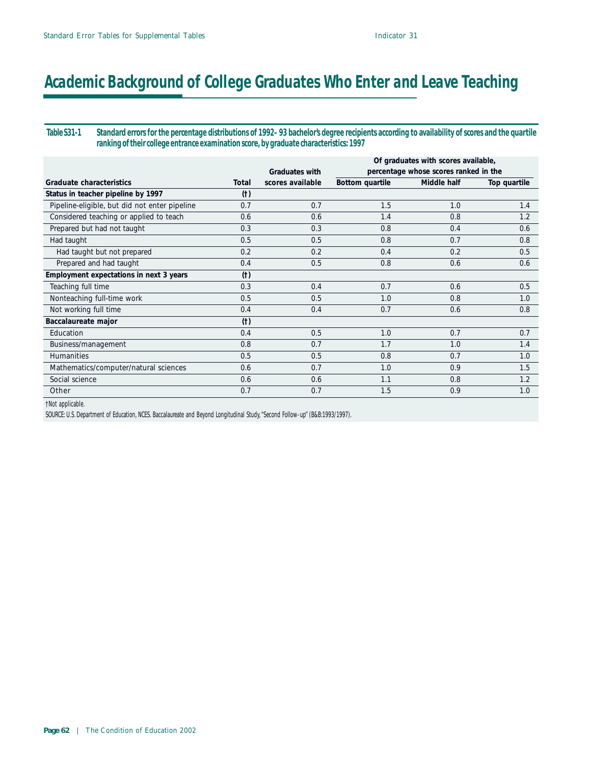# Academic Background of College Graduates Who Enter and Leave Teaching

**Table S31-1 Standard errors for the percentage distributions of 1992–93 bachelor's degree recipients according to availability of scores and the quartile ranking of their college entrance examination score, by graduate characteristics: 1997**

| Graduate characteristics | Total | Graduates with scores available | Of graduates with scores available, percentage whose scores ranked in the | | |
|---|---|---|---|---|---|
| | | | Bottom quartile | Middle half | Top quartile |
| **Status in teacher pipeline by 1997** | (†) | | | | |
| Pipeline-eligible, but did not enter pipeline | 0.7 | 0.7 | 1.5 | 1.0 | 1.4 |
| Considered teaching or applied to teach | 0.6 | 0.6 | 1.4 | 0.8 | 1.2 |
| Prepared but had not taught | 0.3 | 0.3 | 0.8 | 0.4 | 0.6 |
| Had taught | 0.5 | 0.5 | 0.8 | 0.7 | 0.8 |
| Had taught but not prepared | 0.2 | 0.2 | 0.4 | 0.2 | 0.5 |
| Prepared and had taught | 0.4 | 0.5 | 0.8 | 0.6 | 0.6 |
| **Employment expectations in next 3 years** | (†) | | | | |
| Teaching full time | 0.3 | 0.4 | 0.7 | 0.6 | 0.5 |
| Nonteaching full-time work | 0.5 | 0.5 | 1.0 | 0.8 | 1.0 |
| Not working full time | 0.4 | 0.4 | 0.7 | 0.6 | 0.8 |
| **Baccalaureate major** | (†) | | | | |
| Education | 0.4 | 0.5 | 1.0 | 0.7 | 0.7 |
| Business/management | 0.8 | 0.7 | 1.7 | 1.0 | 1.4 |
| Humanities | 0.5 | 0.5 | 0.8 | 0.7 | 1.0 |
| Mathematics/computer/natural sciences | 0.6 | 0.7 | 1.0 | 0.9 | 1.5 |
| Social science | 0.6 | 0.6 | 1.1 | 0.8 | 1.2 |
| Other | 0.7 | 0.7 | 1.5 | 0.9 | 1.0 |

†Not applicable.

SOURCE: U.S. Department of Education, NCES. Baccalaureate and Beyond Longitudinal Study, "Second Follow-up" (B&B:1993/1997).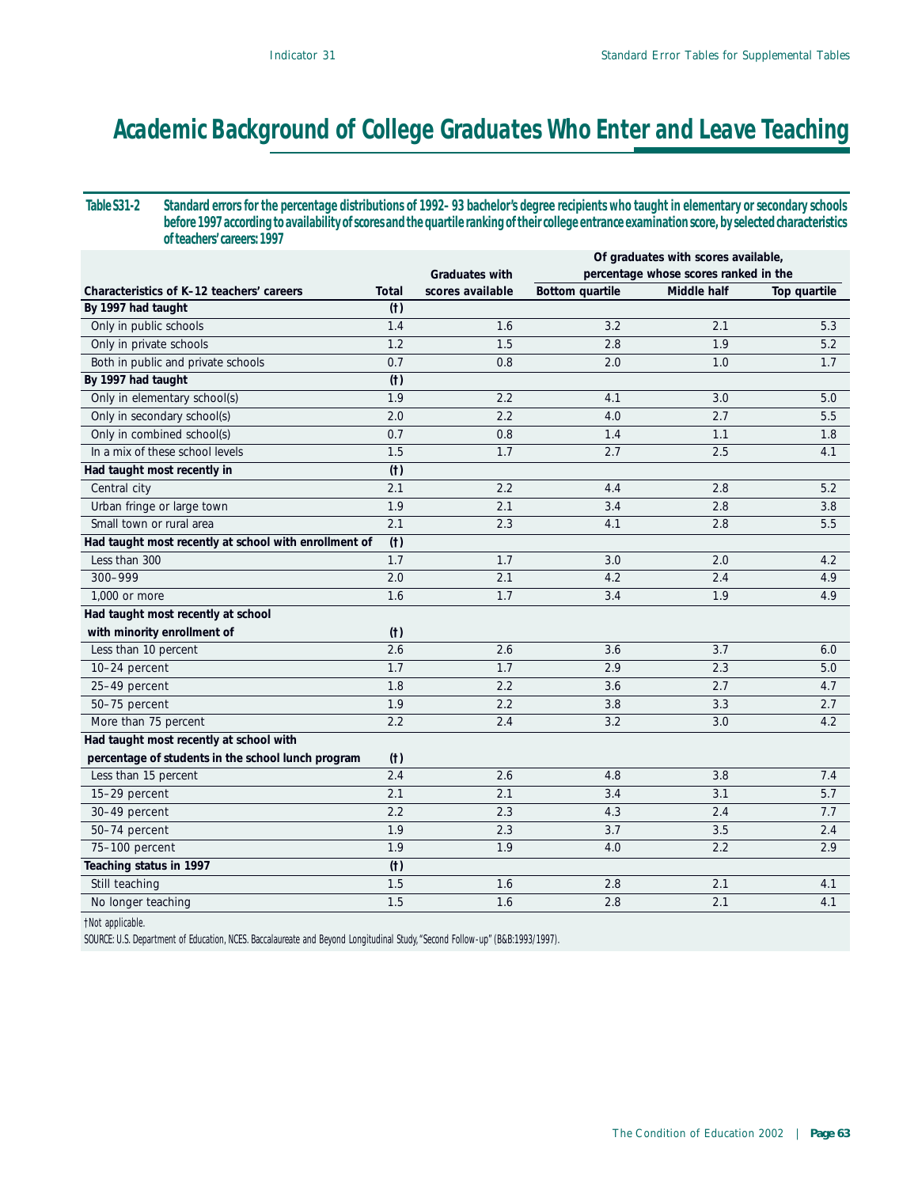# Academic Background of College Graduates Who Enter and Leave Teaching

**Table S31-2 Standard errors for the percentage distributions of 1992–93 bachelor's degree recipients who taught in elementary or secondary schools before 1997 according to availability of scores and the quartile ranking of their college entrance examination score, by selected characteristics of teachers' careers: 1997**

| Characteristics of K–12 teachers' careers | Total | Graduates with scores available | Of graduates with scores available, percentage whose scores ranked in the | | |
|---|---|---|---|---|---|
| | | | Bottom quartile | Middle half | Top quartile |
| **By 1997 had taught** | (†) | | | | |
| Only in public schools | 1.4 | 1.6 | 3.2 | 2.1 | 5.3 |
| Only in private schools | 1.2 | 1.5 | 2.8 | 1.9 | 5.2 |
| Both in public and private schools | 0.7 | 0.8 | 2.0 | 1.0 | 1.7 |
| **By 1997 had taught** | (†) | | | | |
| Only in elementary school(s) | 1.9 | 2.2 | 4.1 | 3.0 | 5.0 |
| Only in secondary school(s) | 2.0 | 2.2 | 4.0 | 2.7 | 5.5 |
| Only in combined school(s) | 0.7 | 0.8 | 1.4 | 1.1 | 1.8 |
| In a mix of these school levels | 1.5 | 1.7 | 2.7 | 2.5 | 4.1 |
| **Had taught most recently in** | (†) | | | | |
| Central city | 2.1 | 2.2 | 4.4 | 2.8 | 5.2 |
| Urban fringe or large town | 1.9 | 2.1 | 3.4 | 2.8 | 3.8 |
| Small town or rural area | 2.1 | 2.3 | 4.1 | 2.8 | 5.5 |
| **Had taught most recently at school with enrollment of** | (†) | | | | |
| Less than 300 | 1.7 | 1.7 | 3.0 | 2.0 | 4.2 |
| 300–999 | 2.0 | 2.1 | 4.2 | 2.4 | 4.9 |
| 1,000 or more | 1.6 | 1.7 | 3.4 | 1.9 | 4.9 |
| **Had taught most recently at school with minority enrollment of** | (†) | | | | |
| Less than 10 percent | 2.6 | 2.6 | 3.6 | 3.7 | 6.0 |
| 10–24 percent | 1.7 | 1.7 | 2.9 | 2.3 | 5.0 |
| 25–49 percent | 1.8 | 2.2 | 3.6 | 2.7 | 4.7 |
| 50–75 percent | 1.9 | 2.2 | 3.8 | 3.3 | 2.7 |
| More than 75 percent | 2.2 | 2.4 | 3.2 | 3.0 | 4.2 |
| **Had taught most recently at school with percentage of students in the school lunch program** | (†) | | | | |
| Less than 15 percent | 2.4 | 2.6 | 4.8 | 3.8 | 7.4 |
| 15–29 percent | 2.1 | 2.1 | 3.4 | 3.1 | 5.7 |
| 30–49 percent | 2.2 | 2.3 | 4.3 | 2.4 | 7.7 |
| 50–74 percent | 1.9 | 2.3 | 3.7 | 3.5 | 2.4 |
| 75–100 percent | 1.9 | 1.9 | 4.0 | 2.2 | 2.9 |
| **Teaching status in 1997** | (†) | | | | |
| Still teaching | 1.5 | 1.6 | 2.8 | 2.1 | 4.1 |
| No longer teaching | 1.5 | 1.6 | 2.8 | 2.1 | 4.1 |

†Not applicable.

SOURCE: U.S. Department of Education, NCES. Baccalaureate and Beyond Longitudinal Study, "Second Follow-up" (B&B:1993/1997).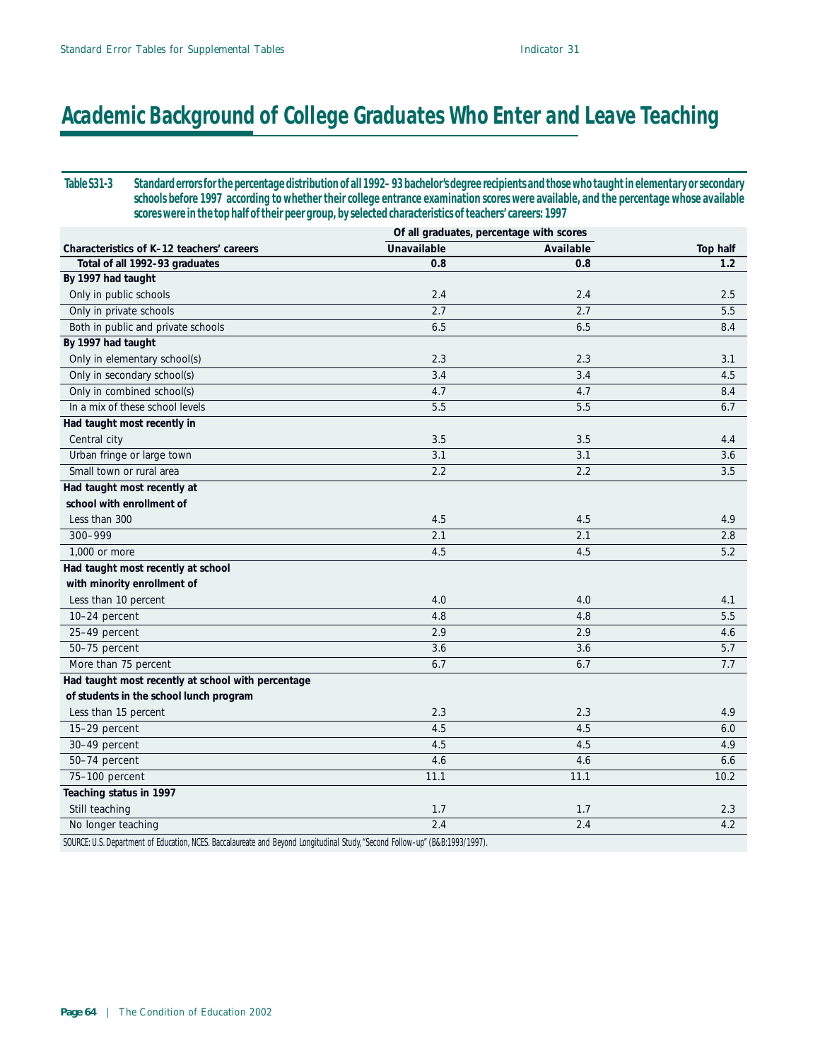# Academic Background of College Graduates Who Enter and Leave Teaching

**Table S31-3 Standard errors for the percentage distribution of all 1992–93 bachelor's degree recipients and those who taught in elementary or secondary schools before 1997 according to whether their college entrance examination scores were available, and the percentage whose available scores were in the top half of their peer group, by selected characteristics of teachers' careers: 1997**

| Characteristics of K–12 teachers' careers | Of all graduates, percentage with scores: Unavailable | Available | Top half |
|---|---|---|---|
| **Total of all 1992–93 graduates** | **0.8** | **0.8** | **1.2** |
| **By 1997 had taught** | | | |
| Only in public schools | 2.4 | 2.4 | 2.5 |
| Only in private schools | 2.7 | 2.7 | 5.5 |
| Both in public and private schools | 6.5 | 6.5 | 8.4 |
| **By 1997 had taught** | | | |
| Only in elementary school(s) | 2.3 | 2.3 | 3.1 |
| Only in secondary school(s) | 3.4 | 3.4 | 4.5 |
| Only in combined school(s) | 4.7 | 4.7 | 8.4 |
| In a mix of these school levels | 5.5 | 5.5 | 6.7 |
| **Had taught most recently in** | | | |
| Central city | 3.5 | 3.5 | 4.4 |
| Urban fringe or large town | 3.1 | 3.1 | 3.6 |
| Small town or rural area | 2.2 | 2.2 | 3.5 |
| **Had taught most recently at school with enrollment of** | | | |
| Less than 300 | 4.5 | 4.5 | 4.9 |
| 300–999 | 2.1 | 2.1 | 2.8 |
| 1,000 or more | 4.5 | 4.5 | 5.2 |
| **Had taught most recently at school with minority enrollment of** | | | |
| Less than 10 percent | 4.0 | 4.0 | 4.1 |
| 10–24 percent | 4.8 | 4.8 | 5.5 |
| 25–49 percent | 2.9 | 2.9 | 4.6 |
| 50–75 percent | 3.6 | 3.6 | 5.7 |
| More than 75 percent | 6.7 | 6.7 | 7.7 |
| **Had taught most recently at school with percentage of students in the school lunch program** | | | |
| Less than 15 percent | 2.3 | 2.3 | 4.9 |
| 15–29 percent | 4.5 | 4.5 | 6.0 |
| 30–49 percent | 4.5 | 4.5 | 4.9 |
| 50–74 percent | 4.6 | 4.6 | 6.6 |
| 75–100 percent | 11.1 | 11.1 | 10.2 |
| **Teaching status in 1997** | | | |
| Still teaching | 1.7 | 1.7 | 2.3 |
| No longer teaching | 2.4 | 2.4 | 4.2 |

SOURCE: U.S. Department of Education, NCES. Baccalaureate and Beyond Longitudinal Study, "Second Follow-up" (B&B:1993/1997).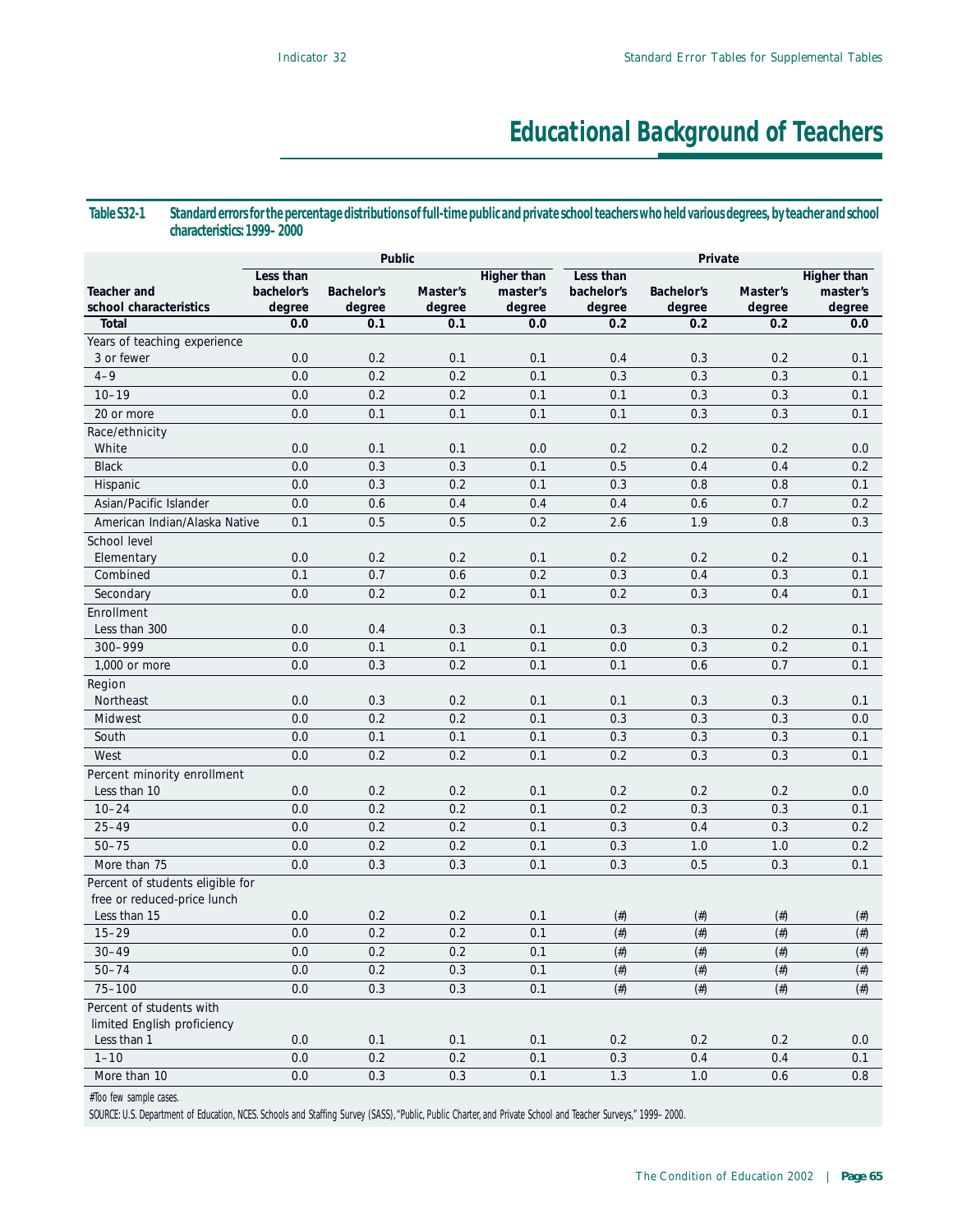# Educational Background of Teachers

**Table S32-1 Standard errors for the percentage distributions of full-time public and private school teachers who held various degrees, by teacher and school characteristics: 1999–2000**

| Teacher and school characteristics | Public | | | | Private | | | |
|---|---|---|---|---|---|---|---|---|
| | Less than bachelor's degree | Bachelor's degree | Master's degree | Higher than master's degree | Less than bachelor's degree | Bachelor's degree | Master's degree | Higher than master's degree |
| **Total** | **0.0** | **0.1** | **0.1** | **0.0** | **0.2** | **0.2** | **0.2** | **0.0** |
| Years of teaching experience | | | | | | | | |
| 3 or fewer | 0.0 | 0.2 | 0.1 | 0.1 | 0.4 | 0.3 | 0.2 | 0.1 |
| 4–9 | 0.0 | 0.2 | 0.2 | 0.1 | 0.3 | 0.3 | 0.3 | 0.1 |
| 10–19 | 0.0 | 0.2 | 0.2 | 0.1 | 0.1 | 0.3 | 0.3 | 0.1 |
| 20 or more | 0.0 | 0.1 | 0.1 | 0.1 | 0.1 | 0.3 | 0.3 | 0.1 |
| Race/ethnicity | | | | | | | | |
| White | 0.0 | 0.1 | 0.1 | 0.0 | 0.2 | 0.2 | 0.2 | 0.0 |
| Black | 0.0 | 0.3 | 0.3 | 0.1 | 0.5 | 0.4 | 0.4 | 0.2 |
| Hispanic | 0.0 | 0.3 | 0.2 | 0.1 | 0.3 | 0.8 | 0.8 | 0.1 |
| Asian/Pacific Islander | 0.0 | 0.6 | 0.4 | 0.4 | 0.4 | 0.6 | 0.7 | 0.2 |
| American Indian/Alaska Native | 0.1 | 0.5 | 0.5 | 0.2 | 2.6 | 1.9 | 0.8 | 0.3 |
| School level | | | | | | | | |
| Elementary | 0.0 | 0.2 | 0.2 | 0.1 | 0.2 | 0.2 | 0.2 | 0.1 |
| Combined | 0.1 | 0.7 | 0.6 | 0.2 | 0.3 | 0.4 | 0.3 | 0.1 |
| Secondary | 0.0 | 0.2 | 0.2 | 0.1 | 0.2 | 0.3 | 0.4 | 0.1 |
| Enrollment | | | | | | | | |
| Less than 300 | 0.0 | 0.4 | 0.3 | 0.1 | 0.3 | 0.3 | 0.2 | 0.1 |
| 300–999 | 0.0 | 0.1 | 0.1 | 0.1 | 0.0 | 0.3 | 0.2 | 0.1 |
| 1,000 or more | 0.0 | 0.3 | 0.2 | 0.1 | 0.1 | 0.6 | 0.7 | 0.1 |
| Region | | | | | | | | |
| Northeast | 0.0 | 0.3 | 0.2 | 0.1 | 0.1 | 0.3 | 0.3 | 0.1 |
| Midwest | 0.0 | 0.2 | 0.2 | 0.1 | 0.3 | 0.3 | 0.3 | 0.0 |
| South | 0.0 | 0.1 | 0.1 | 0.1 | 0.3 | 0.3 | 0.3 | 0.1 |
| West | 0.0 | 0.2 | 0.2 | 0.1 | 0.2 | 0.3 | 0.3 | 0.1 |
| Percent minority enrollment | | | | | | | | |
| Less than 10 | 0.0 | 0.2 | 0.2 | 0.1 | 0.2 | 0.2 | 0.2 | 0.0 |
| 10–24 | 0.0 | 0.2 | 0.2 | 0.1 | 0.2 | 0.3 | 0.3 | 0.1 |
| 25–49 | 0.0 | 0.2 | 0.2 | 0.1 | 0.3 | 0.4 | 0.3 | 0.2 |
| 50–75 | 0.0 | 0.2 | 0.2 | 0.1 | 0.3 | 1.0 | 1.0 | 0.2 |
| More than 75 | 0.0 | 0.3 | 0.3 | 0.1 | 0.3 | 0.5 | 0.3 | 0.1 |
| Percent of students eligible for free or reduced-price lunch | | | | | | | | |
| Less than 15 | 0.0 | 0.2 | 0.2 | 0.1 | (#) | (#) | (#) | (#) |
| 15–29 | 0.0 | 0.2 | 0.2 | 0.1 | (#) | (#) | (#) | (#) |
| 30–49 | 0.0 | 0.2 | 0.2 | 0.1 | (#) | (#) | (#) | (#) |
| 50–74 | 0.0 | 0.2 | 0.3 | 0.1 | (#) | (#) | (#) | (#) |
| 75–100 | 0.0 | 0.3 | 0.3 | 0.1 | (#) | (#) | (#) | (#) |
| Percent of students with limited English proficiency | | | | | | | | |
| Less than 1 | 0.0 | 0.1 | 0.1 | 0.1 | 0.2 | 0.2 | 0.2 | 0.0 |
| 1–10 | 0.0 | 0.2 | 0.2 | 0.1 | 0.3 | 0.4 | 0.4 | 0.1 |
| More than 10 | 0.0 | 0.3 | 0.3 | 0.1 | 1.3 | 1.0 | 0.6 | 0.8 |

#Too few sample cases.

SOURCE: U.S. Department of Education, NCES. Schools and Staffing Survey (SASS), "Public, Public Charter, and Private School and Teacher Surveys," 1999–2000.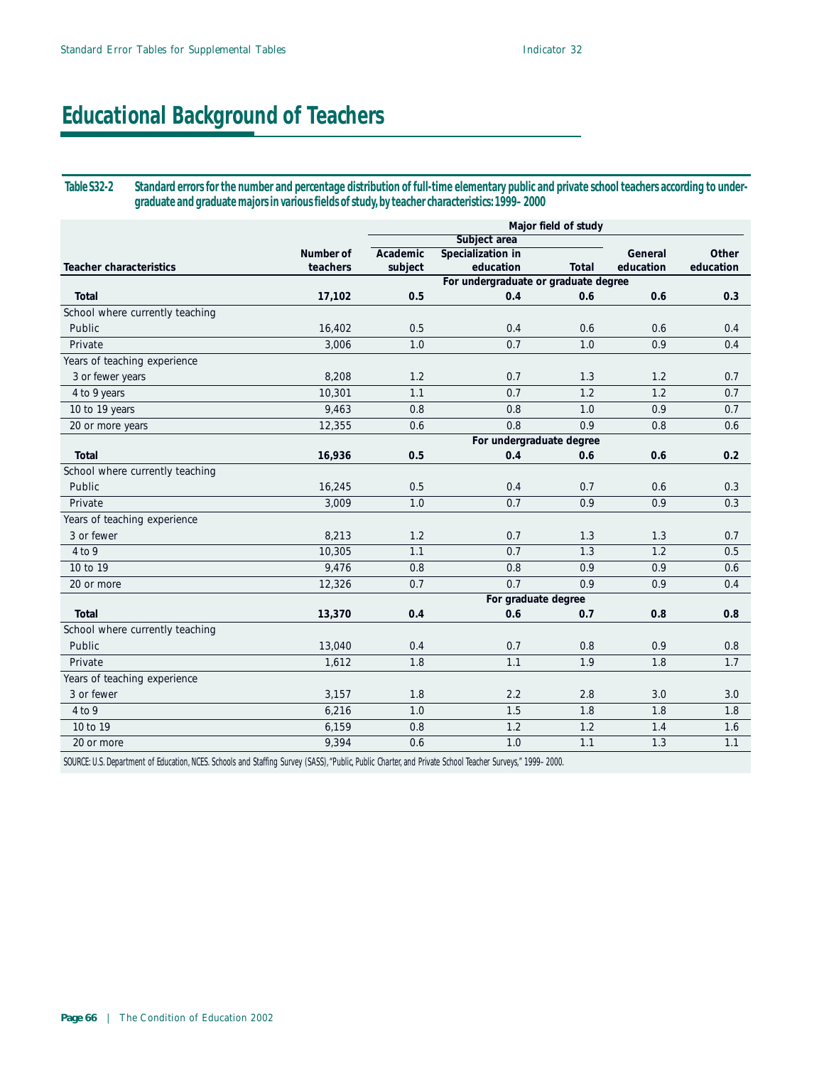# Educational Background of Teachers

**Table S32-2 Standard errors for the number and percentage distribution of full-time elementary public and private school teachers according to undergraduate and graduate majors in various fields of study, by teacher characteristics: 1999–2000**

| Teacher characteristics | Number of teachers | Major field of study: Subject area: Academic subject | Subject area: Specialization in education | Subject area: Total | General education | Other education |
|---|---|---|---|---|---|---|
| | | | For undergraduate or graduate degree | | | |
| **Total** | **17,102** | **0.5** | **0.4** | **0.6** | **0.6** | **0.3** |
| School where currently teaching | | | | | | |
| Public | 16,402 | 0.5 | 0.4 | 0.6 | 0.6 | 0.4 |
| Private | 3,006 | 1.0 | 0.7 | 1.0 | 0.9 | 0.4 |
| Years of teaching experience | | | | | | |
| 3 or fewer years | 8,208 | 1.2 | 0.7 | 1.3 | 1.2 | 0.7 |
| 4 to 9 years | 10,301 | 1.1 | 0.7 | 1.2 | 1.2 | 0.7 |
| 10 to 19 years | 9,463 | 0.8 | 0.8 | 1.0 | 0.9 | 0.7 |
| 20 or more years | 12,355 | 0.6 | 0.8 | 0.9 | 0.8 | 0.6 |
| | | | For undergraduate degree | | | |
| **Total** | **16,936** | **0.5** | **0.4** | **0.6** | **0.6** | **0.2** |
| School where currently teaching | | | | | | |
| Public | 16,245 | 0.5 | 0.4 | 0.7 | 0.6 | 0.3 |
| Private | 3,009 | 1.0 | 0.7 | 0.9 | 0.9 | 0.3 |
| Years of teaching experience | | | | | | |
| 3 or fewer | 8,213 | 1.2 | 0.7 | 1.3 | 1.3 | 0.7 |
| 4 to 9 | 10,305 | 1.1 | 0.7 | 1.3 | 1.2 | 0.5 |
| 10 to 19 | 9,476 | 0.8 | 0.8 | 0.9 | 0.9 | 0.6 |
| 20 or more | 12,326 | 0.7 | 0.7 | 0.9 | 0.9 | 0.4 |
| | | | For graduate degree | | | |
| **Total** | **13,370** | **0.4** | **0.6** | **0.7** | **0.8** | **0.8** |
| School where currently teaching | | | | | | |
| Public | 13,040 | 0.4 | 0.7 | 0.8 | 0.9 | 0.8 |
| Private | 1,612 | 1.8 | 1.1 | 1.9 | 1.8 | 1.7 |
| Years of teaching experience | | | | | | |
| 3 or fewer | 3,157 | 1.8 | 2.2 | 2.8 | 3.0 | 3.0 |
| 4 to 9 | 6,216 | 1.0 | 1.5 | 1.8 | 1.8 | 1.8 |
| 10 to 19 | 6,159 | 0.8 | 1.2 | 1.2 | 1.4 | 1.6 |
| 20 or more | 9,394 | 0.6 | 1.0 | 1.1 | 1.3 | 1.1 |

SOURCE: U.S. Department of Education, NCES. Schools and Staffing Survey (SASS), "Public, Public Charter, and Private School Teacher Surveys," 1999–2000.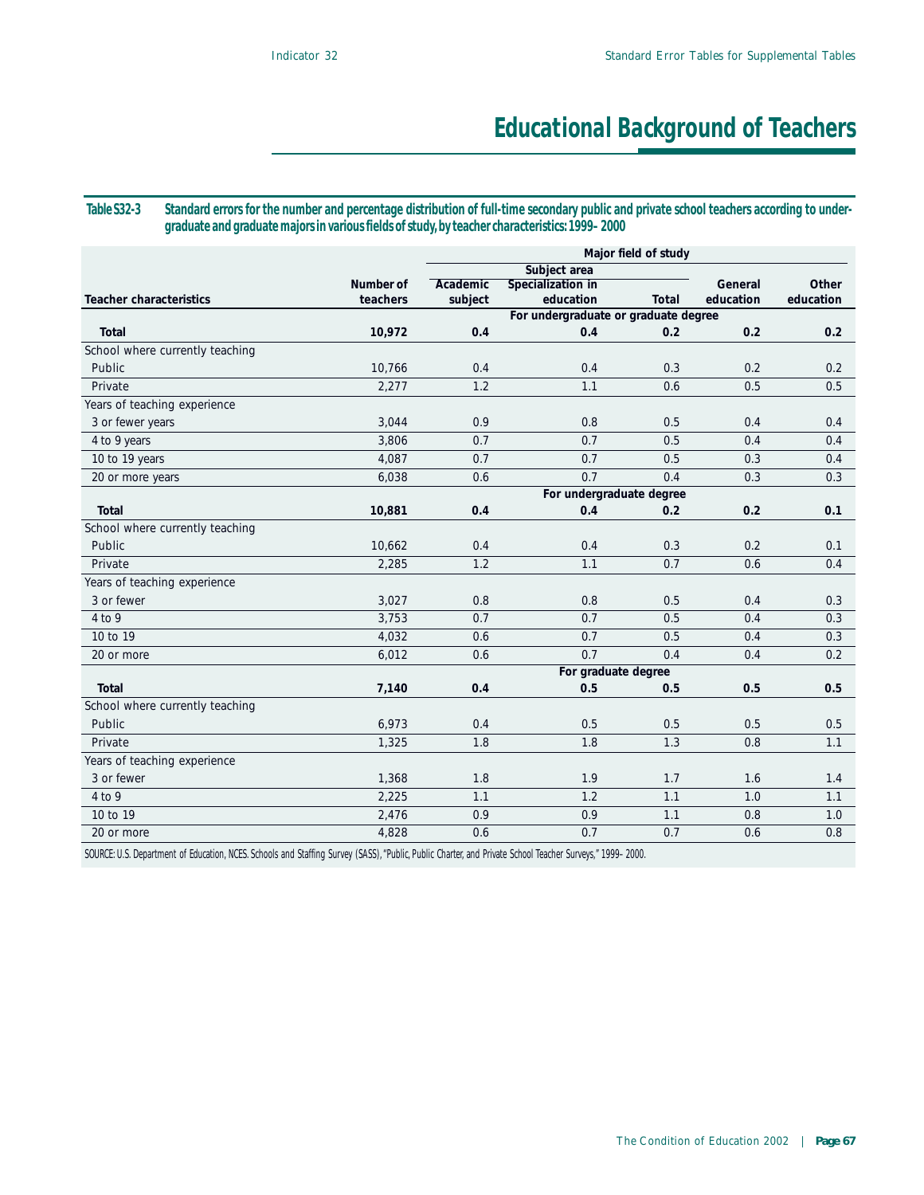# Educational Background of Teachers

**Table S32-3 Standard errors for the number and percentage distribution of full-time secondary public and private school teachers according to undergraduate and graduate majors in various fields of study, by teacher characteristics: 1999–2000**

| | | Major field of study | | | | |
|---|---|---|---|---|---|---|
| | | Subject area | | | | |
| Teacher characteristics | Number of teachers | Academic subject | Specialization in education | Total | General education | Other education |
| | | For undergraduate or graduate degree | | | | |
| **Total** | **10,972** | **0.4** | **0.4** | **0.2** | **0.2** | **0.2** |
| School where currently teaching | | | | | | |
| Public | 10,766 | 0.4 | 0.4 | 0.3 | 0.2 | 0.2 |
| Private | 2,277 | 1.2 | 1.1 | 0.6 | 0.5 | 0.5 |
| Years of teaching experience | | | | | | |
| 3 or fewer years | 3,044 | 0.9 | 0.8 | 0.5 | 0.4 | 0.4 |
| 4 to 9 years | 3,806 | 0.7 | 0.7 | 0.5 | 0.4 | 0.4 |
| 10 to 19 years | 4,087 | 0.7 | 0.7 | 0.5 | 0.3 | 0.4 |
| 20 or more years | 6,038 | 0.6 | 0.7 | 0.4 | 0.3 | 0.3 |
| | | For undergraduate degree | | | | |
| **Total** | **10,881** | **0.4** | **0.4** | **0.2** | **0.2** | **0.1** |
| School where currently teaching | | | | | | |
| Public | 10,662 | 0.4 | 0.4 | 0.3 | 0.2 | 0.1 |
| Private | 2,285 | 1.2 | 1.1 | 0.7 | 0.6 | 0.4 |
| Years of teaching experience | | | | | | |
| 3 or fewer | 3,027 | 0.8 | 0.8 | 0.5 | 0.4 | 0.3 |
| 4 to 9 | 3,753 | 0.7 | 0.7 | 0.5 | 0.4 | 0.3 |
| 10 to 19 | 4,032 | 0.6 | 0.7 | 0.5 | 0.4 | 0.3 |
| 20 or more | 6,012 | 0.6 | 0.7 | 0.4 | 0.4 | 0.2 |
| | | For graduate degree | | | | |
| **Total** | **7,140** | **0.4** | **0.5** | **0.5** | **0.5** | **0.5** |
| School where currently teaching | | | | | | |
| Public | 6,973 | 0.4 | 0.5 | 0.5 | 0.5 | 0.5 |
| Private | 1,325 | 1.8 | 1.8 | 1.3 | 0.8 | 1.1 |
| Years of teaching experience | | | | | | |
| 3 or fewer | 1,368 | 1.8 | 1.9 | 1.7 | 1.6 | 1.4 |
| 4 to 9 | 2,225 | 1.1 | 1.2 | 1.1 | 1.0 | 1.1 |
| 10 to 19 | 2,476 | 0.9 | 0.9 | 1.1 | 0.8 | 1.0 |
| 20 or more | 4,828 | 0.6 | 0.7 | 0.7 | 0.6 | 0.8 |

SOURCE: U.S. Department of Education, NCES. Schools and Staffing Survey (SASS), "Public, Public Charter, and Private School Teacher Surveys," 1999–2000.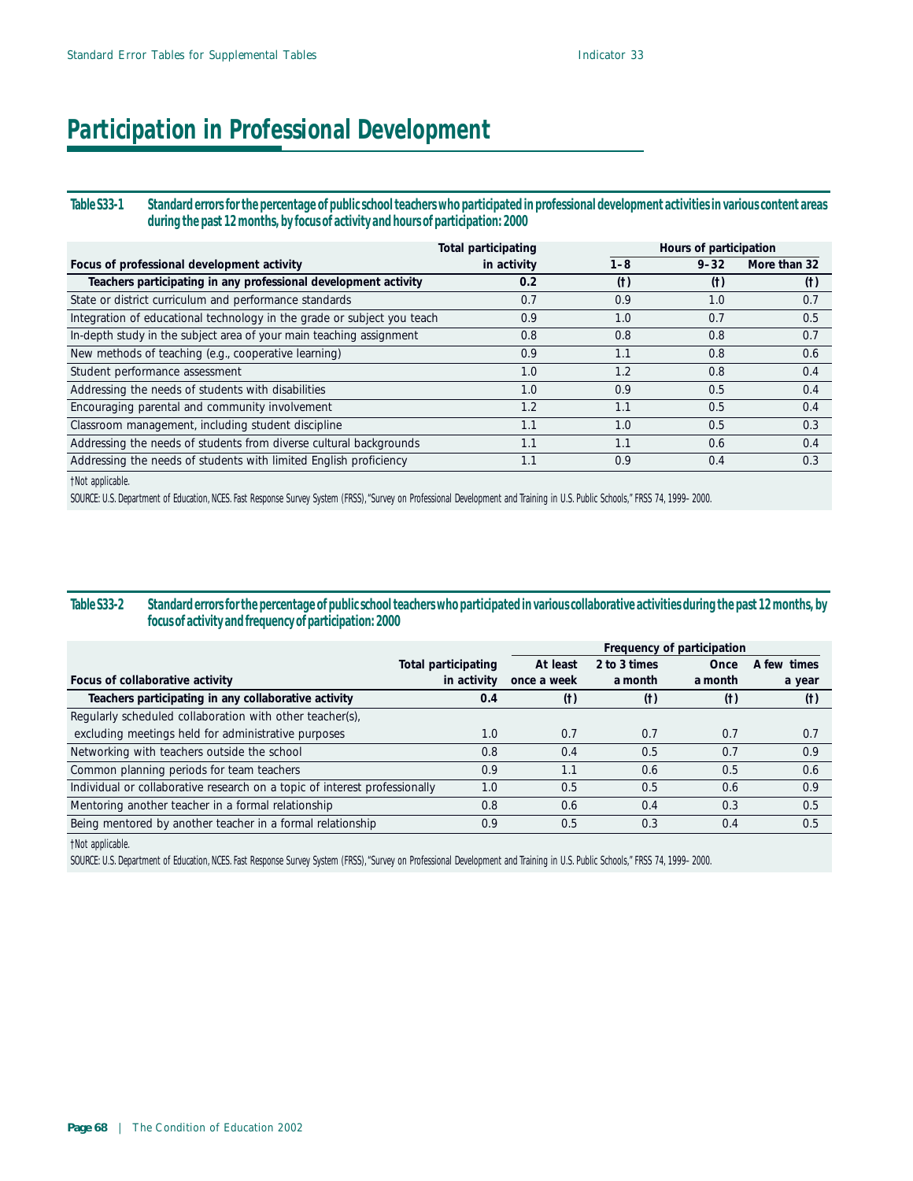# Participation in Professional Development

**Table S33-1 Standard errors for the percentage of public school teachers who participated in professional development activities in various content areas during the past 12 months, by focus of activity and hours of participation: 2000**

| Focus of professional development activity | Total participating in activity | Hours of participation | | |
|---|---|---|---|---|
| | | 1–8 | 9–32 | More than 32 |
| **Teachers participating in any professional development activity** | **0.2** | **(†)** | **(†)** | **(†)** |
| State or district curriculum and performance standards | 0.7 | 0.9 | 1.0 | 0.7 |
| Integration of educational technology in the grade or subject you teach | 0.9 | 1.0 | 0.7 | 0.5 |
| In-depth study in the subject area of your main teaching assignment | 0.8 | 0.8 | 0.8 | 0.7 |
| New methods of teaching (e.g., cooperative learning) | 0.9 | 1.1 | 0.8 | 0.6 |
| Student performance assessment | 1.0 | 1.2 | 0.8 | 0.4 |
| Addressing the needs of students with disabilities | 1.0 | 0.9 | 0.5 | 0.4 |
| Encouraging parental and community involvement | 1.2 | 1.1 | 0.5 | 0.4 |
| Classroom management, including student discipline | 1.1 | 1.0 | 0.5 | 0.3 |
| Addressing the needs of students from diverse cultural backgrounds | 1.1 | 1.1 | 0.6 | 0.4 |
| Addressing the needs of students with limited English proficiency | 1.1 | 0.9 | 0.4 | 0.3 |

†Not applicable.

SOURCE: U.S. Department of Education, NCES. Fast Response Survey System (FRSS), "Survey on Professional Development and Training in U.S. Public Schools," FRSS 74, 1999–2000.

**Table S33-2 Standard errors for the percentage of public school teachers who participated in various collaborative activities during the past 12 months, by focus of activity and frequency of participation: 2000**

| Focus of collaborative activity | Total participating in activity | Frequency of participation | | | |
|---|---|---|---|---|---|
| | | At least once a week | 2 to 3 times a month | Once a month | A few times a year |
| **Teachers participating in any collaborative activity** | **0.4** | **(†)** | **(†)** | **(†)** | **(†)** |
| Regularly scheduled collaboration with other teacher(s), excluding meetings held for administrative purposes | 1.0 | 0.7 | 0.7 | 0.7 | 0.7 |
| Networking with teachers outside the school | 0.8 | 0.4 | 0.5 | 0.7 | 0.9 |
| Common planning periods for team teachers | 0.9 | 1.1 | 0.6 | 0.5 | 0.6 |
| Individual or collaborative research on a topic of interest professionally | 1.0 | 0.5 | 0.5 | 0.6 | 0.9 |
| Mentoring another teacher in a formal relationship | 0.8 | 0.6 | 0.4 | 0.3 | 0.5 |
| Being mentored by another teacher in a formal relationship | 0.9 | 0.5 | 0.3 | 0.4 | 0.5 |

†Not applicable.

SOURCE: U.S. Department of Education, NCES. Fast Response Survey System (FRSS), "Survey on Professional Development and Training in U.S. Public Schools," FRSS 74, 1999–2000.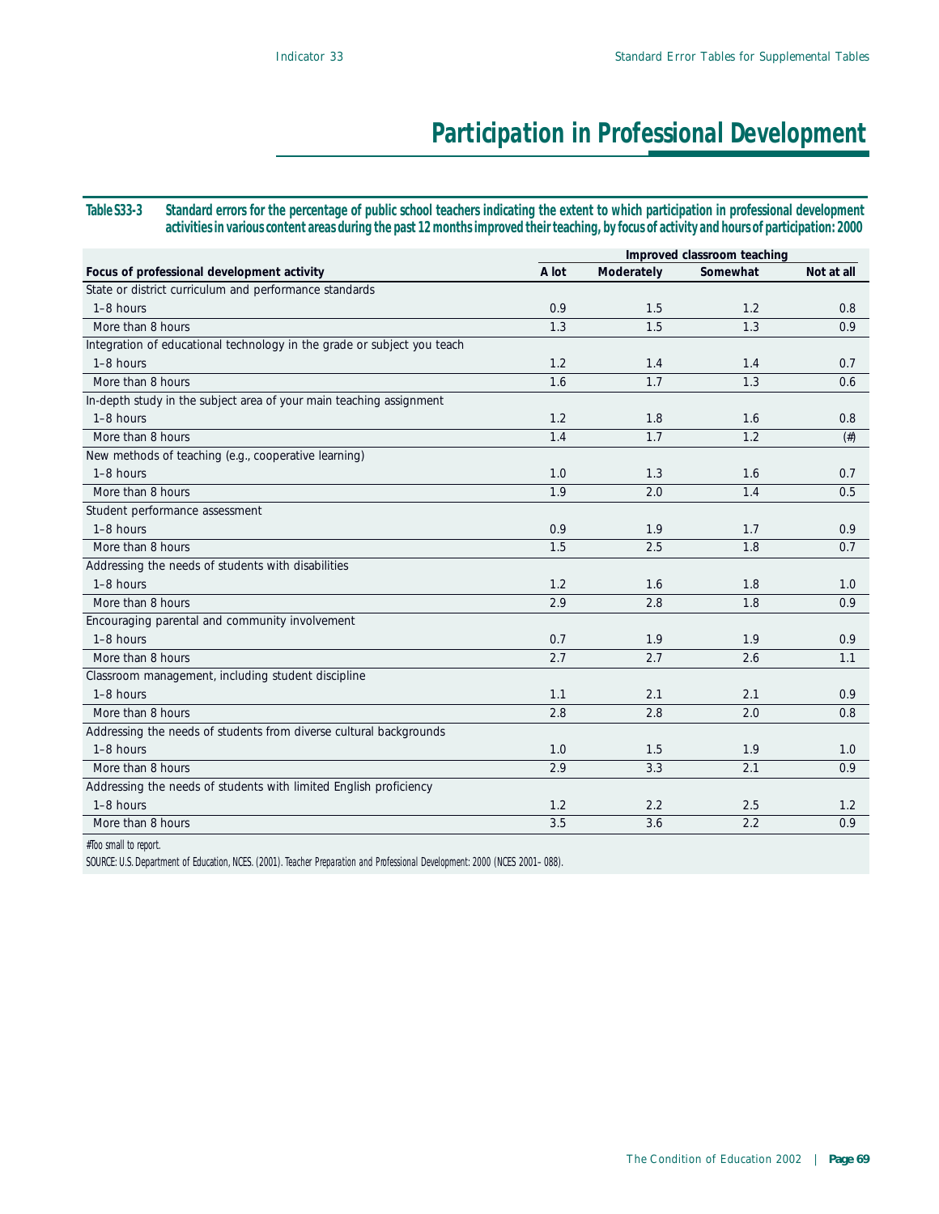# Participation in Professional Development

**Table S33-3 Standard errors for the percentage of public school teachers indicating the extent to which participation in professional development activities in various content areas during the past 12 months improved their teaching, by focus of activity and hours of participation: 2000**

| | Improved classroom teaching | | | |
|---|---|---|---|---|
| **Focus of professional development activity** | **A lot** | **Moderately** | **Somewhat** | **Not at all** |
| State or district curriculum and performance standards | | | | |
| 1–8 hours | 0.9 | 1.5 | 1.2 | 0.8 |
| More than 8 hours | 1.3 | 1.5 | 1.3 | 0.9 |
| Integration of educational technology in the grade or subject you teach | | | | |
| 1–8 hours | 1.2 | 1.4 | 1.4 | 0.7 |
| More than 8 hours | 1.6 | 1.7 | 1.3 | 0.6 |
| In-depth study in the subject area of your main teaching assignment | | | | |
| 1–8 hours | 1.2 | 1.8 | 1.6 | 0.8 |
| More than 8 hours | 1.4 | 1.7 | 1.2 | (#) |
| New methods of teaching (e.g., cooperative learning) | | | | |
| 1–8 hours | 1.0 | 1.3 | 1.6 | 0.7 |
| More than 8 hours | 1.9 | 2.0 | 1.4 | 0.5 |
| Student performance assessment | | | | |
| 1–8 hours | 0.9 | 1.9 | 1.7 | 0.9 |
| More than 8 hours | 1.5 | 2.5 | 1.8 | 0.7 |
| Addressing the needs of students with disabilities | | | | |
| 1–8 hours | 1.2 | 1.6 | 1.8 | 1.0 |
| More than 8 hours | 2.9 | 2.8 | 1.8 | 0.9 |
| Encouraging parental and community involvement | | | | |
| 1–8 hours | 0.7 | 1.9 | 1.9 | 0.9 |
| More than 8 hours | 2.7 | 2.7 | 2.6 | 1.1 |
| Classroom management, including student discipline | | | | |
| 1–8 hours | 1.1 | 2.1 | 2.1 | 0.9 |
| More than 8 hours | 2.8 | 2.8 | 2.0 | 0.8 |
| Addressing the needs of students from diverse cultural backgrounds | | | | |
| 1–8 hours | 1.0 | 1.5 | 1.9 | 1.0 |
| More than 8 hours | 2.9 | 3.3 | 2.1 | 0.9 |
| Addressing the needs of students with limited English proficiency | | | | |
| 1–8 hours | 1.2 | 2.2 | 2.5 | 1.2 |
| More than 8 hours | 3.5 | 3.6 | 2.2 | 0.9 |

#Too small to report.

SOURCE: U.S. Department of Education, NCES. (2001). Teacher Preparation and Professional Development: 2000 (NCES 2001–088).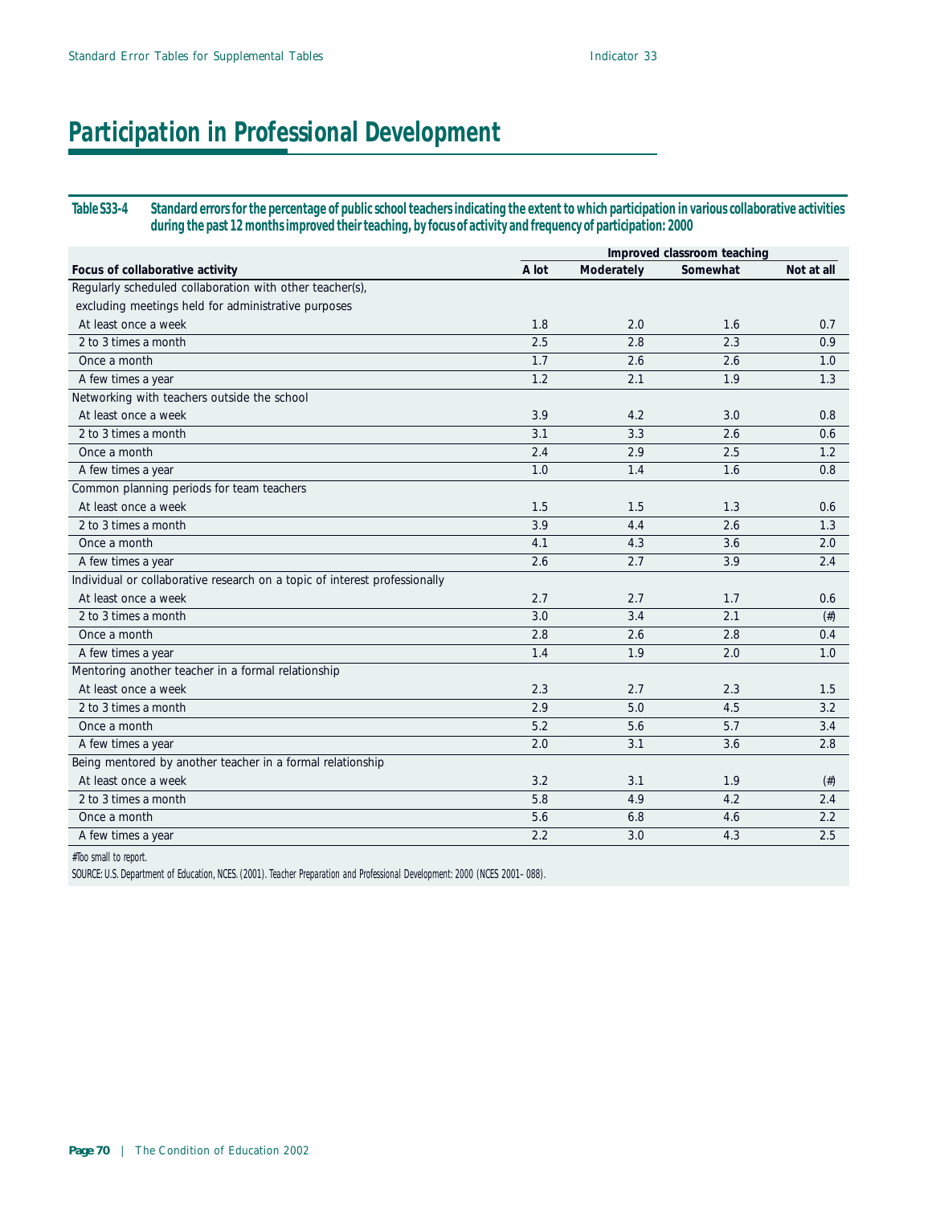# Participation in Professional Development

**Table S33-4 Standard errors for the percentage of public school teachers indicating the extent to which participation in various collaborative activities during the past 12 months improved their teaching, by focus of activity and frequency of participation: 2000**

| Focus of collaborative activity | Improved classroom teaching | | | |
|---|---|---|---|---|
| | A lot | Moderately | Somewhat | Not at all |
| Regularly scheduled collaboration with other teacher(s), excluding meetings held for administrative purposes | | | | |
| At least once a week | 1.8 | 2.0 | 1.6 | 0.7 |
| 2 to 3 times a month | 2.5 | 2.8 | 2.3 | 0.9 |
| Once a month | 1.7 | 2.6 | 2.6 | 1.0 |
| A few times a year | 1.2 | 2.1 | 1.9 | 1.3 |
| Networking with teachers outside the school | | | | |
| At least once a week | 3.9 | 4.2 | 3.0 | 0.8 |
| 2 to 3 times a month | 3.1 | 3.3 | 2.6 | 0.6 |
| Once a month | 2.4 | 2.9 | 2.5 | 1.2 |
| A few times a year | 1.0 | 1.4 | 1.6 | 0.8 |
| Common planning periods for team teachers | | | | |
| At least once a week | 1.5 | 1.5 | 1.3 | 0.6 |
| 2 to 3 times a month | 3.9 | 4.4 | 2.6 | 1.3 |
| Once a month | 4.1 | 4.3 | 3.6 | 2.0 |
| A few times a year | 2.6 | 2.7 | 3.9 | 2.4 |
| Individual or collaborative research on a topic of interest professionally | | | | |
| At least once a week | 2.7 | 2.7 | 1.7 | 0.6 |
| 2 to 3 times a month | 3.0 | 3.4 | 2.1 | (#) |
| Once a month | 2.8 | 2.6 | 2.8 | 0.4 |
| A few times a year | 1.4 | 1.9 | 2.0 | 1.0 |
| Mentoring another teacher in a formal relationship | | | | |
| At least once a week | 2.3 | 2.7 | 2.3 | 1.5 |
| 2 to 3 times a month | 2.9 | 5.0 | 4.5 | 3.2 |
| Once a month | 5.2 | 5.6 | 5.7 | 3.4 |
| A few times a year | 2.0 | 3.1 | 3.6 | 2.8 |
| Being mentored by another teacher in a formal relationship | | | | |
| At least once a week | 3.2 | 3.1 | 1.9 | (#) |
| 2 to 3 times a month | 5.8 | 4.9 | 4.2 | 2.4 |
| Once a month | 5.6 | 6.8 | 4.6 | 2.2 |
| A few times a year | 2.2 | 3.0 | 4.3 | 2.5 |

#Too small to report.

SOURCE: U.S. Department of Education, NCES. (2001). *Teacher Preparation and Professional Development: 2000* (NCES 2001–088).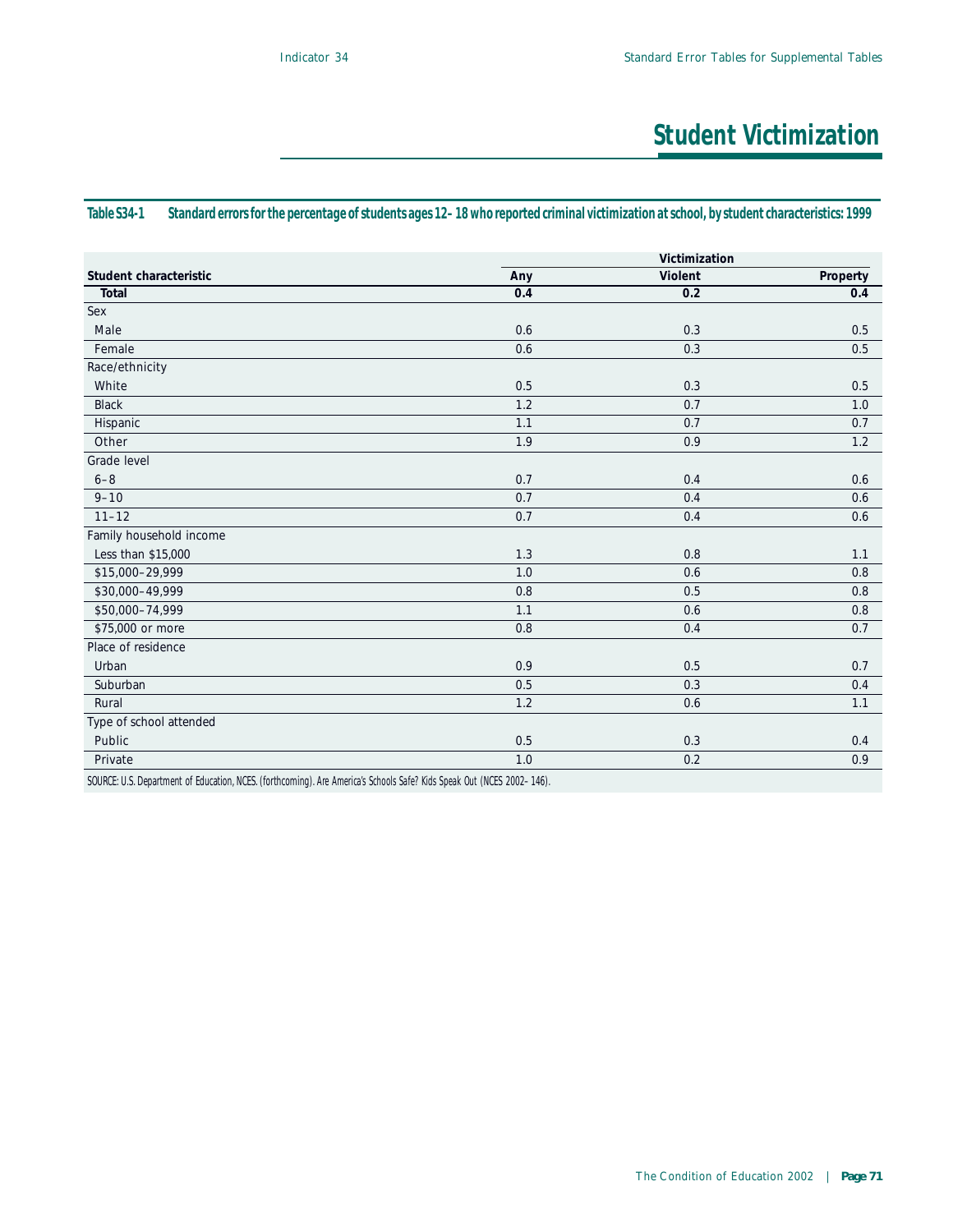# Student Victimization

**Table S34-1 Standard errors for the percentage of students ages 12–18 who reported criminal victimization at school, by student characteristics: 1999**

| Student characteristic | Victimization | | |
|---|---|---|---|
| | Any | Violent | Property |
| **Total** | **0.4** | **0.2** | **0.4** |
| Sex | | | |
| Male | 0.6 | 0.3 | 0.5 |
| Female | 0.6 | 0.3 | 0.5 |
| Race/ethnicity | | | |
| White | 0.5 | 0.3 | 0.5 |
| Black | 1.2 | 0.7 | 1.0 |
| Hispanic | 1.1 | 0.7 | 0.7 |
| Other | 1.9 | 0.9 | 1.2 |
| Grade level | | | |
| 6–8 | 0.7 | 0.4 | 0.6 |
| 9–10 | 0.7 | 0.4 | 0.6 |
| 11–12 | 0.7 | 0.4 | 0.6 |
| Family household income | | | |
| Less than $15,000 | 1.3 | 0.8 | 1.1 |
| $15,000–29,999 | 1.0 | 0.6 | 0.8 |
| $30,000–49,999 | 0.8 | 0.5 | 0.8 |
| $50,000–74,999 | 1.1 | 0.6 | 0.8 |
| $75,000 or more | 0.8 | 0.4 | 0.7 |
| Place of residence | | | |
| Urban | 0.9 | 0.5 | 0.7 |
| Suburban | 0.5 | 0.3 | 0.4 |
| Rural | 1.2 | 0.6 | 1.1 |
| Type of school attended | | | |
| Public | 0.5 | 0.3 | 0.4 |
| Private | 1.0 | 0.2 | 0.9 |

SOURCE: U.S. Department of Education, NCES. (forthcoming). *Are America's Schools Safe? Kids Speak Out* (NCES 2002–146).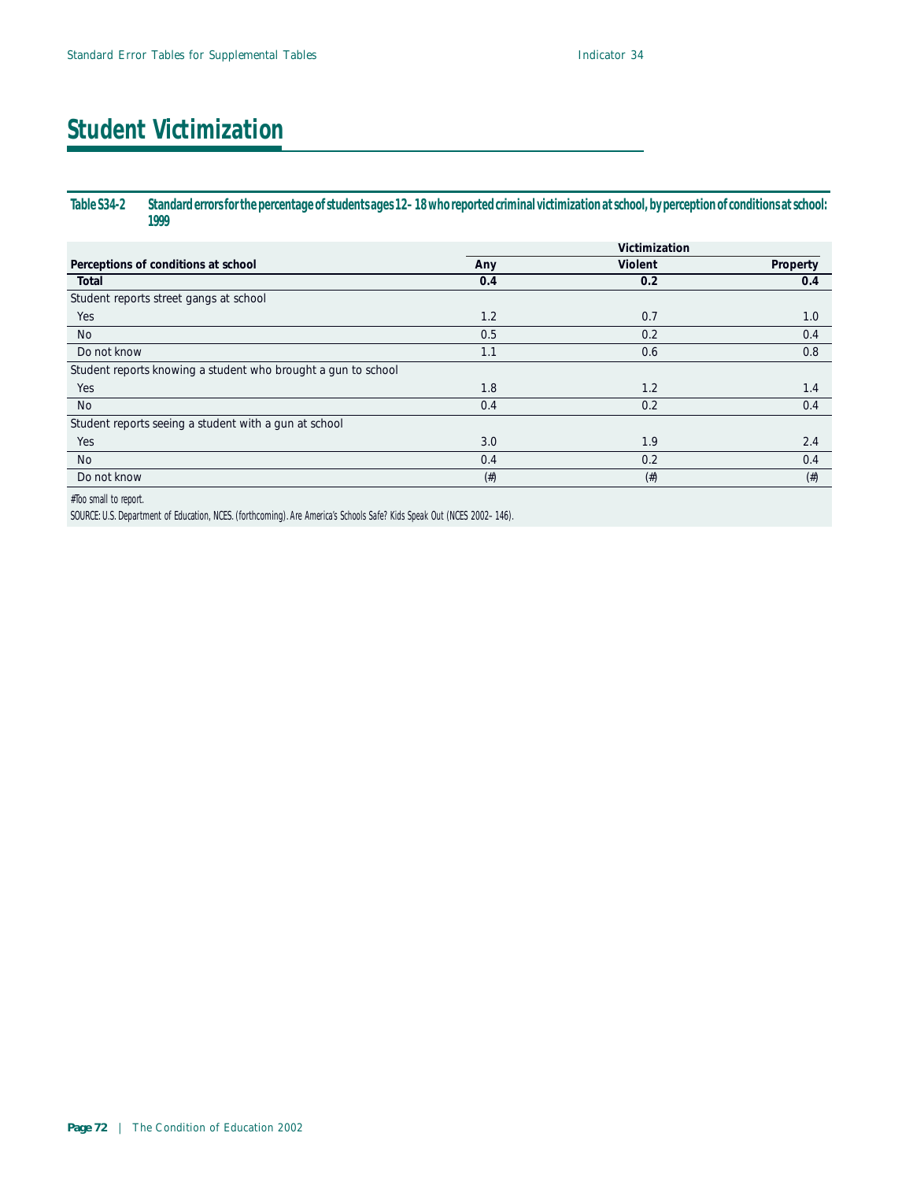# Student Victimization

**Table S34-2 Standard errors for the percentage of students ages 12–18 who reported criminal victimization at school, by perception of conditions at school: 1999**

| | Victimization | | |
|---|---|---|---|
| Perceptions of conditions at school | Any | Violent | Property |
| **Total** | **0.4** | **0.2** | **0.4** |
| Student reports street gangs at school | | | |
| Yes | 1.2 | 0.7 | 1.0 |
| No | 0.5 | 0.2 | 0.4 |
| Do not know | 1.1 | 0.6 | 0.8 |
| Student reports knowing a student who brought a gun to school | | | |
| Yes | 1.8 | 1.2 | 1.4 |
| No | 0.4 | 0.2 | 0.4 |
| Student reports seeing a student with a gun at school | | | |
| Yes | 3.0 | 1.9 | 2.4 |
| No | 0.4 | 0.2 | 0.4 |
| Do not know | (#) | (#) | (#) |

#Too small to report.

SOURCE: U.S. Department of Education, NCES. (forthcoming). *Are America's Schools Safe? Kids Speak Out* (NCES 2002–146).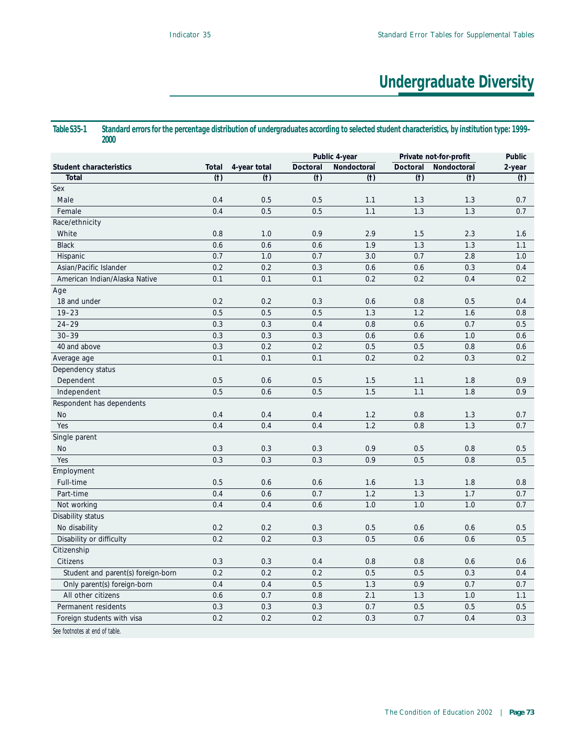# Undergraduate Diversity

**Table S35-1 Standard errors for the percentage distribution of undergraduates according to selected student characteristics, by institution type: 1999–2000**

| Student characteristics | Total | 4-year total | Public 4-year | | Private not-for-profit | | Public |
|---|---|---|---|---|---|---|---|
| | | | Doctoral | Nondoctoral | Doctoral | Nondoctoral | 2-year |
| **Total** | (†) | (†) | (†) | (†) | (†) | (†) | (†) |
| Sex | | | | | | | |
| Male | 0.4 | 0.5 | 0.5 | 1.1 | 1.3 | 1.3 | 0.7 |
| Female | 0.4 | 0.5 | 0.5 | 1.1 | 1.3 | 1.3 | 0.7 |
| Race/ethnicity | | | | | | | |
| White | 0.8 | 1.0 | 0.9 | 2.9 | 1.5 | 2.3 | 1.6 |
| Black | 0.6 | 0.6 | 0.6 | 1.9 | 1.3 | 1.3 | 1.1 |
| Hispanic | 0.7 | 1.0 | 0.7 | 3.0 | 0.7 | 2.8 | 1.0 |
| Asian/Pacific Islander | 0.2 | 0.2 | 0.3 | 0.6 | 0.6 | 0.3 | 0.4 |
| American Indian/Alaska Native | 0.1 | 0.1 | 0.1 | 0.2 | 0.2 | 0.4 | 0.2 |
| Age | | | | | | | |
| 18 and under | 0.2 | 0.2 | 0.3 | 0.6 | 0.8 | 0.5 | 0.4 |
| 19–23 | 0.5 | 0.5 | 0.5 | 1.3 | 1.2 | 1.6 | 0.8 |
| 24–29 | 0.3 | 0.3 | 0.4 | 0.8 | 0.6 | 0.7 | 0.5 |
| 30–39 | 0.3 | 0.3 | 0.3 | 0.6 | 0.6 | 1.0 | 0.6 |
| 40 and above | 0.3 | 0.2 | 0.2 | 0.5 | 0.5 | 0.8 | 0.6 |
| Average age | 0.1 | 0.1 | 0.1 | 0.2 | 0.2 | 0.3 | 0.2 |
| Dependency status | | | | | | | |
| Dependent | 0.5 | 0.6 | 0.5 | 1.5 | 1.1 | 1.8 | 0.9 |
| Independent | 0.5 | 0.6 | 0.5 | 1.5 | 1.1 | 1.8 | 0.9 |
| Respondent has dependents | | | | | | | |
| No | 0.4 | 0.4 | 0.4 | 1.2 | 0.8 | 1.3 | 0.7 |
| Yes | 0.4 | 0.4 | 0.4 | 1.2 | 0.8 | 1.3 | 0.7 |
| Single parent | | | | | | | |
| No | 0.3 | 0.3 | 0.3 | 0.9 | 0.5 | 0.8 | 0.5 |
| Yes | 0.3 | 0.3 | 0.3 | 0.9 | 0.5 | 0.8 | 0.5 |
| Employment | | | | | | | |
| Full-time | 0.5 | 0.6 | 0.6 | 1.6 | 1.3 | 1.8 | 0.8 |
| Part-time | 0.4 | 0.6 | 0.7 | 1.2 | 1.3 | 1.7 | 0.7 |
| Not working | 0.4 | 0.4 | 0.6 | 1.0 | 1.0 | 1.0 | 0.7 |
| Disability status | | | | | | | |
| No disability | 0.2 | 0.2 | 0.3 | 0.5 | 0.6 | 0.6 | 0.5 |
| Disability or difficulty | 0.2 | 0.2 | 0.3 | 0.5 | 0.6 | 0.6 | 0.5 |
| Citizenship | | | | | | | |
| Citizens | 0.3 | 0.3 | 0.4 | 0.8 | 0.8 | 0.6 | 0.6 |
| Student and parent(s) foreign-born | 0.2 | 0.2 | 0.2 | 0.5 | 0.5 | 0.3 | 0.4 |
| Only parent(s) foreign-born | 0.4 | 0.4 | 0.5 | 1.3 | 0.9 | 0.7 | 0.7 |
| All other citizens | 0.6 | 0.7 | 0.8 | 2.1 | 1.3 | 1.0 | 1.1 |
| Permanent residents | 0.3 | 0.3 | 0.3 | 0.7 | 0.5 | 0.5 | 0.5 |
| Foreign students with visa | 0.2 | 0.2 | 0.2 | 0.3 | 0.7 | 0.4 | 0.3 |

See footnotes at end of table.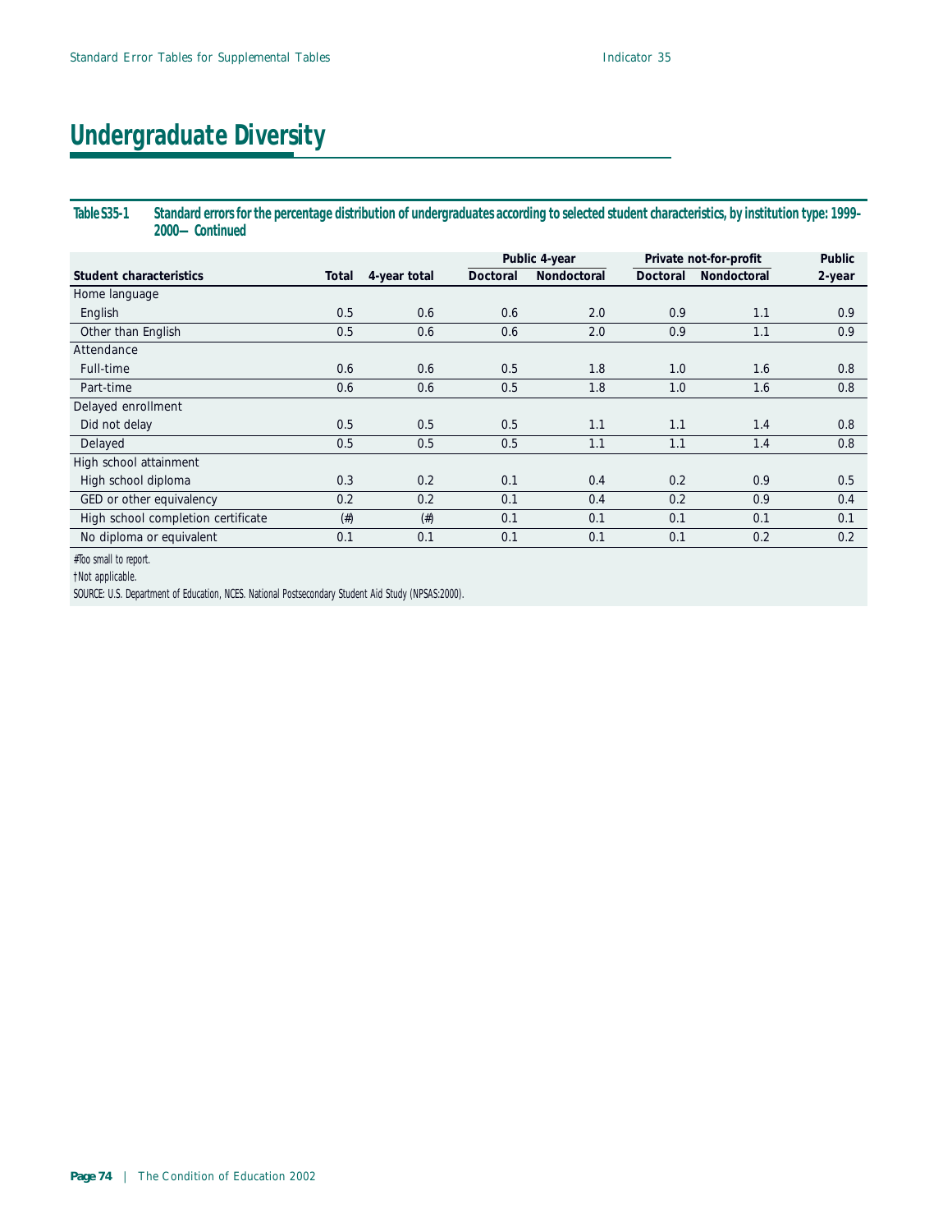# Undergraduate Diversity

**Table S35-1 Standard errors for the percentage distribution of undergraduates according to selected student characteristics, by institution type: 1999–2000—Continued**

| Student characteristics | Total | 4-year total | Public 4-year | | Private not-for-profit | | Public |
|---|---|---|---|---|---|---|---|
| | | | Doctoral | Nondoctoral | Doctoral | Nondoctoral | 2-year |
| Home language | | | | | | | |
| English | 0.5 | 0.6 | 0.6 | 2.0 | 0.9 | 1.1 | 0.9 |
| Other than English | 0.5 | 0.6 | 0.6 | 2.0 | 0.9 | 1.1 | 0.9 |
| Attendance | | | | | | | |
| Full-time | 0.6 | 0.6 | 0.5 | 1.8 | 1.0 | 1.6 | 0.8 |
| Part-time | 0.6 | 0.6 | 0.5 | 1.8 | 1.0 | 1.6 | 0.8 |
| Delayed enrollment | | | | | | | |
| Did not delay | 0.5 | 0.5 | 0.5 | 1.1 | 1.1 | 1.4 | 0.8 |
| Delayed | 0.5 | 0.5 | 0.5 | 1.1 | 1.1 | 1.4 | 0.8 |
| High school attainment | | | | | | | |
| High school diploma | 0.3 | 0.2 | 0.1 | 0.4 | 0.2 | 0.9 | 0.5 |
| GED or other equivalency | 0.2 | 0.2 | 0.1 | 0.4 | 0.2 | 0.9 | 0.4 |
| High school completion certificate | (#) | (#) | 0.1 | 0.1 | 0.1 | 0.1 | 0.1 |
| No diploma or equivalent | 0.1 | 0.1 | 0.1 | 0.1 | 0.1 | 0.2 | 0.2 |

#Too small to report.

†Not applicable.

SOURCE: U.S. Department of Education, NCES. National Postsecondary Student Aid Study (NPSAS:2000).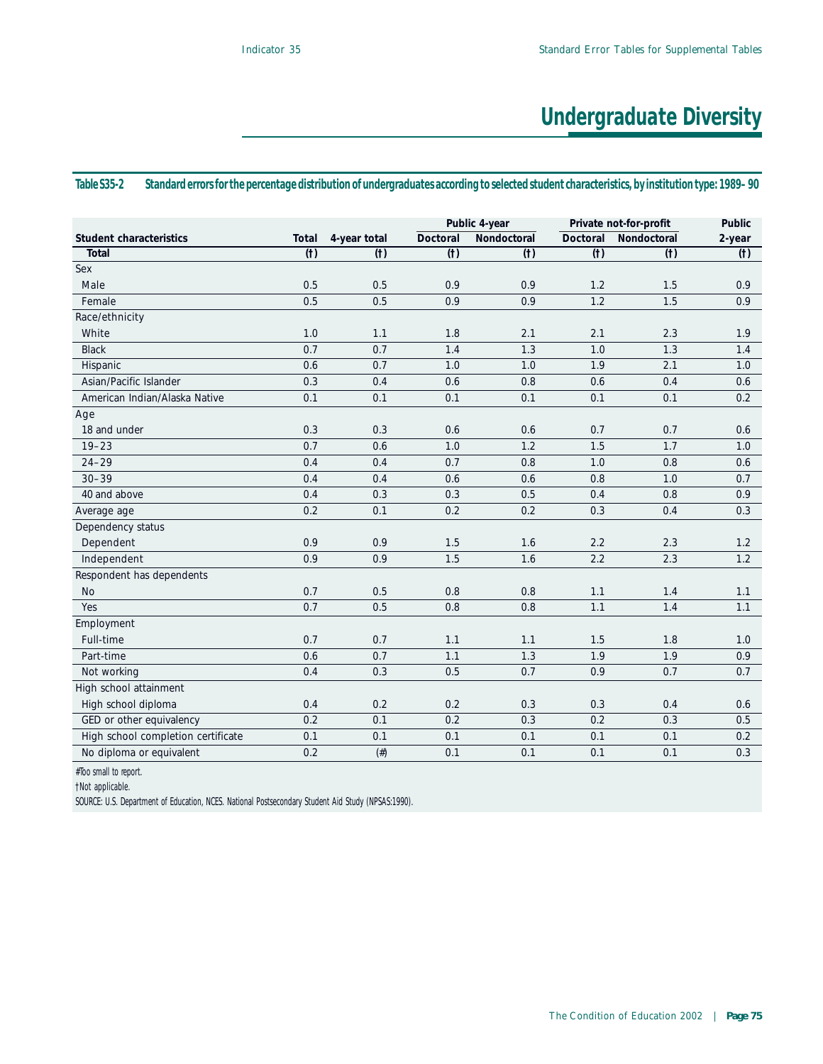# Undergraduate Diversity

**Table S35-2 Standard errors for the percentage distribution of undergraduates according to selected student characteristics, by institution type: 1989–90**

| Student characteristics | Total | 4-year total | Public 4-year | | Private not-for-profit | | Public |
|---|---|---|---|---|---|---|---|
| | | | Doctoral | Nondoctoral | Doctoral | Nondoctoral | 2-year |
| **Total** | (†) | (†) | (†) | (†) | (†) | (†) | (†) |
| Sex | | | | | | | |
| Male | 0.5 | 0.5 | 0.9 | 0.9 | 1.2 | 1.5 | 0.9 |
| Female | 0.5 | 0.5 | 0.9 | 0.9 | 1.2 | 1.5 | 0.9 |
| Race/ethnicity | | | | | | | |
| White | 1.0 | 1.1 | 1.8 | 2.1 | 2.1 | 2.3 | 1.9 |
| Black | 0.7 | 0.7 | 1.4 | 1.3 | 1.0 | 1.3 | 1.4 |
| Hispanic | 0.6 | 0.7 | 1.0 | 1.0 | 1.9 | 2.1 | 1.0 |
| Asian/Pacific Islander | 0.3 | 0.4 | 0.6 | 0.8 | 0.6 | 0.4 | 0.6 |
| American Indian/Alaska Native | 0.1 | 0.1 | 0.1 | 0.1 | 0.1 | 0.1 | 0.2 |
| Age | | | | | | | |
| 18 and under | 0.3 | 0.3 | 0.6 | 0.6 | 0.7 | 0.7 | 0.6 |
| 19–23 | 0.7 | 0.6 | 1.0 | 1.2 | 1.5 | 1.7 | 1.0 |
| 24–29 | 0.4 | 0.4 | 0.7 | 0.8 | 1.0 | 0.8 | 0.6 |
| 30–39 | 0.4 | 0.4 | 0.6 | 0.6 | 0.8 | 1.0 | 0.7 |
| 40 and above | 0.4 | 0.3 | 0.3 | 0.5 | 0.4 | 0.8 | 0.9 |
| Average age | 0.2 | 0.1 | 0.2 | 0.2 | 0.3 | 0.4 | 0.3 |
| Dependency status | | | | | | | |
| Dependent | 0.9 | 0.9 | 1.5 | 1.6 | 2.2 | 2.3 | 1.2 |
| Independent | 0.9 | 0.9 | 1.5 | 1.6 | 2.2 | 2.3 | 1.2 |
| Respondent has dependents | | | | | | | |
| No | 0.7 | 0.5 | 0.8 | 0.8 | 1.1 | 1.4 | 1.1 |
| Yes | 0.7 | 0.5 | 0.8 | 0.8 | 1.1 | 1.4 | 1.1 |
| Employment | | | | | | | |
| Full-time | 0.7 | 0.7 | 1.1 | 1.1 | 1.5 | 1.8 | 1.0 |
| Part-time | 0.6 | 0.7 | 1.1 | 1.3 | 1.9 | 1.9 | 0.9 |
| Not working | 0.4 | 0.3 | 0.5 | 0.7 | 0.9 | 0.7 | 0.7 |
| High school attainment | | | | | | | |
| High school diploma | 0.4 | 0.2 | 0.2 | 0.3 | 0.3 | 0.4 | 0.6 |
| GED or other equivalency | 0.2 | 0.1 | 0.2 | 0.3 | 0.2 | 0.3 | 0.5 |
| High school completion certificate | 0.1 | 0.1 | 0.1 | 0.1 | 0.1 | 0.1 | 0.2 |
| No diploma or equivalent | 0.2 | (#) | 0.1 | 0.1 | 0.1 | 0.1 | 0.3 |

#Too small to report.

†Not applicable.

SOURCE: U.S. Department of Education, NCES. National Postsecondary Student Aid Study (NPSAS:1990).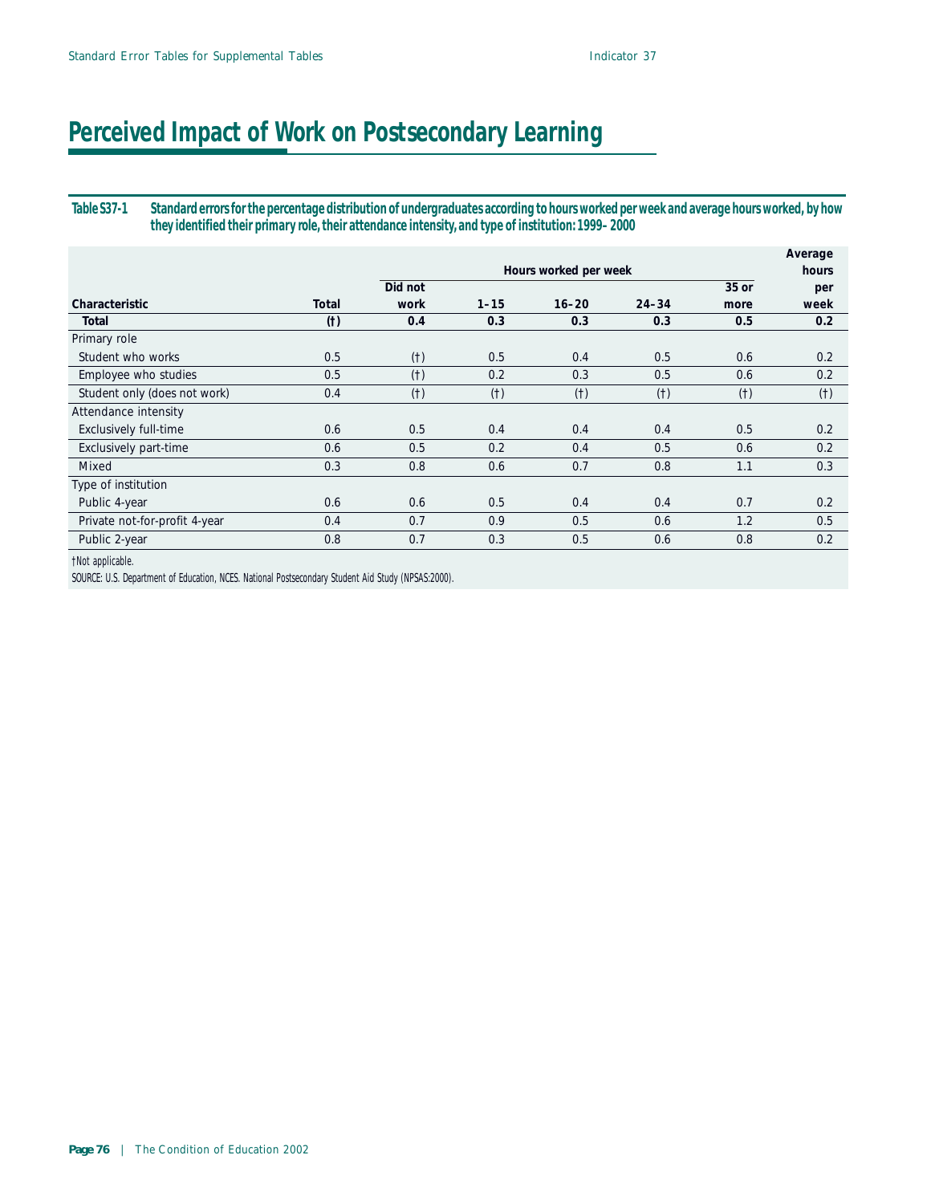# Perceived Impact of Work on Postsecondary Learning

**Table S37-1 Standard errors for the percentage distribution of undergraduates according to hours worked per week and average hours worked, by how they identified their primary role, their attendance intensity, and type of institution: 1999–2000**

| Characteristic | Total | Hours worked per week: Did not work | 1–15 | 16–20 | 24–34 | 35 or more | Average hours per week |
|---|---|---|---|---|---|---|---|
| **Total** | **(†)** | **0.4** | **0.3** | **0.3** | **0.3** | **0.5** | **0.2** |
| Primary role | | | | | | | |
| Student who works | 0.5 | (†) | 0.5 | 0.4 | 0.5 | 0.6 | 0.2 |
| Employee who studies | 0.5 | (†) | 0.2 | 0.3 | 0.5 | 0.6 | 0.2 |
| Student only (does not work) | 0.4 | (†) | (†) | (†) | (†) | (†) | (†) |
| Attendance intensity | | | | | | | |
| Exclusively full-time | 0.6 | 0.5 | 0.4 | 0.4 | 0.4 | 0.5 | 0.2 |
| Exclusively part-time | 0.6 | 0.5 | 0.2 | 0.4 | 0.5 | 0.6 | 0.2 |
| Mixed | 0.3 | 0.8 | 0.6 | 0.7 | 0.8 | 1.1 | 0.3 |
| Type of institution | | | | | | | |
| Public 4-year | 0.6 | 0.6 | 0.5 | 0.4 | 0.4 | 0.7 | 0.2 |
| Private not-for-profit 4-year | 0.4 | 0.7 | 0.9 | 0.5 | 0.6 | 1.2 | 0.5 |
| Public 2-year | 0.8 | 0.7 | 0.3 | 0.5 | 0.6 | 0.8 | 0.2 |

†Not applicable.

SOURCE: U.S. Department of Education, NCES. National Postsecondary Student Aid Study (NPSAS:2000).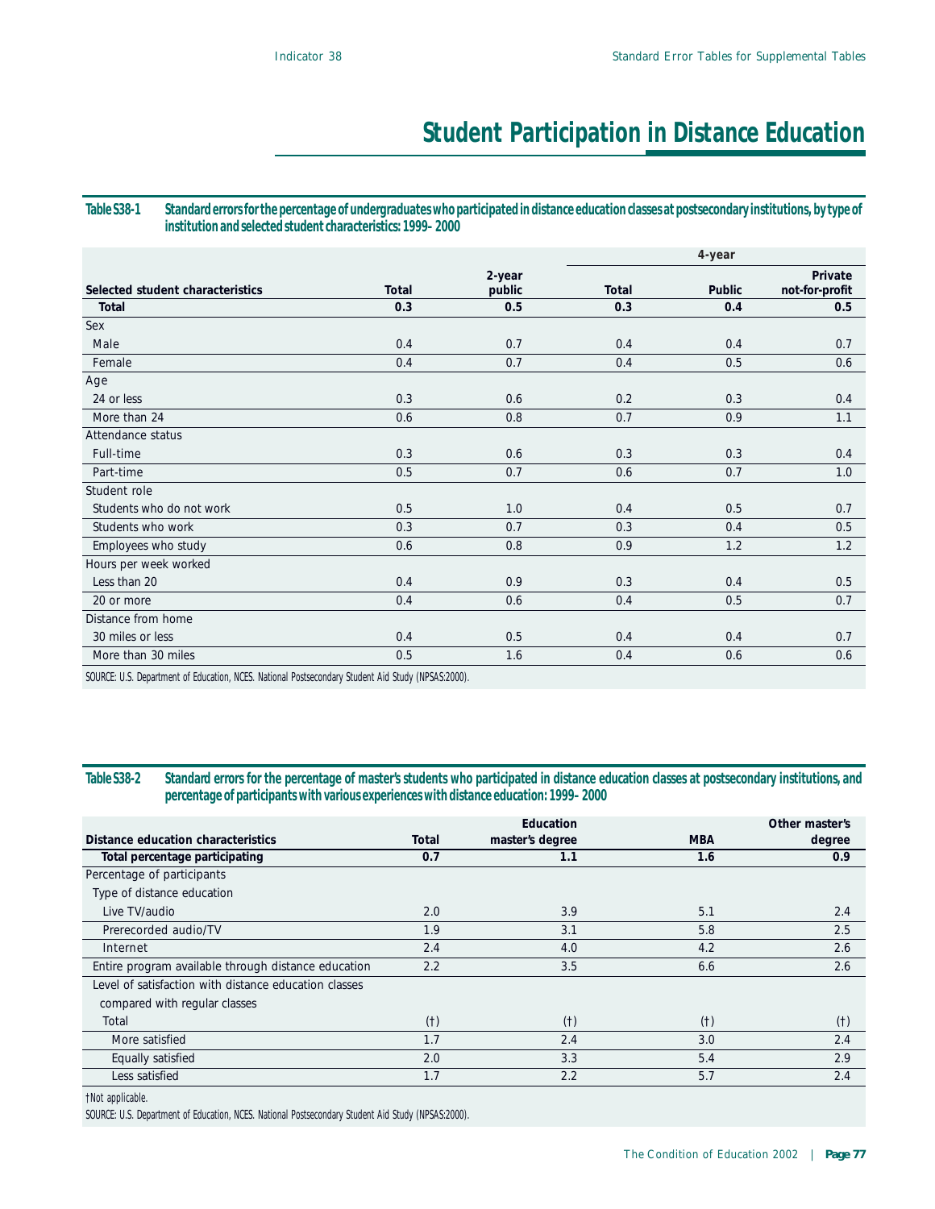# Student Participation in Distance Education

**Table S38-1 Standard errors for the percentage of undergraduates who participated in distance education classes at postsecondary institutions, by type of institution and selected student characteristics: 1999–2000**

| Selected student characteristics | Total | 2-year public | 4-year Total | 4-year Public | 4-year Private not-for-profit |
|---|---|---|---|---|---|
| **Total** | **0.3** | **0.5** | **0.3** | **0.4** | **0.5** |
| Sex | | | | | |
| Male | 0.4 | 0.7 | 0.4 | 0.4 | 0.7 |
| Female | 0.4 | 0.7 | 0.4 | 0.5 | 0.6 |
| Age | | | | | |
| 24 or less | 0.3 | 0.6 | 0.2 | 0.3 | 0.4 |
| More than 24 | 0.6 | 0.8 | 0.7 | 0.9 | 1.1 |
| Attendance status | | | | | |
| Full-time | 0.3 | 0.6 | 0.3 | 0.3 | 0.4 |
| Part-time | 0.5 | 0.7 | 0.6 | 0.7 | 1.0 |
| Student role | | | | | |
| Students who do not work | 0.5 | 1.0 | 0.4 | 0.5 | 0.7 |
| Students who work | 0.3 | 0.7 | 0.3 | 0.4 | 0.5 |
| Employees who study | 0.6 | 0.8 | 0.9 | 1.2 | 1.2 |
| Hours per week worked | | | | | |
| Less than 20 | 0.4 | 0.9 | 0.3 | 0.4 | 0.5 |
| 20 or more | 0.4 | 0.6 | 0.4 | 0.5 | 0.7 |
| Distance from home | | | | | |
| 30 miles or less | 0.4 | 0.5 | 0.4 | 0.4 | 0.7 |
| More than 30 miles | 0.5 | 1.6 | 0.4 | 0.6 | 0.6 |

SOURCE: U.S. Department of Education, NCES. National Postsecondary Student Aid Study (NPSAS:2000).

**Table S38-2 Standard errors for the percentage of master's students who participated in distance education classes at postsecondary institutions, and percentage of participants with various experiences with distance education: 1999–2000**

| Distance education characteristics | Total | Education master's degree | MBA | Other master's degree |
|---|---|---|---|---|
| **Total percentage participating** | **0.7** | **1.1** | **1.6** | **0.9** |
| Percentage of participants | | | | |
| Type of distance education | | | | |
| Live TV/audio | 2.0 | 3.9 | 5.1 | 2.4 |
| Prerecorded audio/TV | 1.9 | 3.1 | 5.8 | 2.5 |
| Internet | 2.4 | 4.0 | 4.2 | 2.6 |
| Entire program available through distance education | 2.2 | 3.5 | 6.6 | 2.6 |
| Level of satisfaction with distance education classes compared with regular classes | | | | |
| Total | (†) | (†) | (†) | (†) |
| More satisfied | 1.7 | 2.4 | 3.0 | 2.4 |
| Equally satisfied | 2.0 | 3.3 | 5.4 | 2.9 |
| Less satisfied | 1.7 | 2.2 | 5.7 | 2.4 |

†Not applicable.

SOURCE: U.S. Department of Education, NCES. National Postsecondary Student Aid Study (NPSAS:2000).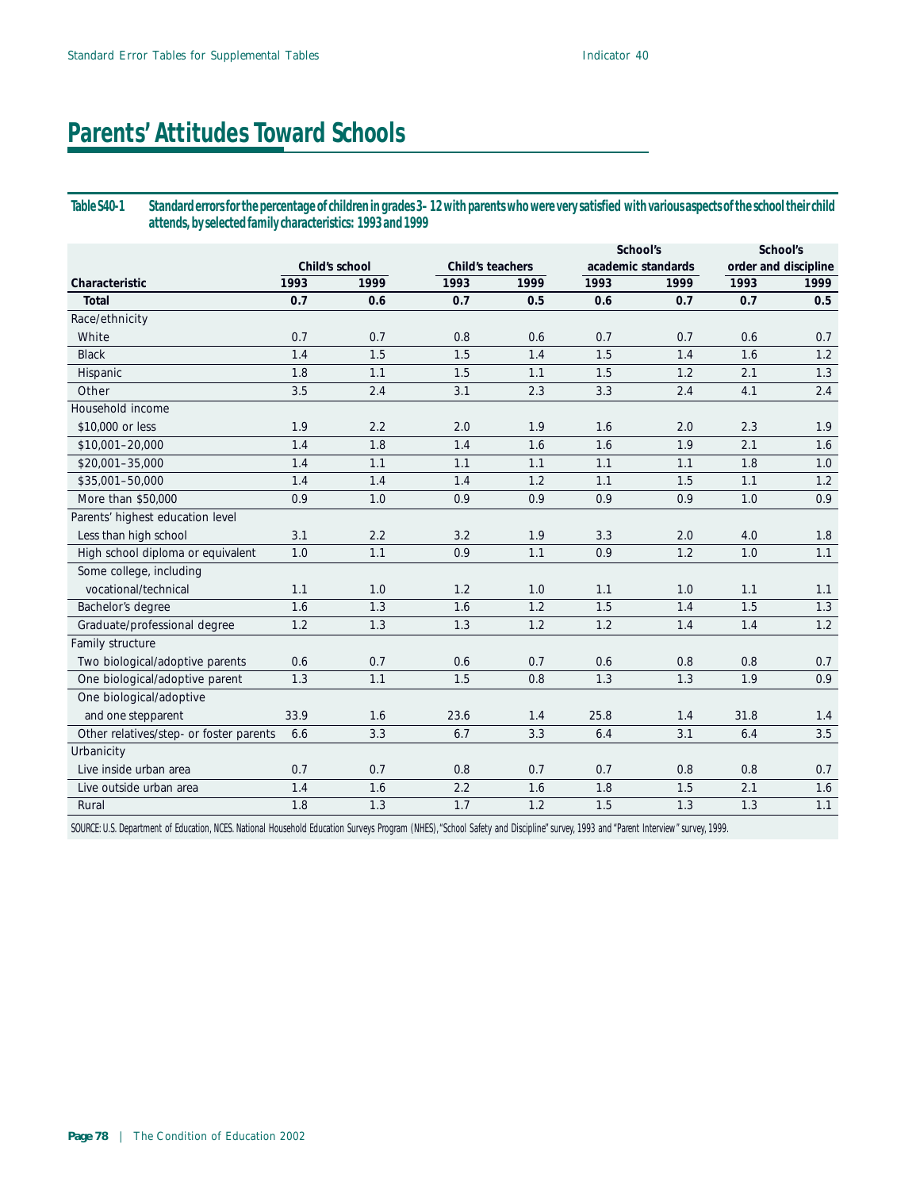# Parents' Attitudes Toward Schools

**Table S40-1 Standard errors for the percentage of children in grades 3–12 with parents who were very satisfied with various aspects of the school their child attends, by selected family characteristics: 1993 and 1999**

| | Child's school | | Child's teachers | | School's academic standards | | School's order and discipline | |
|---|---|---|---|---|---|---|---|---|
| Characteristic | 1993 | 1999 | 1993 | 1999 | 1993 | 1999 | 1993 | 1999 |
| **Total** | **0.7** | **0.6** | **0.7** | **0.5** | **0.6** | **0.7** | **0.7** | **0.5** |
| Race/ethnicity | | | | | | | | |
| White | 0.7 | 0.7 | 0.8 | 0.6 | 0.7 | 0.7 | 0.6 | 0.7 |
| Black | 1.4 | 1.5 | 1.5 | 1.4 | 1.5 | 1.4 | 1.6 | 1.2 |
| Hispanic | 1.8 | 1.1 | 1.5 | 1.1 | 1.5 | 1.2 | 2.1 | 1.3 |
| Other | 3.5 | 2.4 | 3.1 | 2.3 | 3.3 | 2.4 | 4.1 | 2.4 |
| Household income | | | | | | | | |
| $10,000 or less | 1.9 | 2.2 | 2.0 | 1.9 | 1.6 | 2.0 | 2.3 | 1.9 |
| $10,001–20,000 | 1.4 | 1.8 | 1.4 | 1.6 | 1.6 | 1.9 | 2.1 | 1.6 |
| $20,001–35,000 | 1.4 | 1.1 | 1.1 | 1.1 | 1.1 | 1.1 | 1.8 | 1.0 |
| $35,001–50,000 | 1.4 | 1.4 | 1.4 | 1.2 | 1.1 | 1.5 | 1.1 | 1.2 |
| More than $50,000 | 0.9 | 1.0 | 0.9 | 0.9 | 0.9 | 0.9 | 1.0 | 0.9 |
| Parents' highest education level | | | | | | | | |
| Less than high school | 3.1 | 2.2 | 3.2 | 1.9 | 3.3 | 2.0 | 4.0 | 1.8 |
| High school diploma or equivalent | 1.0 | 1.1 | 0.9 | 1.1 | 0.9 | 1.2 | 1.0 | 1.1 |
| Some college, including vocational/technical | 1.1 | 1.0 | 1.2 | 1.0 | 1.1 | 1.0 | 1.1 | 1.1 |
| Bachelor's degree | 1.6 | 1.3 | 1.6 | 1.2 | 1.5 | 1.4 | 1.5 | 1.3 |
| Graduate/professional degree | 1.2 | 1.3 | 1.3 | 1.2 | 1.2 | 1.4 | 1.4 | 1.2 |
| Family structure | | | | | | | | |
| Two biological/adoptive parents | 0.6 | 0.7 | 0.6 | 0.7 | 0.6 | 0.8 | 0.8 | 0.7 |
| One biological/adoptive parent | 1.3 | 1.1 | 1.5 | 0.8 | 1.3 | 1.3 | 1.9 | 0.9 |
| One biological/adoptive and one stepparent | 33.9 | 1.6 | 23.6 | 1.4 | 25.8 | 1.4 | 31.8 | 1.4 |
| Other relatives/step- or foster parents | 6.6 | 3.3 | 6.7 | 3.3 | 6.4 | 3.1 | 6.4 | 3.5 |
| Urbanicity | | | | | | | | |
| Live inside urban area | 0.7 | 0.7 | 0.8 | 0.7 | 0.7 | 0.8 | 0.8 | 0.7 |
| Live outside urban area | 1.4 | 1.6 | 2.2 | 1.6 | 1.8 | 1.5 | 2.1 | 1.6 |
| Rural | 1.8 | 1.3 | 1.7 | 1.2 | 1.5 | 1.3 | 1.3 | 1.1 |

SOURCE: U.S. Department of Education, NCES. National Household Education Surveys Program (NHES), "School Safety and Discipline" survey, 1993 and "Parent Interview" survey, 1999.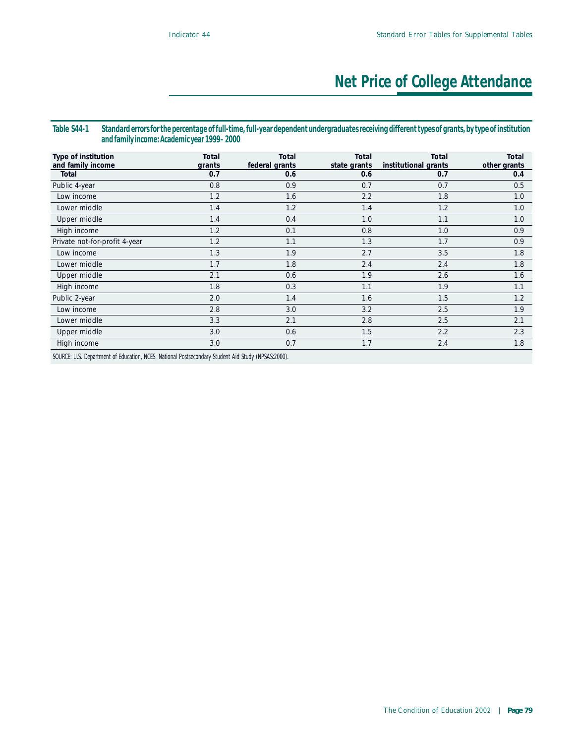# Net Price of College Attendance

**Table S44-1 Standard errors for the percentage of full-time, full-year dependent undergraduates receiving different types of grants, by type of institution and family income: Academic year 1999–2000**

| Type of institution and family income | Total grants | Total federal grants | Total state grants | Total institutional grants | Total other grants |
|---|---|---|---|---|---|
| **Total** | **0.7** | **0.6** | **0.6** | **0.7** | **0.4** |
| Public 4-year | 0.8 | 0.9 | 0.7 | 0.7 | 0.5 |
| Low income | 1.2 | 1.6 | 2.2 | 1.8 | 1.0 |
| Lower middle | 1.4 | 1.2 | 1.4 | 1.2 | 1.0 |
| Upper middle | 1.4 | 0.4 | 1.0 | 1.1 | 1.0 |
| High income | 1.2 | 0.1 | 0.8 | 1.0 | 0.9 |
| Private not-for-profit 4-year | 1.2 | 1.1 | 1.3 | 1.7 | 0.9 |
| Low income | 1.3 | 1.9 | 2.7 | 3.5 | 1.8 |
| Lower middle | 1.7 | 1.8 | 2.4 | 2.4 | 1.8 |
| Upper middle | 2.1 | 0.6 | 1.9 | 2.6 | 1.6 |
| High income | 1.8 | 0.3 | 1.1 | 1.9 | 1.1 |
| Public 2-year | 2.0 | 1.4 | 1.6 | 1.5 | 1.2 |
| Low income | 2.8 | 3.0 | 3.2 | 2.5 | 1.9 |
| Lower middle | 3.3 | 2.1 | 2.8 | 2.5 | 2.1 |
| Upper middle | 3.0 | 0.6 | 1.5 | 2.2 | 2.3 |
| High income | 3.0 | 0.7 | 1.7 | 2.4 | 1.8 |

SOURCE: U.S. Department of Education, NCES. National Postsecondary Student Aid Study (NPSAS:2000).